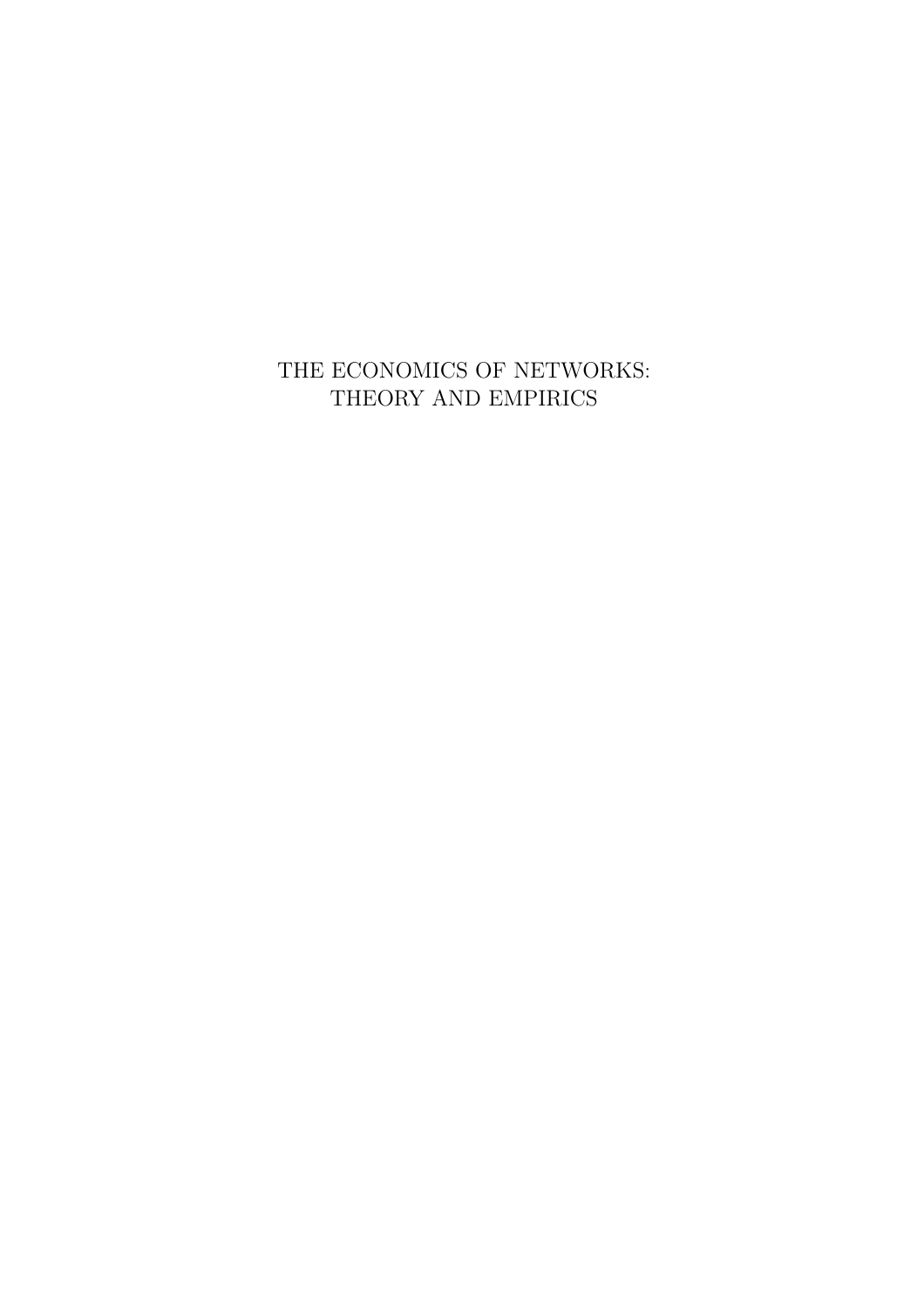# THE ECONOMICS OF NETWORKS: THEORY AND EMPIRICS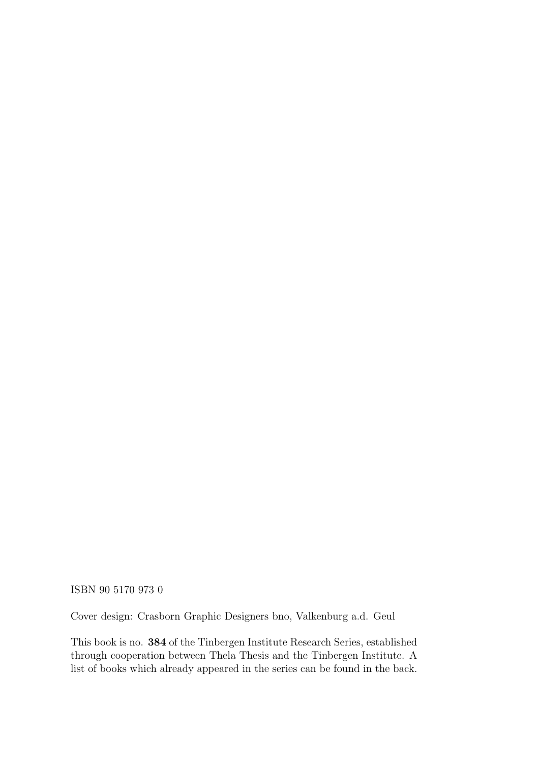ISBN 90 5170 973 0

Cover design: Crasborn Graphic Designers bno, Valkenburg a.d. Geul

This book is no. **384** of the Tinbergen Institute Research Series, established through cooperation between Thela Thesis and the Tinbergen Institute. A list of books which already appeared in the series can be found in the back.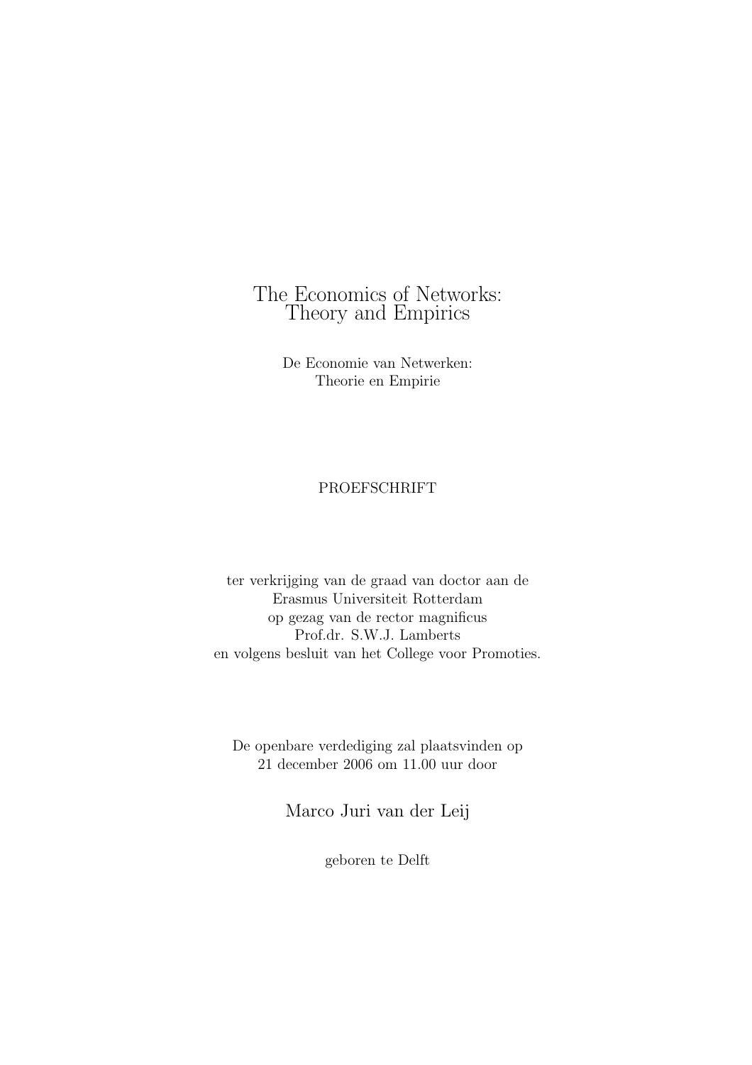# The Economics of Networks: Theory and Empirics

De Economie van Netwerken:
Theorie en Empirie

PROEFSCHRIFT

ter verkrijging van de graad van doctor aan de
Erasmus Universiteit Rotterdam
op gezag van de rector magnificus
Prof.dr. S.W.J. Lamberts
en volgens besluit van het College voor Promoties.

De openbare verdediging zal plaatsvinden op
21 december 2006 om 11.00 uur door

Marco Juri van der Leij

geboren te Delft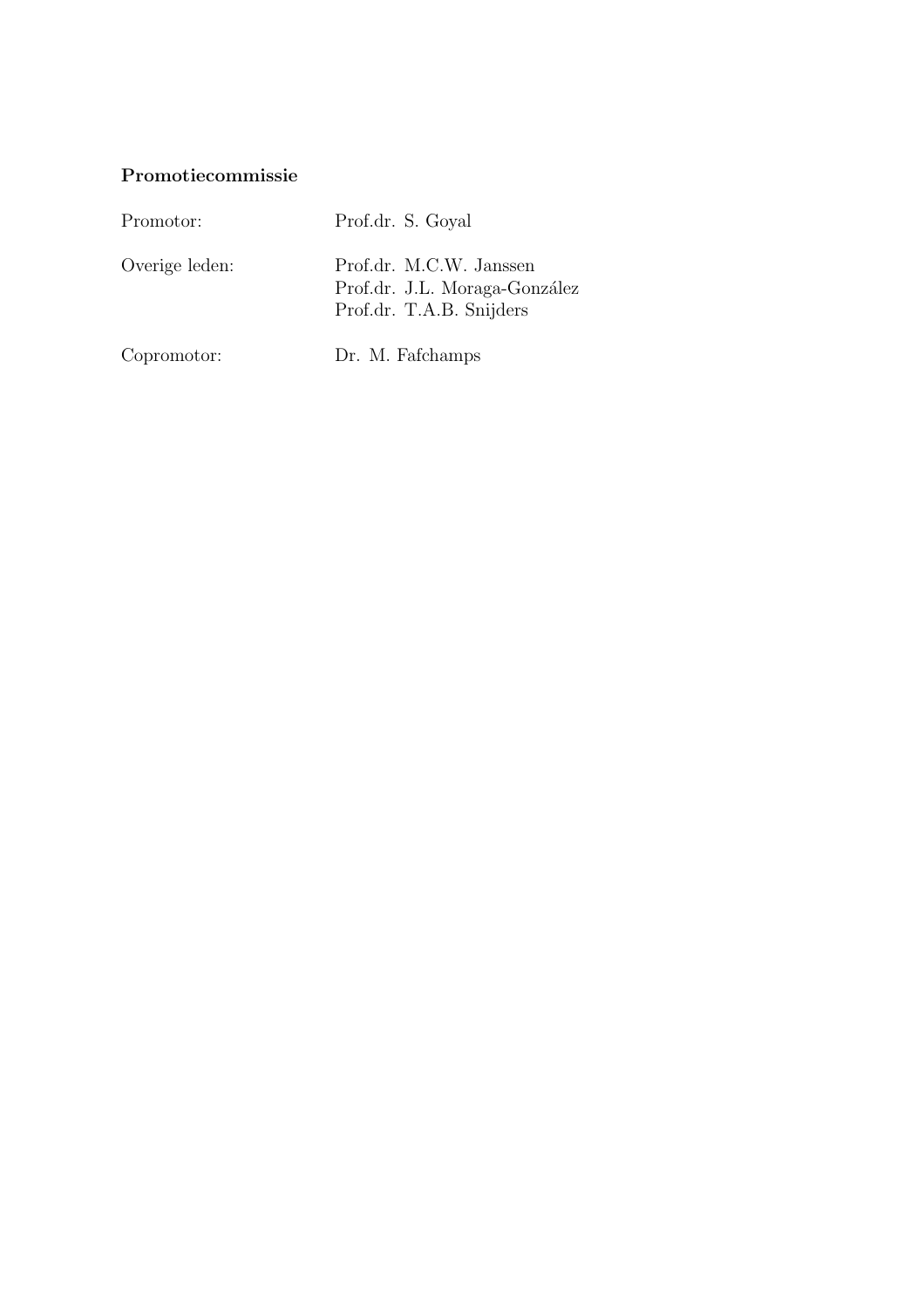**Promotiecommissie**

| | |
|---|---|
| Promotor: | Prof.dr. S. Goyal |
| Overige leden: | Prof.dr. M.C.W. Janssen<br>Prof.dr. J.L. Moraga-González<br>Prof.dr. T.A.B. Snijders |
| Copromotor: | Dr. M. Fafchamps |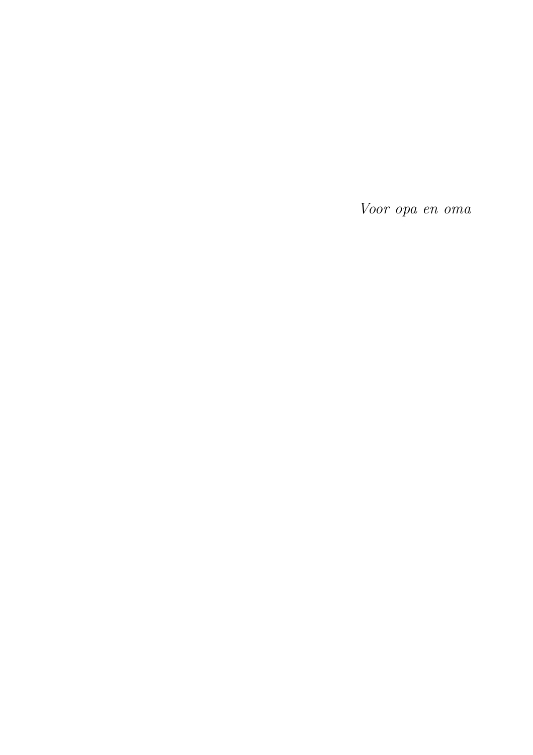*Voor opa en oma*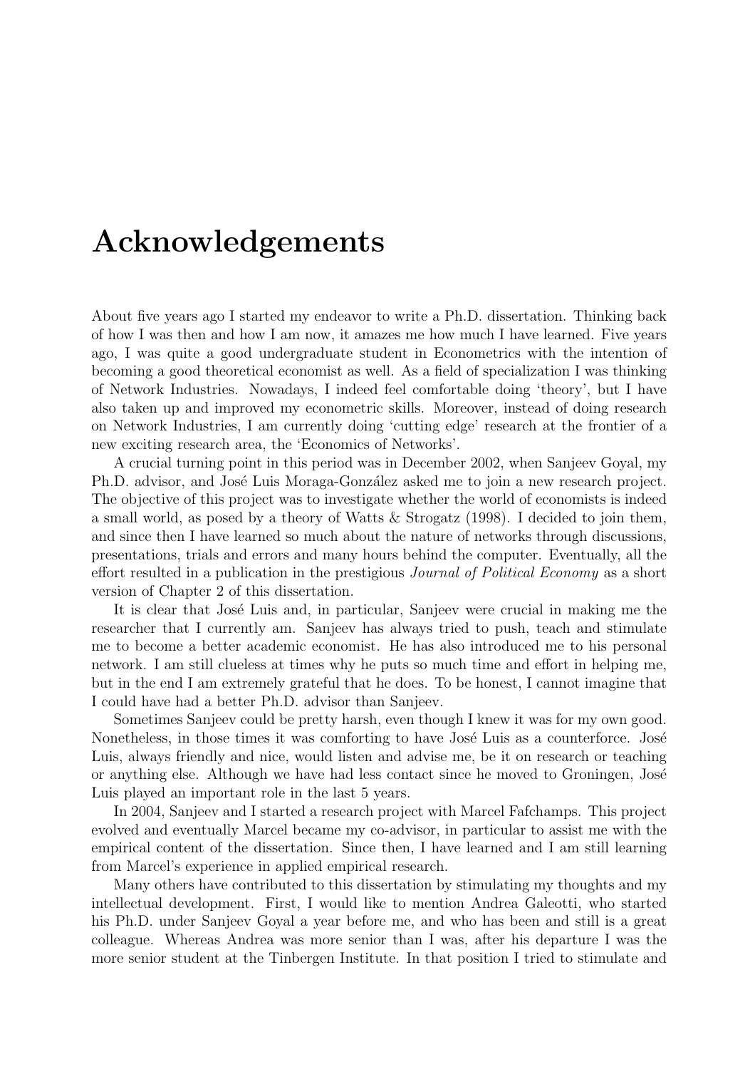# Acknowledgements

About five years ago I started my endeavor to write a Ph.D. dissertation. Thinking back of how I was then and how I am now, it amazes me how much I have learned. Five years ago, I was quite a good undergraduate student in Econometrics with the intention of becoming a good theoretical economist as well. As a field of specialization I was thinking of Network Industries. Nowadays, I indeed feel comfortable doing 'theory', but I have also taken up and improved my econometric skills. Moreover, instead of doing research on Network Industries, I am currently doing 'cutting edge' research at the frontier of a new exciting research area, the 'Economics of Networks'.

A crucial turning point in this period was in December 2002, when Sanjeev Goyal, my Ph.D. advisor, and José Luis Moraga-González asked me to join a new research project. The objective of this project was to investigate whether the world of economists is indeed a small world, as posed by a theory of Watts & Strogatz (1998). I decided to join them, and since then I have learned so much about the nature of networks through discussions, presentations, trials and errors and many hours behind the computer. Eventually, all the effort resulted in a publication in the prestigious *Journal of Political Economy* as a short version of Chapter 2 of this dissertation.

It is clear that José Luis and, in particular, Sanjeev were crucial in making me the researcher that I currently am. Sanjeev has always tried to push, teach and stimulate me to become a better academic economist. He has also introduced me to his personal network. I am still clueless at times why he puts so much time and effort in helping me, but in the end I am extremely grateful that he does. To be honest, I cannot imagine that I could have had a better Ph.D. advisor than Sanjeev.

Sometimes Sanjeev could be pretty harsh, even though I knew it was for my own good. Nonetheless, in those times it was comforting to have José Luis as a counterforce. José Luis, always friendly and nice, would listen and advise me, be it on research or teaching or anything else. Although we have had less contact since he moved to Groningen, José Luis played an important role in the last 5 years.

In 2004, Sanjeev and I started a research project with Marcel Fafchamps. This project evolved and eventually Marcel became my co-advisor, in particular to assist me with the empirical content of the dissertation. Since then, I have learned and I am still learning from Marcel's experience in applied empirical research.

Many others have contributed to this dissertation by stimulating my thoughts and my intellectual development. First, I would like to mention Andrea Galeotti, who started his Ph.D. under Sanjeev Goyal a year before me, and who has been and still is a great colleague. Whereas Andrea was more senior than I was, after his departure I was the more senior student at the Tinbergen Institute. In that position I tried to stimulate and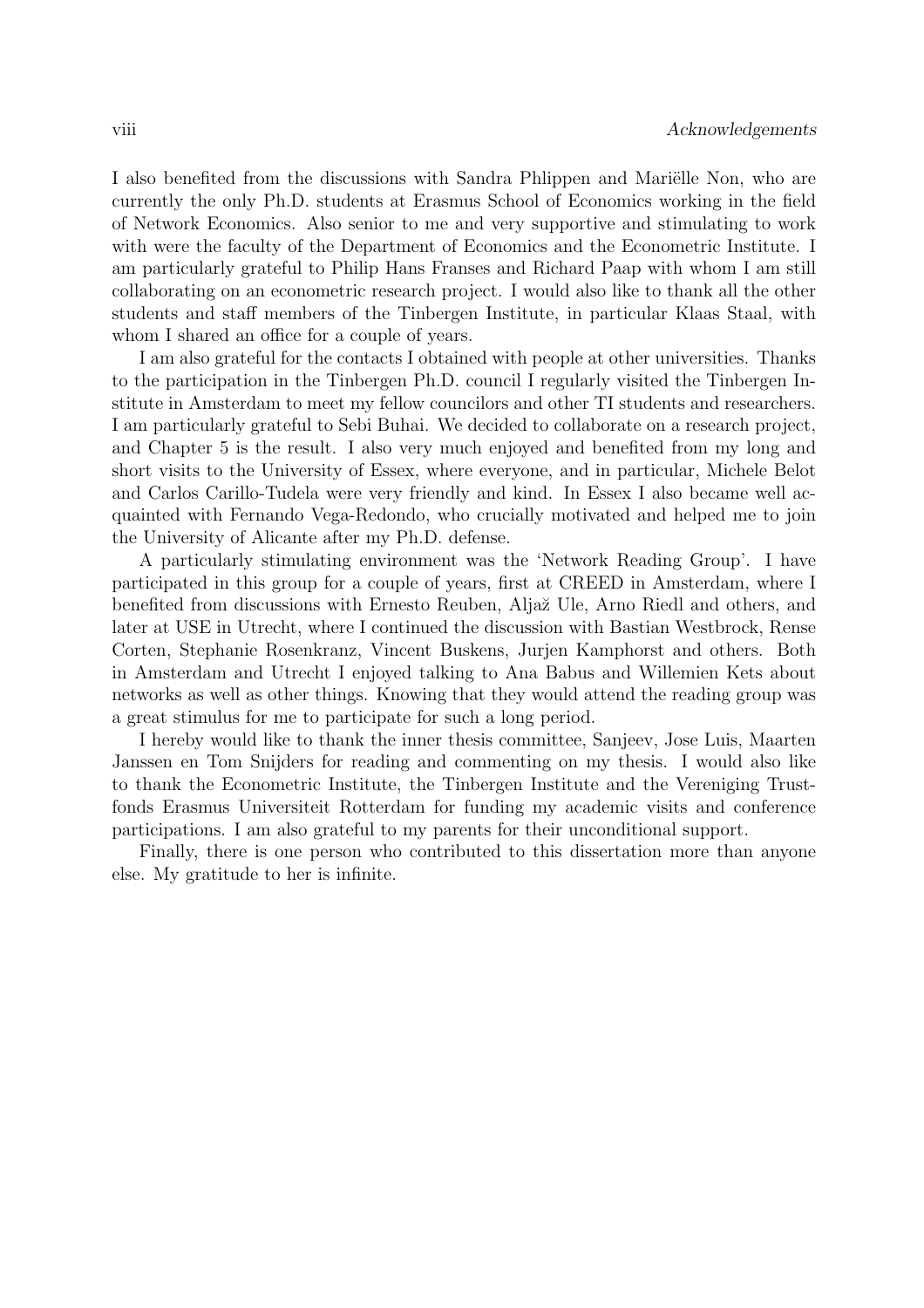I also benefited from the discussions with Sandra Phlippen and Mariëlle Non, who are currently the only Ph.D. students at Erasmus School of Economics working in the field of Network Economics. Also senior to me and very supportive and stimulating to work with were the faculty of the Department of Economics and the Econometric Institute. I am particularly grateful to Philip Hans Franses and Richard Paap with whom I am still collaborating on an econometric research project. I would also like to thank all the other students and staff members of the Tinbergen Institute, in particular Klaas Staal, with whom I shared an office for a couple of years.

I am also grateful for the contacts I obtained with people at other universities. Thanks to the participation in the Tinbergen Ph.D. council I regularly visited the Tinbergen Institute in Amsterdam to meet my fellow councilors and other TI students and researchers. I am particularly grateful to Sebi Buhai. We decided to collaborate on a research project, and Chapter 5 is the result. I also very much enjoyed and benefited from my long and short visits to the University of Essex, where everyone, and in particular, Michele Belot and Carlos Carillo-Tudela were very friendly and kind. In Essex I also became well acquainted with Fernando Vega-Redondo, who crucially motivated and helped me to join the University of Alicante after my Ph.D. defense.

A particularly stimulating environment was the 'Network Reading Group'. I have participated in this group for a couple of years, first at CREED in Amsterdam, where I benefited from discussions with Ernesto Reuben, Aljaž Ule, Arno Riedl and others, and later at USE in Utrecht, where I continued the discussion with Bastian Westbrock, Rense Corten, Stephanie Rosenkranz, Vincent Buskens, Jurjen Kamphorst and others. Both in Amsterdam and Utrecht I enjoyed talking to Ana Babus and Willemien Kets about networks as well as other things. Knowing that they would attend the reading group was a great stimulus for me to participate for such a long period.

I hereby would like to thank the inner thesis committee, Sanjeev, Jose Luis, Maarten Janssen en Tom Snijders for reading and commenting on my thesis. I would also like to thank the Econometric Institute, the Tinbergen Institute and the Vereniging Trustfonds Erasmus Universiteit Rotterdam for funding my academic visits and conference participations. I am also grateful to my parents for their unconditional support.

Finally, there is one person who contributed to this dissertation more than anyone else. My gratitude to her is infinite.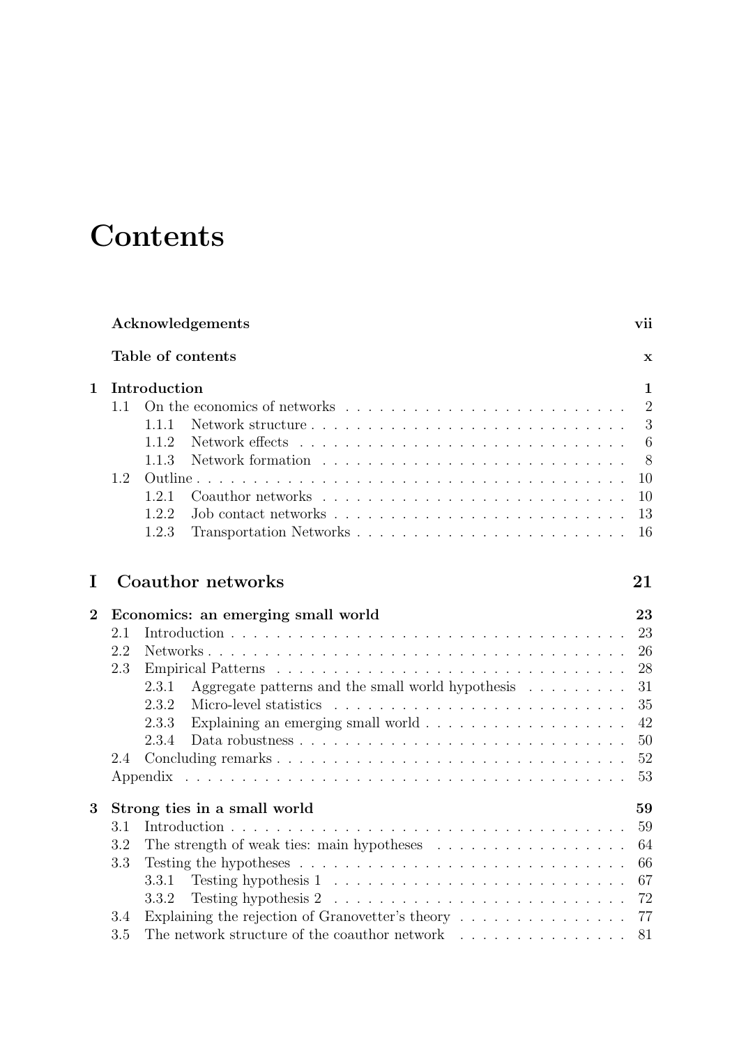# Contents

**Acknowledgements** **vii**

**Table of contents** **x**

**1 Introduction** **1**

- 1.1 On the economics of networks . . . 2
  - 1.1.1 Network structure . . . 3
  - 1.1.2 Network effects . . . 6
  - 1.1.3 Network formation . . . 8
- 1.2 Outline . . . 10
  - 1.2.1 Coauthor networks . . . 10
  - 1.2.2 Job contact networks . . . 13
  - 1.2.3 Transportation Networks . . . 16

## I Coauthor networks 21

**2 Economics: an emerging small world** **23**

- 2.1 Introduction . . . 23
- 2.2 Networks . . . 26
- 2.3 Empirical Patterns . . . 28
  - 2.3.1 Aggregate patterns and the small world hypothesis . . . 31
  - 2.3.2 Micro-level statistics . . . 35
  - 2.3.3 Explaining an emerging small world . . . 42
  - 2.3.4 Data robustness . . . 50
- 2.4 Concluding remarks . . . 52
- Appendix . . . 53

**3 Strong ties in a small world** **59**

- 3.1 Introduction . . . 59
- 3.2 The strength of weak ties: main hypotheses . . . 64
- 3.3 Testing the hypotheses . . . 66
  - 3.3.1 Testing hypothesis 1 . . . 67
  - 3.3.2 Testing hypothesis 2 . . . 72
- 3.4 Explaining the rejection of Granovetter's theory . . . 77
- 3.5 The network structure of the coauthor network . . . 81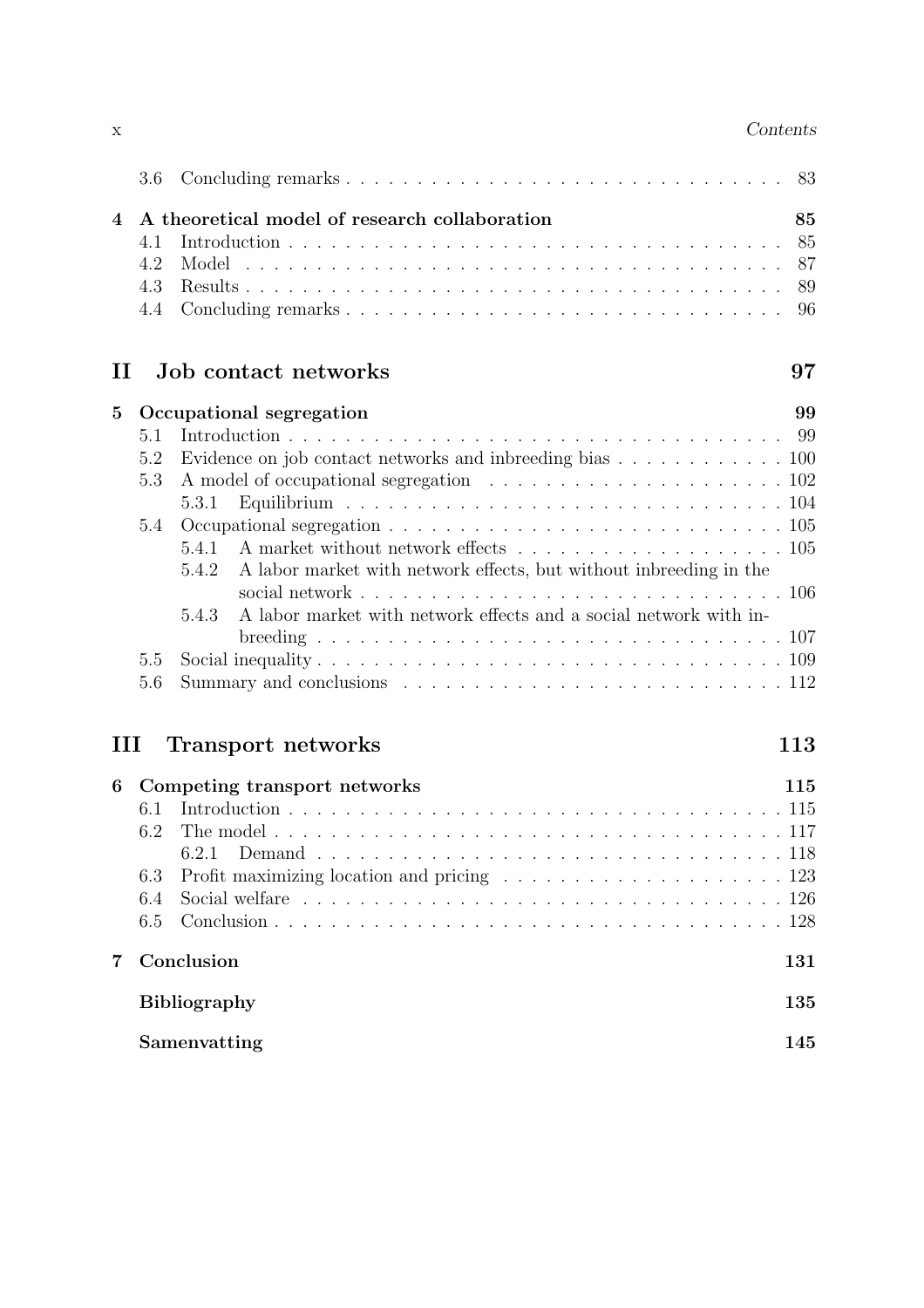3.6 Concluding remarks . . . . . . . . . . . . . . . . . . . . . . . . . . . . . . . 83

**4 A theoretical model of research collaboration** **85**

4.1 Introduction . . . . . . . . . . . . . . . . . . . . . . . . . . . . . . . . . . . 85

4.2 Model . . . . . . . . . . . . . . . . . . . . . . . . . . . . . . . . . . . . . . 87

4.3 Results . . . . . . . . . . . . . . . . . . . . . . . . . . . . . . . . . . . . . 89

4.4 Concluding remarks . . . . . . . . . . . . . . . . . . . . . . . . . . . . . . . 96

# II Job contact networks 97

**5 Occupational segregation** **99**

5.1 Introduction . . . . . . . . . . . . . . . . . . . . . . . . . . . . . . . . . . . 99

5.2 Evidence on job contact networks and inbreeding bias . . . . . . . . . . . . 100

5.3 A model of occupational segregation . . . . . . . . . . . . . . . . . . . . . 102

5.3.1 Equilibrium . . . . . . . . . . . . . . . . . . . . . . . . . . . . . . . . 104

5.4 Occupational segregation . . . . . . . . . . . . . . . . . . . . . . . . . . . 105

5.4.1 A market without network effects . . . . . . . . . . . . . . . . . . . 105

5.4.2 A labor market with network effects, but without inbreeding in the social network . . . . . . . . . . . . . . . . . . . . . . . . . . . . . . 106

5.4.3 A labor market with network effects and a social network with inbreeding . . . . . . . . . . . . . . . . . . . . . . . . . . . . . . . . . 107

5.5 Social inequality . . . . . . . . . . . . . . . . . . . . . . . . . . . . . . . . 109

5.6 Summary and conclusions . . . . . . . . . . . . . . . . . . . . . . . . . . . 112

# III Transport networks 113

**6 Competing transport networks** **115**

6.1 Introduction . . . . . . . . . . . . . . . . . . . . . . . . . . . . . . . . . . . 115

6.2 The model . . . . . . . . . . . . . . . . . . . . . . . . . . . . . . . . . . . . 117

6.2.1 Demand . . . . . . . . . . . . . . . . . . . . . . . . . . . . . . . . . . 118

6.3 Profit maximizing location and pricing . . . . . . . . . . . . . . . . . . . . 123

6.4 Social welfare . . . . . . . . . . . . . . . . . . . . . . . . . . . . . . . . . . 126

6.5 Conclusion . . . . . . . . . . . . . . . . . . . . . . . . . . . . . . . . . . . . 128

**7 Conclusion** **131**

**Bibliography** **135**

**Samenvatting** **145**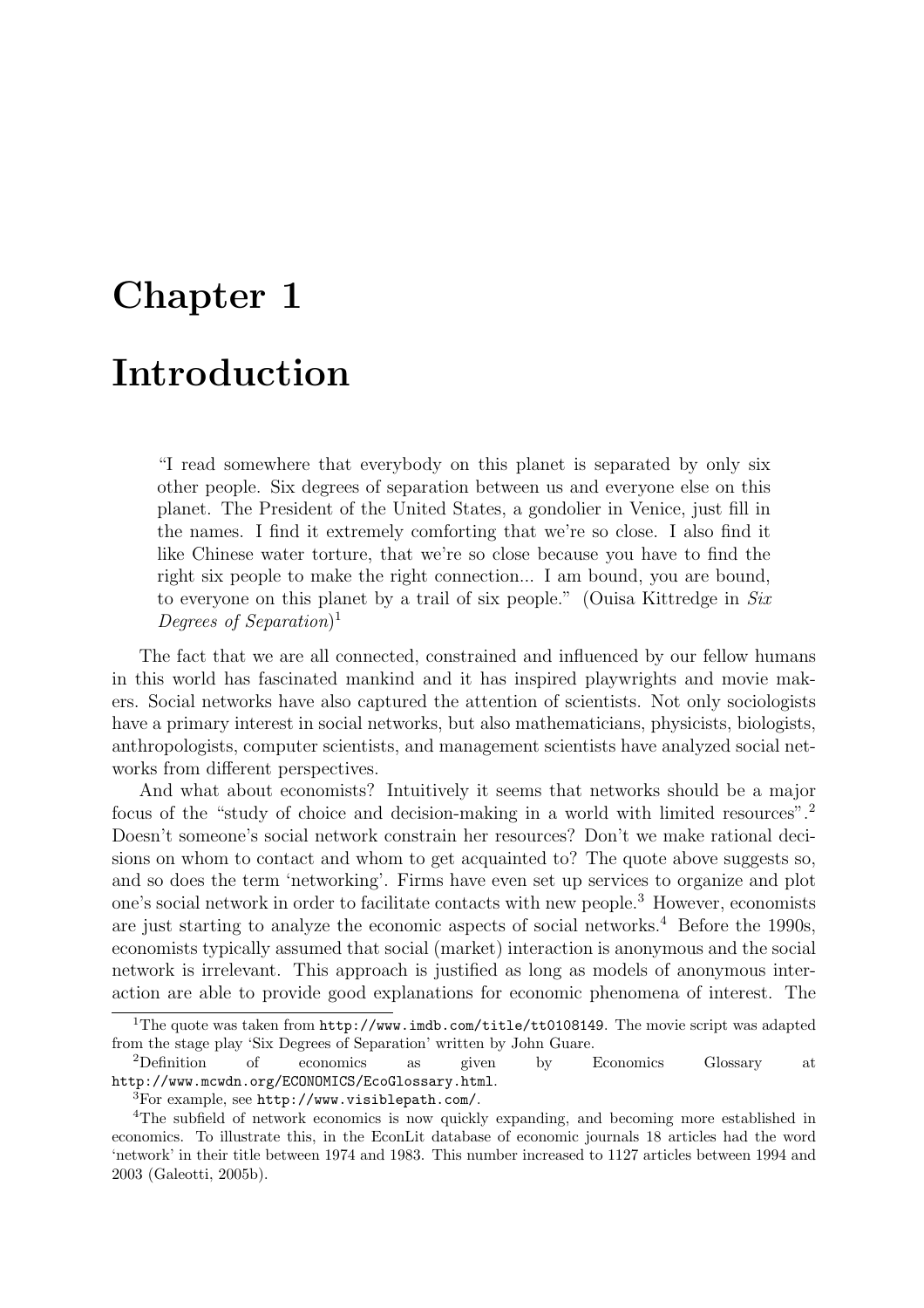# Chapter 1

# Introduction

> "I read somewhere that everybody on this planet is separated by only six other people. Six degrees of separation between us and everyone else on this planet. The President of the United States, a gondolier in Venice, just fill in the names. I find it extremely comforting that we're so close. I also find it like Chinese water torture, that we're so close because you have to find the right six people to make the right connection... I am bound, you are bound, to everyone on this planet by a trail of six people." (Ouisa Kittredge in *Six Degrees of Separation*)[1]

The fact that we are all connected, constrained and influenced by our fellow humans in this world has fascinated mankind and it has inspired playwrights and movie makers. Social networks have also captured the attention of scientists. Not only sociologists have a primary interest in social networks, but also mathematicians, physicists, biologists, anthropologists, computer scientists, and management scientists have analyzed social networks from different perspectives.

And what about economists? Intuitively it seems that networks should be a major focus of the "study of choice and decision-making in a world with limited resources".[2] Doesn't someone's social network constrain her resources? Don't we make rational decisions on whom to contact and whom to get acquainted to? The quote above suggests so, and so does the term 'networking'. Firms have even set up services to organize and plot one's social network in order to facilitate contacts with new people.[3] However, economists are just starting to analyze the economic aspects of social networks.[4] Before the 1990s, economists typically assumed that social (market) interaction is anonymous and the social network is irrelevant. This approach is justified as long as models of anonymous interaction are able to provide good explanations for economic phenomena of interest. The

---

[1] The quote was taken from `http://www.imdb.com/title/tt0108149`. The movie script was adapted from the stage play 'Six Degrees of Separation' written by John Guare.

[2] Definition of economics as given by Economics Glossary at `http://www.mcwdn.org/ECONOMICS/EcoGlossary.html`.

[3] For example, see `http://www.visiblepath.com/`.

[4] The subfield of network economics is now quickly expanding, and becoming more established in economics. To illustrate this, in the EconLit database of economic journals 18 articles had the word 'network' in their title between 1974 and 1983. This number increased to 1127 articles between 1994 and 2003 (Galeotti, 2005b).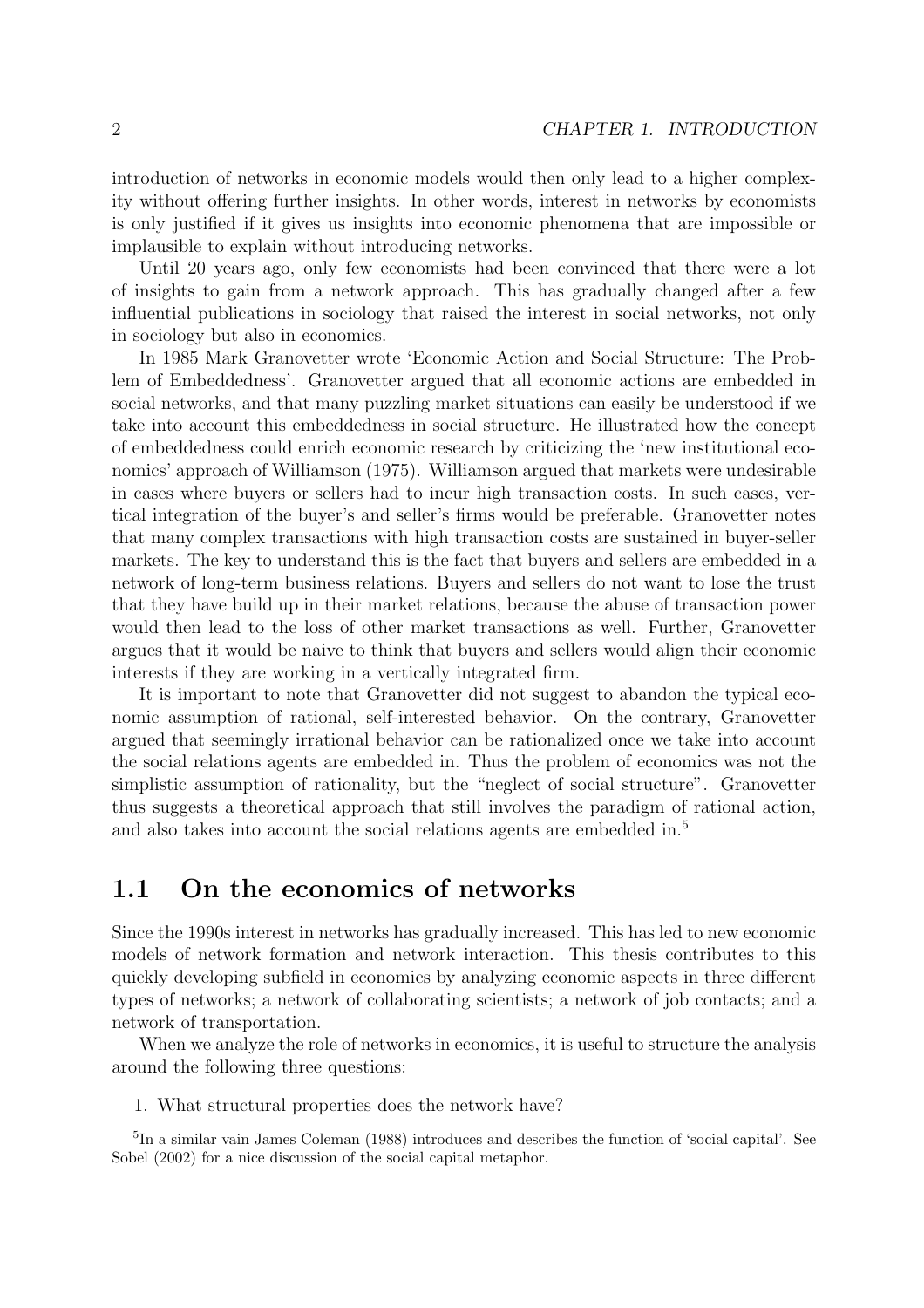introduction of networks in economic models would then only lead to a higher complexity without offering further insights. In other words, interest in networks by economists is only justified if it gives us insights into economic phenomena that are impossible or implausible to explain without introducing networks.

Until 20 years ago, only few economists had been convinced that there were a lot of insights to gain from a network approach. This has gradually changed after a few influential publications in sociology that raised the interest in social networks, not only in sociology but also in economics.

In 1985 Mark Granovetter wrote 'Economic Action and Social Structure: The Problem of Embeddedness'. Granovetter argued that all economic actions are embedded in social networks, and that many puzzling market situations can easily be understood if we take into account this embeddedness in social structure. He illustrated how the concept of embeddedness could enrich economic research by criticizing the 'new institutional economics' approach of Williamson (1975). Williamson argued that markets were undesirable in cases where buyers or sellers had to incur high transaction costs. In such cases, vertical integration of the buyer's and seller's firms would be preferable. Granovetter notes that many complex transactions with high transaction costs are sustained in buyer-seller markets. The key to understand this is the fact that buyers and sellers are embedded in a network of long-term business relations. Buyers and sellers do not want to lose the trust that they have build up in their market relations, because the abuse of transaction power would then lead to the loss of other market transactions as well. Further, Granovetter argues that it would be naive to think that buyers and sellers would align their economic interests if they are working in a vertically integrated firm.

It is important to note that Granovetter did not suggest to abandon the typical economic assumption of rational, self-interested behavior. On the contrary, Granovetter argued that seemingly irrational behavior can be rationalized once we take into account the social relations agents are embedded in. Thus the problem of economics was not the simplistic assumption of rationality, but the "neglect of social structure". Granovetter thus suggests a theoretical approach that still involves the paradigm of rational action, and also takes into account the social relations agents are embedded in.[5]

## 1.1 On the economics of networks

Since the 1990s interest in networks has gradually increased. This has led to new economic models of network formation and network interaction. This thesis contributes to this quickly developing subfield in economics by analyzing economic aspects in three different types of networks; a network of collaborating scientists; a network of job contacts; and a network of transportation.

When we analyze the role of networks in economics, it is useful to structure the analysis around the following three questions:

1. What structural properties does the network have?

[5] In a similar vain James Coleman (1988) introduces and describes the function of 'social capital'. See Sobel (2002) for a nice discussion of the social capital metaphor.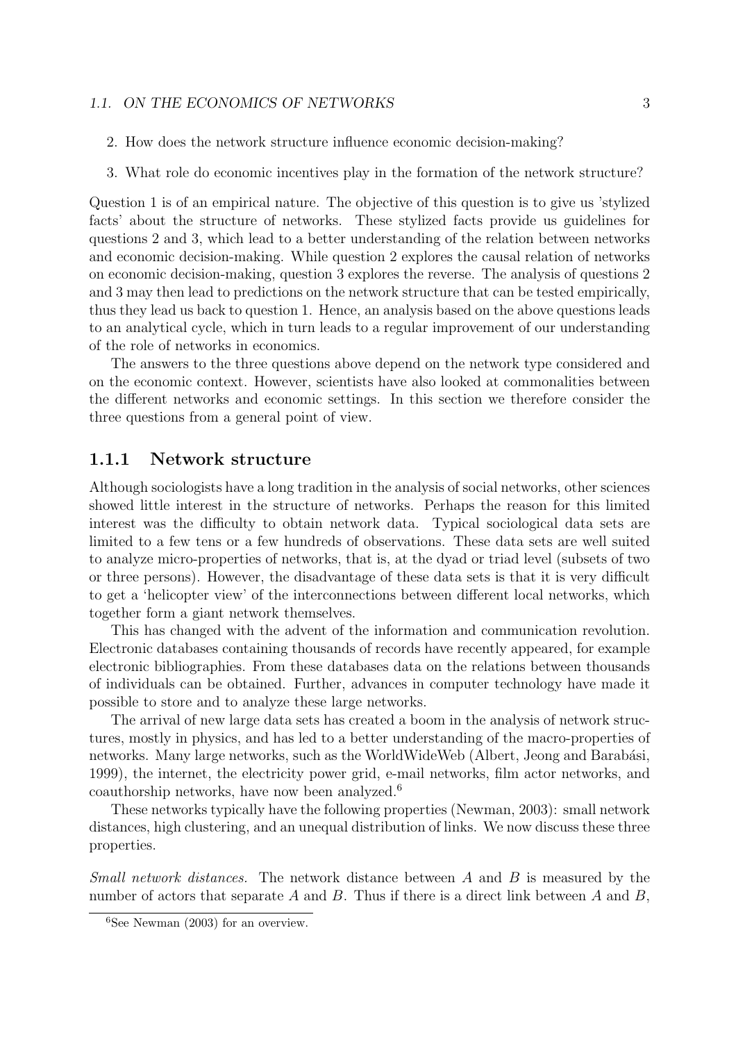2. How does the network structure influence economic decision-making?
3. What role do economic incentives play in the formation of the network structure?

Question 1 is of an empirical nature. The objective of this question is to give us 'stylized facts' about the structure of networks. These stylized facts provide us guidelines for questions 2 and 3, which lead to a better understanding of the relation between networks and economic decision-making. While question 2 explores the causal relation of networks on economic decision-making, question 3 explores the reverse. The analysis of questions 2 and 3 may then lead to predictions on the network structure that can be tested empirically, thus they lead us back to question 1. Hence, an analysis based on the above questions leads to an analytical cycle, which in turn leads to a regular improvement of our understanding of the role of networks in economics.

The answers to the three questions above depend on the network type considered and on the economic context. However, scientists have also looked at commonalities between the different networks and economic settings. In this section we therefore consider the three questions from a general point of view.

### 1.1.1 Network structure

Although sociologists have a long tradition in the analysis of social networks, other sciences showed little interest in the structure of networks. Perhaps the reason for this limited interest was the difficulty to obtain network data. Typical sociological data sets are limited to a few tens or a few hundreds of observations. These data sets are well suited to analyze micro-properties of networks, that is, at the dyad or triad level (subsets of two or three persons). However, the disadvantage of these data sets is that it is very difficult to get a 'helicopter view' of the interconnections between different local networks, which together form a giant network themselves.

This has changed with the advent of the information and communication revolution. Electronic databases containing thousands of records have recently appeared, for example electronic bibliographies. From these databases data on the relations between thousands of individuals can be obtained. Further, advances in computer technology have made it possible to store and to analyze these large networks.

The arrival of new large data sets has created a boom in the analysis of network structures, mostly in physics, and has led to a better understanding of the macro-properties of networks. Many large networks, such as the WorldWideWeb (Albert, Jeong and Barabási, 1999), the internet, the electricity power grid, e-mail networks, film actor networks, and coauthorship networks, have now been analyzed.[6]

These networks typically have the following properties (Newman, 2003): small network distances, high clustering, and an unequal distribution of links. We now discuss these three properties.

*Small network distances.* The network distance between $A$ and $B$ is measured by the number of actors that separate $A$ and $B$. Thus if there is a direct link between $A$ and $B$,

[6] See Newman (2003) for an overview.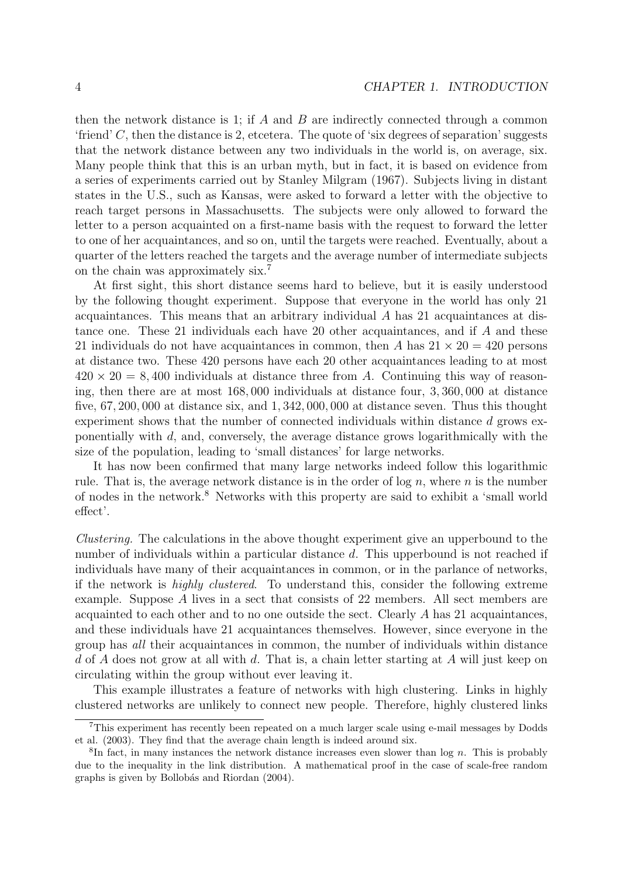then the network distance is 1; if $A$ and $B$ are indirectly connected through a common 'friend' $C$, then the distance is 2, etcetera. The quote of 'six degrees of separation' suggests that the network distance between any two individuals in the world is, on average, six. Many people think that this is an urban myth, but in fact, it is based on evidence from a series of experiments carried out by Stanley Milgram (1967). Subjects living in distant states in the U.S., such as Kansas, were asked to forward a letter with the objective to reach target persons in Massachusetts. The subjects were only allowed to forward the letter to a person acquainted on a first-name basis with the request to forward the letter to one of her acquaintances, and so on, until the targets were reached. Eventually, about a quarter of the letters reached the targets and the average number of intermediate subjects on the chain was approximately six.[7]

At first sight, this short distance seems hard to believe, but it is easily understood by the following thought experiment. Suppose that everyone in the world has only 21 acquaintances. This means that an arbitrary individual $A$ has 21 acquaintances at distance one. These 21 individuals each have 20 other acquaintances, and if $A$ and these 21 individuals do not have acquaintances in common, then $A$ has $21 \times 20 = 420$ persons at distance two. These 420 persons have each 20 other acquaintances leading to at most $420 \times 20 = 8,400$ individuals at distance three from $A$. Continuing this way of reasoning, then there are at most $168,000$ individuals at distance four, $3,360,000$ at distance five, $67,200,000$ at distance six, and $1,342,000,000$ at distance seven. Thus this thought experiment shows that the number of connected individuals within distance $d$ grows exponentially with $d$, and, conversely, the average distance grows logarithmically with the size of the population, leading to 'small distances' for large networks.

It has now been confirmed that many large networks indeed follow this logarithmic rule. That is, the average network distance is in the order of $\log n$, where $n$ is the number of nodes in the network.[8] Networks with this property are said to exhibit a 'small world effect'.

*Clustering.* The calculations in the above thought experiment give an upperbound to the number of individuals within a particular distance $d$. This upperbound is not reached if individuals have many of their acquaintances in common, or in the parlance of networks, if the network is *highly clustered*. To understand this, consider the following extreme example. Suppose $A$ lives in a sect that consists of 22 members. All sect members are acquainted to each other and to no one outside the sect. Clearly $A$ has 21 acquaintances, and these individuals have 21 acquaintances themselves. However, since everyone in the group has *all* their acquaintances in common, the number of individuals within distance $d$ of $A$ does not grow at all with $d$. That is, a chain letter starting at $A$ will just keep on circulating within the group without ever leaving it.

This example illustrates a feature of networks with high clustering. Links in highly clustered networks are unlikely to connect new people. Therefore, highly clustered links

[7] This experiment has recently been repeated on a much larger scale using e-mail messages by Dodds et al. (2003). They find that the average chain length is indeed around six.

[8] In fact, in many instances the network distance increases even slower than $\log n$. This is probably due to the inequality in the link distribution. A mathematical proof in the case of scale-free random graphs is given by Bollobás and Riordan (2004).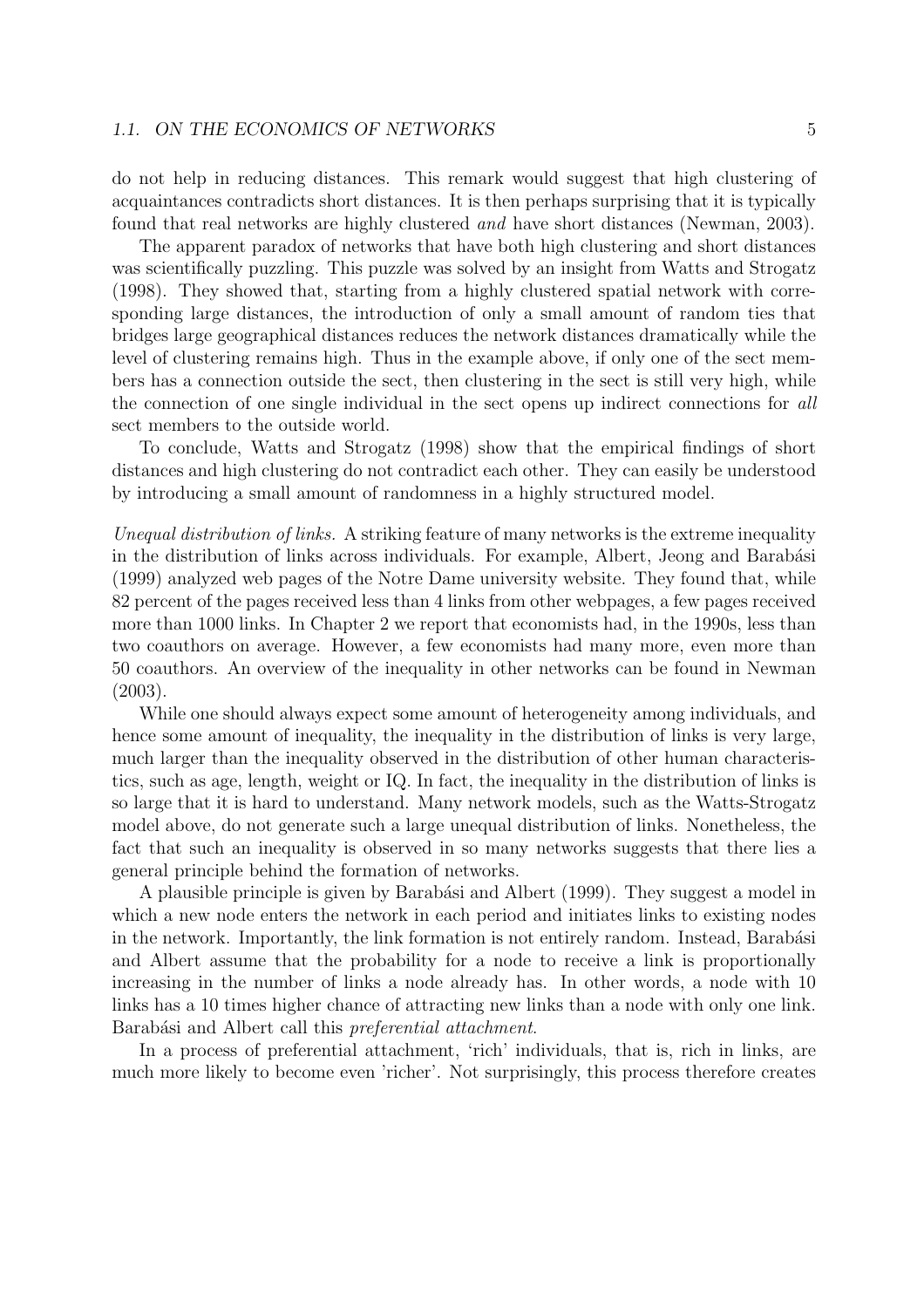do not help in reducing distances. This remark would suggest that high clustering of acquaintances contradicts short distances. It is then perhaps surprising that it is typically found that real networks are highly clustered *and* have short distances (Newman, 2003).

The apparent paradox of networks that have both high clustering and short distances was scientifically puzzling. This puzzle was solved by an insight from Watts and Strogatz (1998). They showed that, starting from a highly clustered spatial network with corresponding large distances, the introduction of only a small amount of random ties that bridges large geographical distances reduces the network distances dramatically while the level of clustering remains high. Thus in the example above, if only one of the sect members has a connection outside the sect, then clustering in the sect is still very high, while the connection of one single individual in the sect opens up indirect connections for *all* sect members to the outside world.

To conclude, Watts and Strogatz (1998) show that the empirical findings of short distances and high clustering do not contradict each other. They can easily be understood by introducing a small amount of randomness in a highly structured model.

*Unequal distribution of links.* A striking feature of many networks is the extreme inequality in the distribution of links across individuals. For example, Albert, Jeong and Barabási (1999) analyzed web pages of the Notre Dame university website. They found that, while 82 percent of the pages received less than 4 links from other webpages, a few pages received more than 1000 links. In Chapter 2 we report that economists had, in the 1990s, less than two coauthors on average. However, a few economists had many more, even more than 50 coauthors. An overview of the inequality in other networks can be found in Newman (2003).

While one should always expect some amount of heterogeneity among individuals, and hence some amount of inequality, the inequality in the distribution of links is very large, much larger than the inequality observed in the distribution of other human characteristics, such as age, length, weight or IQ. In fact, the inequality in the distribution of links is so large that it is hard to understand. Many network models, such as the Watts-Strogatz model above, do not generate such a large unequal distribution of links. Nonetheless, the fact that such an inequality is observed in so many networks suggests that there lies a general principle behind the formation of networks.

A plausible principle is given by Barabási and Albert (1999). They suggest a model in which a new node enters the network in each period and initiates links to existing nodes in the network. Importantly, the link formation is not entirely random. Instead, Barabási and Albert assume that the probability for a node to receive a link is proportionally increasing in the number of links a node already has. In other words, a node with 10 links has a 10 times higher chance of attracting new links than a node with only one link. Barabási and Albert call this *preferential attachment*.

In a process of preferential attachment, 'rich' individuals, that is, rich in links, are much more likely to become even 'richer'. Not surprisingly, this process therefore creates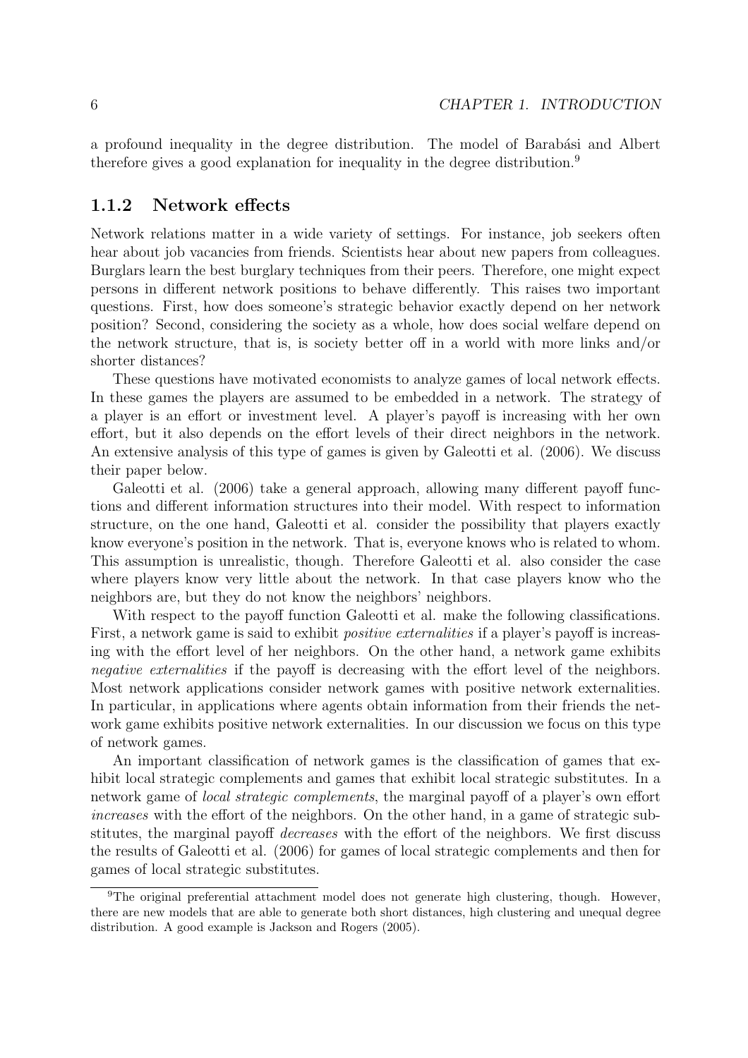a profound inequality in the degree distribution. The model of Barabási and Albert therefore gives a good explanation for inequality in the degree distribution.[9]

### 1.1.2 Network effects

Network relations matter in a wide variety of settings. For instance, job seekers often hear about job vacancies from friends. Scientists hear about new papers from colleagues. Burglars learn the best burglary techniques from their peers. Therefore, one might expect persons in different network positions to behave differently. This raises two important questions. First, how does someone's strategic behavior exactly depend on her network position? Second, considering the society as a whole, how does social welfare depend on the network structure, that is, is society better off in a world with more links and/or shorter distances?

These questions have motivated economists to analyze games of local network effects. In these games the players are assumed to be embedded in a network. The strategy of a player is an effort or investment level. A player's payoff is increasing with her own effort, but it also depends on the effort levels of their direct neighbors in the network. An extensive analysis of this type of games is given by Galeotti et al. (2006). We discuss their paper below.

Galeotti et al. (2006) take a general approach, allowing many different payoff functions and different information structures into their model. With respect to information structure, on the one hand, Galeotti et al. consider the possibility that players exactly know everyone's position in the network. That is, everyone knows who is related to whom. This assumption is unrealistic, though. Therefore Galeotti et al. also consider the case where players know very little about the network. In that case players know who the neighbors are, but they do not know the neighbors' neighbors.

With respect to the payoff function Galeotti et al. make the following classifications. First, a network game is said to exhibit *positive externalities* if a player's payoff is increasing with the effort level of her neighbors. On the other hand, a network game exhibits *negative externalities* if the payoff is decreasing with the effort level of the neighbors. Most network applications consider network games with positive network externalities. In particular, in applications where agents obtain information from their friends the network game exhibits positive network externalities. In our discussion we focus on this type of network games.

An important classification of network games is the classification of games that exhibit local strategic complements and games that exhibit local strategic substitutes. In a network game of *local strategic complements*, the marginal payoff of a player's own effort *increases* with the effort of the neighbors. On the other hand, in a game of strategic substitutes, the marginal payoff *decreases* with the effort of the neighbors. We first discuss the results of Galeotti et al. (2006) for games of local strategic complements and then for games of local strategic substitutes.

---

[9] The original preferential attachment model does not generate high clustering, though. However, there are new models that are able to generate both short distances, high clustering and unequal degree distribution. A good example is Jackson and Rogers (2005).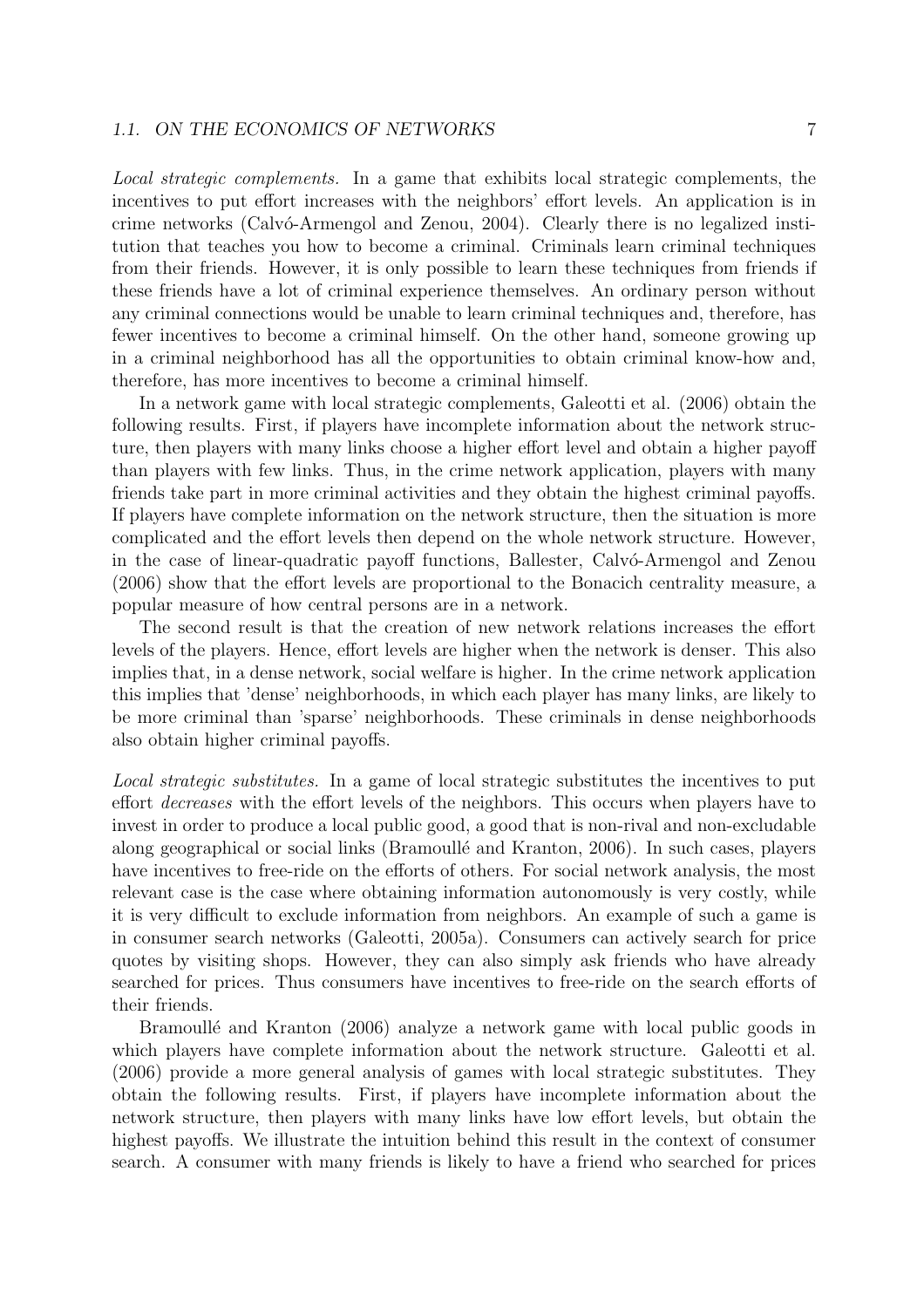*Local strategic complements.* In a game that exhibits local strategic complements, the incentives to put effort increases with the neighbors' effort levels. An application is in crime networks (Calvó-Armengol and Zenou, 2004). Clearly there is no legalized institution that teaches you how to become a criminal. Criminals learn criminal techniques from their friends. However, it is only possible to learn these techniques from friends if these friends have a lot of criminal experience themselves. An ordinary person without any criminal connections would be unable to learn criminal techniques and, therefore, has fewer incentives to become a criminal himself. On the other hand, someone growing up in a criminal neighborhood has all the opportunities to obtain criminal know-how and, therefore, has more incentives to become a criminal himself.

In a network game with local strategic complements, Galeotti et al. (2006) obtain the following results. First, if players have incomplete information about the network structure, then players with many links choose a higher effort level and obtain a higher payoff than players with few links. Thus, in the crime network application, players with many friends take part in more criminal activities and they obtain the highest criminal payoffs. If players have complete information on the network structure, then the situation is more complicated and the effort levels then depend on the whole network structure. However, in the case of linear-quadratic payoff functions, Ballester, Calvó-Armengol and Zenou (2006) show that the effort levels are proportional to the Bonacich centrality measure, a popular measure of how central persons are in a network.

The second result is that the creation of new network relations increases the effort levels of the players. Hence, effort levels are higher when the network is denser. This also implies that, in a dense network, social welfare is higher. In the crime network application this implies that 'dense' neighborhoods, in which each player has many links, are likely to be more criminal than 'sparse' neighborhoods. These criminals in dense neighborhoods also obtain higher criminal payoffs.

*Local strategic substitutes.* In a game of local strategic substitutes the incentives to put effort *decreases* with the effort levels of the neighbors. This occurs when players have to invest in order to produce a local public good, a good that is non-rival and non-excludable along geographical or social links (Bramoullé and Kranton, 2006). In such cases, players have incentives to free-ride on the efforts of others. For social network analysis, the most relevant case is the case where obtaining information autonomously is very costly, while it is very difficult to exclude information from neighbors. An example of such a game is in consumer search networks (Galeotti, 2005a). Consumers can actively search for price quotes by visiting shops. However, they can also simply ask friends who have already searched for prices. Thus consumers have incentives to free-ride on the search efforts of their friends.

Bramoullé and Kranton (2006) analyze a network game with local public goods in which players have complete information about the network structure. Galeotti et al. (2006) provide a more general analysis of games with local strategic substitutes. They obtain the following results. First, if players have incomplete information about the network structure, then players with many links have low effort levels, but obtain the highest payoffs. We illustrate the intuition behind this result in the context of consumer search. A consumer with many friends is likely to have a friend who searched for prices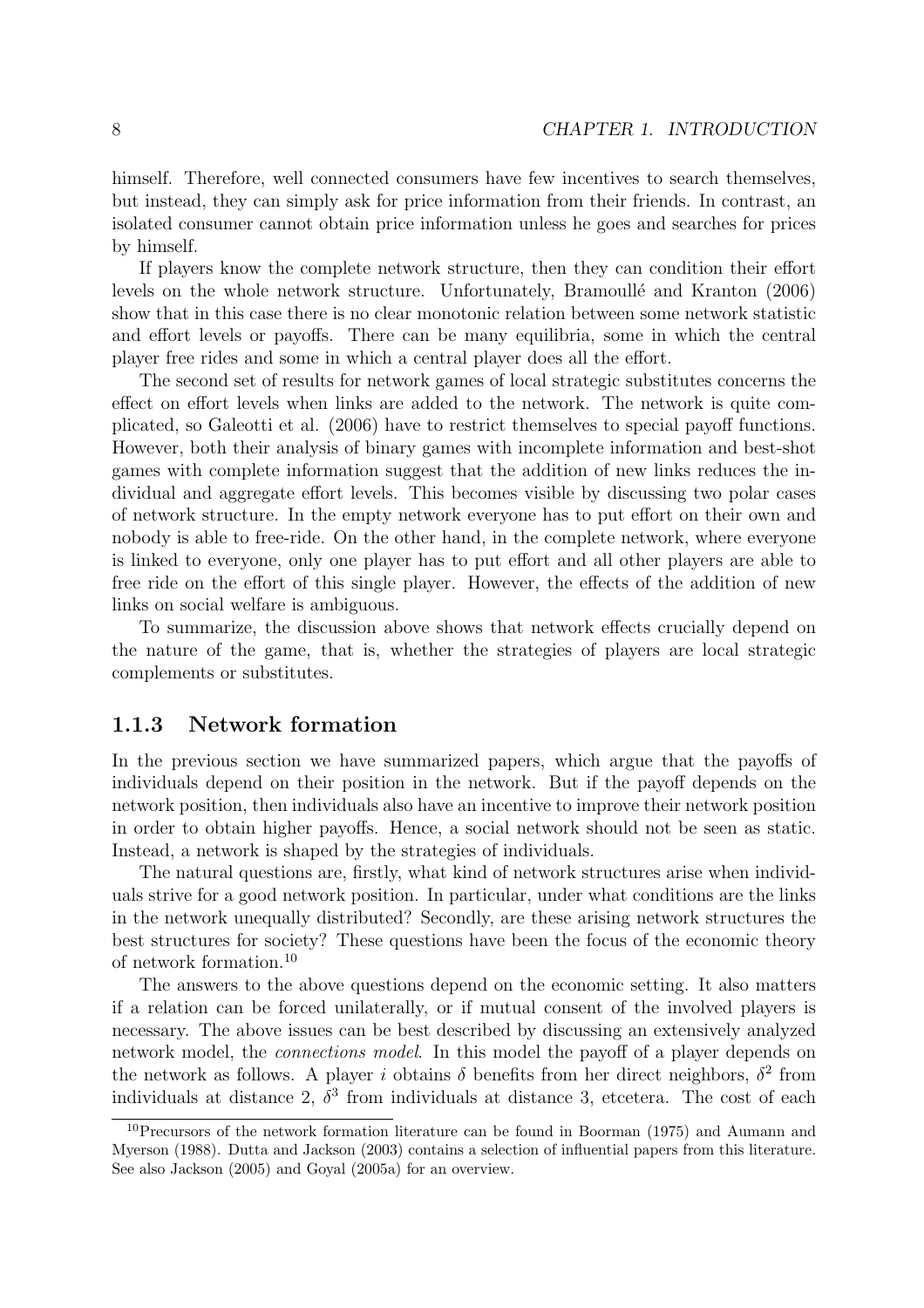himself. Therefore, well connected consumers have few incentives to search themselves, but instead, they can simply ask for price information from their friends. In contrast, an isolated consumer cannot obtain price information unless he goes and searches for prices by himself.

If players know the complete network structure, then they can condition their effort levels on the whole network structure. Unfortunately, Bramoullé and Kranton (2006) show that in this case there is no clear monotonic relation between some network statistic and effort levels or payoffs. There can be many equilibria, some in which the central player free rides and some in which a central player does all the effort.

The second set of results for network games of local strategic substitutes concerns the effect on effort levels when links are added to the network. The network is quite complicated, so Galeotti et al. (2006) have to restrict themselves to special payoff functions. However, both their analysis of binary games with incomplete information and best-shot games with complete information suggest that the addition of new links reduces the individual and aggregate effort levels. This becomes visible by discussing two polar cases of network structure. In the empty network everyone has to put effort on their own and nobody is able to free-ride. On the other hand, in the complete network, where everyone is linked to everyone, only one player has to put effort and all other players are able to free ride on the effort of this single player. However, the effects of the addition of new links on social welfare is ambiguous.

To summarize, the discussion above shows that network effects crucially depend on the nature of the game, that is, whether the strategies of players are local strategic complements or substitutes.

### 1.1.3 Network formation

In the previous section we have summarized papers, which argue that the payoffs of individuals depend on their position in the network. But if the payoff depends on the network position, then individuals also have an incentive to improve their network position in order to obtain higher payoffs. Hence, a social network should not be seen as static. Instead, a network is shaped by the strategies of individuals.

The natural questions are, firstly, what kind of network structures arise when individuals strive for a good network position. In particular, under what conditions are the links in the network unequally distributed? Secondly, are these arising network structures the best structures for society? These questions have been the focus of the economic theory of network formation.[10]

The answers to the above questions depend on the economic setting. It also matters if a relation can be forced unilaterally, or if mutual consent of the involved players is necessary. The above issues can be best described by discussing an extensively analyzed network model, the *connections model*. In this model the payoff of a player depends on the network as follows. A player $i$ obtains $\delta$ benefits from her direct neighbors, $\delta^2$ from individuals at distance 2, $\delta^3$ from individuals at distance 3, etcetera. The cost of each

[10] Precursors of the network formation literature can be found in Boorman (1975) and Aumann and Myerson (1988). Dutta and Jackson (2003) contains a selection of influential papers from this literature. See also Jackson (2005) and Goyal (2005a) for an overview.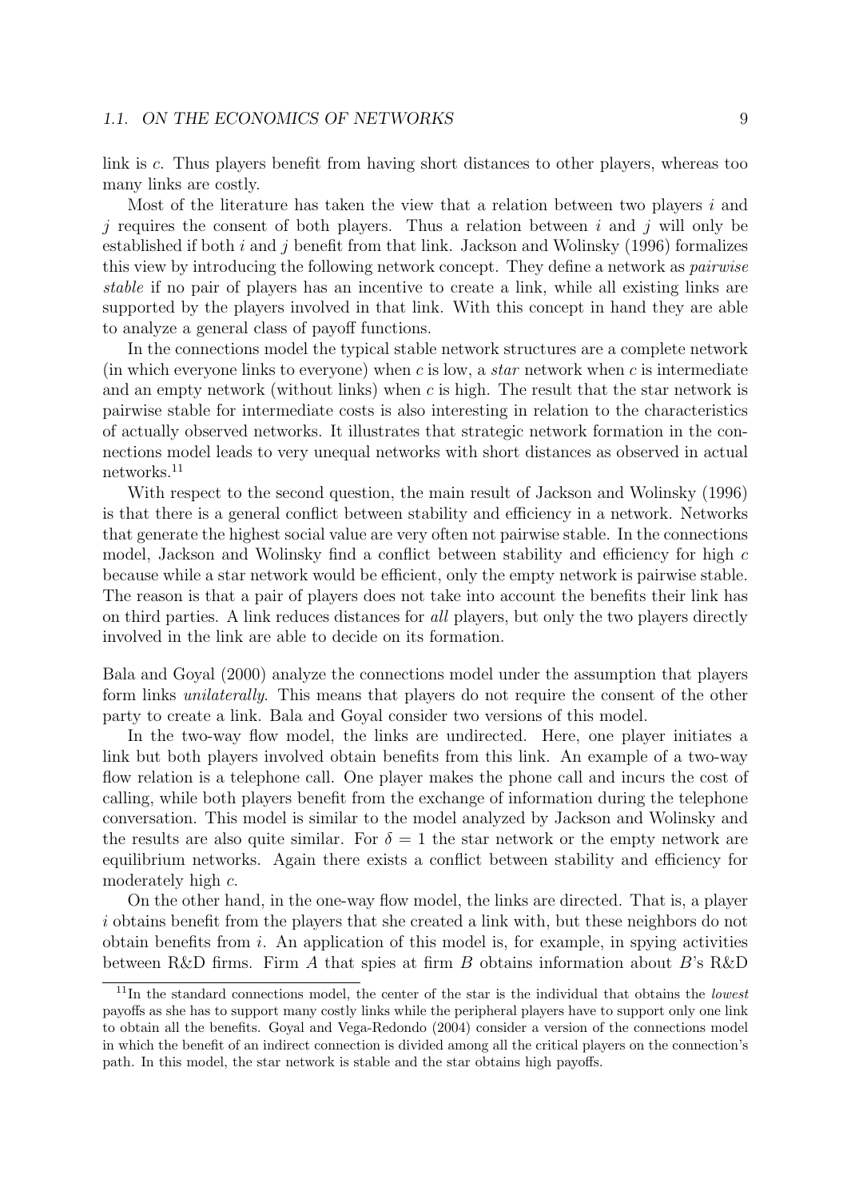link is $c$. Thus players benefit from having short distances to other players, whereas too many links are costly.

Most of the literature has taken the view that a relation between two players $i$ and $j$ requires the consent of both players. Thus a relation between $i$ and $j$ will only be established if both $i$ and $j$ benefit from that link. Jackson and Wolinsky (1996) formalizes this view by introducing the following network concept. They define a network as *pairwise stable* if no pair of players has an incentive to create a link, while all existing links are supported by the players involved in that link. With this concept in hand they are able to analyze a general class of payoff functions.

In the connections model the typical stable network structures are a complete network (in which everyone links to everyone) when $c$ is low, a *star* network when $c$ is intermediate and an empty network (without links) when $c$ is high. The result that the star network is pairwise stable for intermediate costs is also interesting in relation to the characteristics of actually observed networks. It illustrates that strategic network formation in the connections model leads to very unequal networks with short distances as observed in actual networks.[11]

With respect to the second question, the main result of Jackson and Wolinsky (1996) is that there is a general conflict between stability and efficiency in a network. Networks that generate the highest social value are very often not pairwise stable. In the connections model, Jackson and Wolinsky find a conflict between stability and efficiency for high $c$ because while a star network would be efficient, only the empty network is pairwise stable. The reason is that a pair of players does not take into account the benefits their link has on third parties. A link reduces distances for *all* players, but only the two players directly involved in the link are able to decide on its formation.

Bala and Goyal (2000) analyze the connections model under the assumption that players form links *unilaterally*. This means that players do not require the consent of the other party to create a link. Bala and Goyal consider two versions of this model.

In the two-way flow model, the links are undirected. Here, one player initiates a link but both players involved obtain benefits from this link. An example of a two-way flow relation is a telephone call. One player makes the phone call and incurs the cost of calling, while both players benefit from the exchange of information during the telephone conversation. This model is similar to the model analyzed by Jackson and Wolinsky and the results are also quite similar. For $\delta = 1$ the star network or the empty network are equilibrium networks. Again there exists a conflict between stability and efficiency for moderately high $c$.

On the other hand, in the one-way flow model, the links are directed. That is, a player $i$ obtains benefit from the players that she created a link with, but these neighbors do not obtain benefits from $i$. An application of this model is, for example, in spying activities between R&D firms. Firm $A$ that spies at firm $B$ obtains information about $B$'s R&D

[11] In the standard connections model, the center of the star is the individual that obtains the *lowest* payoffs as she has to support many costly links while the peripheral players have to support only one link to obtain all the benefits. Goyal and Vega-Redondo (2004) consider a version of the connections model in which the benefit of an indirect connection is divided among all the critical players on the connection's path. In this model, the star network is stable and the star obtains high payoffs.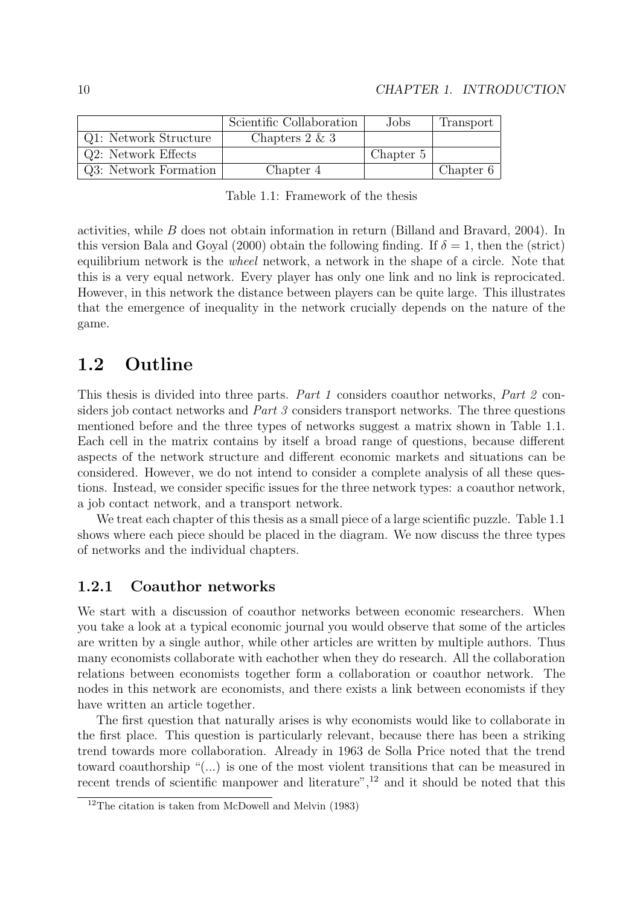| | Scientific Collaboration | Jobs | Transport |
|---|---|---|---|
| Q1: Network Structure | Chapters 2 & 3 | | |
| Q2: Network Effects | | Chapter 5 | |
| Q3: Network Formation | Chapter 4 | | Chapter 6 |

Table 1.1: Framework of the thesis

activities, while $B$ does not obtain information in return (Billand and Bravard, 2004). In this version Bala and Goyal (2000) obtain the following finding. If $\delta = 1$, then the (strict) equilibrium network is the *wheel* network, a network in the shape of a circle. Note that this is a very equal network. Every player has only one link and no link is reprocicated. However, in this network the distance between players can be quite large. This illustrates that the emergence of inequality in the network crucially depends on the nature of the game.

## 1.2 Outline

This thesis is divided into three parts. *Part 1* considers coauthor networks, *Part 2* considers job contact networks and *Part 3* considers transport networks. The three questions mentioned before and the three types of networks suggest a matrix shown in Table 1.1. Each cell in the matrix contains by itself a broad range of questions, because different aspects of the network structure and different economic markets and situations can be considered. However, we do not intend to consider a complete analysis of all these questions. Instead, we consider specific issues for the three network types: a coauthor network, a job contact network, and a transport network.

We treat each chapter of this thesis as a small piece of a large scientific puzzle. Table 1.1 shows where each piece should be placed in the diagram. We now discuss the three types of networks and the individual chapters.

### 1.2.1 Coauthor networks

We start with a discussion of coauthor networks between economic researchers. When you take a look at a typical economic journal you would observe that some of the articles are written by a single author, while other articles are written by multiple authors. Thus many economists collaborate with eachother when they do research. All the collaboration relations between economists together form a collaboration or coauthor network. The nodes in this network are economists, and there exists a link between economists if they have written an article together.

The first question that naturally arises is why economists would like to collaborate in the first place. This question is particularly relevant, because there has been a striking trend towards more collaboration. Already in 1963 de Solla Price noted that the trend toward coauthorship "(...) is one of the most violent transitions that can be measured in recent trends of scientific manpower and literature",[12] and it should be noted that this

[12] The citation is taken from McDowell and Melvin (1983)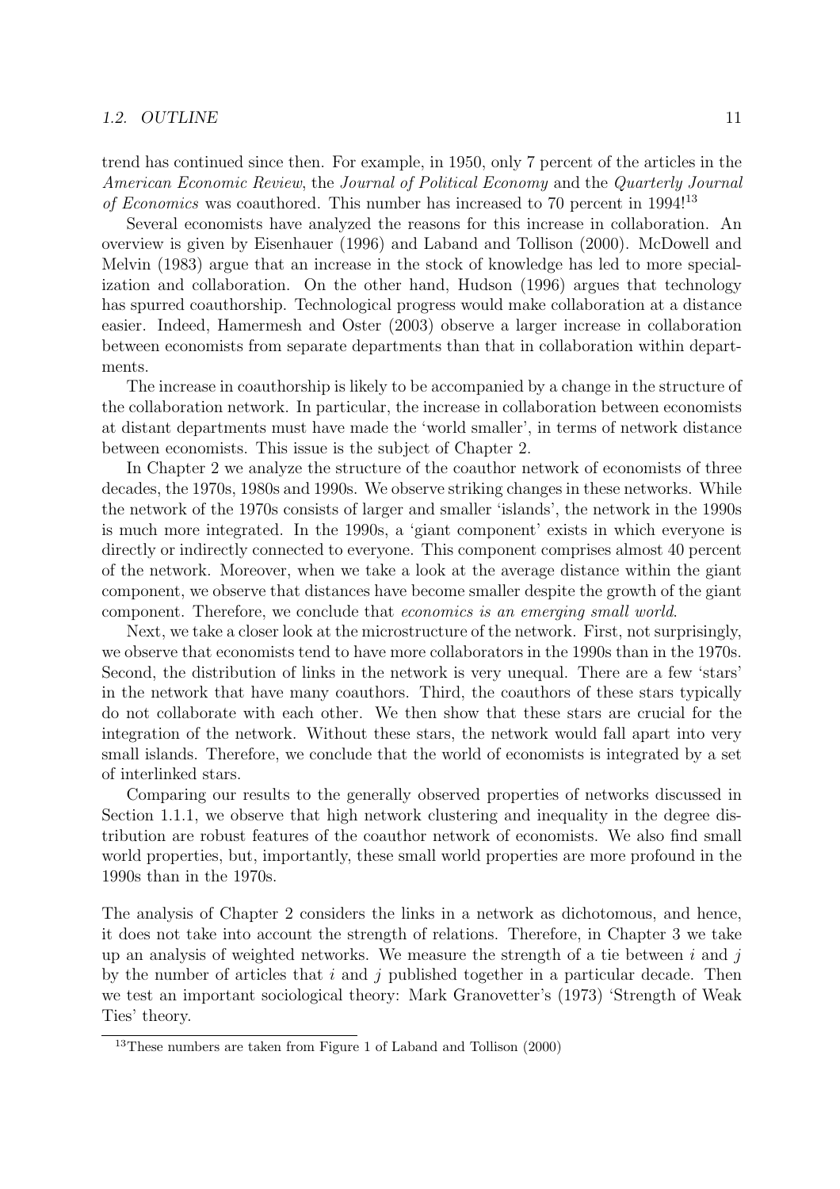trend has continued since then. For example, in 1950, only 7 percent of the articles in the *American Economic Review*, the *Journal of Political Economy* and the *Quarterly Journal of Economics* was coauthored. This number has increased to 70 percent in 1994![13]

Several economists have analyzed the reasons for this increase in collaboration. An overview is given by Eisenhauer (1996) and Laband and Tollison (2000). McDowell and Melvin (1983) argue that an increase in the stock of knowledge has led to more specialization and collaboration. On the other hand, Hudson (1996) argues that technology has spurred coauthorship. Technological progress would make collaboration at a distance easier. Indeed, Hamermesh and Oster (2003) observe a larger increase in collaboration between economists from separate departments than that in collaboration within departments.

The increase in coauthorship is likely to be accompanied by a change in the structure of the collaboration network. In particular, the increase in collaboration between economists at distant departments must have made the 'world smaller', in terms of network distance between economists. This issue is the subject of Chapter 2.

In Chapter 2 we analyze the structure of the coauthor network of economists of three decades, the 1970s, 1980s and 1990s. We observe striking changes in these networks. While the network of the 1970s consists of larger and smaller 'islands', the network in the 1990s is much more integrated. In the 1990s, a 'giant component' exists in which everyone is directly or indirectly connected to everyone. This component comprises almost 40 percent of the network. Moreover, when we take a look at the average distance within the giant component, we observe that distances have become smaller despite the growth of the giant component. Therefore, we conclude that *economics is an emerging small world*.

Next, we take a closer look at the microstructure of the network. First, not surprisingly, we observe that economists tend to have more collaborators in the 1990s than in the 1970s. Second, the distribution of links in the network is very unequal. There are a few 'stars' in the network that have many coauthors. Third, the coauthors of these stars typically do not collaborate with each other. We then show that these stars are crucial for the integration of the network. Without these stars, the network would fall apart into very small islands. Therefore, we conclude that the world of economists is integrated by a set of interlinked stars.

Comparing our results to the generally observed properties of networks discussed in Section 1.1.1, we observe that high network clustering and inequality in the degree distribution are robust features of the coauthor network of economists. We also find small world properties, but, importantly, these small world properties are more profound in the 1990s than in the 1970s.

The analysis of Chapter 2 considers the links in a network as dichotomous, and hence, it does not take into account the strength of relations. Therefore, in Chapter 3 we take up an analysis of weighted networks. We measure the strength of a tie between $i$ and $j$ by the number of articles that $i$ and $j$ published together in a particular decade. Then we test an important sociological theory: Mark Granovetter's (1973) 'Strength of Weak Ties' theory.

[13] These numbers are taken from Figure 1 of Laband and Tollison (2000)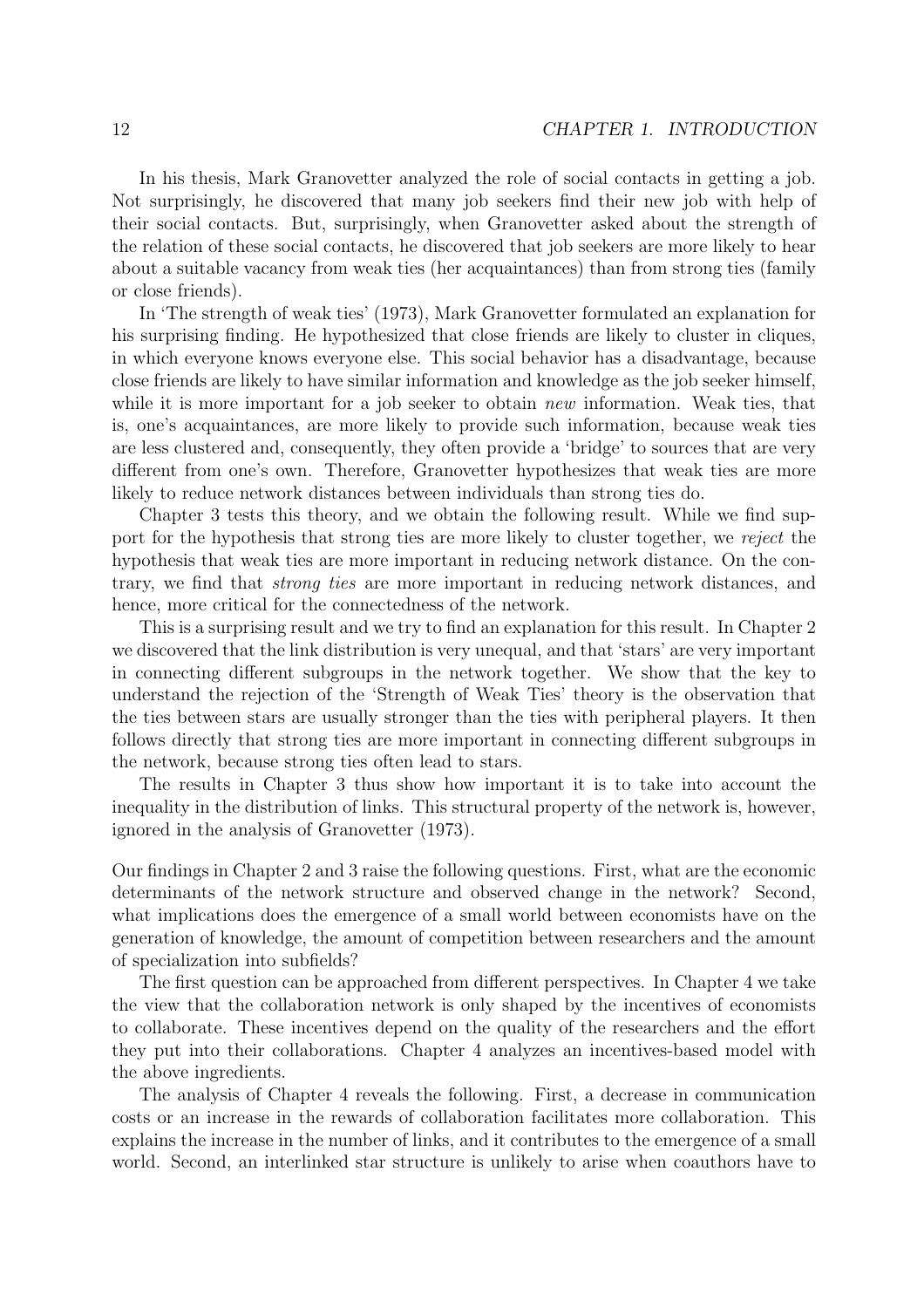In his thesis, Mark Granovetter analyzed the role of social contacts in getting a job. Not surprisingly, he discovered that many job seekers find their new job with help of their social contacts. But, surprisingly, when Granovetter asked about the strength of the relation of these social contacts, he discovered that job seekers are more likely to hear about a suitable vacancy from weak ties (her acquaintances) than from strong ties (family or close friends).

In 'The strength of weak ties' (1973), Mark Granovetter formulated an explanation for his surprising finding. He hypothesized that close friends are likely to cluster in cliques, in which everyone knows everyone else. This social behavior has a disadvantage, because close friends are likely to have similar information and knowledge as the job seeker himself, while it is more important for a job seeker to obtain *new* information. Weak ties, that is, one's acquaintances, are more likely to provide such information, because weak ties are less clustered and, consequently, they often provide a 'bridge' to sources that are very different from one's own. Therefore, Granovetter hypothesizes that weak ties are more likely to reduce network distances between individuals than strong ties do.

Chapter 3 tests this theory, and we obtain the following result. While we find support for the hypothesis that strong ties are more likely to cluster together, we *reject* the hypothesis that weak ties are more important in reducing network distance. On the contrary, we find that *strong ties* are more important in reducing network distances, and hence, more critical for the connectedness of the network.

This is a surprising result and we try to find an explanation for this result. In Chapter 2 we discovered that the link distribution is very unequal, and that 'stars' are very important in connecting different subgroups in the network together. We show that the key to understand the rejection of the 'Strength of Weak Ties' theory is the observation that the ties between stars are usually stronger than the ties with peripheral players. It then follows directly that strong ties are more important in connecting different subgroups in the network, because strong ties often lead to stars.

The results in Chapter 3 thus show how important it is to take into account the inequality in the distribution of links. This structural property of the network is, however, ignored in the analysis of Granovetter (1973).

Our findings in Chapter 2 and 3 raise the following questions. First, what are the economic determinants of the network structure and observed change in the network? Second, what implications does the emergence of a small world between economists have on the generation of knowledge, the amount of competition between researchers and the amount of specialization into subfields?

The first question can be approached from different perspectives. In Chapter 4 we take the view that the collaboration network is only shaped by the incentives of economists to collaborate. These incentives depend on the quality of the researchers and the effort they put into their collaborations. Chapter 4 analyzes an incentives-based model with the above ingredients.

The analysis of Chapter 4 reveals the following. First, a decrease in communication costs or an increase in the rewards of collaboration facilitates more collaboration. This explains the increase in the number of links, and it contributes to the emergence of a small world. Second, an interlinked star structure is unlikely to arise when coauthors have to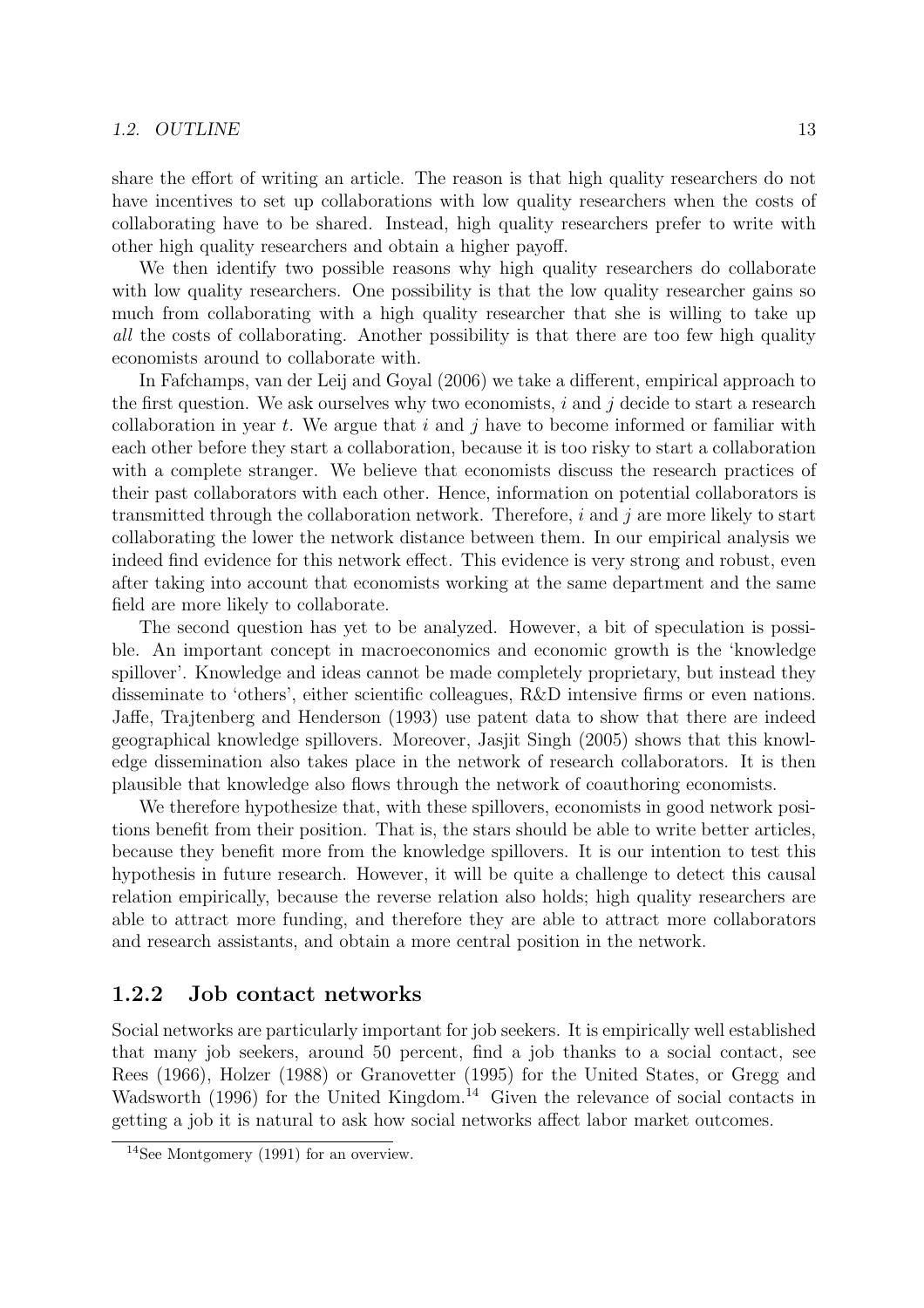share the effort of writing an article. The reason is that high quality researchers do not have incentives to set up collaborations with low quality researchers when the costs of collaborating have to be shared. Instead, high quality researchers prefer to write with other high quality researchers and obtain a higher payoff.

We then identify two possible reasons why high quality researchers do collaborate with low quality researchers. One possibility is that the low quality researcher gains so much from collaborating with a high quality researcher that she is willing to take up *all* the costs of collaborating. Another possibility is that there are too few high quality economists around to collaborate with.

In Fafchamps, van der Leij and Goyal (2006) we take a different, empirical approach to the first question. We ask ourselves why two economists, $i$ and $j$ decide to start a research collaboration in year $t$. We argue that $i$ and $j$ have to become informed or familiar with each other before they start a collaboration, because it is too risky to start a collaboration with a complete stranger. We believe that economists discuss the research practices of their past collaborators with each other. Hence, information on potential collaborators is transmitted through the collaboration network. Therefore, $i$ and $j$ are more likely to start collaborating the lower the network distance between them. In our empirical analysis we indeed find evidence for this network effect. This evidence is very strong and robust, even after taking into account that economists working at the same department and the same field are more likely to collaborate.

The second question has yet to be analyzed. However, a bit of speculation is possible. An important concept in macroeconomics and economic growth is the 'knowledge spillover'. Knowledge and ideas cannot be made completely proprietary, but instead they disseminate to 'others', either scientific colleagues, R&D intensive firms or even nations. Jaffe, Trajtenberg and Henderson (1993) use patent data to show that there are indeed geographical knowledge spillovers. Moreover, Jasjit Singh (2005) shows that this knowledge dissemination also takes place in the network of research collaborators. It is then plausible that knowledge also flows through the network of coauthoring economists.

We therefore hypothesize that, with these spillovers, economists in good network positions benefit from their position. That is, the stars should be able to write better articles, because they benefit more from the knowledge spillovers. It is our intention to test this hypothesis in future research. However, it will be quite a challenge to detect this causal relation empirically, because the reverse relation also holds; high quality researchers are able to attract more funding, and therefore they are able to attract more collaborators and research assistants, and obtain a more central position in the network.

### 1.2.2 Job contact networks

Social networks are particularly important for job seekers. It is empirically well established that many job seekers, around 50 percent, find a job thanks to a social contact, see Rees (1966), Holzer (1988) or Granovetter (1995) for the United States, or Gregg and Wadsworth (1996) for the United Kingdom.[14] Given the relevance of social contacts in getting a job it is natural to ask how social networks affect labor market outcomes.

[14] See Montgomery (1991) for an overview.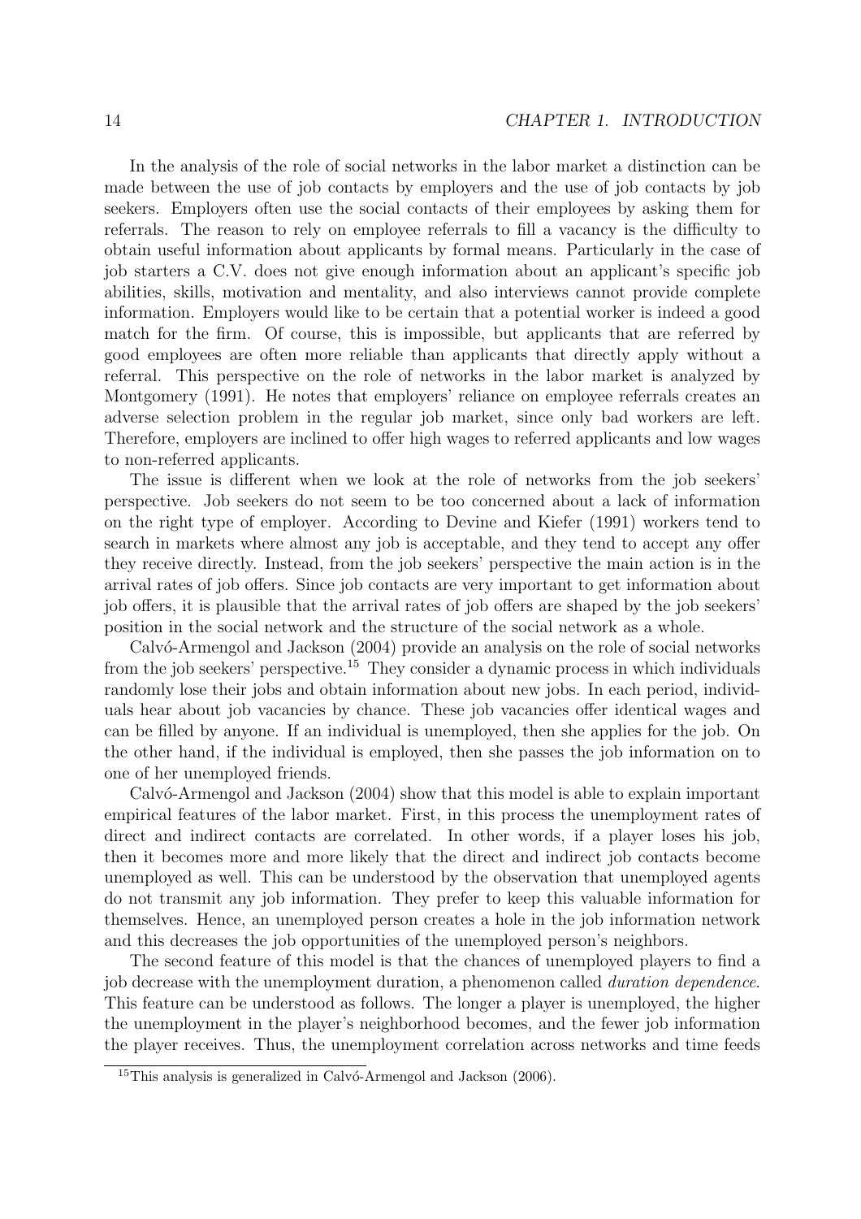In the analysis of the role of social networks in the labor market a distinction can be made between the use of job contacts by employers and the use of job contacts by job seekers. Employers often use the social contacts of their employees by asking them for referrals. The reason to rely on employee referrals to fill a vacancy is the difficulty to obtain useful information about applicants by formal means. Particularly in the case of job starters a C.V. does not give enough information about an applicant's specific job abilities, skills, motivation and mentality, and also interviews cannot provide complete information. Employers would like to be certain that a potential worker is indeed a good match for the firm. Of course, this is impossible, but applicants that are referred by good employees are often more reliable than applicants that directly apply without a referral. This perspective on the role of networks in the labor market is analyzed by Montgomery (1991). He notes that employers' reliance on employee referrals creates an adverse selection problem in the regular job market, since only bad workers are left. Therefore, employers are inclined to offer high wages to referred applicants and low wages to non-referred applicants.

The issue is different when we look at the role of networks from the job seekers' perspective. Job seekers do not seem to be too concerned about a lack of information on the right type of employer. According to Devine and Kiefer (1991) workers tend to search in markets where almost any job is acceptable, and they tend to accept any offer they receive directly. Instead, from the job seekers' perspective the main action is in the arrival rates of job offers. Since job contacts are very important to get information about job offers, it is plausible that the arrival rates of job offers are shaped by the job seekers' position in the social network and the structure of the social network as a whole.

Calvó-Armengol and Jackson (2004) provide an analysis on the role of social networks from the job seekers' perspective.[15] They consider a dynamic process in which individuals randomly lose their jobs and obtain information about new jobs. In each period, individuals hear about job vacancies by chance. These job vacancies offer identical wages and can be filled by anyone. If an individual is unemployed, then she applies for the job. On the other hand, if the individual is employed, then she passes the job information on to one of her unemployed friends.

Calvó-Armengol and Jackson (2004) show that this model is able to explain important empirical features of the labor market. First, in this process the unemployment rates of direct and indirect contacts are correlated. In other words, if a player loses his job, then it becomes more and more likely that the direct and indirect job contacts become unemployed as well. This can be understood by the observation that unemployed agents do not transmit any job information. They prefer to keep this valuable information for themselves. Hence, an unemployed person creates a hole in the job information network and this decreases the job opportunities of the unemployed person's neighbors.

The second feature of this model is that the chances of unemployed players to find a job decrease with the unemployment duration, a phenomenon called *duration dependence*. This feature can be understood as follows. The longer a player is unemployed, the higher the unemployment in the player's neighborhood becomes, and the fewer job information the player receives. Thus, the unemployment correlation across networks and time feeds

[15] This analysis is generalized in Calvó-Armengol and Jackson (2006).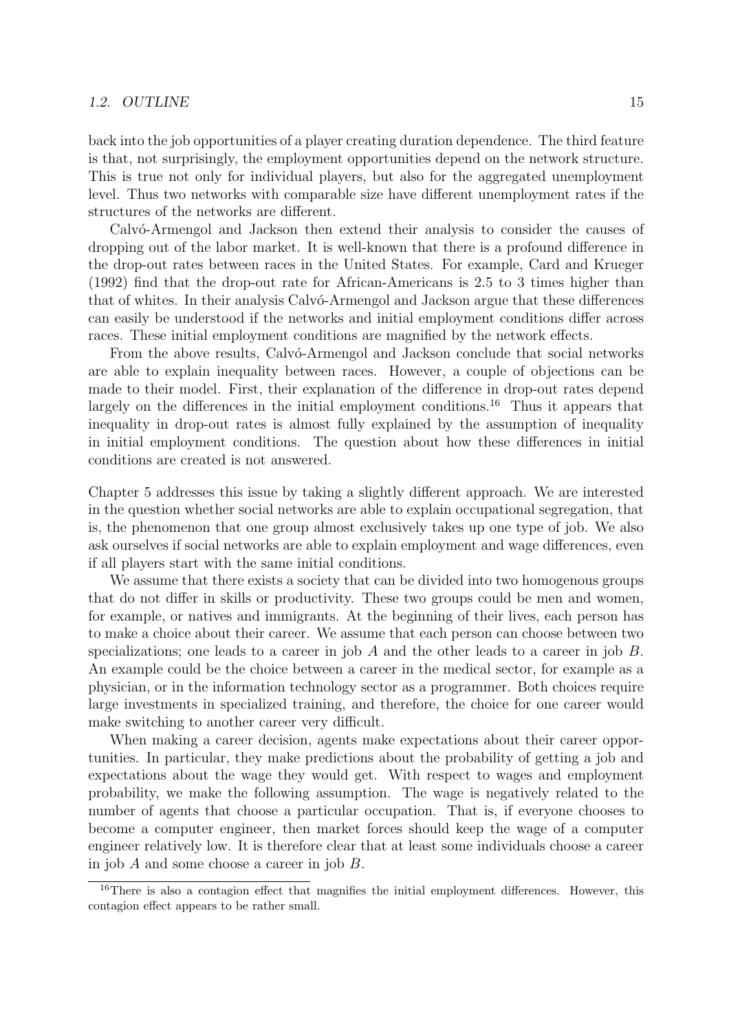back into the job opportunities of a player creating duration dependence. The third feature is that, not surprisingly, the employment opportunities depend on the network structure. This is true not only for individual players, but also for the aggregated unemployment level. Thus two networks with comparable size have different unemployment rates if the structures of the networks are different.

Calvó-Armengol and Jackson then extend their analysis to consider the causes of dropping out of the labor market. It is well-known that there is a profound difference in the drop-out rates between races in the United States. For example, Card and Krueger (1992) find that the drop-out rate for African-Americans is 2.5 to 3 times higher than that of whites. In their analysis Calvó-Armengol and Jackson argue that these differences can easily be understood if the networks and initial employment conditions differ across races. These initial employment conditions are magnified by the network effects.

From the above results, Calvó-Armengol and Jackson conclude that social networks are able to explain inequality between races. However, a couple of objections can be made to their model. First, their explanation of the difference in drop-out rates depend largely on the differences in the initial employment conditions.[16] Thus it appears that inequality in drop-out rates is almost fully explained by the assumption of inequality in initial employment conditions. The question about how these differences in initial conditions are created is not answered.

Chapter 5 addresses this issue by taking a slightly different approach. We are interested in the question whether social networks are able to explain occupational segregation, that is, the phenomenon that one group almost exclusively takes up one type of job. We also ask ourselves if social networks are able to explain employment and wage differences, even if all players start with the same initial conditions.

We assume that there exists a society that can be divided into two homogenous groups that do not differ in skills or productivity. These two groups could be men and women, for example, or natives and immigrants. At the beginning of their lives, each person has to make a choice about their career. We assume that each person can choose between two specializations; one leads to a career in job $A$ and the other leads to a career in job $B$. An example could be the choice between a career in the medical sector, for example as a physician, or in the information technology sector as a programmer. Both choices require large investments in specialized training, and therefore, the choice for one career would make switching to another career very difficult.

When making a career decision, agents make expectations about their career opportunities. In particular, they make predictions about the probability of getting a job and expectations about the wage they would get. With respect to wages and employment probability, we make the following assumption. The wage is negatively related to the number of agents that choose a particular occupation. That is, if everyone chooses to become a computer engineer, then market forces should keep the wage of a computer engineer relatively low. It is therefore clear that at least some individuals choose a career in job $A$ and some choose a career in job $B$.

[16] There is also a contagion effect that magnifies the initial employment differences. However, this contagion effect appears to be rather small.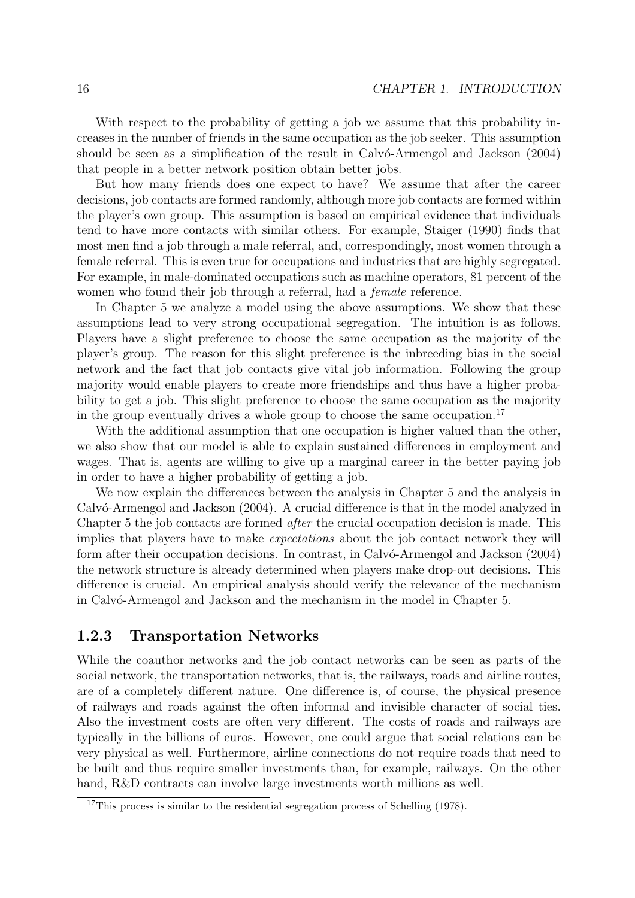With respect to the probability of getting a job we assume that this probability increases in the number of friends in the same occupation as the job seeker. This assumption should be seen as a simplification of the result in Calvó-Armengol and Jackson (2004) that people in a better network position obtain better jobs.

But how many friends does one expect to have? We assume that after the career decisions, job contacts are formed randomly, although more job contacts are formed within the player's own group. This assumption is based on empirical evidence that individuals tend to have more contacts with similar others. For example, Staiger (1990) finds that most men find a job through a male referral, and, correspondingly, most women through a female referral. This is even true for occupations and industries that are highly segregated. For example, in male-dominated occupations such as machine operators, 81 percent of the women who found their job through a referral, had a *female* reference.

In Chapter 5 we analyze a model using the above assumptions. We show that these assumptions lead to very strong occupational segregation. The intuition is as follows. Players have a slight preference to choose the same occupation as the majority of the player's group. The reason for this slight preference is the inbreeding bias in the social network and the fact that job contacts give vital job information. Following the group majority would enable players to create more friendships and thus have a higher probability to get a job. This slight preference to choose the same occupation as the majority in the group eventually drives a whole group to choose the same occupation.[17]

With the additional assumption that one occupation is higher valued than the other, we also show that our model is able to explain sustained differences in employment and wages. That is, agents are willing to give up a marginal career in the better paying job in order to have a higher probability of getting a job.

We now explain the differences between the analysis in Chapter 5 and the analysis in Calvó-Armengol and Jackson (2004). A crucial difference is that in the model analyzed in Chapter 5 the job contacts are formed *after* the crucial occupation decision is made. This implies that players have to make *expectations* about the job contact network they will form after their occupation decisions. In contrast, in Calvó-Armengol and Jackson (2004) the network structure is already determined when players make drop-out decisions. This difference is crucial. An empirical analysis should verify the relevance of the mechanism in Calvó-Armengol and Jackson and the mechanism in the model in Chapter 5.

### 1.2.3 Transportation Networks

While the coauthor networks and the job contact networks can be seen as parts of the social network, the transportation networks, that is, the railways, roads and airline routes, are of a completely different nature. One difference is, of course, the physical presence of railways and roads against the often informal and invisible character of social ties. Also the investment costs are often very different. The costs of roads and railways are typically in the billions of euros. However, one could argue that social relations can be very physical as well. Furthermore, airline connections do not require roads that need to be built and thus require smaller investments than, for example, railways. On the other hand, R&D contracts can involve large investments worth millions as well.

[17] This process is similar to the residential segregation process of Schelling (1978).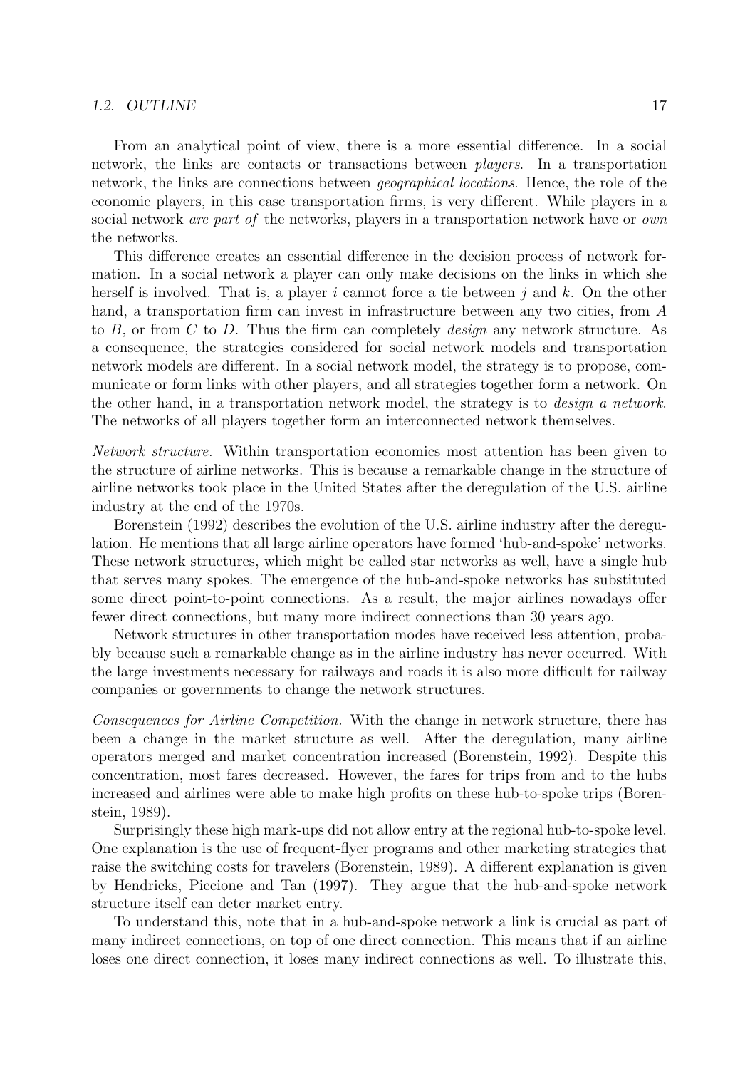From an analytical point of view, there is a more essential difference. In a social network, the links are contacts or transactions between *players*. In a transportation network, the links are connections between *geographical locations*. Hence, the role of the economic players, in this case transportation firms, is very different. While players in a social network *are part of* the networks, players in a transportation network have or *own* the networks.

This difference creates an essential difference in the decision process of network formation. In a social network a player can only make decisions on the links in which she herself is involved. That is, a player $i$ cannot force a tie between $j$ and $k$. On the other hand, a transportation firm can invest in infrastructure between any two cities, from $A$ to $B$, or from $C$ to $D$. Thus the firm can completely *design* any network structure. As a consequence, the strategies considered for social network models and transportation network models are different. In a social network model, the strategy is to propose, communicate or form links with other players, and all strategies together form a network. On the other hand, in a transportation network model, the strategy is to *design a network*. The networks of all players together form an interconnected network themselves.

*Network structure.* Within transportation economics most attention has been given to the structure of airline networks. This is because a remarkable change in the structure of airline networks took place in the United States after the deregulation of the U.S. airline industry at the end of the 1970s.

Borenstein (1992) describes the evolution of the U.S. airline industry after the deregulation. He mentions that all large airline operators have formed 'hub-and-spoke' networks. These network structures, which might be called star networks as well, have a single hub that serves many spokes. The emergence of the hub-and-spoke networks has substituted some direct point-to-point connections. As a result, the major airlines nowadays offer fewer direct connections, but many more indirect connections than 30 years ago.

Network structures in other transportation modes have received less attention, probably because such a remarkable change as in the airline industry has never occurred. With the large investments necessary for railways and roads it is also more difficult for railway companies or governments to change the network structures.

*Consequences for Airline Competition.* With the change in network structure, there has been a change in the market structure as well. After the deregulation, many airline operators merged and market concentration increased (Borenstein, 1992). Despite this concentration, most fares decreased. However, the fares for trips from and to the hubs increased and airlines were able to make high profits on these hub-to-spoke trips (Borenstein, 1989).

Surprisingly these high mark-ups did not allow entry at the regional hub-to-spoke level. One explanation is the use of frequent-flyer programs and other marketing strategies that raise the switching costs for travelers (Borenstein, 1989). A different explanation is given by Hendricks, Piccione and Tan (1997). They argue that the hub-and-spoke network structure itself can deter market entry.

To understand this, note that in a hub-and-spoke network a link is crucial as part of many indirect connections, on top of one direct connection. This means that if an airline loses one direct connection, it loses many indirect connections as well. To illustrate this,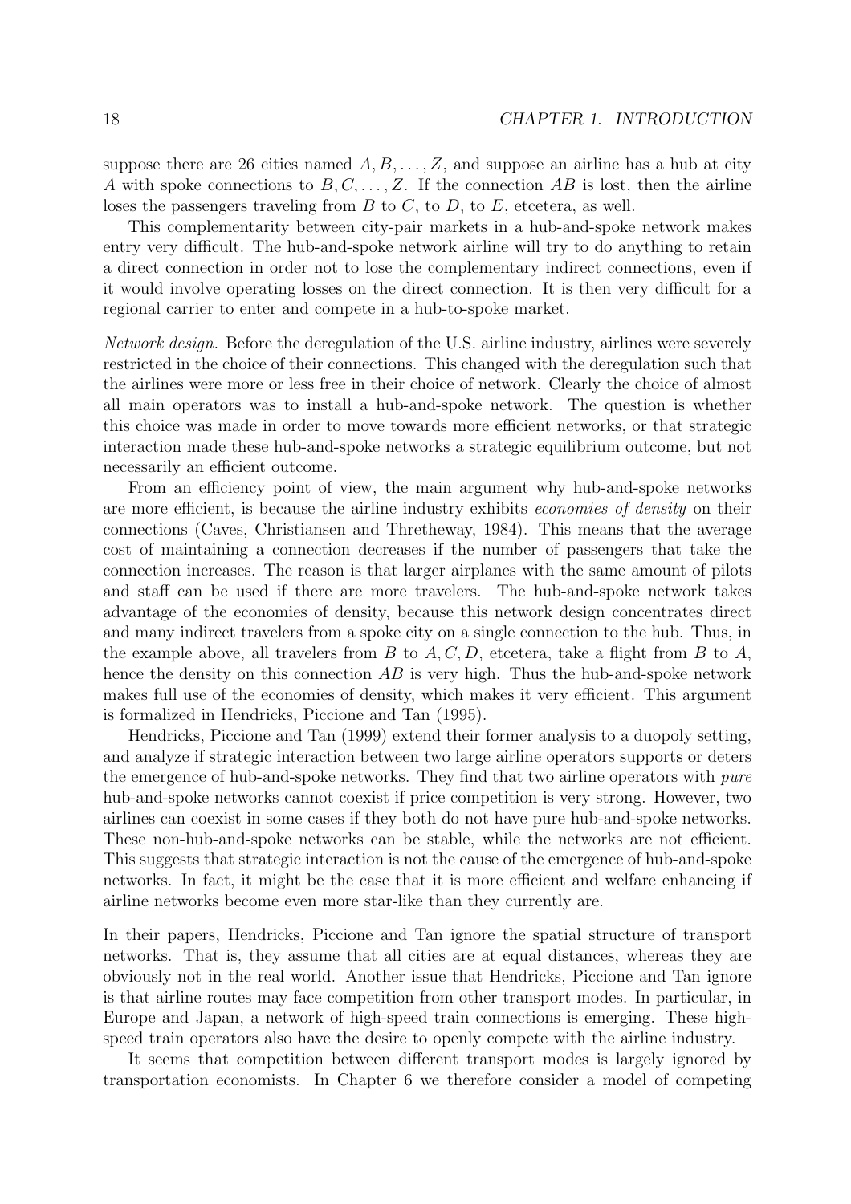suppose there are 26 cities named $A, B, \ldots, Z$, and suppose an airline has a hub at city $A$ with spoke connections to $B, C, \ldots, Z$. If the connection $AB$ is lost, then the airline loses the passengers traveling from $B$ to $C$, to $D$, to $E$, etcetera, as well.

This complementarity between city-pair markets in a hub-and-spoke network makes entry very difficult. The hub-and-spoke network airline will try to do anything to retain a direct connection in order not to lose the complementary indirect connections, even if it would involve operating losses on the direct connection. It is then very difficult for a regional carrier to enter and compete in a hub-to-spoke market.

*Network design.* Before the deregulation of the U.S. airline industry, airlines were severely restricted in the choice of their connections. This changed with the deregulation such that the airlines were more or less free in their choice of network. Clearly the choice of almost all main operators was to install a hub-and-spoke network. The question is whether this choice was made in order to move towards more efficient networks, or that strategic interaction made these hub-and-spoke networks a strategic equilibrium outcome, but not necessarily an efficient outcome.

From an efficiency point of view, the main argument why hub-and-spoke networks are more efficient, is because the airline industry exhibits *economies of density* on their connections (Caves, Christiansen and Thretheway, 1984). This means that the average cost of maintaining a connection decreases if the number of passengers that take the connection increases. The reason is that larger airplanes with the same amount of pilots and staff can be used if there are more travelers. The hub-and-spoke network takes advantage of the economies of density, because this network design concentrates direct and many indirect travelers from a spoke city on a single connection to the hub. Thus, in the example above, all travelers from $B$ to $A, C, D$, etcetera, take a flight from $B$ to $A$, hence the density on this connection $AB$ is very high. Thus the hub-and-spoke network makes full use of the economies of density, which makes it very efficient. This argument is formalized in Hendricks, Piccione and Tan (1995).

Hendricks, Piccione and Tan (1999) extend their former analysis to a duopoly setting, and analyze if strategic interaction between two large airline operators supports or deters the emergence of hub-and-spoke networks. They find that two airline operators with *pure* hub-and-spoke networks cannot coexist if price competition is very strong. However, two airlines can coexist in some cases if they both do not have pure hub-and-spoke networks. These non-hub-and-spoke networks can be stable, while the networks are not efficient. This suggests that strategic interaction is not the cause of the emergence of hub-and-spoke networks. In fact, it might be the case that it is more efficient and welfare enhancing if airline networks become even more star-like than they currently are.

In their papers, Hendricks, Piccione and Tan ignore the spatial structure of transport networks. That is, they assume that all cities are at equal distances, whereas they are obviously not in the real world. Another issue that Hendricks, Piccione and Tan ignore is that airline routes may face competition from other transport modes. In particular, in Europe and Japan, a network of high-speed train connections is emerging. These high-speed train operators also have the desire to openly compete with the airline industry.

It seems that competition between different transport modes is largely ignored by transportation economists. In Chapter 6 we therefore consider a model of competing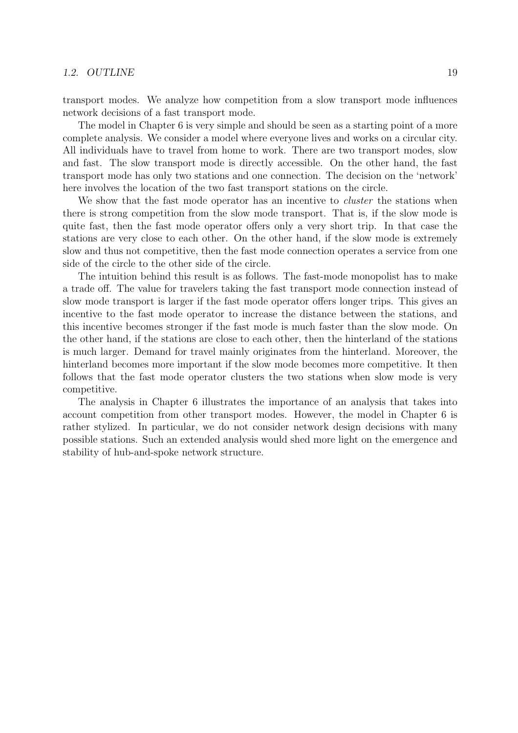transport modes. We analyze how competition from a slow transport mode influences network decisions of a fast transport mode.

The model in Chapter 6 is very simple and should be seen as a starting point of a more complete analysis. We consider a model where everyone lives and works on a circular city. All individuals have to travel from home to work. There are two transport modes, slow and fast. The slow transport mode is directly accessible. On the other hand, the fast transport mode has only two stations and one connection. The decision on the 'network' here involves the location of the two fast transport stations on the circle.

We show that the fast mode operator has an incentive to *cluster* the stations when there is strong competition from the slow mode transport. That is, if the slow mode is quite fast, then the fast mode operator offers only a very short trip. In that case the stations are very close to each other. On the other hand, if the slow mode is extremely slow and thus not competitive, then the fast mode connection operates a service from one side of the circle to the other side of the circle.

The intuition behind this result is as follows. The fast-mode monopolist has to make a trade off. The value for travelers taking the fast transport mode connection instead of slow mode transport is larger if the fast mode operator offers longer trips. This gives an incentive to the fast mode operator to increase the distance between the stations, and this incentive becomes stronger if the fast mode is much faster than the slow mode. On the other hand, if the stations are close to each other, then the hinterland of the stations is much larger. Demand for travel mainly originates from the hinterland. Moreover, the hinterland becomes more important if the slow mode becomes more competitive. It then follows that the fast mode operator clusters the two stations when slow mode is very competitive.

The analysis in Chapter 6 illustrates the importance of an analysis that takes into account competition from other transport modes. However, the model in Chapter 6 is rather stylized. In particular, we do not consider network design decisions with many possible stations. Such an extended analysis would shed more light on the emergence and stability of hub-and-spoke network structure.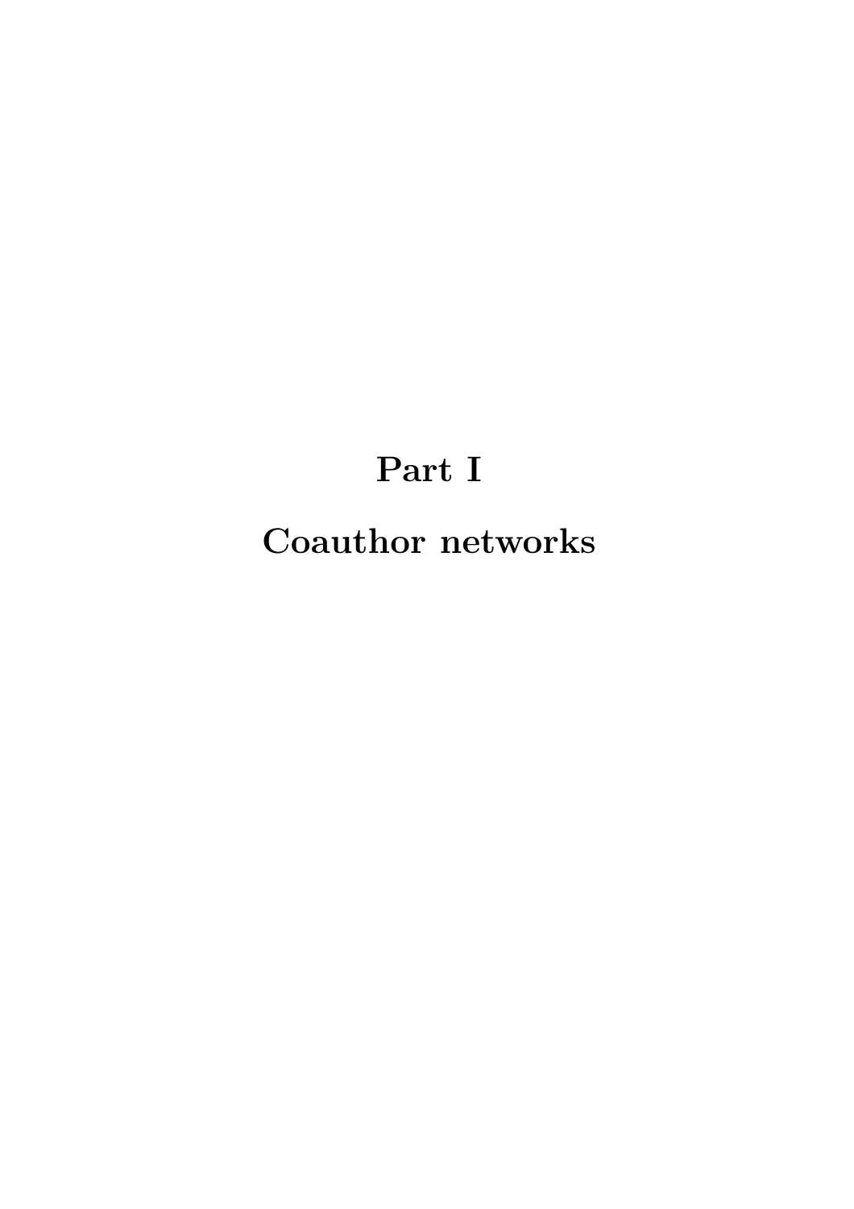# Part I

# Coauthor networks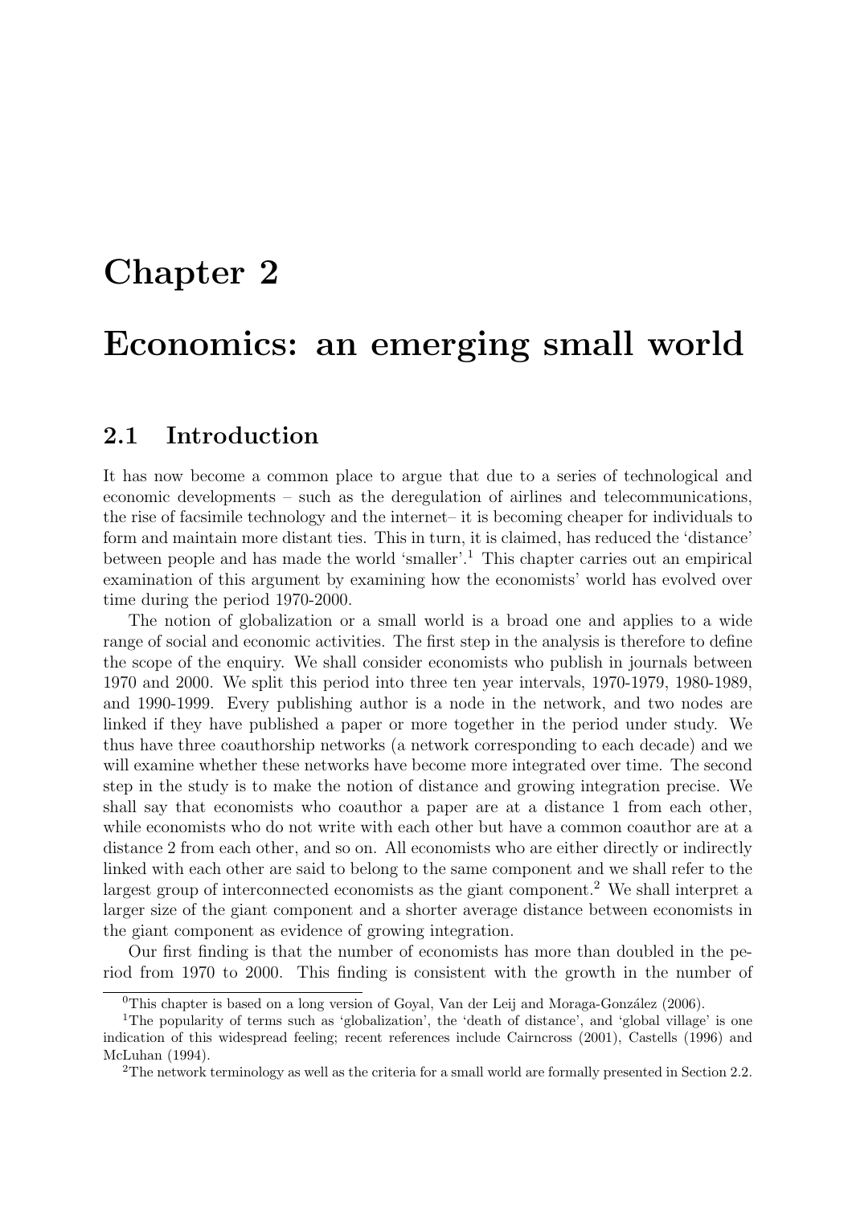# Chapter 2

# Economics: an emerging small world

## 2.1 Introduction

It has now become a common place to argue that due to a series of technological and economic developments – such as the deregulation of airlines and telecommunications, the rise of facsimile technology and the internet– it is becoming cheaper for individuals to form and maintain more distant ties. This in turn, it is claimed, has reduced the 'distance' between people and has made the world 'smaller'.[1] This chapter carries out an empirical examination of this argument by examining how the economists' world has evolved over time during the period 1970-2000.

The notion of globalization or a small world is a broad one and applies to a wide range of social and economic activities. The first step in the analysis is therefore to define the scope of the enquiry. We shall consider economists who publish in journals between 1970 and 2000. We split this period into three ten year intervals, 1970-1979, 1980-1989, and 1990-1999. Every publishing author is a node in the network, and two nodes are linked if they have published a paper or more together in the period under study. We thus have three coauthorship networks (a network corresponding to each decade) and we will examine whether these networks have become more integrated over time. The second step in the study is to make the notion of distance and growing integration precise. We shall say that economists who coauthor a paper are at a distance 1 from each other, while economists who do not write with each other but have a common coauthor are at a distance 2 from each other, and so on. All economists who are either directly or indirectly linked with each other are said to belong to the same component and we shall refer to the largest group of interconnected economists as the giant component.[2] We shall interpret a larger size of the giant component and a shorter average distance between economists in the giant component as evidence of growing integration.

Our first finding is that the number of economists has more than doubled in the period from 1970 to 2000. This finding is consistent with the growth in the number of

---

[0] This chapter is based on a long version of Goyal, Van der Leij and Moraga-González (2006).

[1] The popularity of terms such as 'globalization', the 'death of distance', and 'global village' is one indication of this widespread feeling; recent references include Cairncross (2001), Castells (1996) and McLuhan (1994).

[2] The network terminology as well as the criteria for a small world are formally presented in Section 2.2.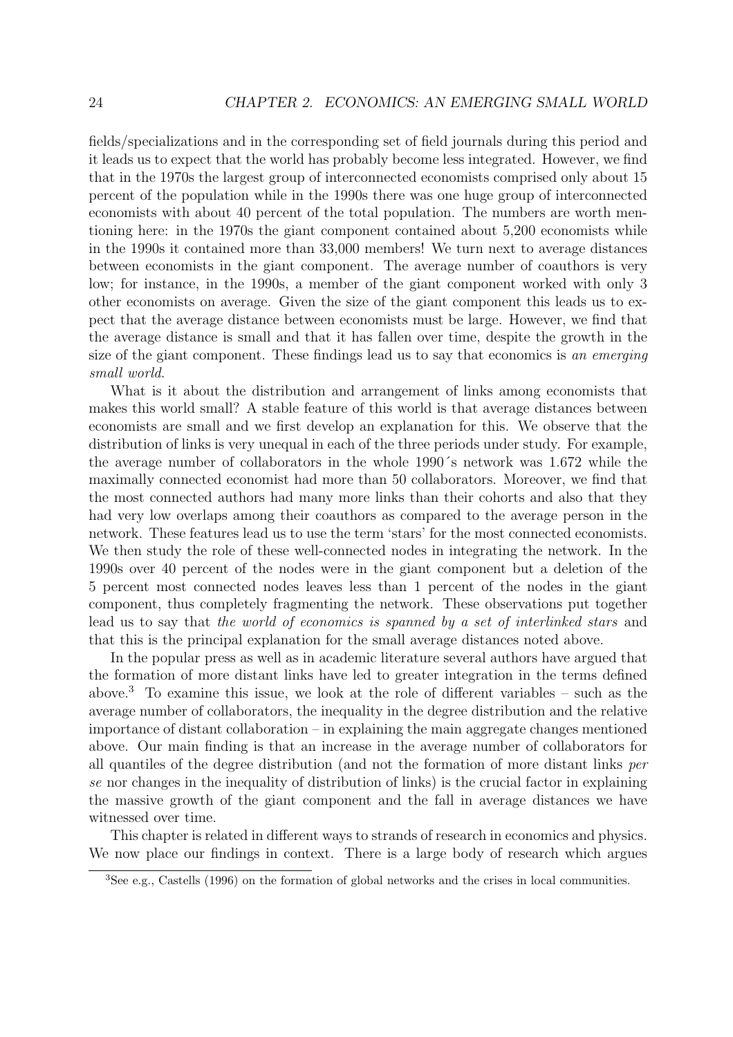fields/specializations and in the corresponding set of field journals during this period and it leads us to expect that the world has probably become less integrated. However, we find that in the 1970s the largest group of interconnected economists comprised only about 15 percent of the population while in the 1990s there was one huge group of interconnected economists with about 40 percent of the total population. The numbers are worth mentioning here: in the 1970s the giant component contained about 5,200 economists while in the 1990s it contained more than 33,000 members! We turn next to average distances between economists in the giant component. The average number of coauthors is very low; for instance, in the 1990s, a member of the giant component worked with only 3 other economists on average. Given the size of the giant component this leads us to expect that the average distance between economists must be large. However, we find that the average distance is small and that it has fallen over time, despite the growth in the size of the giant component. These findings lead us to say that economics is *an emerging small world*.

What is it about the distribution and arrangement of links among economists that makes this world small? A stable feature of this world is that average distances between economists are small and we first develop an explanation for this. We observe that the distribution of links is very unequal in each of the three periods under study. For example, the average number of collaborators in the whole 1990´s network was 1.672 while the maximally connected economist had more than 50 collaborators. Moreover, we find that the most connected authors had many more links than their cohorts and also that they had very low overlaps among their coauthors as compared to the average person in the network. These features lead us to use the term 'stars' for the most connected economists. We then study the role of these well-connected nodes in integrating the network. In the 1990s over 40 percent of the nodes were in the giant component but a deletion of the 5 percent most connected nodes leaves less than 1 percent of the nodes in the giant component, thus completely fragmenting the network. These observations put together lead us to say that *the world of economics is spanned by a set of interlinked stars* and that this is the principal explanation for the small average distances noted above.

In the popular press as well as in academic literature several authors have argued that the formation of more distant links have led to greater integration in the terms defined above.[3] To examine this issue, we look at the role of different variables – such as the average number of collaborators, the inequality in the degree distribution and the relative importance of distant collaboration – in explaining the main aggregate changes mentioned above. Our main finding is that an increase in the average number of collaborators for all quantiles of the degree distribution (and not the formation of more distant links *per se* nor changes in the inequality of distribution of links) is the crucial factor in explaining the massive growth of the giant component and the fall in average distances we have witnessed over time.

This chapter is related in different ways to strands of research in economics and physics. We now place our findings in context. There is a large body of research which argues

[3]See e.g., Castells (1996) on the formation of global networks and the crises in local communities.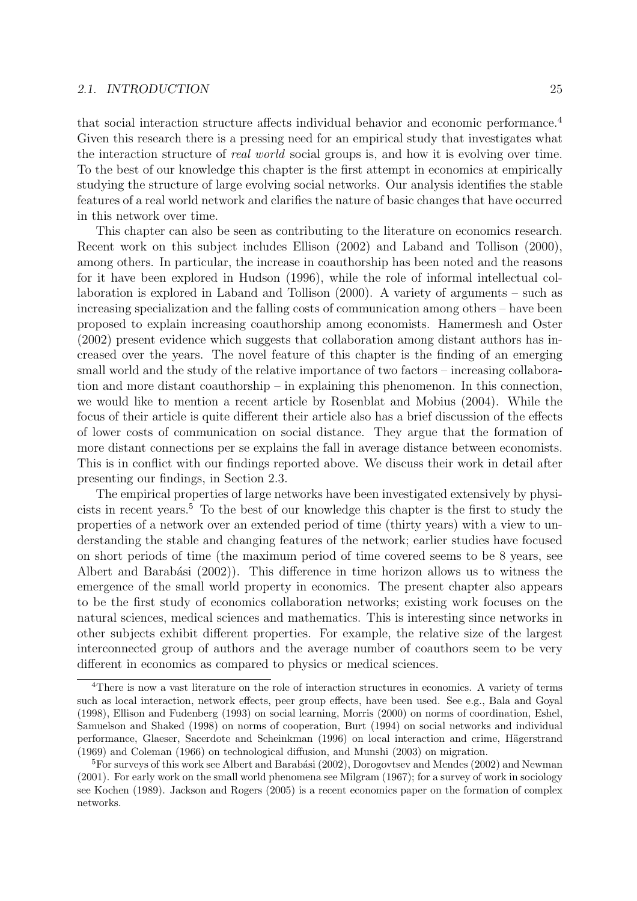that social interaction structure affects individual behavior and economic performance.[4] Given this research there is a pressing need for an empirical study that investigates what the interaction structure of *real world* social groups is, and how it is evolving over time. To the best of our knowledge this chapter is the first attempt in economics at empirically studying the structure of large evolving social networks. Our analysis identifies the stable features of a real world network and clarifies the nature of basic changes that have occurred in this network over time.

This chapter can also be seen as contributing to the literature on economics research. Recent work on this subject includes Ellison (2002) and Laband and Tollison (2000), among others. In particular, the increase in coauthorship has been noted and the reasons for it have been explored in Hudson (1996), while the role of informal intellectual collaboration is explored in Laband and Tollison (2000). A variety of arguments – such as increasing specialization and the falling costs of communication among others – have been proposed to explain increasing coauthorship among economists. Hamermesh and Oster (2002) present evidence which suggests that collaboration among distant authors has increased over the years. The novel feature of this chapter is the finding of an emerging small world and the study of the relative importance of two factors – increasing collaboration and more distant coauthorship – in explaining this phenomenon. In this connection, we would like to mention a recent article by Rosenblat and Mobius (2004). While the focus of their article is quite different their article also has a brief discussion of the effects of lower costs of communication on social distance. They argue that the formation of more distant connections per se explains the fall in average distance between economists. This is in conflict with our findings reported above. We discuss their work in detail after presenting our findings, in Section 2.3.

The empirical properties of large networks have been investigated extensively by physicists in recent years.[5] To the best of our knowledge this chapter is the first to study the properties of a network over an extended period of time (thirty years) with a view to understanding the stable and changing features of the network; earlier studies have focused on short periods of time (the maximum period of time covered seems to be 8 years, see Albert and Barabási (2002)). This difference in time horizon allows us to witness the emergence of the small world property in economics. The present chapter also appears to be the first study of economics collaboration networks; existing work focuses on the natural sciences, medical sciences and mathematics. This is interesting since networks in other subjects exhibit different properties. For example, the relative size of the largest interconnected group of authors and the average number of coauthors seem to be very different in economics as compared to physics or medical sciences.

[4] There is now a vast literature on the role of interaction structures in economics. A variety of terms such as local interaction, network effects, peer group effects, have been used. See e.g., Bala and Goyal (1998), Ellison and Fudenberg (1993) on social learning, Morris (2000) on norms of coordination, Eshel, Samuelson and Shaked (1998) on norms of cooperation, Burt (1994) on social networks and individual performance, Glaeser, Sacerdote and Scheinkman (1996) on local interaction and crime, Hägerstrand (1969) and Coleman (1966) on technological diffusion, and Munshi (2003) on migration.

[5] For surveys of this work see Albert and Barabási (2002), Dorogovtsev and Mendes (2002) and Newman (2001). For early work on the small world phenomena see Milgram (1967); for a survey of work in sociology see Kochen (1989). Jackson and Rogers (2005) is a recent economics paper on the formation of complex networks.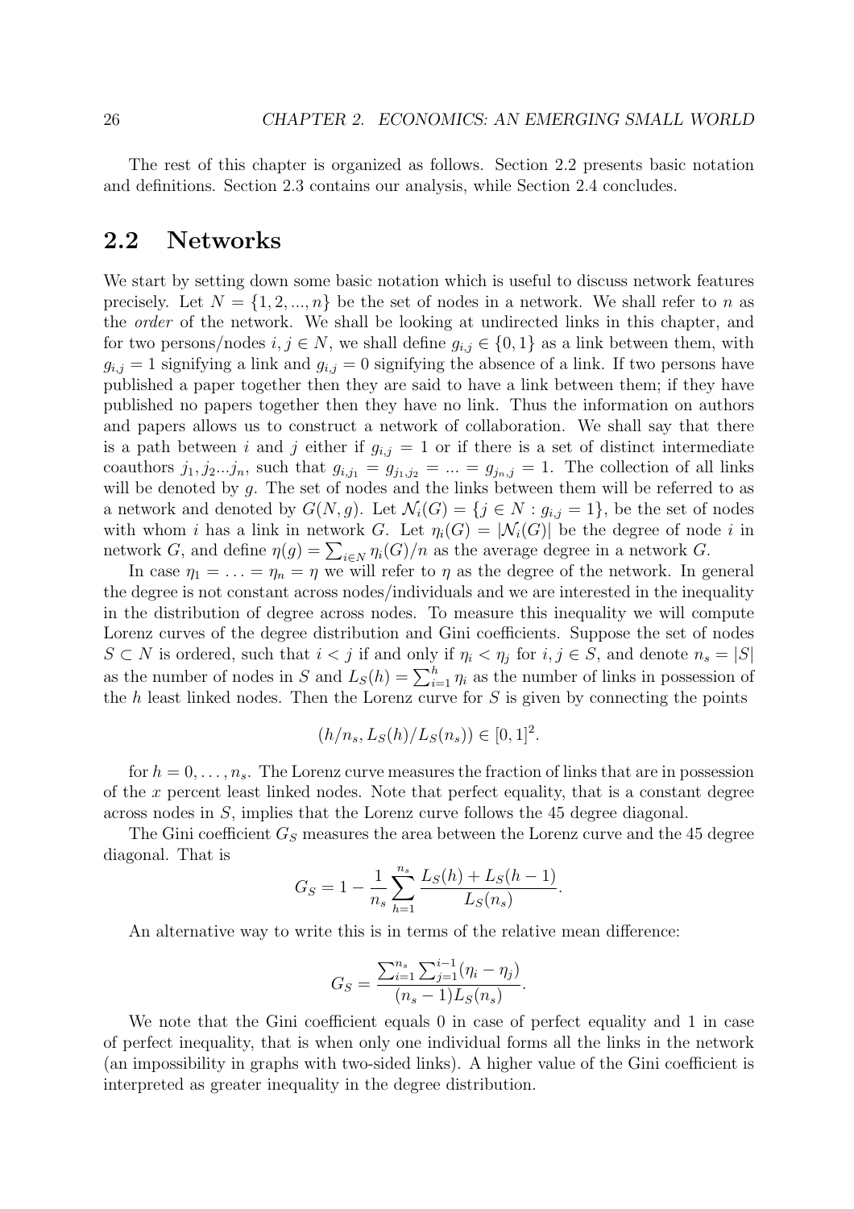The rest of this chapter is organized as follows. Section 2.2 presents basic notation and definitions. Section 2.3 contains our analysis, while Section 2.4 concludes.

## 2.2 Networks

We start by setting down some basic notation which is useful to discuss network features precisely. Let $N = \{1, 2, ..., n\}$ be the set of nodes in a network. We shall refer to $n$ as the *order* of the network. We shall be looking at undirected links in this chapter, and for two persons/nodes $i, j \in N$, we shall define $g_{i,j} \in \{0, 1\}$ as a link between them, with $g_{i,j} = 1$ signifying a link and $g_{i,j} = 0$ signifying the absence of a link. If two persons have published a paper together then they are said to have a link between them; if they have published no papers together then they have no link. Thus the information on authors and papers allows us to construct a network of collaboration. We shall say that there is a path between $i$ and $j$ either if $g_{i,j} = 1$ or if there is a set of distinct intermediate coauthors $j_1, j_2...j_n$, such that $g_{i,j_1} = g_{j_1,j_2} = ... = g_{j_n,j} = 1$. The collection of all links will be denoted by $g$. The set of nodes and the links between them will be referred to as a network and denoted by $G(N, g)$. Let $\mathcal{N}_i(G) = \{j \in N : g_{i,j} = 1\}$, be the set of nodes with whom $i$ has a link in network $G$. Let $\eta_i(G) = |\mathcal{N}_i(G)|$ be the degree of node $i$ in network $G$, and define $\eta(g) = \sum_{i \in N} \eta_i(G)/n$ as the average degree in a network $G$.

In case $\eta_1 = \ldots = \eta_n = \eta$ we will refer to $\eta$ as the degree of the network. In general the degree is not constant across nodes/individuals and we are interested in the inequality in the distribution of degree across nodes. To measure this inequality we will compute Lorenz curves of the degree distribution and Gini coefficients. Suppose the set of nodes $S \subset N$ is ordered, such that $i < j$ if and only if $\eta_i < \eta_j$ for $i, j \in S$, and denote $n_s = |S|$ as the number of nodes in $S$ and $L_S(h) = \sum_{i=1}^{h} \eta_i$ as the number of links in possession of the $h$ least linked nodes. Then the Lorenz curve for $S$ is given by connecting the points

$$(h/n_s, L_S(h)/L_S(n_s)) \in [0, 1]^2.$$

for $h = 0, \ldots, n_s$. The Lorenz curve measures the fraction of links that are in possession of the $x$ percent least linked nodes. Note that perfect equality, that is a constant degree across nodes in $S$, implies that the Lorenz curve follows the 45 degree diagonal.

The Gini coefficient $G_S$ measures the area between the Lorenz curve and the 45 degree diagonal. That is

$$G_S = 1 - \frac{1}{n_s} \sum_{h=1}^{n_s} \frac{L_S(h) + L_S(h-1)}{L_S(n_s)}.$$

An alternative way to write this is in terms of the relative mean difference:

$$G_S = \frac{\sum_{i=1}^{n_s} \sum_{j=1}^{i-1} (\eta_i - \eta_j)}{(n_s - 1) L_S(n_s)}.$$

We note that the Gini coefficient equals 0 in case of perfect equality and 1 in case of perfect inequality, that is when only one individual forms all the links in the network (an impossibility in graphs with two-sided links). A higher value of the Gini coefficient is interpreted as greater inequality in the degree distribution.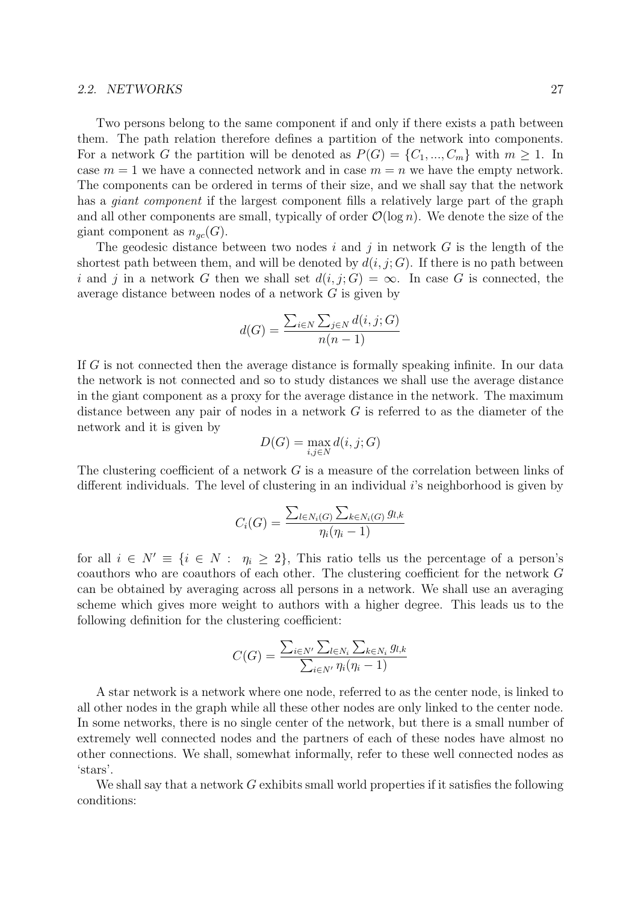Two persons belong to the same component if and only if there exists a path between them. The path relation therefore defines a partition of the network into components. For a network $G$ the partition will be denoted as $P(G) = \{C_1, ..., C_m\}$ with $m \geq 1$. In case $m = 1$ we have a connected network and in case $m = n$ we have the empty network. The components can be ordered in terms of their size, and we shall say that the network has a *giant component* if the largest component fills a relatively large part of the graph and all other components are small, typically of order $\mathcal{O}(\log n)$. We denote the size of the giant component as $n_{gc}(G)$.

The geodesic distance between two nodes $i$ and $j$ in network $G$ is the length of the shortest path between them, and will be denoted by $d(i, j; G)$. If there is no path between $i$ and $j$ in a network $G$ then we shall set $d(i, j; G) = \infty$. In case $G$ is connected, the average distance between nodes of a network $G$ is given by

$$d(G) = \frac{\sum_{i \in N} \sum_{j \in N} d(i, j; G)}{n(n-1)}$$

If $G$ is not connected then the average distance is formally speaking infinite. In our data the network is not connected and so to study distances we shall use the average distance in the giant component as a proxy for the average distance in the network. The maximum distance between any pair of nodes in a network $G$ is referred to as the diameter of the network and it is given by

$$D(G) = \max_{i,j \in N} d(i, j; G)$$

The clustering coefficient of a network $G$ is a measure of the correlation between links of different individuals. The level of clustering in an individual $i$'s neighborhood is given by

$$C_i(G) = \frac{\sum_{l \in N_i(G)} \sum_{k \in N_i(G)} g_{l,k}}{\eta_i(\eta_i - 1)}$$

for all $i \in N' \equiv \{i \in N : \ \eta_i \geq 2\}$, This ratio tells us the percentage of a person's coauthors who are coauthors of each other. The clustering coefficient for the network $G$ can be obtained by averaging across all persons in a network. We shall use an averaging scheme which gives more weight to authors with a higher degree. This leads us to the following definition for the clustering coefficient:

$$C(G) = \frac{\sum_{i \in N'} \sum_{l \in N_i} \sum_{k \in N_i} g_{l,k}}{\sum_{i \in N'} \eta_i(\eta_i - 1)}$$

A star network is a network where one node, referred to as the center node, is linked to all other nodes in the graph while all these other nodes are only linked to the center node. In some networks, there is no single center of the network, but there is a small number of extremely well connected nodes and the partners of each of these nodes have almost no other connections. We shall, somewhat informally, refer to these well connected nodes as 'stars'.

We shall say that a network $G$ exhibits small world properties if it satisfies the following conditions: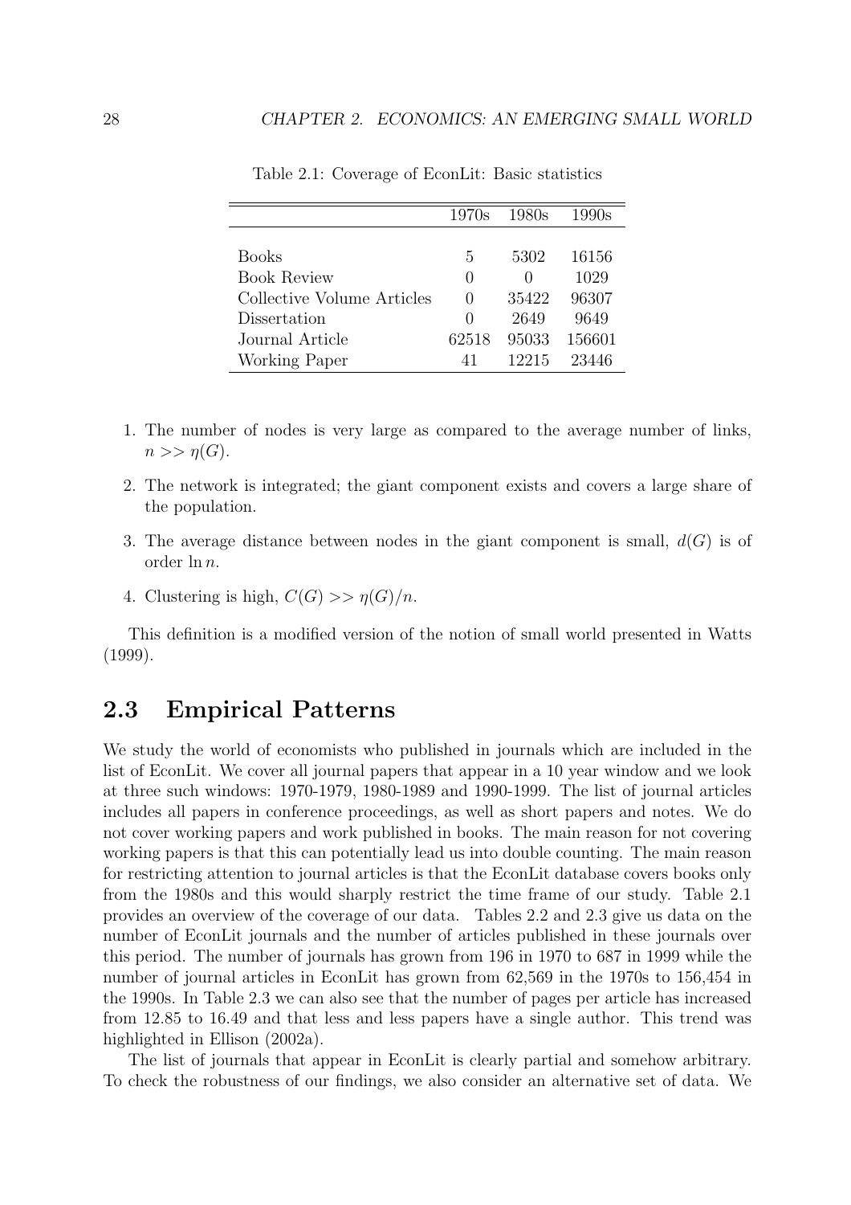Table 2.1: Coverage of EconLit: Basic statistics

| | 1970s | 1980s | 1990s |
|---|---|---|---|
| Books | 5 | 5302 | 16156 |
| Book Review | 0 | 0 | 1029 |
| Collective Volume Articles | 0 | 35422 | 96307 |
| Dissertation | 0 | 2649 | 9649 |
| Journal Article | 62518 | 95033 | 156601 |
| Working Paper | 41 | 12215 | 23446 |

1. The number of nodes is very large as compared to the average number of links, $n >> \eta(G)$.
2. The network is integrated; the giant component exists and covers a large share of the population.
3. The average distance between nodes in the giant component is small, $d(G)$ is of order $\ln n$.
4. Clustering is high, $C(G) >> \eta(G)/n$.

This definition is a modified version of the notion of small world presented in Watts (1999).

## 2.3 Empirical Patterns

We study the world of economists who published in journals which are included in the list of EconLit. We cover all journal papers that appear in a 10 year window and we look at three such windows: 1970-1979, 1980-1989 and 1990-1999. The list of journal articles includes all papers in conference proceedings, as well as short papers and notes. We do not cover working papers and work published in books. The main reason for not covering working papers is that this can potentially lead us into double counting. The main reason for restricting attention to journal articles is that the EconLit database covers books only from the 1980s and this would sharply restrict the time frame of our study. Table 2.1 provides an overview of the coverage of our data. Tables 2.2 and 2.3 give us data on the number of EconLit journals and the number of articles published in these journals over this period. The number of journals has grown from 196 in 1970 to 687 in 1999 while the number of journal articles in EconLit has grown from 62,569 in the 1970s to 156,454 in the 1990s. In Table 2.3 we can also see that the number of pages per article has increased from 12.85 to 16.49 and that less and less papers have a single author. This trend was highlighted in Ellison (2002a).

The list of journals that appear in EconLit is clearly partial and somehow arbitrary. To check the robustness of our findings, we also consider an alternative set of data. We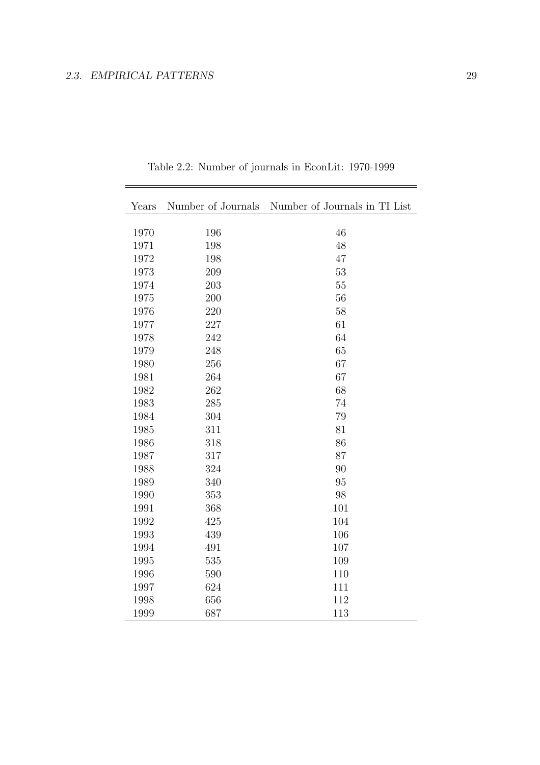Table 2.2: Number of journals in EconLit: 1970-1999

| Years | Number of Journals | Number of Journals in TI List |
|---|---|---|
| 1970 | 196 | 46 |
| 1971 | 198 | 48 |
| 1972 | 198 | 47 |
| 1973 | 209 | 53 |
| 1974 | 203 | 55 |
| 1975 | 200 | 56 |
| 1976 | 220 | 58 |
| 1977 | 227 | 61 |
| 1978 | 242 | 64 |
| 1979 | 248 | 65 |
| 1980 | 256 | 67 |
| 1981 | 264 | 67 |
| 1982 | 262 | 68 |
| 1983 | 285 | 74 |
| 1984 | 304 | 79 |
| 1985 | 311 | 81 |
| 1986 | 318 | 86 |
| 1987 | 317 | 87 |
| 1988 | 324 | 90 |
| 1989 | 340 | 95 |
| 1990 | 353 | 98 |
| 1991 | 368 | 101 |
| 1992 | 425 | 104 |
| 1993 | 439 | 106 |
| 1994 | 491 | 107 |
| 1995 | 535 | 109 |
| 1996 | 590 | 110 |
| 1997 | 624 | 111 |
| 1998 | 656 | 112 |
| 1999 | 687 | 113 |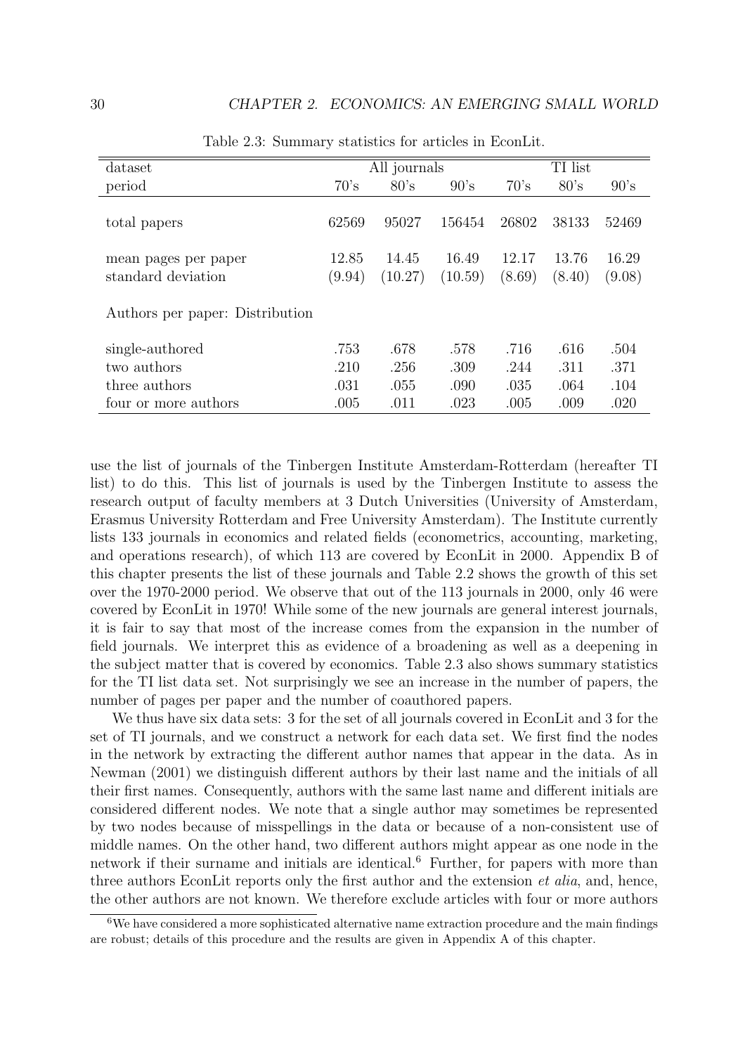Table 2.3: Summary statistics for articles in EconLit.

| dataset | All journals | | | TI list | | |
|---|---|---|---|---|---|---|
| period | 70's | 80's | 90's | 70's | 80's | 90's |
| total papers | 62569 | 95027 | 156454 | 26802 | 38133 | 52469 |
| mean pages per paper | 12.85 | 14.45 | 16.49 | 12.17 | 13.76 | 16.29 |
| standard deviation | (9.94) | (10.27) | (10.59) | (8.69) | (8.40) | (9.08) |
| Authors per paper: Distribution | | | | | | |
| single-authored | .753 | .678 | .578 | .716 | .616 | .504 |
| two authors | .210 | .256 | .309 | .244 | .311 | .371 |
| three authors | .031 | .055 | .090 | .035 | .064 | .104 |
| four or more authors | .005 | .011 | .023 | .005 | .009 | .020 |

use the list of journals of the Tinbergen Institute Amsterdam-Rotterdam (hereafter TI list) to do this. This list of journals is used by the Tinbergen Institute to assess the research output of faculty members at 3 Dutch Universities (University of Amsterdam, Erasmus University Rotterdam and Free University Amsterdam). The Institute currently lists 133 journals in economics and related fields (econometrics, accounting, marketing, and operations research), of which 113 are covered by EconLit in 2000. Appendix B of this chapter presents the list of these journals and Table 2.2 shows the growth of this set over the 1970-2000 period. We observe that out of the 113 journals in 2000, only 46 were covered by EconLit in 1970! While some of the new journals are general interest journals, it is fair to say that most of the increase comes from the expansion in the number of field journals. We interpret this as evidence of a broadening as well as a deepening in the subject matter that is covered by economics. Table 2.3 also shows summary statistics for the TI list data set. Not surprisingly we see an increase in the number of papers, the number of pages per paper and the number of coauthored papers.

We thus have six data sets: 3 for the set of all journals covered in EconLit and 3 for the set of TI journals, and we construct a network for each data set. We first find the nodes in the network by extracting the different author names that appear in the data. As in Newman (2001) we distinguish different authors by their last name and the initials of all their first names. Consequently, authors with the same last name and different initials are considered different nodes. We note that a single author may sometimes be represented by two nodes because of misspellings in the data or because of a non-consistent use of middle names. On the other hand, two different authors might appear as one node in the network if their surname and initials are identical.[6] Further, for papers with more than three authors EconLit reports only the first author and the extension *et alia*, and, hence, the other authors are not known. We therefore exclude articles with four or more authors

[6] We have considered a more sophisticated alternative name extraction procedure and the main findings are robust; details of this procedure and the results are given in Appendix A of this chapter.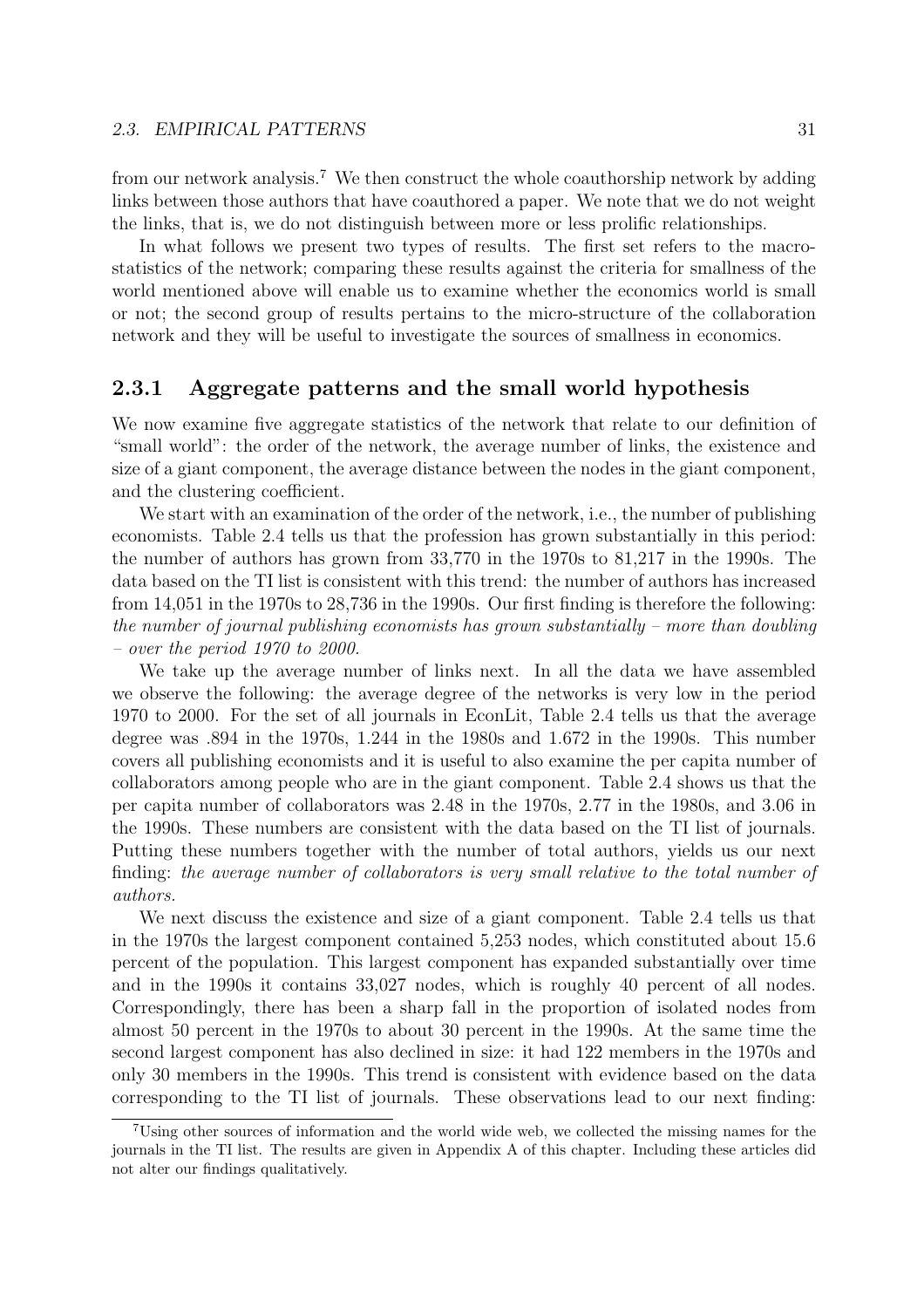from our network analysis.[7] We then construct the whole coauthorship network by adding links between those authors that have coauthored a paper. We note that we do not weight the links, that is, we do not distinguish between more or less prolific relationships.

In what follows we present two types of results. The first set refers to the macro-statistics of the network; comparing these results against the criteria for smallness of the world mentioned above will enable us to examine whether the economics world is small or not; the second group of results pertains to the micro-structure of the collaboration network and they will be useful to investigate the sources of smallness in economics.

### 2.3.1 Aggregate patterns and the small world hypothesis

We now examine five aggregate statistics of the network that relate to our definition of "small world": the order of the network, the average number of links, the existence and size of a giant component, the average distance between the nodes in the giant component, and the clustering coefficient.

We start with an examination of the order of the network, i.e., the number of publishing economists. Table 2.4 tells us that the profession has grown substantially in this period: the number of authors has grown from 33,770 in the 1970s to 81,217 in the 1990s. The data based on the TI list is consistent with this trend: the number of authors has increased from 14,051 in the 1970s to 28,736 in the 1990s. Our first finding is therefore the following: *the number of journal publishing economists has grown substantially – more than doubling – over the period 1970 to 2000.*

We take up the average number of links next. In all the data we have assembled we observe the following: the average degree of the networks is very low in the period 1970 to 2000. For the set of all journals in EconLit, Table 2.4 tells us that the average degree was .894 in the 1970s, 1.244 in the 1980s and 1.672 in the 1990s. This number covers all publishing economists and it is useful to also examine the per capita number of collaborators among people who are in the giant component. Table 2.4 shows us that the per capita number of collaborators was 2.48 in the 1970s, 2.77 in the 1980s, and 3.06 in the 1990s. These numbers are consistent with the data based on the TI list of journals. Putting these numbers together with the number of total authors, yields us our next finding: *the average number of collaborators is very small relative to the total number of authors.*

We next discuss the existence and size of a giant component. Table 2.4 tells us that in the 1970s the largest component contained 5,253 nodes, which constituted about 15.6 percent of the population. This largest component has expanded substantially over time and in the 1990s it contains 33,027 nodes, which is roughly 40 percent of all nodes. Correspondingly, there has been a sharp fall in the proportion of isolated nodes from almost 50 percent in the 1970s to about 30 percent in the 1990s. At the same time the second largest component has also declined in size: it had 122 members in the 1970s and only 30 members in the 1990s. This trend is consistent with evidence based on the data corresponding to the TI list of journals. These observations lead to our next finding:

[7] Using other sources of information and the world wide web, we collected the missing names for the journals in the TI list. The results are given in Appendix A of this chapter. Including these articles did not alter our findings qualitatively.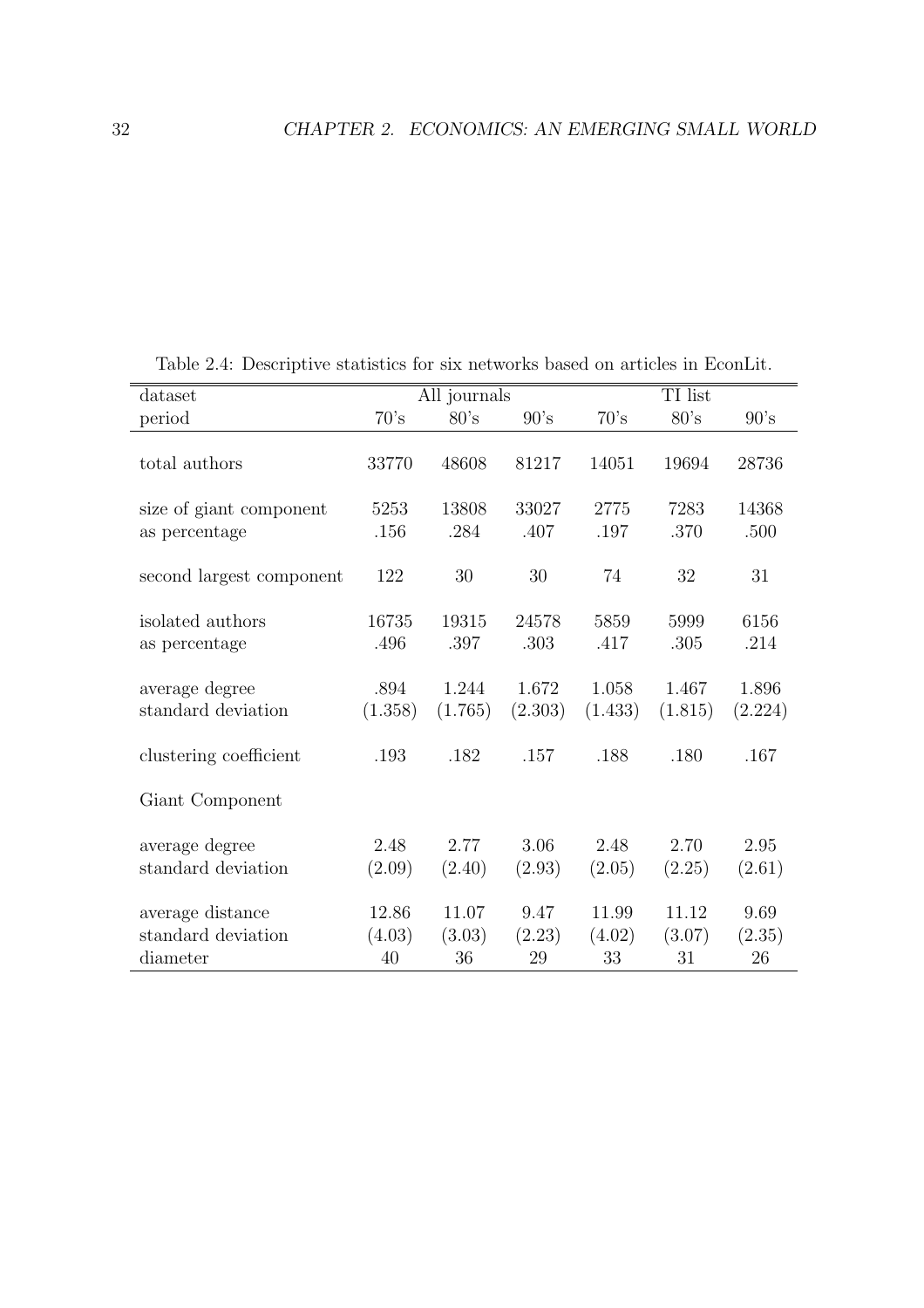Table 2.4: Descriptive statistics for six networks based on articles in EconLit.

| dataset | All journals | | | TI list | | |
|---|---|---|---|---|---|---|
| period | 70's | 80's | 90's | 70's | 80's | 90's |
| total authors | 33770 | 48608 | 81217 | 14051 | 19694 | 28736 |
| size of giant component | 5253 | 13808 | 33027 | 2775 | 7283 | 14368 |
| as percentage | .156 | .284 | .407 | .197 | .370 | .500 |
| second largest component | 122 | 30 | 30 | 74 | 32 | 31 |
| isolated authors | 16735 | 19315 | 24578 | 5859 | 5999 | 6156 |
| as percentage | .496 | .397 | .303 | .417 | .305 | .214 |
| average degree | .894 | 1.244 | 1.672 | 1.058 | 1.467 | 1.896 |
| standard deviation | (1.358) | (1.765) | (2.303) | (1.433) | (1.815) | (2.224) |
| clustering coefficient | .193 | .182 | .157 | .188 | .180 | .167 |
| Giant Component | | | | | | |
| average degree | 2.48 | 2.77 | 3.06 | 2.48 | 2.70 | 2.95 |
| standard deviation | (2.09) | (2.40) | (2.93) | (2.05) | (2.25) | (2.61) |
| average distance | 12.86 | 11.07 | 9.47 | 11.99 | 11.12 | 9.69 |
| standard deviation | (4.03) | (3.03) | (2.23) | (4.02) | (3.07) | (2.35) |
| diameter | 40 | 36 | 29 | 33 | 31 | 26 |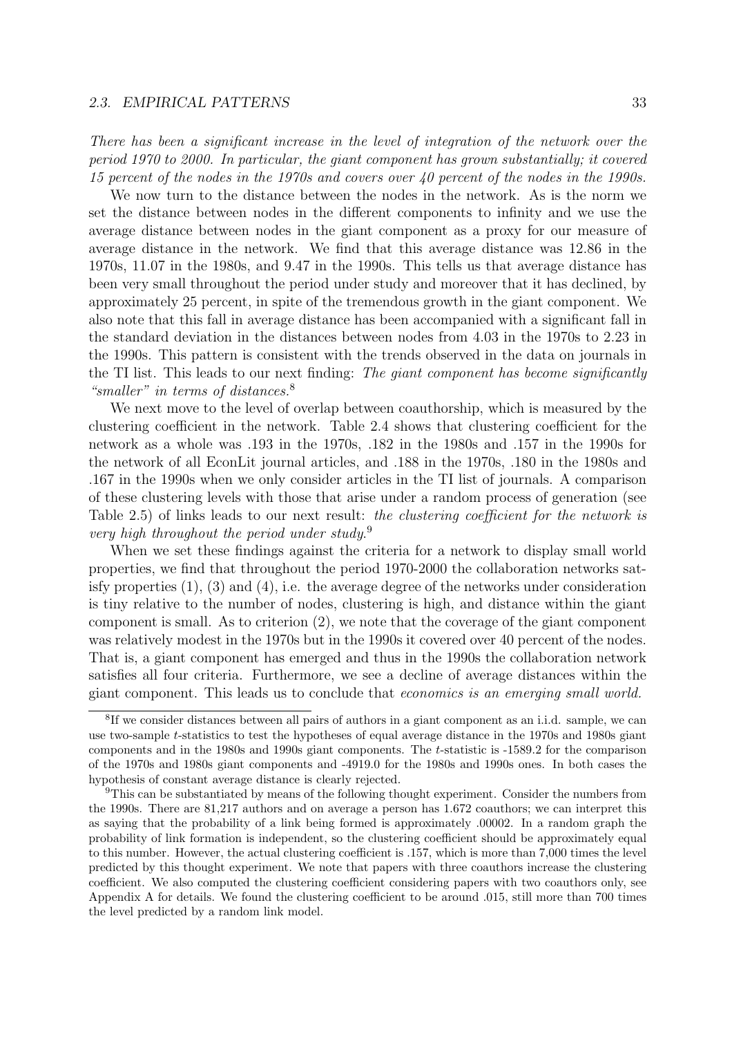*There has been a significant increase in the level of integration of the network over the period 1970 to 2000. In particular, the giant component has grown substantially; it covered 15 percent of the nodes in the 1970s and covers over 40 percent of the nodes in the 1990s.*

We now turn to the distance between the nodes in the network. As is the norm we set the distance between nodes in the different components to infinity and we use the average distance between nodes in the giant component as a proxy for our measure of average distance in the network. We find that this average distance was 12.86 in the 1970s, 11.07 in the 1980s, and 9.47 in the 1990s. This tells us that average distance has been very small throughout the period under study and moreover that it has declined, by approximately 25 percent, in spite of the tremendous growth in the giant component. We also note that this fall in average distance has been accompanied with a significant fall in the standard deviation in the distances between nodes from 4.03 in the 1970s to 2.23 in the 1990s. This pattern is consistent with the trends observed in the data on journals in the TI list. This leads to our next finding: *The giant component has become significantly "smaller" in terms of distances.*[8]

We next move to the level of overlap between coauthorship, which is measured by the clustering coefficient in the network. Table 2.4 shows that clustering coefficient for the network as a whole was .193 in the 1970s, .182 in the 1980s and .157 in the 1990s for the network of all EconLit journal articles, and .188 in the 1970s, .180 in the 1980s and .167 in the 1990s when we only consider articles in the TI list of journals. A comparison of these clustering levels with those that arise under a random process of generation (see Table 2.5) of links leads to our next result: *the clustering coefficient for the network is very high throughout the period under study.*[9]

When we set these findings against the criteria for a network to display small world properties, we find that throughout the period 1970-2000 the collaboration networks satisfy properties (1), (3) and (4), i.e. the average degree of the networks under consideration is tiny relative to the number of nodes, clustering is high, and distance within the giant component is small. As to criterion (2), we note that the coverage of the giant component was relatively modest in the 1970s but in the 1990s it covered over 40 percent of the nodes. That is, a giant component has emerged and thus in the 1990s the collaboration network satisfies all four criteria. Furthermore, we see a decline of average distances within the giant component. This leads us to conclude that *economics is an emerging small world.*

---

[8] If we consider distances between all pairs of authors in a giant component as an i.i.d. sample, we can use two-sample $t$-statistics to test the hypotheses of equal average distance in the 1970s and 1980s giant components and in the 1980s and 1990s giant components. The $t$-statistic is -1589.2 for the comparison of the 1970s and 1980s giant components and -4919.0 for the 1980s and 1990s ones. In both cases the hypothesis of constant average distance is clearly rejected.

[9] This can be substantiated by means of the following thought experiment. Consider the numbers from the 1990s. There are 81,217 authors and on average a person has 1.672 coauthors; we can interpret this as saying that the probability of a link being formed is approximately .00002. In a random graph the probability of link formation is independent, so the clustering coefficient should be approximately equal to this number. However, the actual clustering coefficient is .157, which is more than 7,000 times the level predicted by this thought experiment. We note that papers with three coauthors increase the clustering coefficient. We also computed the clustering coefficient considering papers with two coauthors only, see Appendix A for details. We found the clustering coefficient to be around .015, still more than 700 times the level predicted by a random link model.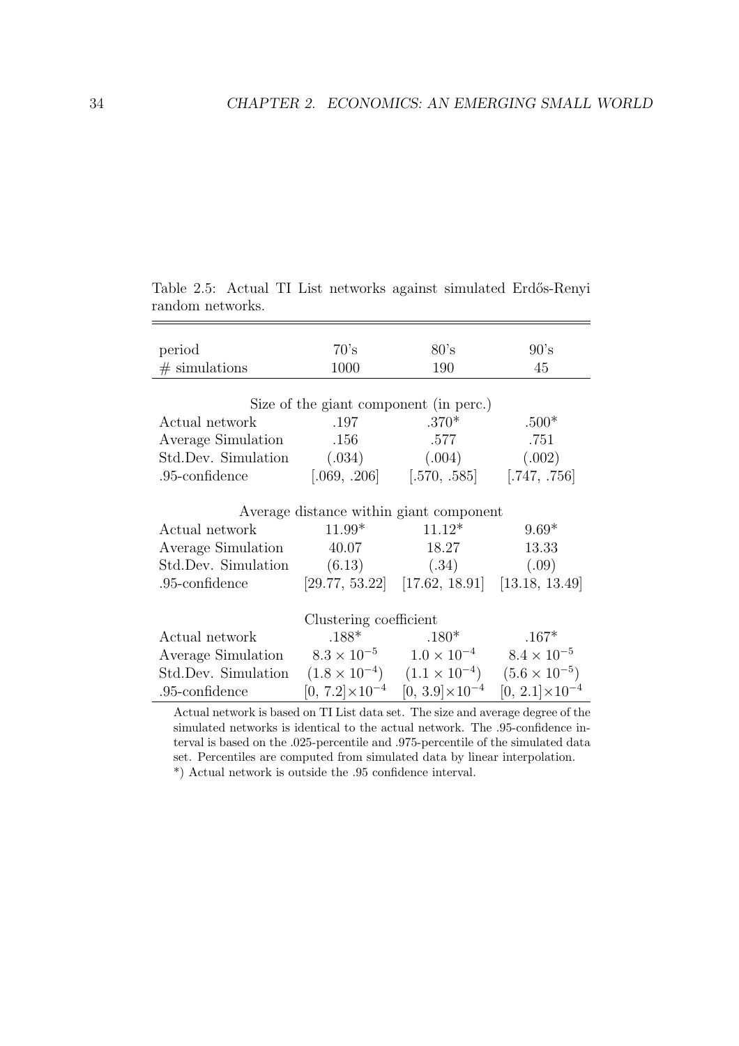Table 2.5: Actual TI List networks against simulated Erdős-Renyi random networks.

| period | 70's | 80's | 90's |
|---|---|---|---|
| # simulations | 1000 | 190 | 45 |
| Size of the giant component (in perc.) | | | |
| Actual network | .197 | .370* | .500* |
| Average Simulation | .156 | .577 | .751 |
| Std.Dev. Simulation | (.034) | (.004) | (.002) |
| .95-confidence | [.069, .206] | [.570, .585] | [.747, .756] |
| Average distance within giant component | | | |
| Actual network | 11.99* | 11.12* | 9.69* |
| Average Simulation | 40.07 | 18.27 | 13.33 |
| Std.Dev. Simulation | (6.13) | (.34) | (.09) |
| .95-confidence | [29.77, 53.22] | [17.62, 18.91] | [13.18, 13.49] |
| Clustering coefficient | | | |
| Actual network | .188* | .180* | .167* |
| Average Simulation | $8.3 \times 10^{-5}$ | $1.0 \times 10^{-4}$ | $8.4 \times 10^{-5}$ |
| Std.Dev. Simulation | $(1.8 \times 10^{-4})$ | $(1.1 \times 10^{-4})$ | $(5.6 \times 10^{-5})$ |
| .95-confidence | $[0,\ 7.2] \times 10^{-4}$ | $[0,\ 3.9] \times 10^{-4}$ | $[0,\ 2.1] \times 10^{-4}$ |

Actual network is based on TI List data set. The size and average degree of the simulated networks is identical to the actual network. The .95-confidence interval is based on the .025-percentile and .975-percentile of the simulated data set. Percentiles are computed from simulated data by linear interpolation.

*) Actual network is outside the .95 confidence interval.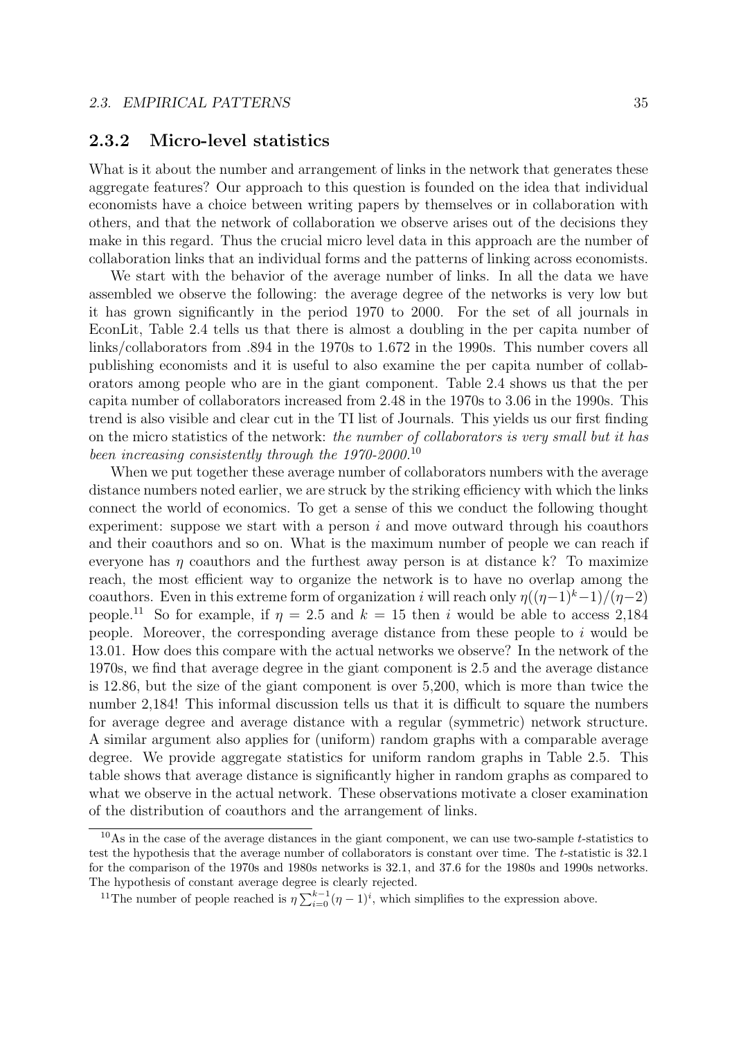## 2.3.2 Micro-level statistics

What is it about the number and arrangement of links in the network that generates these aggregate features? Our approach to this question is founded on the idea that individual economists have a choice between writing papers by themselves or in collaboration with others, and that the network of collaboration we observe arises out of the decisions they make in this regard. Thus the crucial micro level data in this approach are the number of collaboration links that an individual forms and the patterns of linking across economists.

We start with the behavior of the average number of links. In all the data we have assembled we observe the following: the average degree of the networks is very low but it has grown significantly in the period 1970 to 2000. For the set of all journals in EconLit, Table 2.4 tells us that there is almost a doubling in the per capita number of links/collaborators from .894 in the 1970s to 1.672 in the 1990s. This number covers all publishing economists and it is useful to also examine the per capita number of collaborators among people who are in the giant component. Table 2.4 shows us that the per capita number of collaborators increased from 2.48 in the 1970s to 3.06 in the 1990s. This trend is also visible and clear cut in the TI list of Journals. This yields us our first finding on the micro statistics of the network: *the number of collaborators is very small but it has been increasing consistently through the 1970-2000.*[10]

When we put together these average number of collaborators numbers with the average distance numbers noted earlier, we are struck by the striking efficiency with which the links connect the world of economics. To get a sense of this we conduct the following thought experiment: suppose we start with a person $i$ and move outward through his coauthors and their coauthors and so on. What is the maximum number of people we can reach if everyone has $\eta$ coauthors and the furthest away person is at distance k? To maximize reach, the most efficient way to organize the network is to have no overlap among the coauthors. Even in this extreme form of organization $i$ will reach only $\eta((\eta-1)^k-1)/(\eta-2)$ people.[11] So for example, if $\eta = 2.5$ and $k = 15$ then $i$ would be able to access 2,184 people. Moreover, the corresponding average distance from these people to $i$ would be 13.01. How does this compare with the actual networks we observe? In the network of the 1970s, we find that average degree in the giant component is 2.5 and the average distance is 12.86, but the size of the giant component is over 5,200, which is more than twice the number 2,184! This informal discussion tells us that it is difficult to square the numbers for average degree and average distance with a regular (symmetric) network structure. A similar argument also applies for (uniform) random graphs with a comparable average degree. We provide aggregate statistics for uniform random graphs in Table 2.5. This table shows that average distance is significantly higher in random graphs as compared to what we observe in the actual network. These observations motivate a closer examination of the distribution of coauthors and the arrangement of links.

---

[10] As in the case of the average distances in the giant component, we can use two-sample $t$-statistics to test the hypothesis that the average number of collaborators is constant over time. The $t$-statistic is 32.1 for the comparison of the 1970s and 1980s networks is 32.1, and 37.6 for the 1980s and 1990s networks. The hypothesis of constant average degree is clearly rejected.

[11] The number of people reached is $\eta \sum_{i=0}^{k-1} (\eta - 1)^i$, which simplifies to the expression above.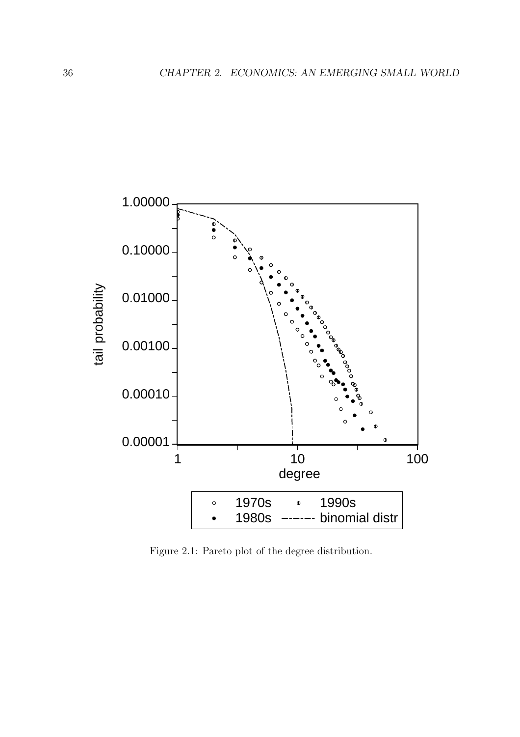Figure 2.1: Pareto plot of the degree distribution.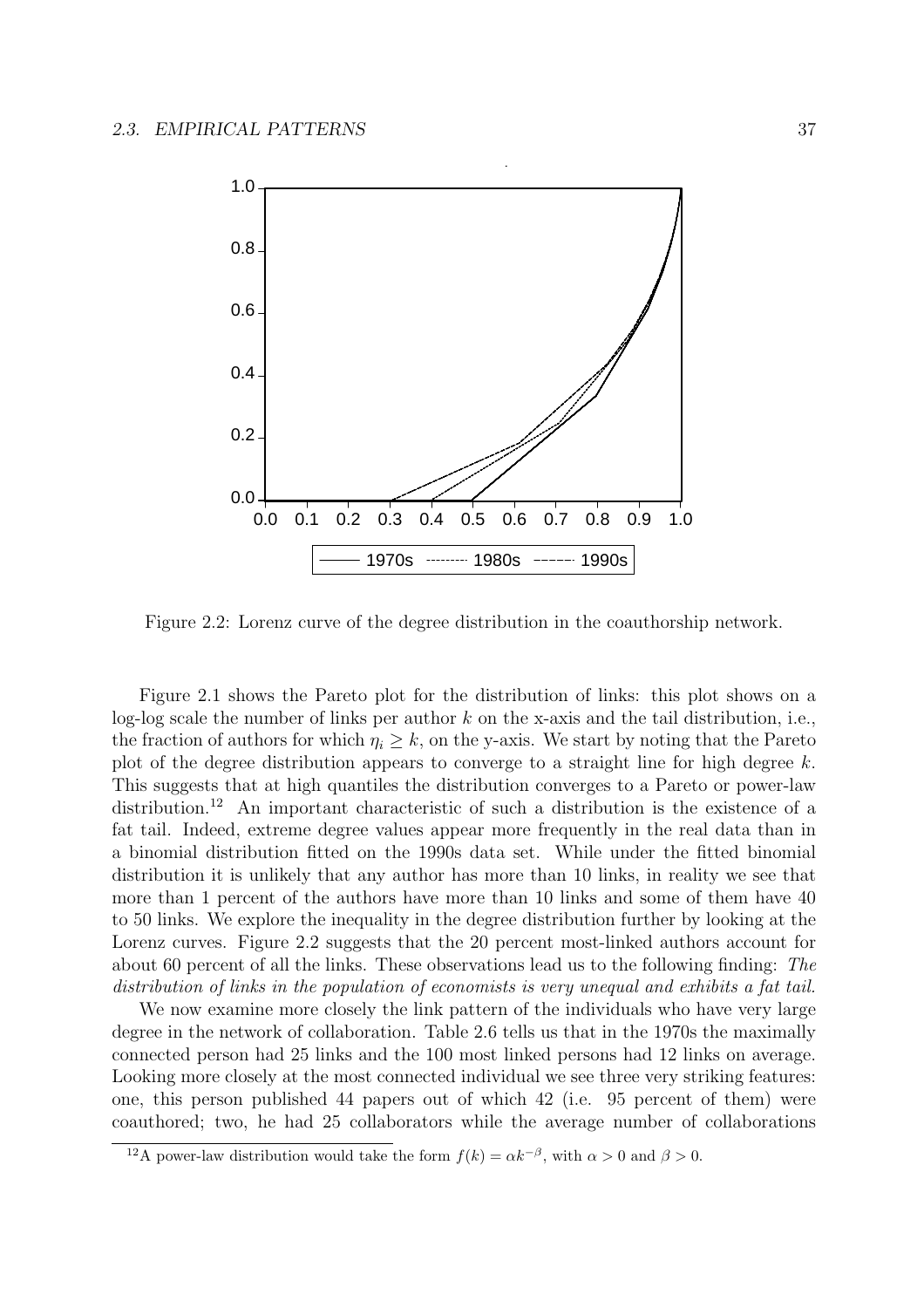Figure 2.2: Lorenz curve of the degree distribution in the coauthorship network.

Figure 2.1 shows the Pareto plot for the distribution of links: this plot shows on a log-log scale the number of links per author $k$ on the x-axis and the tail distribution, i.e., the fraction of authors for which $\eta_i \geq k$, on the y-axis. We start by noting that the Pareto plot of the degree distribution appears to converge to a straight line for high degree $k$. This suggests that at high quantiles the distribution converges to a Pareto or power-law distribution.[12] An important characteristic of such a distribution is the existence of a fat tail. Indeed, extreme degree values appear more frequently in the real data than in a binomial distribution fitted on the 1990s data set. While under the fitted binomial distribution it is unlikely that any author has more than 10 links, in reality we see that more than 1 percent of the authors have more than 10 links and some of them have 40 to 50 links. We explore the inequality in the degree distribution further by looking at the Lorenz curves. Figure 2.2 suggests that the 20 percent most-linked authors account for about 60 percent of all the links. These observations lead us to the following finding: *The distribution of links in the population of economists is very unequal and exhibits a fat tail.*

We now examine more closely the link pattern of the individuals who have very large degree in the network of collaboration. Table 2.6 tells us that in the 1970s the maximally connected person had 25 links and the 100 most linked persons had 12 links on average. Looking more closely at the most connected individual we see three very striking features: one, this person published 44 papers out of which 42 (i.e. 95 percent of them) were coauthored; two, he had 25 collaborators while the average number of collaborations

[12] A power-law distribution would take the form $f(k) = \alpha k^{-\beta}$, with $\alpha > 0$ and $\beta > 0$.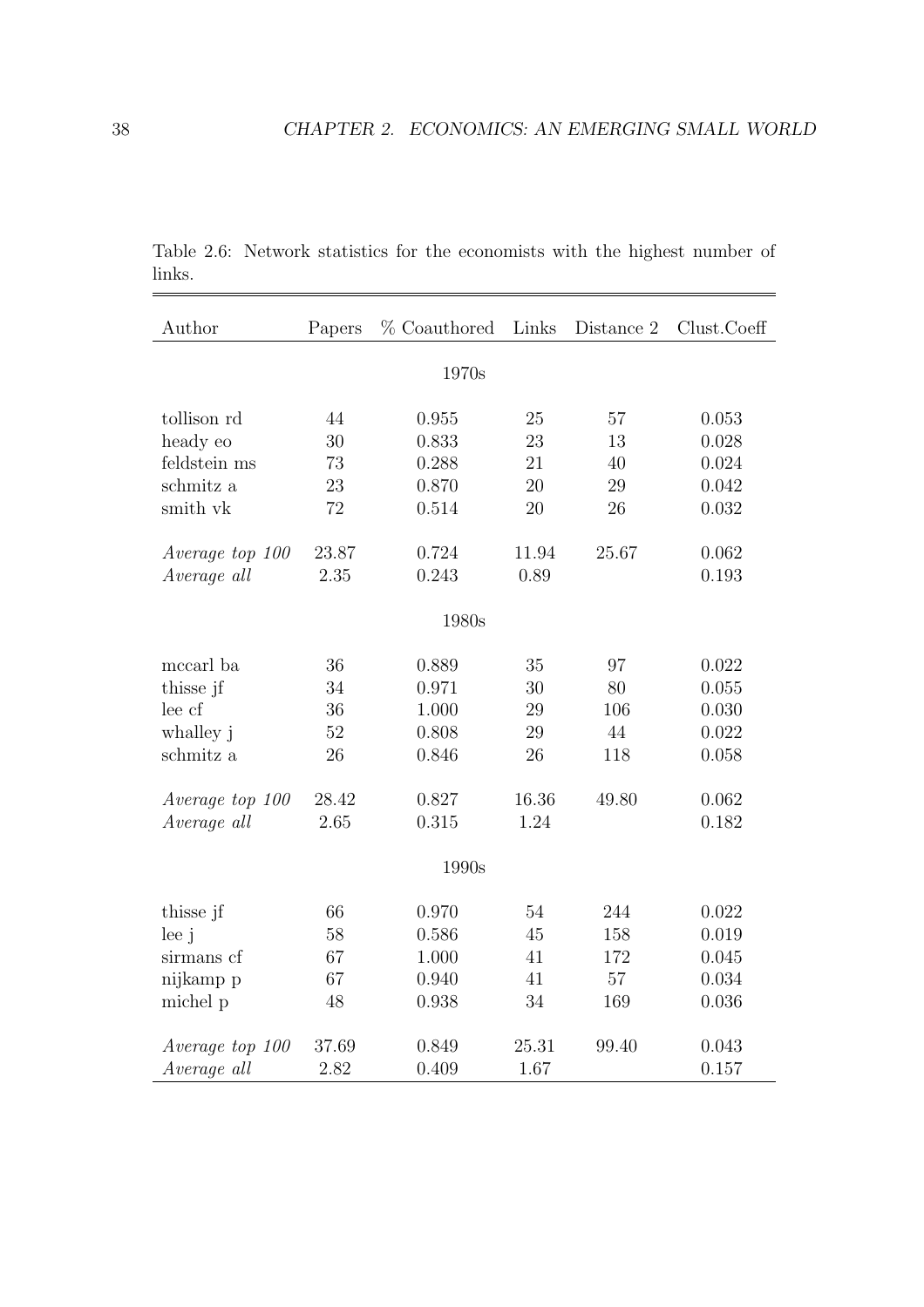Table 2.6: Network statistics for the economists with the highest number of links.

| Author | Papers | % Coauthored | Links | Distance 2 | Clust.Coeff |
|---|---|---|---|---|---|
| | | 1970s | | | |
| tollison rd | 44 | 0.955 | 25 | 57 | 0.053 |
| heady eo | 30 | 0.833 | 23 | 13 | 0.028 |
| feldstein ms | 73 | 0.288 | 21 | 40 | 0.024 |
| schmitz a | 23 | 0.870 | 20 | 29 | 0.042 |
| smith vk | 72 | 0.514 | 20 | 26 | 0.032 |
| *Average top 100* | 23.87 | 0.724 | 11.94 | 25.67 | 0.062 |
| *Average all* | 2.35 | 0.243 | 0.89 | | 0.193 |
| | | 1980s | | | |
| mccarl ba | 36 | 0.889 | 35 | 97 | 0.022 |
| thisse jf | 34 | 0.971 | 30 | 80 | 0.055 |
| lee cf | 36 | 1.000 | 29 | 106 | 0.030 |
| whalley j | 52 | 0.808 | 29 | 44 | 0.022 |
| schmitz a | 26 | 0.846 | 26 | 118 | 0.058 |
| *Average top 100* | 28.42 | 0.827 | 16.36 | 49.80 | 0.062 |
| *Average all* | 2.65 | 0.315 | 1.24 | | 0.182 |
| | | 1990s | | | |
| thisse jf | 66 | 0.970 | 54 | 244 | 0.022 |
| lee j | 58 | 0.586 | 45 | 158 | 0.019 |
| sirmans cf | 67 | 1.000 | 41 | 172 | 0.045 |
| nijkamp p | 67 | 0.940 | 41 | 57 | 0.034 |
| michel p | 48 | 0.938 | 34 | 169 | 0.036 |
| *Average top 100* | 37.69 | 0.849 | 25.31 | 99.40 | 0.043 |
| *Average all* | 2.82 | 0.409 | 1.67 | | 0.157 |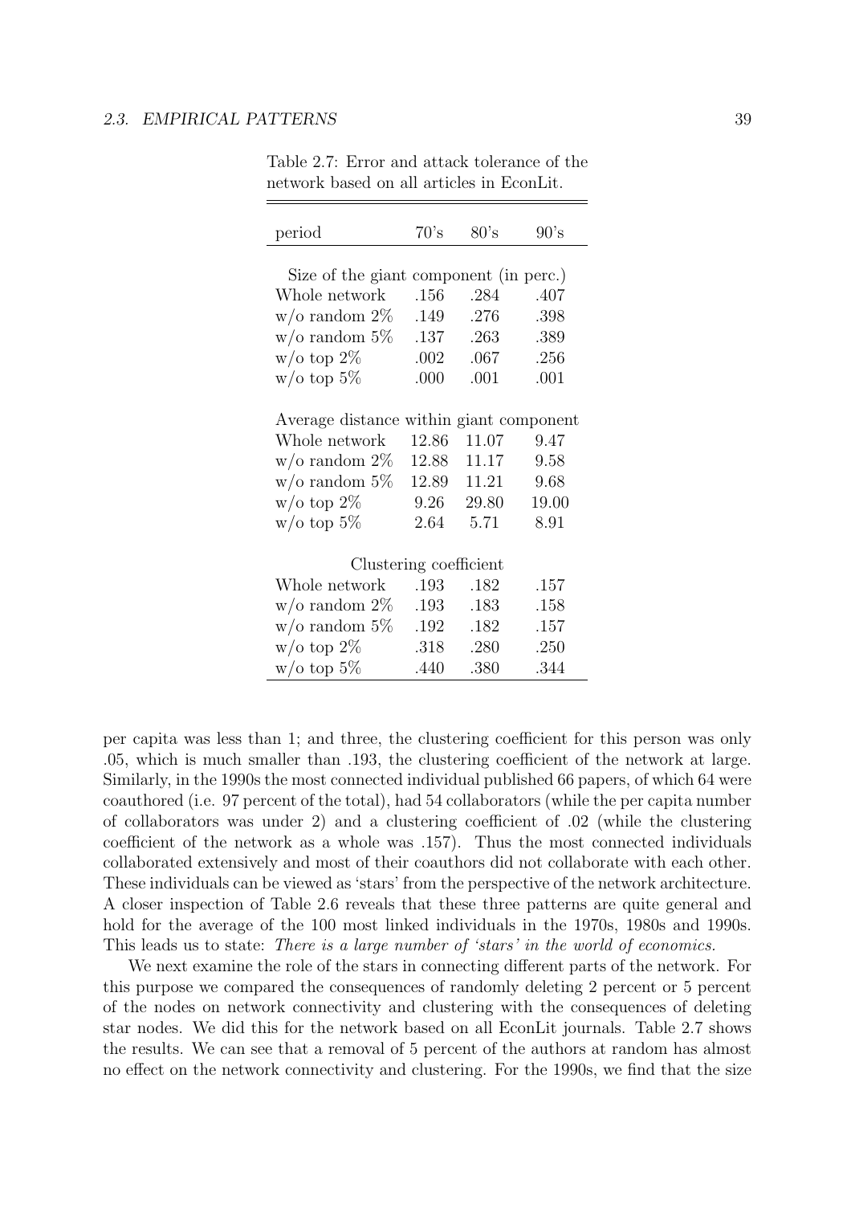Table 2.7: Error and attack tolerance of the network based on all articles in EconLit.

| period | 70's | 80's | 90's |
|---|---|---|---|
| Size of the giant component (in perc.) | | | |
| Whole network | .156 | .284 | .407 |
| w/o random 2% | .149 | .276 | .398 |
| w/o random 5% | .137 | .263 | .389 |
| w/o top 2% | .002 | .067 | .256 |
| w/o top 5% | .000 | .001 | .001 |
| Average distance within giant component | | | |
| Whole network | 12.86 | 11.07 | 9.47 |
| w/o random 2% | 12.88 | 11.17 | 9.58 |
| w/o random 5% | 12.89 | 11.21 | 9.68 |
| w/o top 2% | 9.26 | 29.80 | 19.00 |
| w/o top 5% | 2.64 | 5.71 | 8.91 |
| Clustering coefficient | | | |
| Whole network | .193 | .182 | .157 |
| w/o random 2% | .193 | .183 | .158 |
| w/o random 5% | .192 | .182 | .157 |
| w/o top 2% | .318 | .280 | .250 |
| w/o top 5% | .440 | .380 | .344 |

per capita was less than 1; and three, the clustering coefficient for this person was only .05, which is much smaller than .193, the clustering coefficient of the network at large. Similarly, in the 1990s the most connected individual published 66 papers, of which 64 were coauthored (i.e. 97 percent of the total), had 54 collaborators (while the per capita number of collaborators was under 2) and a clustering coefficient of .02 (while the clustering coefficient of the network as a whole was .157). Thus the most connected individuals collaborated extensively and most of their coauthors did not collaborate with each other. These individuals can be viewed as 'stars' from the perspective of the network architecture. A closer inspection of Table 2.6 reveals that these three patterns are quite general and hold for the average of the 100 most linked individuals in the 1970s, 1980s and 1990s. This leads us to state: *There is a large number of 'stars' in the world of economics.*

We next examine the role of the stars in connecting different parts of the network. For this purpose we compared the consequences of randomly deleting 2 percent or 5 percent of the nodes on network connectivity and clustering with the consequences of deleting star nodes. We did this for the network based on all EconLit journals. Table 2.7 shows the results. We can see that a removal of 5 percent of the authors at random has almost no effect on the network connectivity and clustering. For the 1990s, we find that the size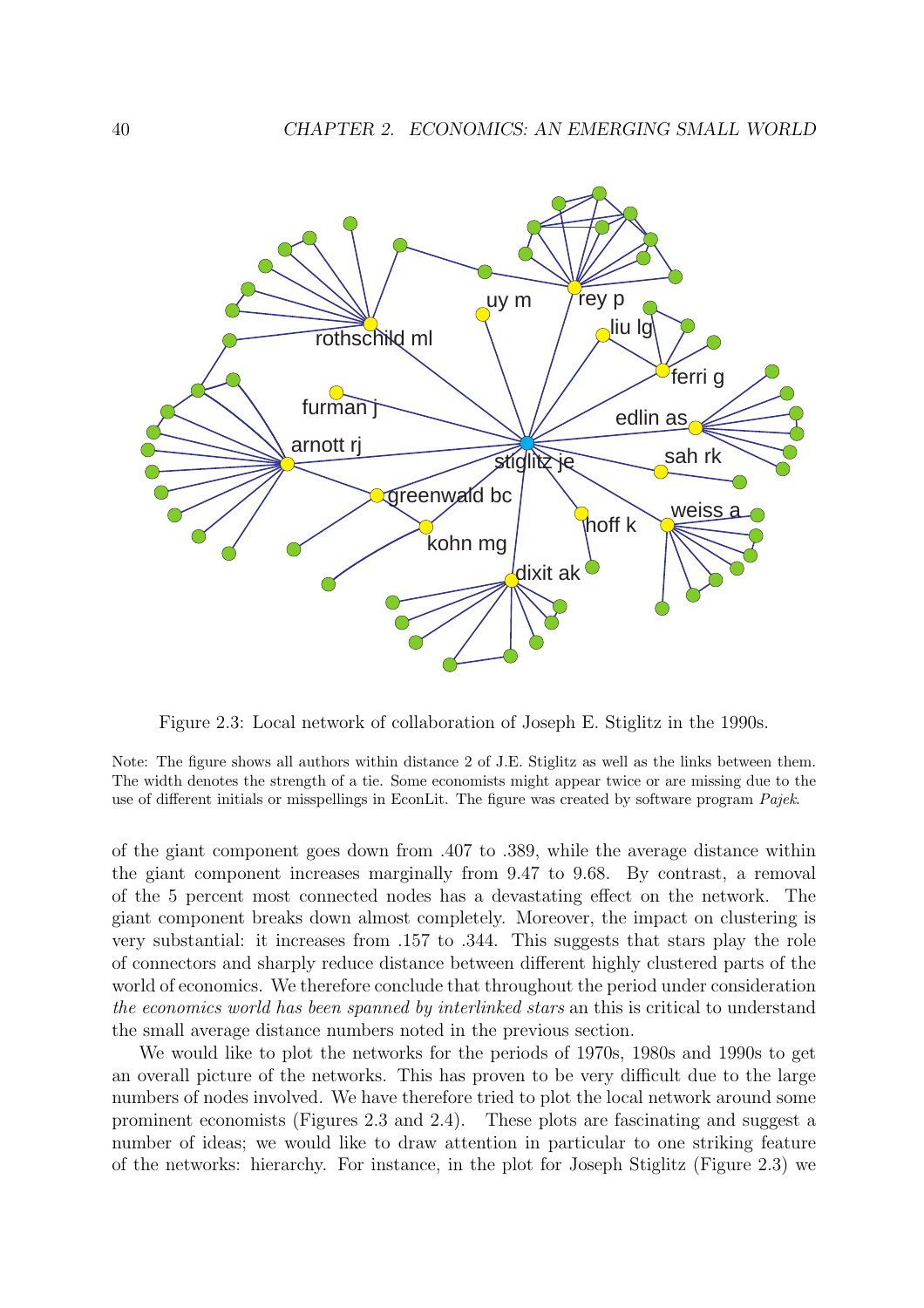Figure 2.3: Local network of collaboration of Joseph E. Stiglitz in the 1990s.

Note: The figure shows all authors within distance 2 of J.E. Stiglitz as well as the links between them. The width denotes the strength of a tie. Some economists might appear twice or are missing due to the use of different initials or misspellings in EconLit. The figure was created by software program *Pajek*.

of the giant component goes down from .407 to .389, while the average distance within the giant component increases marginally from 9.47 to 9.68. By contrast, a removal of the 5 percent most connected nodes has a devastating effect on the network. The giant component breaks down almost completely. Moreover, the impact on clustering is very substantial: it increases from .157 to .344. This suggests that stars play the role of connectors and sharply reduce distance between different highly clustered parts of the world of economics. We therefore conclude that throughout the period under consideration *the economics world has been spanned by interlinked stars* an this is critical to understand the small average distance numbers noted in the previous section.

We would like to plot the networks for the periods of 1970s, 1980s and 1990s to get an overall picture of the networks. This has proven to be very difficult due to the large numbers of nodes involved. We have therefore tried to plot the local network around some prominent economists (Figures 2.3 and 2.4). These plots are fascinating and suggest a number of ideas; we would like to draw attention in particular to one striking feature of the networks: hierarchy. For instance, in the plot for Joseph Stiglitz (Figure 2.3) we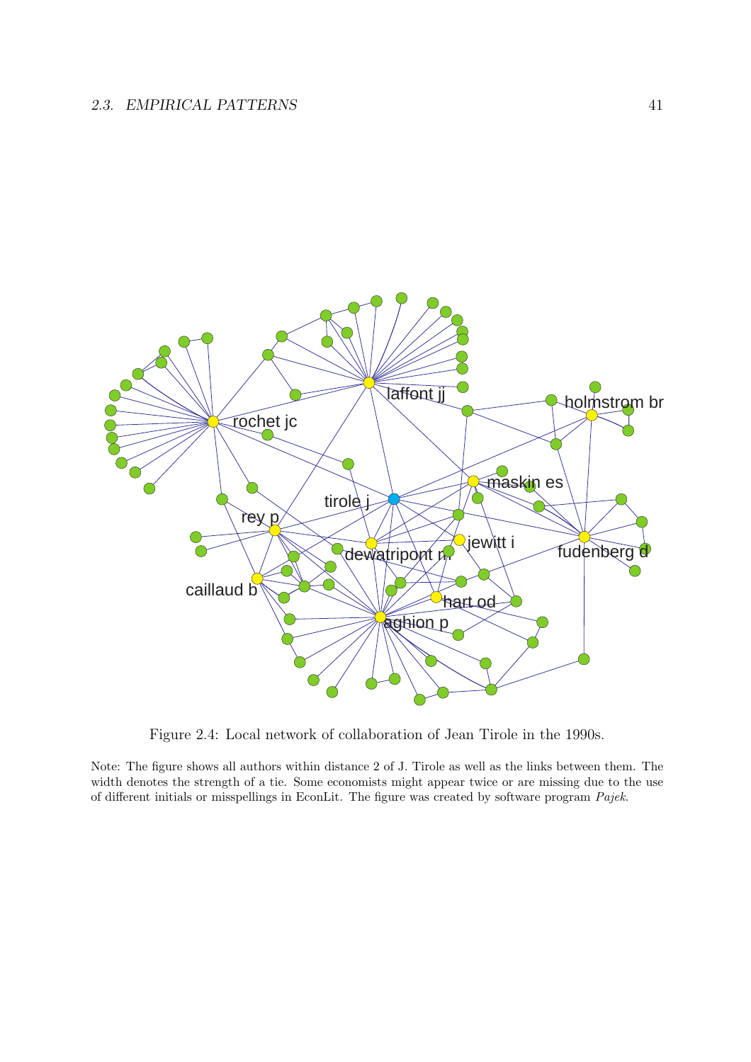Figure 2.4: Local network of collaboration of Jean Tirole in the 1990s.

Note: The figure shows all authors within distance 2 of J. Tirole as well as the links between them. The width denotes the strength of a tie. Some economists might appear twice or are missing due to the use of different initials or misspellings in EconLit. The figure was created by software program *Pajek*.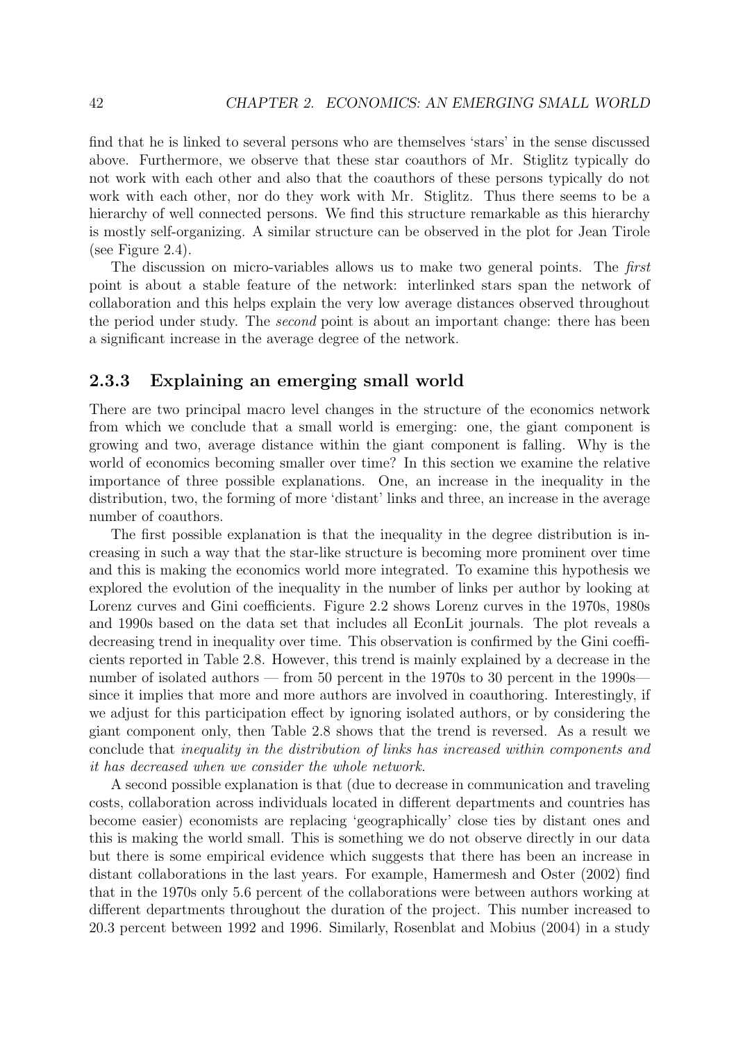find that he is linked to several persons who are themselves 'stars' in the sense discussed above. Furthermore, we observe that these star coauthors of Mr. Stiglitz typically do not work with each other and also that the coauthors of these persons typically do not work with each other, nor do they work with Mr. Stiglitz. Thus there seems to be a hierarchy of well connected persons. We find this structure remarkable as this hierarchy is mostly self-organizing. A similar structure can be observed in the plot for Jean Tirole (see Figure 2.4).

The discussion on micro-variables allows us to make two general points. The *first* point is about a stable feature of the network: interlinked stars span the network of collaboration and this helps explain the very low average distances observed throughout the period under study. The *second* point is about an important change: there has been a significant increase in the average degree of the network.

### 2.3.3 Explaining an emerging small world

There are two principal macro level changes in the structure of the economics network from which we conclude that a small world is emerging: one, the giant component is growing and two, average distance within the giant component is falling. Why is the world of economics becoming smaller over time? In this section we examine the relative importance of three possible explanations. One, an increase in the inequality in the distribution, two, the forming of more 'distant' links and three, an increase in the average number of coauthors.

The first possible explanation is that the inequality in the degree distribution is increasing in such a way that the star-like structure is becoming more prominent over time and this is making the economics world more integrated. To examine this hypothesis we explored the evolution of the inequality in the number of links per author by looking at Lorenz curves and Gini coefficients. Figure 2.2 shows Lorenz curves in the 1970s, 1980s and 1990s based on the data set that includes all EconLit journals. The plot reveals a decreasing trend in inequality over time. This observation is confirmed by the Gini coefficients reported in Table 2.8. However, this trend is mainly explained by a decrease in the number of isolated authors — from 50 percent in the 1970s to 30 percent in the 1990s— since it implies that more and more authors are involved in coauthoring. Interestingly, if we adjust for this participation effect by ignoring isolated authors, or by considering the giant component only, then Table 2.8 shows that the trend is reversed. As a result we conclude that *inequality in the distribution of links has increased within components and it has decreased when we consider the whole network.*

A second possible explanation is that (due to decrease in communication and traveling costs, collaboration across individuals located in different departments and countries has become easier) economists are replacing 'geographically' close ties by distant ones and this is making the world small. This is something we do not observe directly in our data but there is some empirical evidence which suggests that there has been an increase in distant collaborations in the last years. For example, Hamermesh and Oster (2002) find that in the 1970s only 5.6 percent of the collaborations were between authors working at different departments throughout the duration of the project. This number increased to 20.3 percent between 1992 and 1996. Similarly, Rosenblat and Mobius (2004) in a study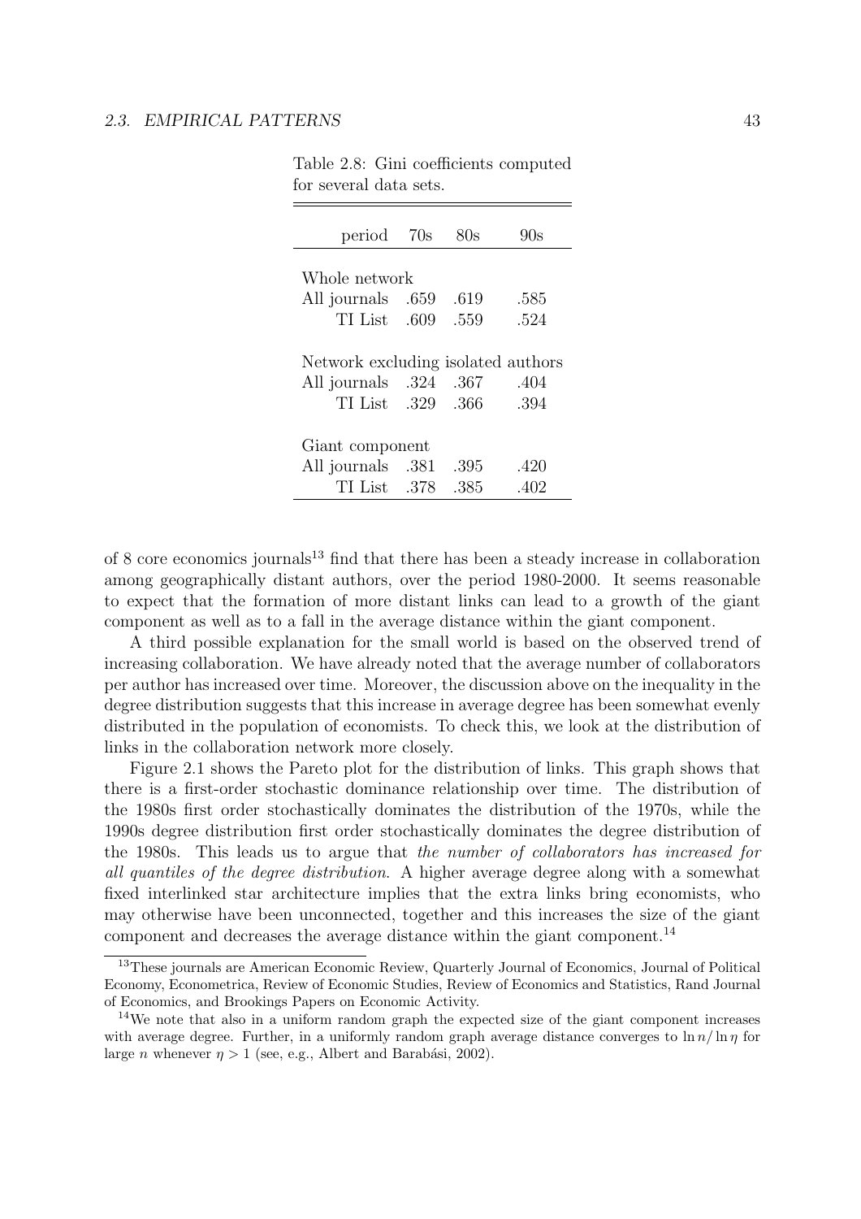Table 2.8: Gini coefficients computed for several data sets.

| period | 70s | 80s | 90s |
|---|---|---|---|
| *Whole network* | | | |
| All journals | .659 | .619 | .585 |
| TI List | .609 | .559 | .524 |
| *Network excluding isolated authors* | | | |
| All journals | .324 | .367 | .404 |
| TI List | .329 | .366 | .394 |
| *Giant component* | | | |
| All journals | .381 | .395 | .420 |
| TI List | .378 | .385 | .402 |

of 8 core economics journals[13] find that there has been a steady increase in collaboration among geographically distant authors, over the period 1980-2000. It seems reasonable to expect that the formation of more distant links can lead to a growth of the giant component as well as to a fall in the average distance within the giant component.

A third possible explanation for the small world is based on the observed trend of increasing collaboration. We have already noted that the average number of collaborators per author has increased over time. Moreover, the discussion above on the inequality in the degree distribution suggests that this increase in average degree has been somewhat evenly distributed in the population of economists. To check this, we look at the distribution of links in the collaboration network more closely.

Figure 2.1 shows the Pareto plot for the distribution of links. This graph shows that there is a first-order stochastic dominance relationship over time. The distribution of the 1980s first order stochastically dominates the distribution of the 1970s, while the 1990s degree distribution first order stochastically dominates the degree distribution of the 1980s. This leads us to argue that *the number of collaborators has increased for all quantiles of the degree distribution*. A higher average degree along with a somewhat fixed interlinked star architecture implies that the extra links bring economists, who may otherwise have been unconnected, together and this increases the size of the giant component and decreases the average distance within the giant component.[14]

[13] These journals are American Economic Review, Quarterly Journal of Economics, Journal of Political Economy, Econometrica, Review of Economic Studies, Review of Economics and Statistics, Rand Journal of Economics, and Brookings Papers on Economic Activity.

[14] We note that also in a uniform random graph the expected size of the giant component increases with average degree. Further, in a uniformly random graph average distance converges to $\ln n / \ln \eta$ for large $n$ whenever $\eta > 1$ (see, e.g., Albert and Barabási, 2002).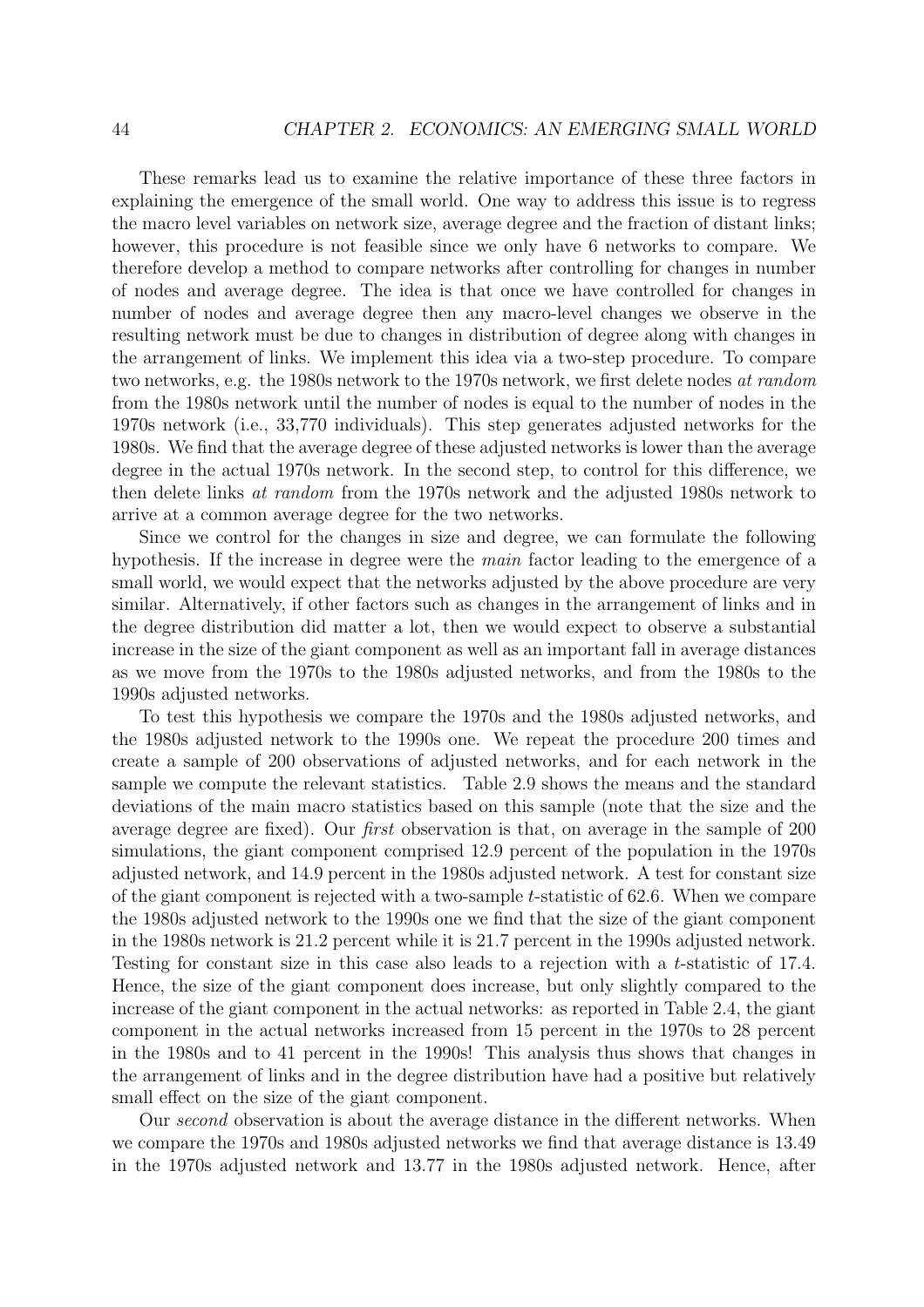These remarks lead us to examine the relative importance of these three factors in explaining the emergence of the small world. One way to address this issue is to regress the macro level variables on network size, average degree and the fraction of distant links; however, this procedure is not feasible since we only have 6 networks to compare. We therefore develop a method to compare networks after controlling for changes in number of nodes and average degree. The idea is that once we have controlled for changes in number of nodes and average degree then any macro-level changes we observe in the resulting network must be due to changes in distribution of degree along with changes in the arrangement of links. We implement this idea via a two-step procedure. To compare two networks, e.g. the 1980s network to the 1970s network, we first delete nodes *at random* from the 1980s network until the number of nodes is equal to the number of nodes in the 1970s network (i.e., 33,770 individuals). This step generates adjusted networks for the 1980s. We find that the average degree of these adjusted networks is lower than the average degree in the actual 1970s network. In the second step, to control for this difference, we then delete links *at random* from the 1970s network and the adjusted 1980s network to arrive at a common average degree for the two networks.

Since we control for the changes in size and degree, we can formulate the following hypothesis. If the increase in degree were the *main* factor leading to the emergence of a small world, we would expect that the networks adjusted by the above procedure are very similar. Alternatively, if other factors such as changes in the arrangement of links and in the degree distribution did matter a lot, then we would expect to observe a substantial increase in the size of the giant component as well as an important fall in average distances as we move from the 1970s to the 1980s adjusted networks, and from the 1980s to the 1990s adjusted networks.

To test this hypothesis we compare the 1970s and the 1980s adjusted networks, and the 1980s adjusted network to the 1990s one. We repeat the procedure 200 times and create a sample of 200 observations of adjusted networks, and for each network in the sample we compute the relevant statistics. Table 2.9 shows the means and the standard deviations of the main macro statistics based on this sample (note that the size and the average degree are fixed). Our *first* observation is that, on average in the sample of 200 simulations, the giant component comprised 12.9 percent of the population in the 1970s adjusted network, and 14.9 percent in the 1980s adjusted network. A test for constant size of the giant component is rejected with a two-sample $t$-statistic of 62.6. When we compare the 1980s adjusted network to the 1990s one we find that the size of the giant component in the 1980s network is 21.2 percent while it is 21.7 percent in the 1990s adjusted network. Testing for constant size in this case also leads to a rejection with a $t$-statistic of 17.4. Hence, the size of the giant component does increase, but only slightly compared to the increase of the giant component in the actual networks: as reported in Table 2.4, the giant component in the actual networks increased from 15 percent in the 1970s to 28 percent in the 1980s and to 41 percent in the 1990s! This analysis thus shows that changes in the arrangement of links and in the degree distribution have had a positive but relatively small effect on the size of the giant component.

Our *second* observation is about the average distance in the different networks. When we compare the 1970s and 1980s adjusted networks we find that average distance is 13.49 in the 1970s adjusted network and 13.77 in the 1980s adjusted network. Hence, after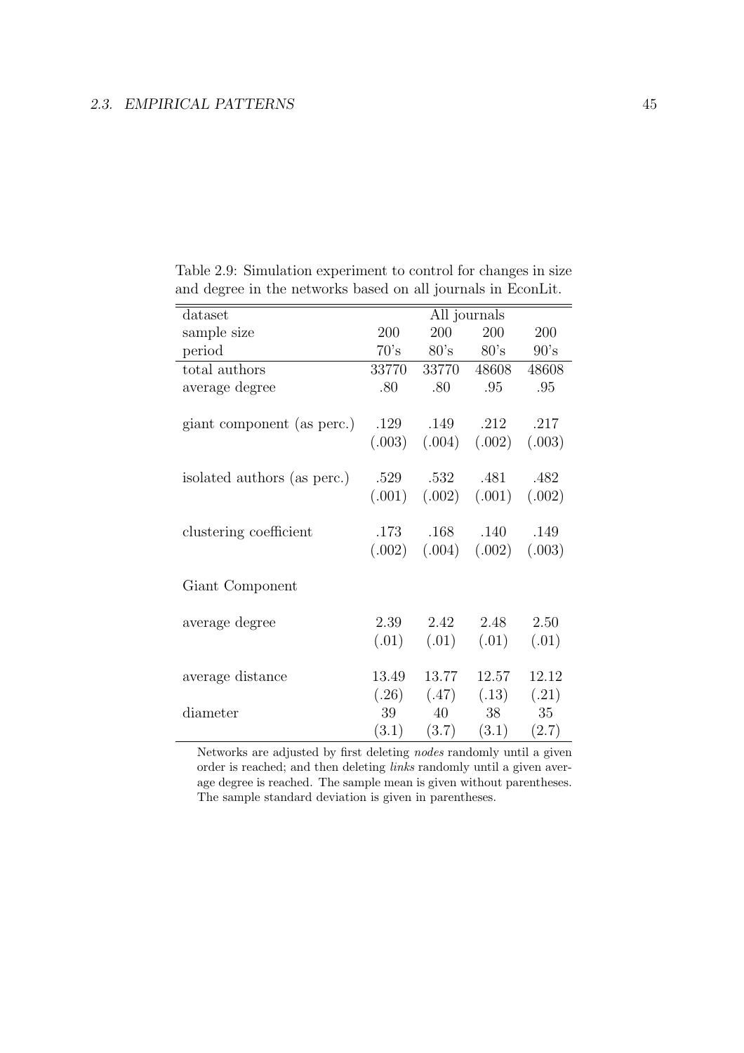Table 2.9: Simulation experiment to control for changes in size and degree in the networks based on all journals in EconLit.

| dataset | All journals | | | |
|---|---|---|---|---|
| sample size | 200 | 200 | 200 | 200 |
| period | 70's | 80's | 80's | 90's |
| total authors | 33770 | 33770 | 48608 | 48608 |
| average degree | .80 | .80 | .95 | .95 |
| giant component (as perc.) | .129 | .149 | .212 | .217 |
| | (.003) | (.004) | (.002) | (.003) |
| isolated authors (as perc.) | .529 | .532 | .481 | .482 |
| | (.001) | (.002) | (.001) | (.002) |
| clustering coefficient | .173 | .168 | .140 | .149 |
| | (.002) | (.004) | (.002) | (.003) |
| Giant Component | | | | |
| average degree | 2.39 | 2.42 | 2.48 | 2.50 |
| | (.01) | (.01) | (.01) | (.01) |
| average distance | 13.49 | 13.77 | 12.57 | 12.12 |
| | (.26) | (.47) | (.13) | (.21) |
| diameter | 39 | 40 | 38 | 35 |
| | (3.1) | (3.7) | (3.1) | (2.7) |

Networks are adjusted by first deleting *nodes* randomly until a given order is reached; and then deleting *links* randomly until a given average degree is reached. The sample mean is given without parentheses. The sample standard deviation is given in parentheses.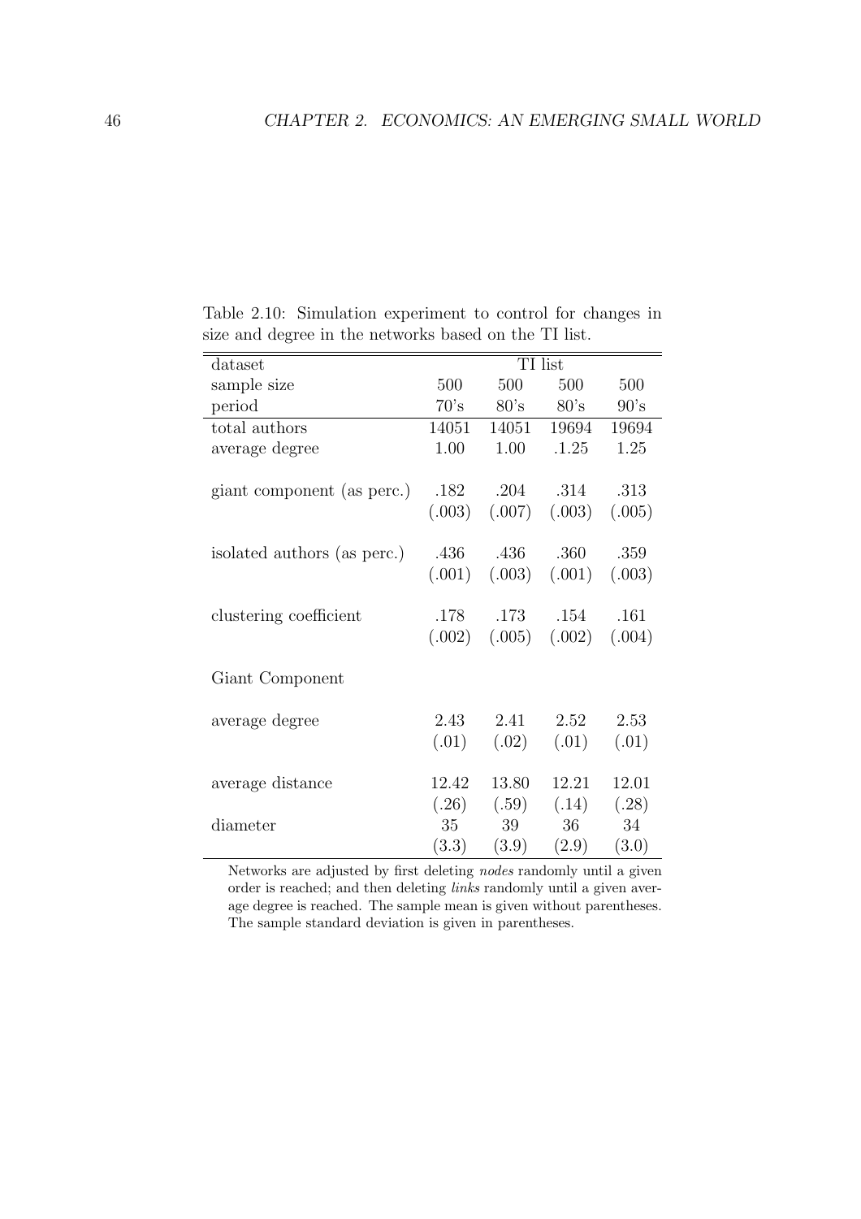Table 2.10: Simulation experiment to control for changes in size and degree in the networks based on the TI list.

| dataset | TI list | | | |
|---|---|---|---|---|
| sample size | 500 | 500 | 500 | 500 |
| period | 70's | 80's | 80's | 90's |
| total authors | 14051 | 14051 | 19694 | 19694 |
| average degree | 1.00 | 1.00 | .1.25 | 1.25 |
| giant component (as perc.) | .182 | .204 | .314 | .313 |
| | (.003) | (.007) | (.003) | (.005) |
| isolated authors (as perc.) | .436 | .436 | .360 | .359 |
| | (.001) | (.003) | (.001) | (.003) |
| clustering coefficient | .178 | .173 | .154 | .161 |
| | (.002) | (.005) | (.002) | (.004) |
| Giant Component | | | | |
| average degree | 2.43 | 2.41 | 2.52 | 2.53 |
| | (.01) | (.02) | (.01) | (.01) |
| average distance | 12.42 | 13.80 | 12.21 | 12.01 |
| | (.26) | (.59) | (.14) | (.28) |
| diameter | 35 | 39 | 36 | 34 |
| | (3.3) | (3.9) | (2.9) | (3.0) |

Networks are adjusted by first deleting *nodes* randomly until a given order is reached; and then deleting *links* randomly until a given average degree is reached. The sample mean is given without parentheses. The sample standard deviation is given in parentheses.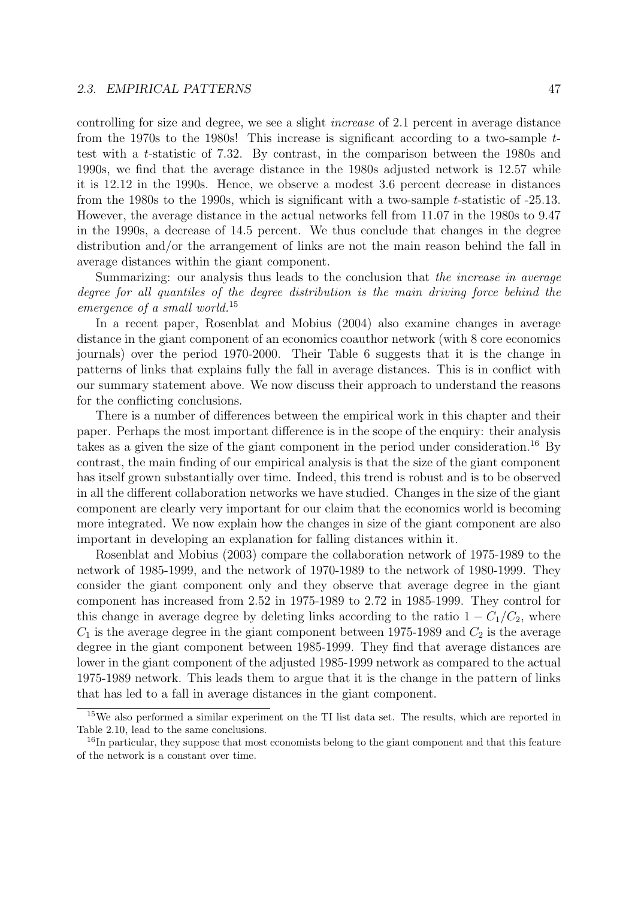controlling for size and degree, we see a slight *increase* of 2.1 percent in average distance from the 1970s to the 1980s! This increase is significant according to a two-sample $t$-test with a $t$-statistic of 7.32. By contrast, in the comparison between the 1980s and 1990s, we find that the average distance in the 1980s adjusted network is 12.57 while it is 12.12 in the 1990s. Hence, we observe a modest 3.6 percent decrease in distances from the 1980s to the 1990s, which is significant with a two-sample $t$-statistic of -25.13. However, the average distance in the actual networks fell from 11.07 in the 1980s to 9.47 in the 1990s, a decrease of 14.5 percent. We thus conclude that changes in the degree distribution and/or the arrangement of links are not the main reason behind the fall in average distances within the giant component.

Summarizing: our analysis thus leads to the conclusion that *the increase in average degree for all quantiles of the degree distribution is the main driving force behind the emergence of a small world.*[15]

In a recent paper, Rosenblat and Mobius (2004) also examine changes in average distance in the giant component of an economics coauthor network (with 8 core economics journals) over the period 1970-2000. Their Table 6 suggests that it is the change in patterns of links that explains fully the fall in average distances. This is in conflict with our summary statement above. We now discuss their approach to understand the reasons for the conflicting conclusions.

There is a number of differences between the empirical work in this chapter and their paper. Perhaps the most important difference is in the scope of the enquiry: their analysis takes as a given the size of the giant component in the period under consideration.[16] By contrast, the main finding of our empirical analysis is that the size of the giant component has itself grown substantially over time. Indeed, this trend is robust and is to be observed in all the different collaboration networks we have studied. Changes in the size of the giant component are clearly very important for our claim that the economics world is becoming more integrated. We now explain how the changes in size of the giant component are also important in developing an explanation for falling distances within it.

Rosenblat and Mobius (2003) compare the collaboration network of 1975-1989 to the network of 1985-1999, and the network of 1970-1989 to the network of 1980-1999. They consider the giant component only and they observe that average degree in the giant component has increased from 2.52 in 1975-1989 to 2.72 in 1985-1999. They control for this change in average degree by deleting links according to the ratio $1 - C_1/C_2$, where $C_1$ is the average degree in the giant component between 1975-1989 and $C_2$ is the average degree in the giant component between 1985-1999. They find that average distances are lower in the giant component of the adjusted 1985-1999 network as compared to the actual 1975-1989 network. This leads them to argue that it is the change in the pattern of links that has led to a fall in average distances in the giant component.

[15] We also performed a similar experiment on the TI list data set. The results, which are reported in Table 2.10, lead to the same conclusions.

[16] In particular, they suppose that most economists belong to the giant component and that this feature of the network is a constant over time.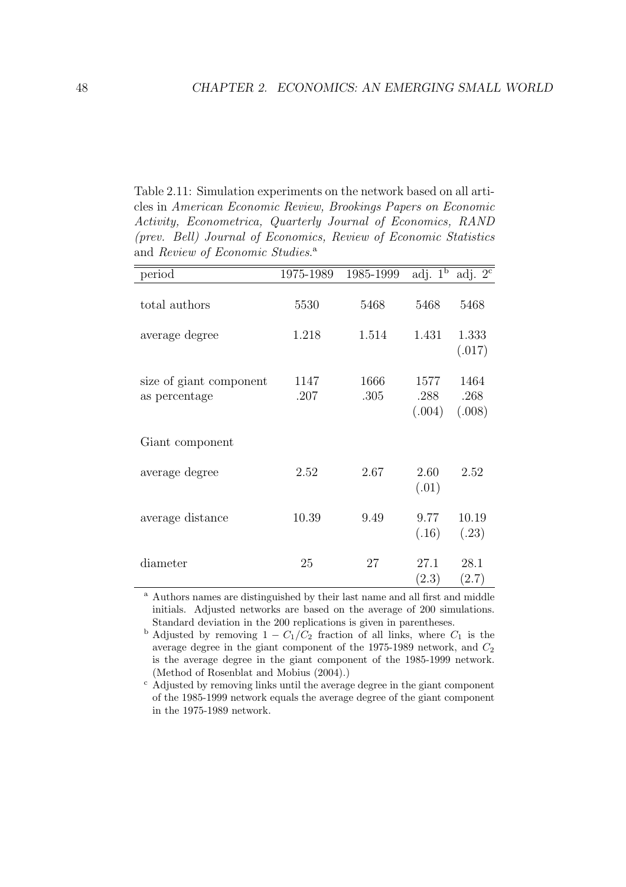Table 2.11: Simulation experiments on the network based on all articles in *American Economic Review, Brookings Papers on Economic Activity, Econometrica, Quarterly Journal of Economics, RAND (prev. Bell) Journal of Economics, Review of Economic Statistics* and *Review of Economic Studies*.[a]

| period | 1975-1989 | 1985-1999 | adj. 1[b] | adj. 2[c] |
|---|---|---|---|---|
| total authors | 5530 | 5468 | 5468 | 5468 |
| average degree | 1.218 | 1.514 | 1.431 | 1.333 (.017) |
| size of giant component | 1147 | 1666 | 1577 | 1464 |
| as percentage | .207 | .305 | .288 (.004) | .268 (.008) |
| Giant component | | | | |
| average degree | 2.52 | 2.67 | 2.60 (.01) | 2.52 |
| average distance | 10.39 | 9.49 | 9.77 (.16) | 10.19 (.23) |
| diameter | 25 | 27 | 27.1 (2.3) | 28.1 (2.7) |

[a] Authors names are distinguished by their last name and all first and middle initials. Adjusted networks are based on the average of 200 simulations. Standard deviation in the 200 replications is given in parentheses.

[b] Adjusted by removing $1 - C_1/C_2$ fraction of all links, where $C_1$ is the average degree in the giant component of the 1975-1989 network, and $C_2$ is the average degree in the giant component of the 1985-1999 network. (Method of Rosenblat and Mobius (2004).)

[c] Adjusted by removing links until the average degree in the giant component of the 1985-1999 network equals the average degree of the giant component in the 1975-1989 network.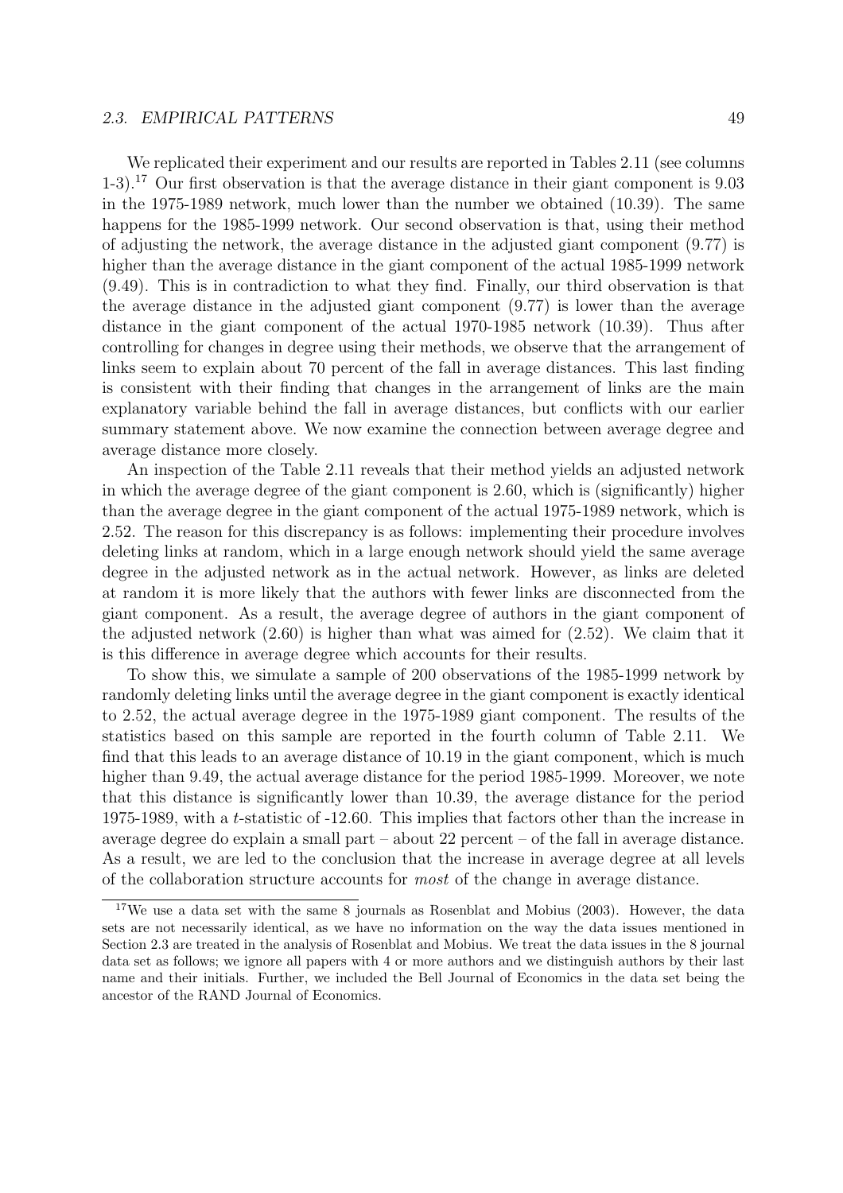We replicated their experiment and our results are reported in Tables 2.11 (see columns 1-3).[17] Our first observation is that the average distance in their giant component is 9.03 in the 1975-1989 network, much lower than the number we obtained (10.39). The same happens for the 1985-1999 network. Our second observation is that, using their method of adjusting the network, the average distance in the adjusted giant component (9.77) is higher than the average distance in the giant component of the actual 1985-1999 network (9.49). This is in contradiction to what they find. Finally, our third observation is that the average distance in the adjusted giant component (9.77) is lower than the average distance in the giant component of the actual 1970-1985 network (10.39). Thus after controlling for changes in degree using their methods, we observe that the arrangement of links seem to explain about 70 percent of the fall in average distances. This last finding is consistent with their finding that changes in the arrangement of links are the main explanatory variable behind the fall in average distances, but conflicts with our earlier summary statement above. We now examine the connection between average degree and average distance more closely.

An inspection of the Table 2.11 reveals that their method yields an adjusted network in which the average degree of the giant component is 2.60, which is (significantly) higher than the average degree in the giant component of the actual 1975-1989 network, which is 2.52. The reason for this discrepancy is as follows: implementing their procedure involves deleting links at random, which in a large enough network should yield the same average degree in the adjusted network as in the actual network. However, as links are deleted at random it is more likely that the authors with fewer links are disconnected from the giant component. As a result, the average degree of authors in the giant component of the adjusted network (2.60) is higher than what was aimed for (2.52). We claim that it is this difference in average degree which accounts for their results.

To show this, we simulate a sample of 200 observations of the 1985-1999 network by randomly deleting links until the average degree in the giant component is exactly identical to 2.52, the actual average degree in the 1975-1989 giant component. The results of the statistics based on this sample are reported in the fourth column of Table 2.11. We find that this leads to an average distance of 10.19 in the giant component, which is much higher than 9.49, the actual average distance for the period 1985-1999. Moreover, we note that this distance is significantly lower than 10.39, the average distance for the period 1975-1989, with a $t$-statistic of -12.60. This implies that factors other than the increase in average degree do explain a small part – about 22 percent – of the fall in average distance. As a result, we are led to the conclusion that the increase in average degree at all levels of the collaboration structure accounts for *most* of the change in average distance.

[17] We use a data set with the same 8 journals as Rosenblat and Mobius (2003). However, the data sets are not necessarily identical, as we have no information on the way the data issues mentioned in Section 2.3 are treated in the analysis of Rosenblat and Mobius. We treat the data issues in the 8 journal data set as follows; we ignore all papers with 4 or more authors and we distinguish authors by their last name and their initials. Further, we included the Bell Journal of Economics in the data set being the ancestor of the RAND Journal of Economics.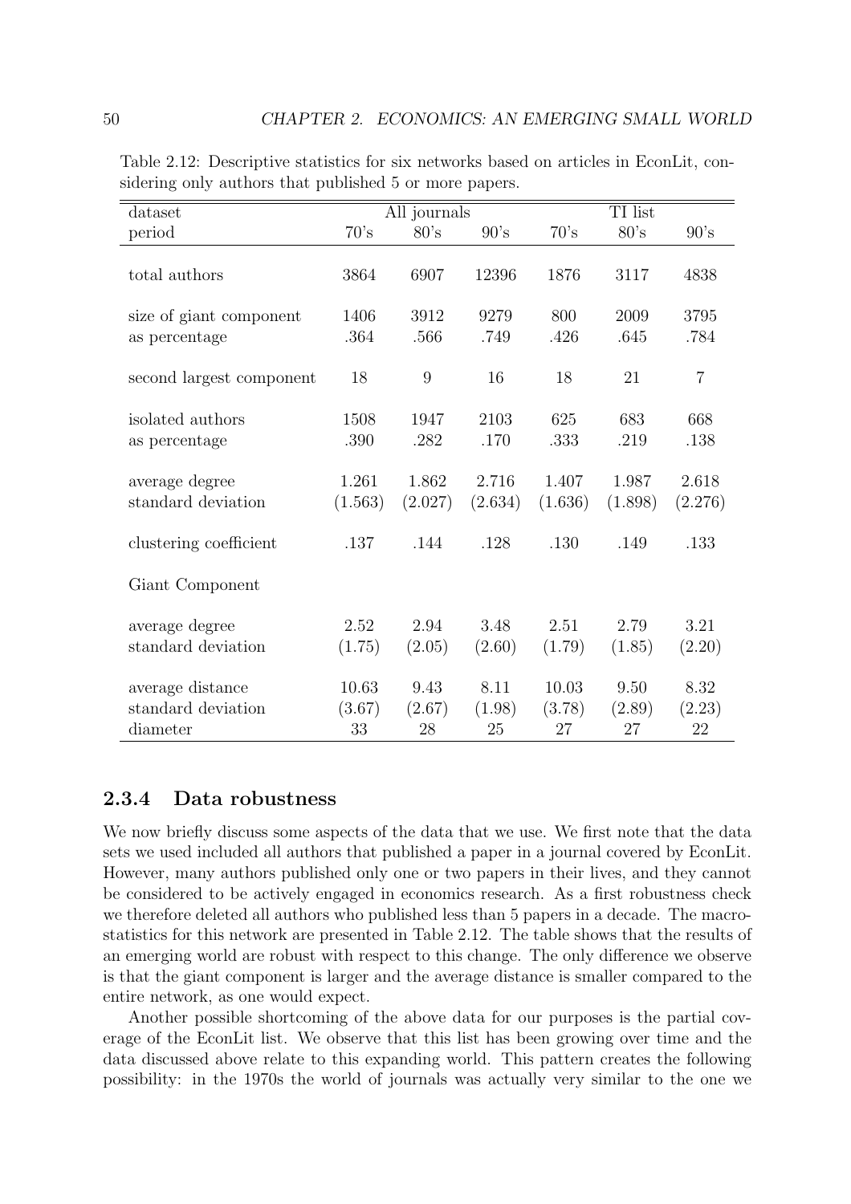Table 2.12: Descriptive statistics for six networks based on articles in EconLit, considering only authors that published 5 or more papers.

| dataset | All journals | | | TI list | | |
|---|---|---|---|---|---|---|
| period | 70's | 80's | 90's | 70's | 80's | 90's |
| total authors | 3864 | 6907 | 12396 | 1876 | 3117 | 4838 |
| size of giant component | 1406 | 3912 | 9279 | 800 | 2009 | 3795 |
| as percentage | .364 | .566 | .749 | .426 | .645 | .784 |
| second largest component | 18 | 9 | 16 | 18 | 21 | 7 |
| isolated authors | 1508 | 1947 | 2103 | 625 | 683 | 668 |
| as percentage | .390 | .282 | .170 | .333 | .219 | .138 |
| average degree | 1.261 | 1.862 | 2.716 | 1.407 | 1.987 | 2.618 |
| standard deviation | (1.563) | (2.027) | (2.634) | (1.636) | (1.898) | (2.276) |
| clustering coefficient | .137 | .144 | .128 | .130 | .149 | .133 |
| Giant Component | | | | | | |
| average degree | 2.52 | 2.94 | 3.48 | 2.51 | 2.79 | 3.21 |
| standard deviation | (1.75) | (2.05) | (2.60) | (1.79) | (1.85) | (2.20) |
| average distance | 10.63 | 9.43 | 8.11 | 10.03 | 9.50 | 8.32 |
| standard deviation | (3.67) | (2.67) | (1.98) | (3.78) | (2.89) | (2.23) |
| diameter | 33 | 28 | 25 | 27 | 27 | 22 |

### 2.3.4 Data robustness

We now briefly discuss some aspects of the data that we use. We first note that the data sets we used included all authors that published a paper in a journal covered by EconLit. However, many authors published only one or two papers in their lives, and they cannot be considered to be actively engaged in economics research. As a first robustness check we therefore deleted all authors who published less than 5 papers in a decade. The macro-statistics for this network are presented in Table 2.12. The table shows that the results of an emerging world are robust with respect to this change. The only difference we observe is that the giant component is larger and the average distance is smaller compared to the entire network, as one would expect.

Another possible shortcoming of the above data for our purposes is the partial coverage of the EconLit list. We observe that this list has been growing over time and the data discussed above relate to this expanding world. This pattern creates the following possibility: in the 1970s the world of journals was actually very similar to the one we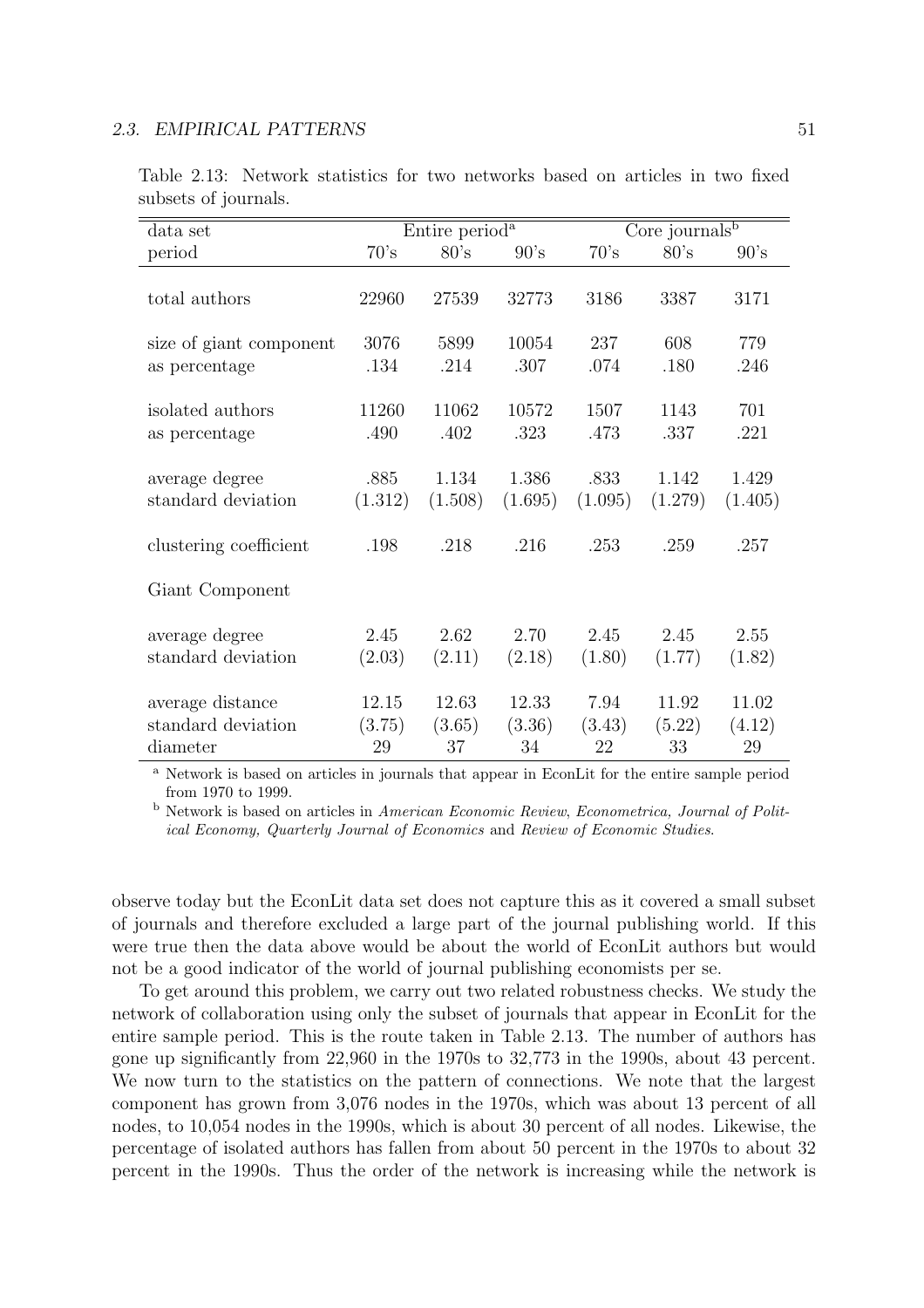Table 2.13: Network statistics for two networks based on articles in two fixed subsets of journals.

| data set | Entire period[a] | | | Core journals[b] | | |
|---|---|---|---|---|---|---|
| period | 70's | 80's | 90's | 70's | 80's | 90's |
| total authors | 22960 | 27539 | 32773 | 3186 | 3387 | 3171 |
| size of giant component | 3076 | 5899 | 10054 | 237 | 608 | 779 |
| as percentage | .134 | .214 | .307 | .074 | .180 | .246 |
| isolated authors | 11260 | 11062 | 10572 | 1507 | 1143 | 701 |
| as percentage | .490 | .402 | .323 | .473 | .337 | .221 |
| average degree | .885 | 1.134 | 1.386 | .833 | 1.142 | 1.429 |
| standard deviation | (1.312) | (1.508) | (1.695) | (1.095) | (1.279) | (1.405) |
| clustering coefficient | .198 | .218 | .216 | .253 | .259 | .257 |
| Giant Component | | | | | | |
| average degree | 2.45 | 2.62 | 2.70 | 2.45 | 2.45 | 2.55 |
| standard deviation | (2.03) | (2.11) | (2.18) | (1.80) | (1.77) | (1.82) |
| average distance | 12.15 | 12.63 | 12.33 | 7.94 | 11.92 | 11.02 |
| standard deviation | (3.75) | (3.65) | (3.36) | (3.43) | (5.22) | (4.12) |
| diameter | 29 | 37 | 34 | 22 | 33 | 29 |

[a] Network is based on articles in journals that appear in EconLit for the entire sample period from 1970 to 1999.

[b] Network is based on articles in *American Economic Review*, *Econometrica*, *Journal of Political Economy, Quarterly Journal of Economics* and *Review of Economic Studies*.

observe today but the EconLit data set does not capture this as it covered a small subset of journals and therefore excluded a large part of the journal publishing world. If this were true then the data above would be about the world of EconLit authors but would not be a good indicator of the world of journal publishing economists per se.

To get around this problem, we carry out two related robustness checks. We study the network of collaboration using only the subset of journals that appear in EconLit for the entire sample period. This is the route taken in Table 2.13. The number of authors has gone up significantly from 22,960 in the 1970s to 32,773 in the 1990s, about 43 percent. We now turn to the statistics on the pattern of connections. We note that the largest component has grown from 3,076 nodes in the 1970s, which was about 13 percent of all nodes, to 10,054 nodes in the 1990s, which is about 30 percent of all nodes. Likewise, the percentage of isolated authors has fallen from about 50 percent in the 1970s to about 32 percent in the 1990s. Thus the order of the network is increasing while the network is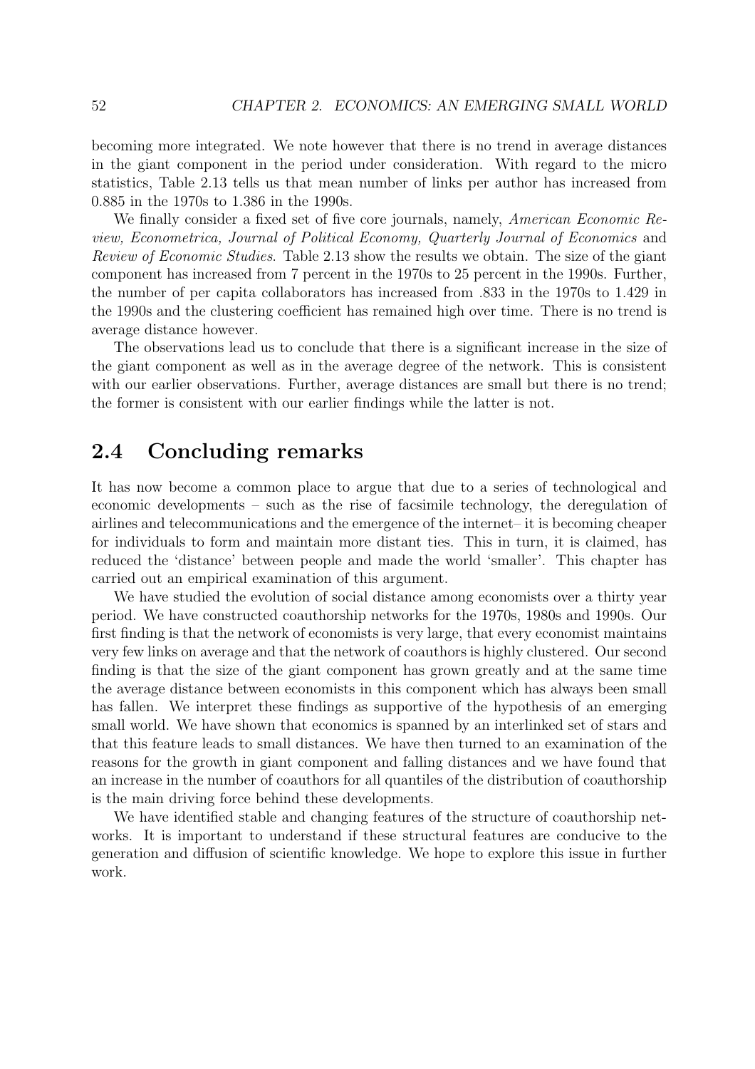becoming more integrated. We note however that there is no trend in average distances in the giant component in the period under consideration. With regard to the micro statistics, Table 2.13 tells us that mean number of links per author has increased from 0.885 in the 1970s to 1.386 in the 1990s.

We finally consider a fixed set of five core journals, namely, *American Economic Review, Econometrica, Journal of Political Economy, Quarterly Journal of Economics* and *Review of Economic Studies*. Table 2.13 show the results we obtain. The size of the giant component has increased from 7 percent in the 1970s to 25 percent in the 1990s. Further, the number of per capita collaborators has increased from .833 in the 1970s to 1.429 in the 1990s and the clustering coefficient has remained high over time. There is no trend is average distance however.

The observations lead us to conclude that there is a significant increase in the size of the giant component as well as in the average degree of the network. This is consistent with our earlier observations. Further, average distances are small but there is no trend; the former is consistent with our earlier findings while the latter is not.

## 2.4 Concluding remarks

It has now become a common place to argue that due to a series of technological and economic developments – such as the rise of facsimile technology, the deregulation of airlines and telecommunications and the emergence of the internet– it is becoming cheaper for individuals to form and maintain more distant ties. This in turn, it is claimed, has reduced the 'distance' between people and made the world 'smaller'. This chapter has carried out an empirical examination of this argument.

We have studied the evolution of social distance among economists over a thirty year period. We have constructed coauthorship networks for the 1970s, 1980s and 1990s. Our first finding is that the network of economists is very large, that every economist maintains very few links on average and that the network of coauthors is highly clustered. Our second finding is that the size of the giant component has grown greatly and at the same time the average distance between economists in this component which has always been small has fallen. We interpret these findings as supportive of the hypothesis of an emerging small world. We have shown that economics is spanned by an interlinked set of stars and that this feature leads to small distances. We have then turned to an examination of the reasons for the growth in giant component and falling distances and we have found that an increase in the number of coauthors for all quantiles of the distribution of coauthorship is the main driving force behind these developments.

We have identified stable and changing features of the structure of coauthorship networks. It is important to understand if these structural features are conducive to the generation and diffusion of scientific knowledge. We hope to explore this issue in further work.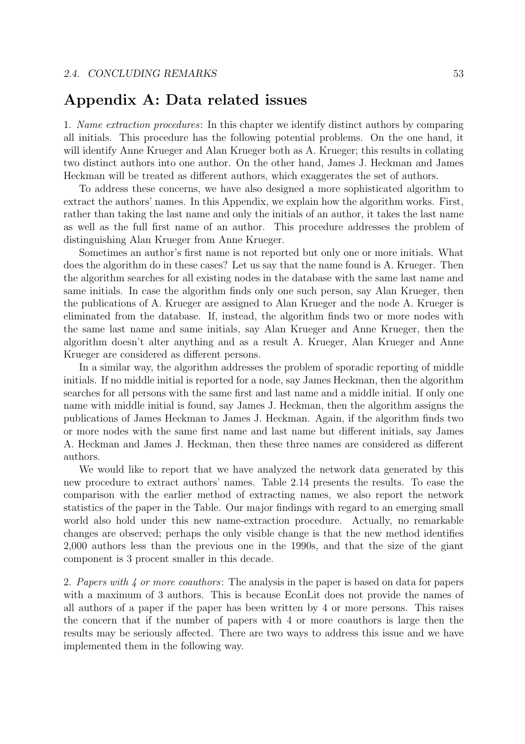# Appendix A: Data related issues

1. *Name extraction procedures*: In this chapter we identify distinct authors by comparing all initials. This procedure has the following potential problems. On the one hand, it will identify Anne Krueger and Alan Krueger both as A. Krueger; this results in collating two distinct authors into one author. On the other hand, James J. Heckman and James Heckman will be treated as different authors, which exaggerates the set of authors.

To address these concerns, we have also designed a more sophisticated algorithm to extract the authors' names. In this Appendix, we explain how the algorithm works. First, rather than taking the last name and only the initials of an author, it takes the last name as well as the full first name of an author. This procedure addresses the problem of distinguishing Alan Krueger from Anne Krueger.

Sometimes an author's first name is not reported but only one or more initials. What does the algorithm do in these cases? Let us say that the name found is A. Krueger. Then the algorithm searches for all existing nodes in the database with the same last name and same initials. In case the algorithm finds only one such person, say Alan Krueger, then the publications of A. Krueger are assigned to Alan Krueger and the node A. Krueger is eliminated from the database. If, instead, the algorithm finds two or more nodes with the same last name and same initials, say Alan Krueger and Anne Krueger, then the algorithm doesn't alter anything and as a result A. Krueger, Alan Krueger and Anne Krueger are considered as different persons.

In a similar way, the algorithm addresses the problem of sporadic reporting of middle initials. If no middle initial is reported for a node, say James Heckman, then the algorithm searches for all persons with the same first and last name and a middle initial. If only one name with middle initial is found, say James J. Heckman, then the algorithm assigns the publications of James Heckman to James J. Heckman. Again, if the algorithm finds two or more nodes with the same first name and last name but different initials, say James A. Heckman and James J. Heckman, then these three names are considered as different authors.

We would like to report that we have analyzed the network data generated by this new procedure to extract authors' names. Table 2.14 presents the results. To ease the comparison with the earlier method of extracting names, we also report the network statistics of the paper in the Table. Our major findings with regard to an emerging small world also hold under this new name-extraction procedure. Actually, no remarkable changes are observed; perhaps the only visible change is that the new method identifies 2,000 authors less than the previous one in the 1990s, and that the size of the giant component is 3 procent smaller in this decade.

2. *Papers with 4 or more coauthors*: The analysis in the paper is based on data for papers with a maximum of 3 authors. This is because EconLit does not provide the names of all authors of a paper if the paper has been written by 4 or more persons. This raises the concern that if the number of papers with 4 or more coauthors is large then the results may be seriously affected. There are two ways to address this issue and we have implemented them in the following way.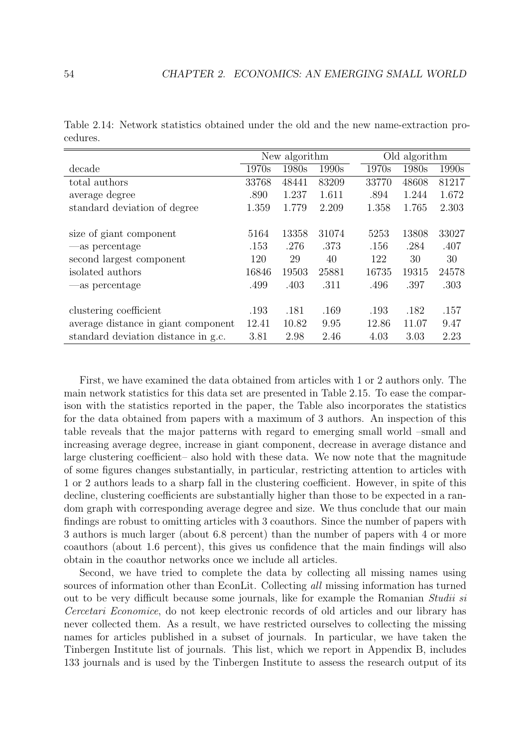Table 2.14: Network statistics obtained under the old and the new name-extraction procedures.

| | New algorithm | | | Old algorithm | | |
|---|---|---|---|---|---|---|
| decade | 1970s | 1980s | 1990s | 1970s | 1980s | 1990s |
| total authors | 33768 | 48441 | 83209 | 33770 | 48608 | 81217 |
| average degree | .890 | 1.237 | 1.611 | .894 | 1.244 | 1.672 |
| standard deviation of degree | 1.359 | 1.779 | 2.209 | 1.358 | 1.765 | 2.303 |
| size of giant component | 5164 | 13358 | 31074 | 5253 | 13808 | 33027 |
| —as percentage | .153 | .276 | .373 | .156 | .284 | .407 |
| second largest component | 120 | 29 | 40 | 122 | 30 | 30 |
| isolated authors | 16846 | 19503 | 25881 | 16735 | 19315 | 24578 |
| —as percentage | .499 | .403 | .311 | .496 | .397 | .303 |
| clustering coefficient | .193 | .181 | .169 | .193 | .182 | .157 |
| average distance in giant component | 12.41 | 10.82 | 9.95 | 12.86 | 11.07 | 9.47 |
| standard deviation distance in g.c. | 3.81 | 2.98 | 2.46 | 4.03 | 3.03 | 2.23 |

First, we have examined the data obtained from articles with 1 or 2 authors only. The main network statistics for this data set are presented in Table 2.15. To ease the comparison with the statistics reported in the paper, the Table also incorporates the statistics for the data obtained from papers with a maximum of 3 authors. An inspection of this table reveals that the major patterns with regard to emerging small world –small and increasing average degree, increase in giant component, decrease in average distance and large clustering coefficient– also hold with these data. We now note that the magnitude of some figures changes substantially, in particular, restricting attention to articles with 1 or 2 authors leads to a sharp fall in the clustering coefficient. However, in spite of this decline, clustering coefficients are substantially higher than those to be expected in a random graph with corresponding average degree and size. We thus conclude that our main findings are robust to omitting articles with 3 coauthors. Since the number of papers with 3 authors is much larger (about 6.8 percent) than the number of papers with 4 or more coauthors (about 1.6 percent), this gives us confidence that the main findings will also obtain in the coauthor networks once we include all articles.

Second, we have tried to complete the data by collecting all missing names using sources of information other than EconLit. Collecting *all* missing information has turned out to be very difficult because some journals, like for example the Romanian *Studii si Cercetari Economice*, do not keep electronic records of old articles and our library has never collected them. As a result, we have restricted ourselves to collecting the missing names for articles published in a subset of journals. In particular, we have taken the Tinbergen Institute list of journals. This list, which we report in Appendix B, includes 133 journals and is used by the Tinbergen Institute to assess the research output of its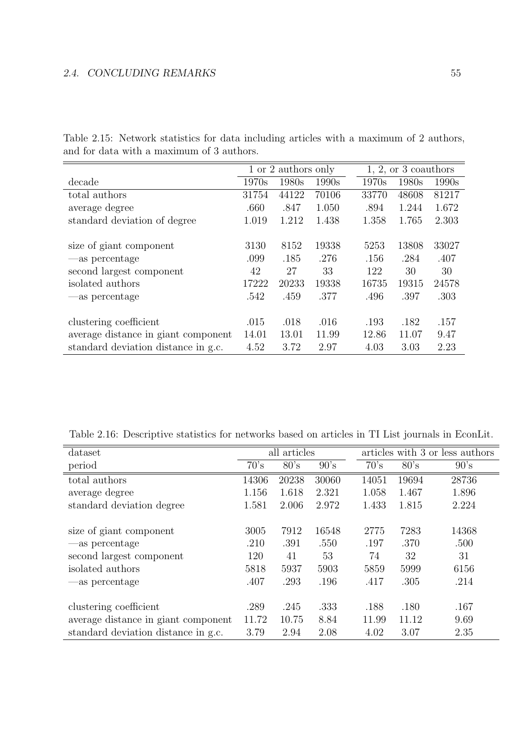Table 2.15: Network statistics for data including articles with a maximum of 2 authors, and for data with a maximum of 3 authors.

| | 1 or 2 authors only | | | 1, 2, or 3 coauthors | | |
|---|---|---|---|---|---|---|
| decade | 1970s | 1980s | 1990s | 1970s | 1980s | 1990s |
| total authors | 31754 | 44122 | 70106 | 33770 | 48608 | 81217 |
| average degree | .660 | .847 | 1.050 | .894 | 1.244 | 1.672 |
| standard deviation of degree | 1.019 | 1.212 | 1.438 | 1.358 | 1.765 | 2.303 |
| size of giant component | 3130 | 8152 | 19338 | 5253 | 13808 | 33027 |
| —as percentage | .099 | .185 | .276 | .156 | .284 | .407 |
| second largest component | 42 | 27 | 33 | 122 | 30 | 30 |
| isolated authors | 17222 | 20233 | 19338 | 16735 | 19315 | 24578 |
| —as percentage | .542 | .459 | .377 | .496 | .397 | .303 |
| clustering coefficient | .015 | .018 | .016 | .193 | .182 | .157 |
| average distance in giant component | 14.01 | 13.01 | 11.99 | 12.86 | 11.07 | 9.47 |
| standard deviation distance in g.c. | 4.52 | 3.72 | 2.97 | 4.03 | 3.03 | 2.23 |

Table 2.16: Descriptive statistics for networks based on articles in TI List journals in EconLit.

| dataset | all articles | | | articles with 3 or less authors | | |
|---|---|---|---|---|---|---|
| period | 70's | 80's | 90's | 70's | 80's | 90's |
| total authors | 14306 | 20238 | 30060 | 14051 | 19694 | 28736 |
| average degree | 1.156 | 1.618 | 2.321 | 1.058 | 1.467 | 1.896 |
| standard deviation degree | 1.581 | 2.006 | 2.972 | 1.433 | 1.815 | 2.224 |
| size of giant component | 3005 | 7912 | 16548 | 2775 | 7283 | 14368 |
| —as percentage | .210 | .391 | .550 | .197 | .370 | .500 |
| second largest component | 120 | 41 | 53 | 74 | 32 | 31 |
| isolated authors | 5818 | 5937 | 5903 | 5859 | 5999 | 6156 |
| —as percentage | .407 | .293 | .196 | .417 | .305 | .214 |
| clustering coefficient | .289 | .245 | .333 | .188 | .180 | .167 |
| average distance in giant component | 11.72 | 10.75 | 8.84 | 11.99 | 11.12 | 9.69 |
| standard deviation distance in g.c. | 3.79 | 2.94 | 2.08 | 4.02 | 3.07 | 2.35 |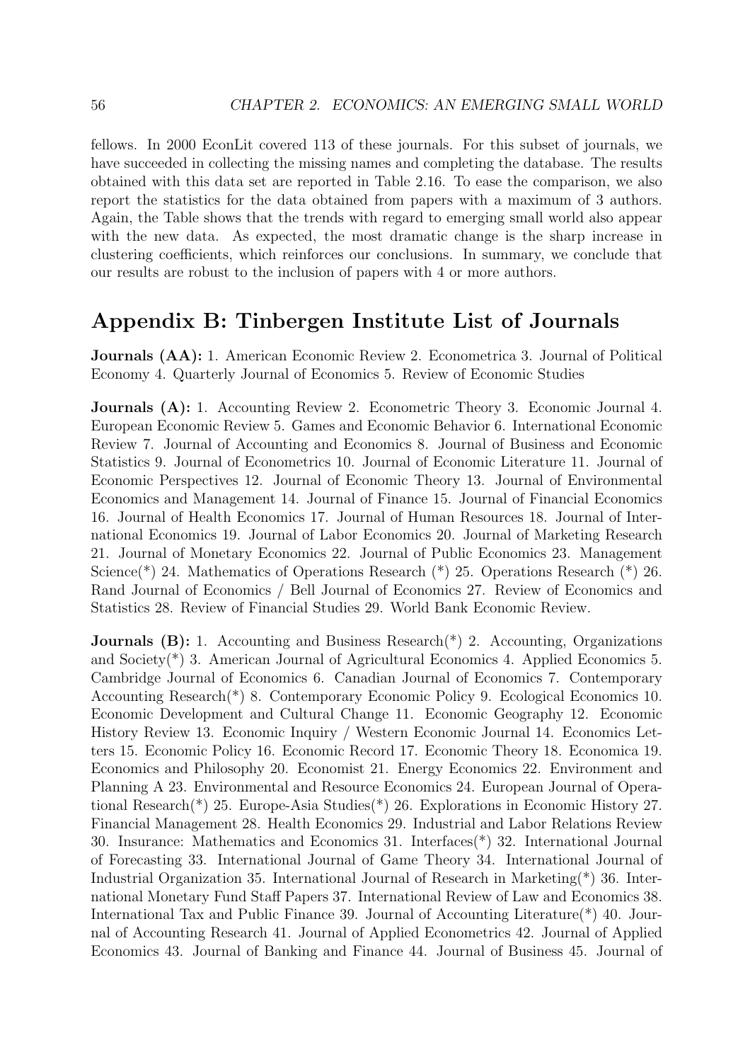fellows. In 2000 EconLit covered 113 of these journals. For this subset of journals, we have succeeded in collecting the missing names and completing the database. The results obtained with this data set are reported in Table 2.16. To ease the comparison, we also report the statistics for the data obtained from papers with a maximum of 3 authors. Again, the Table shows that the trends with regard to emerging small world also appear with the new data. As expected, the most dramatic change is the sharp increase in clustering coefficients, which reinforces our conclusions. In summary, we conclude that our results are robust to the inclusion of papers with 4 or more authors.

## Appendix B: Tinbergen Institute List of Journals

**Journals (AA):** 1. American Economic Review 2. Econometrica 3. Journal of Political Economy 4. Quarterly Journal of Economics 5. Review of Economic Studies

**Journals (A):** 1. Accounting Review 2. Econometric Theory 3. Economic Journal 4. European Economic Review 5. Games and Economic Behavior 6. International Economic Review 7. Journal of Accounting and Economics 8. Journal of Business and Economic Statistics 9. Journal of Econometrics 10. Journal of Economic Literature 11. Journal of Economic Perspectives 12. Journal of Economic Theory 13. Journal of Environmental Economics and Management 14. Journal of Finance 15. Journal of Financial Economics 16. Journal of Health Economics 17. Journal of Human Resources 18. Journal of International Economics 19. Journal of Labor Economics 20. Journal of Marketing Research 21. Journal of Monetary Economics 22. Journal of Public Economics 23. Management Science(*) 24. Mathematics of Operations Research (*) 25. Operations Research (*) 26. Rand Journal of Economics / Bell Journal of Economics 27. Review of Economics and Statistics 28. Review of Financial Studies 29. World Bank Economic Review.

**Journals (B):** 1. Accounting and Business Research(*) 2. Accounting, Organizations and Society(*) 3. American Journal of Agricultural Economics 4. Applied Economics 5. Cambridge Journal of Economics 6. Canadian Journal of Economics 7. Contemporary Accounting Research(*) 8. Contemporary Economic Policy 9. Ecological Economics 10. Economic Development and Cultural Change 11. Economic Geography 12. Economic History Review 13. Economic Inquiry / Western Economic Journal 14. Economics Letters 15. Economic Policy 16. Economic Record 17. Economic Theory 18. Economica 19. Economics and Philosophy 20. Economist 21. Energy Economics 22. Environment and Planning A 23. Environmental and Resource Economics 24. European Journal of Operational Research(*) 25. Europe-Asia Studies(*) 26. Explorations in Economic History 27. Financial Management 28. Health Economics 29. Industrial and Labor Relations Review 30. Insurance: Mathematics and Economics 31. Interfaces(*) 32. International Journal of Forecasting 33. International Journal of Game Theory 34. International Journal of Industrial Organization 35. International Journal of Research in Marketing(*) 36. International Monetary Fund Staff Papers 37. International Review of Law and Economics 38. International Tax and Public Finance 39. Journal of Accounting Literature(*) 40. Journal of Accounting Research 41. Journal of Applied Econometrics 42. Journal of Applied Economics 43. Journal of Banking and Finance 44. Journal of Business 45. Journal of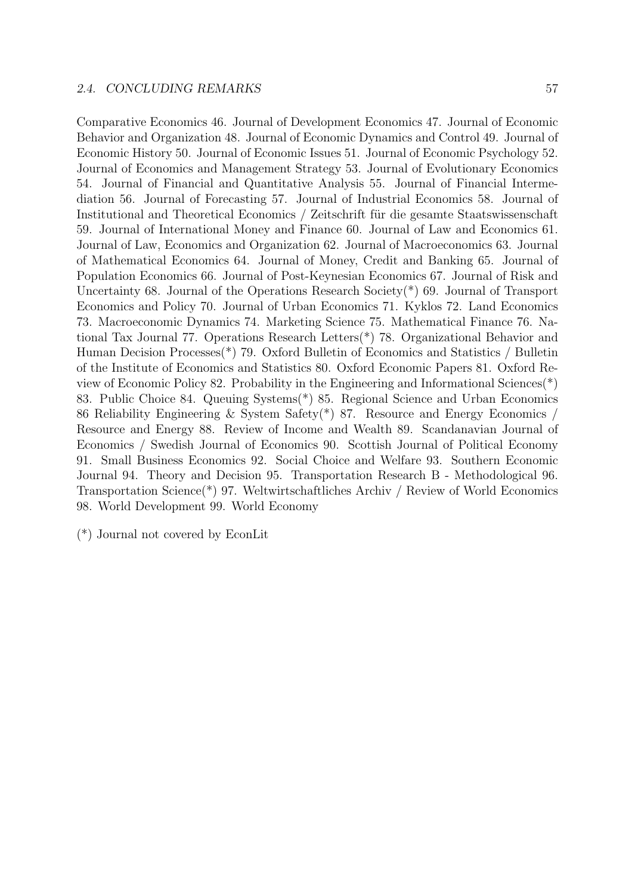Comparative Economics 46. Journal of Development Economics 47. Journal of Economic Behavior and Organization 48. Journal of Economic Dynamics and Control 49. Journal of Economic History 50. Journal of Economic Issues 51. Journal of Economic Psychology 52. Journal of Economics and Management Strategy 53. Journal of Evolutionary Economics 54. Journal of Financial and Quantitative Analysis 55. Journal of Financial Intermediation 56. Journal of Forecasting 57. Journal of Industrial Economics 58. Journal of Institutional and Theoretical Economics / Zeitschrift für die gesamte Staatswissenschaft 59. Journal of International Money and Finance 60. Journal of Law and Economics 61. Journal of Law, Economics and Organization 62. Journal of Macroeconomics 63. Journal of Mathematical Economics 64. Journal of Money, Credit and Banking 65. Journal of Population Economics 66. Journal of Post-Keynesian Economics 67. Journal of Risk and Uncertainty 68. Journal of the Operations Research Society(*) 69. Journal of Transport Economics and Policy 70. Journal of Urban Economics 71. Kyklos 72. Land Economics 73. Macroeconomic Dynamics 74. Marketing Science 75. Mathematical Finance 76. National Tax Journal 77. Operations Research Letters(*) 78. Organizational Behavior and Human Decision Processes(*) 79. Oxford Bulletin of Economics and Statistics / Bulletin of the Institute of Economics and Statistics 80. Oxford Economic Papers 81. Oxford Review of Economic Policy 82. Probability in the Engineering and Informational Sciences(*) 83. Public Choice 84. Queuing Systems(*) 85. Regional Science and Urban Economics 86 Reliability Engineering & System Safety(*) 87. Resource and Energy Economics / Resource and Energy 88. Review of Income and Wealth 89. Scandanavian Journal of Economics / Swedish Journal of Economics 90. Scottish Journal of Political Economy 91. Small Business Economics 92. Social Choice and Welfare 93. Southern Economic Journal 94. Theory and Decision 95. Transportation Research B - Methodological 96. Transportation Science(*) 97. Weltwirtschaftliches Archiv / Review of World Economics 98. World Development 99. World Economy

(*) Journal not covered by EconLit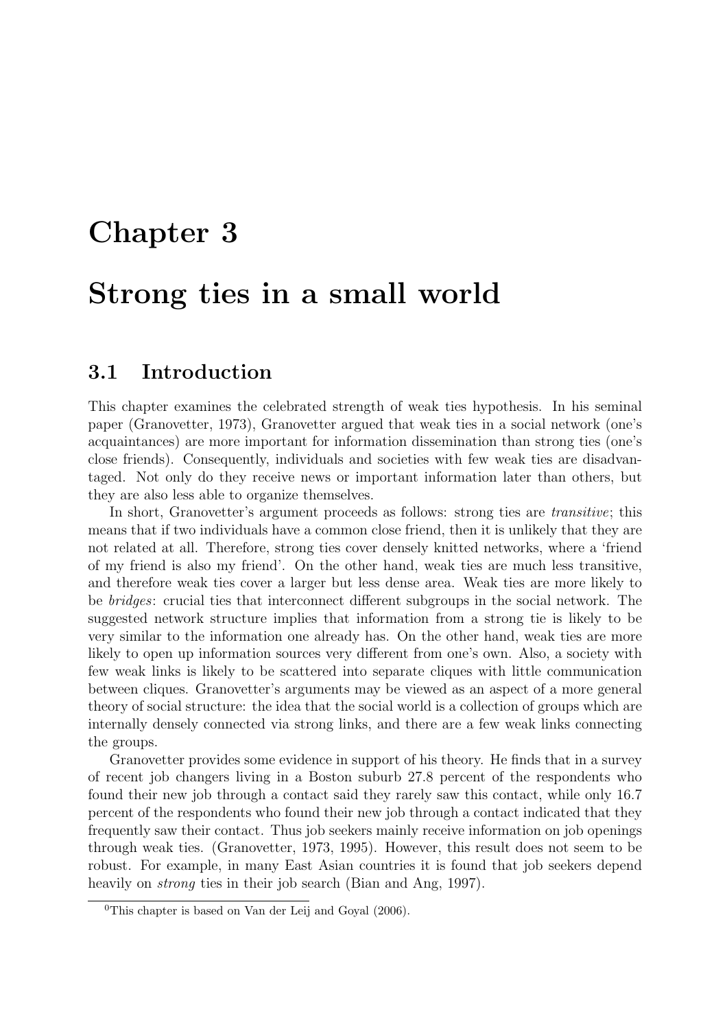# Chapter 3

# Strong ties in a small world

## 3.1 Introduction

This chapter examines the celebrated strength of weak ties hypothesis. In his seminal paper (Granovetter, 1973), Granovetter argued that weak ties in a social network (one's acquaintances) are more important for information dissemination than strong ties (one's close friends). Consequently, individuals and societies with few weak ties are disadvantaged. Not only do they receive news or important information later than others, but they are also less able to organize themselves.

In short, Granovetter's argument proceeds as follows: strong ties are *transitive*; this means that if two individuals have a common close friend, then it is unlikely that they are not related at all. Therefore, strong ties cover densely knitted networks, where a 'friend of my friend is also my friend'. On the other hand, weak ties are much less transitive, and therefore weak ties cover a larger but less dense area. Weak ties are more likely to be *bridges*: crucial ties that interconnect different subgroups in the social network. The suggested network structure implies that information from a strong tie is likely to be very similar to the information one already has. On the other hand, weak ties are more likely to open up information sources very different from one's own. Also, a society with few weak links is likely to be scattered into separate cliques with little communication between cliques. Granovetter's arguments may be viewed as an aspect of a more general theory of social structure: the idea that the social world is a collection of groups which are internally densely connected via strong links, and there are a few weak links connecting the groups.

Granovetter provides some evidence in support of his theory. He finds that in a survey of recent job changers living in a Boston suburb 27.8 percent of the respondents who found their new job through a contact said they rarely saw this contact, while only 16.7 percent of the respondents who found their new job through a contact indicated that they frequently saw their contact. Thus job seekers mainly receive information on job openings through weak ties. (Granovetter, 1973, 1995). However, this result does not seem to be robust. For example, in many East Asian countries it is found that job seekers depend heavily on *strong* ties in their job search (Bian and Ang, 1997).

[0] This chapter is based on Van der Leij and Goyal (2006).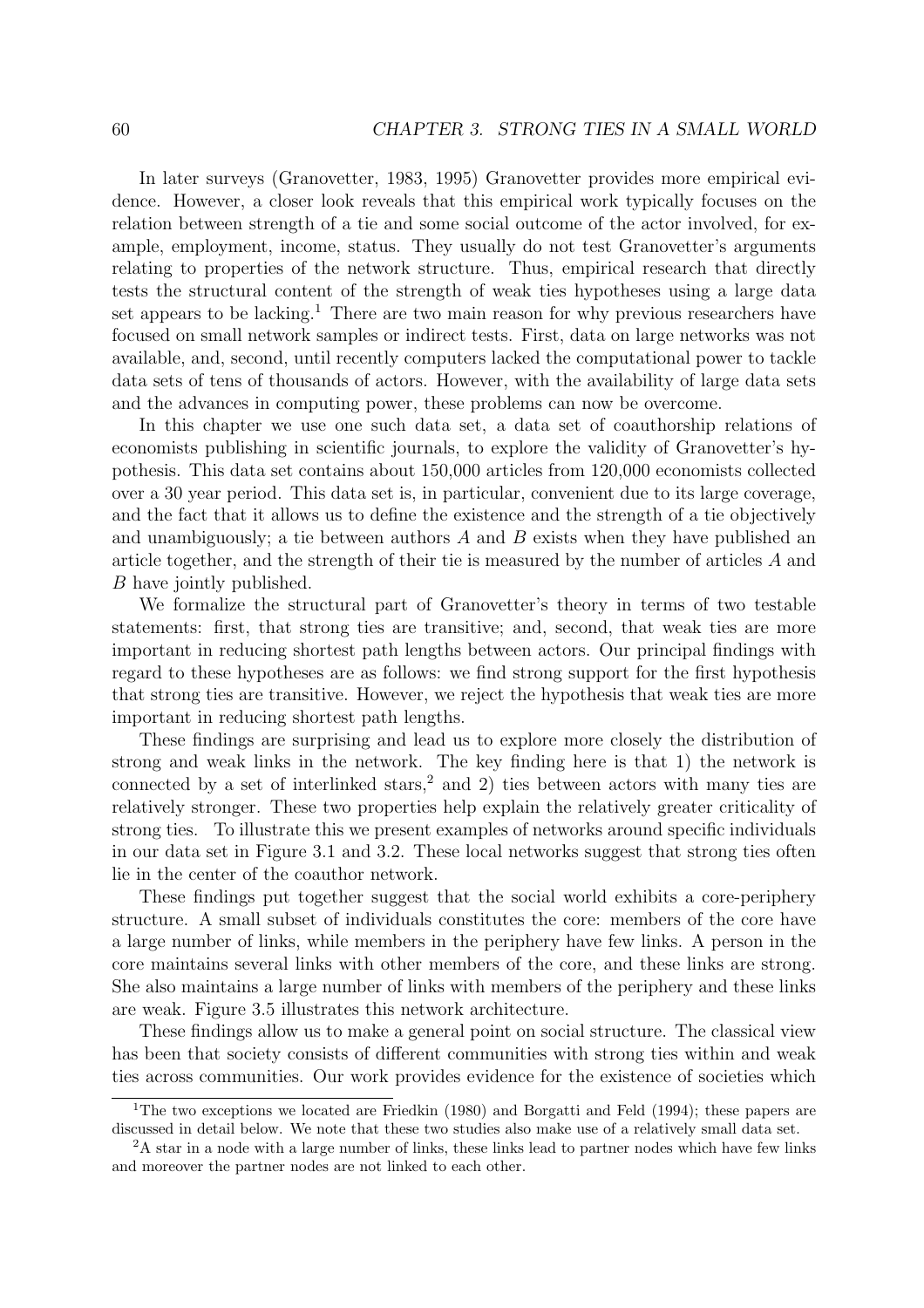In later surveys (Granovetter, 1983, 1995) Granovetter provides more empirical evidence. However, a closer look reveals that this empirical work typically focuses on the relation between strength of a tie and some social outcome of the actor involved, for example, employment, income, status. They usually do not test Granovetter's arguments relating to properties of the network structure. Thus, empirical research that directly tests the structural content of the strength of weak ties hypotheses using a large data set appears to be lacking.[1] There are two main reason for why previous researchers have focused on small network samples or indirect tests. First, data on large networks was not available, and, second, until recently computers lacked the computational power to tackle data sets of tens of thousands of actors. However, with the availability of large data sets and the advances in computing power, these problems can now be overcome.

In this chapter we use one such data set, a data set of coauthorship relations of economists publishing in scientific journals, to explore the validity of Granovetter's hypothesis. This data set contains about 150,000 articles from 120,000 economists collected over a 30 year period. This data set is, in particular, convenient due to its large coverage, and the fact that it allows us to define the existence and the strength of a tie objectively and unambiguously; a tie between authors $A$ and $B$ exists when they have published an article together, and the strength of their tie is measured by the number of articles $A$ and $B$ have jointly published.

We formalize the structural part of Granovetter's theory in terms of two testable statements: first, that strong ties are transitive; and, second, that weak ties are more important in reducing shortest path lengths between actors. Our principal findings with regard to these hypotheses are as follows: we find strong support for the first hypothesis that strong ties are transitive. However, we reject the hypothesis that weak ties are more important in reducing shortest path lengths.

These findings are surprising and lead us to explore more closely the distribution of strong and weak links in the network. The key finding here is that 1) the network is connected by a set of interlinked stars,[2] and 2) ties between actors with many ties are relatively stronger. These two properties help explain the relatively greater criticality of strong ties. To illustrate this we present examples of networks around specific individuals in our data set in Figure 3.1 and 3.2. These local networks suggest that strong ties often lie in the center of the coauthor network.

These findings put together suggest that the social world exhibits a core-periphery structure. A small subset of individuals constitutes the core: members of the core have a large number of links, while members in the periphery have few links. A person in the core maintains several links with other members of the core, and these links are strong. She also maintains a large number of links with members of the periphery and these links are weak. Figure 3.5 illustrates this network architecture.

These findings allow us to make a general point on social structure. The classical view has been that society consists of different communities with strong ties within and weak ties across communities. Our work provides evidence for the existence of societies which

[1] The two exceptions we located are Friedkin (1980) and Borgatti and Feld (1994); these papers are discussed in detail below. We note that these two studies also make use of a relatively small data set.

[2] A star in a node with a large number of links, these links lead to partner nodes which have few links and moreover the partner nodes are not linked to each other.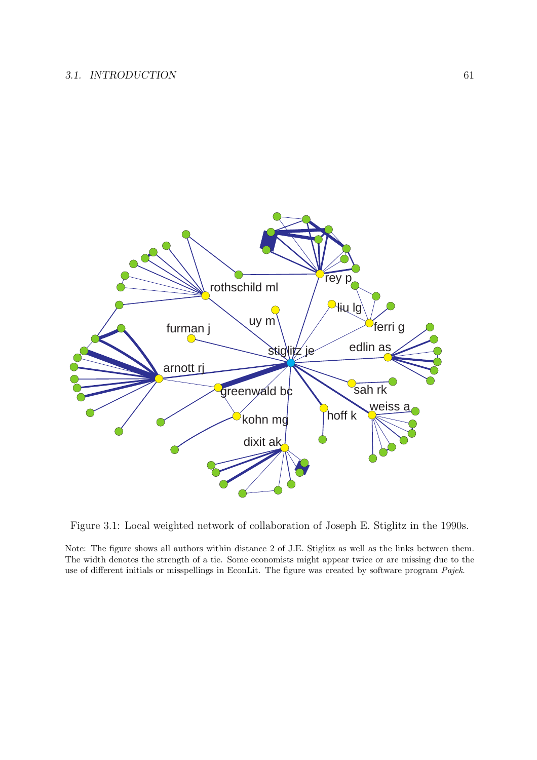Figure 3.1: Local weighted network of collaboration of Joseph E. Stiglitz in the 1990s.

Note: The figure shows all authors within distance 2 of J.E. Stiglitz as well as the links between them. The width denotes the strength of a tie. Some economists might appear twice or are missing due to the use of different initials or misspellings in EconLit. The figure was created by software program *Pajek*.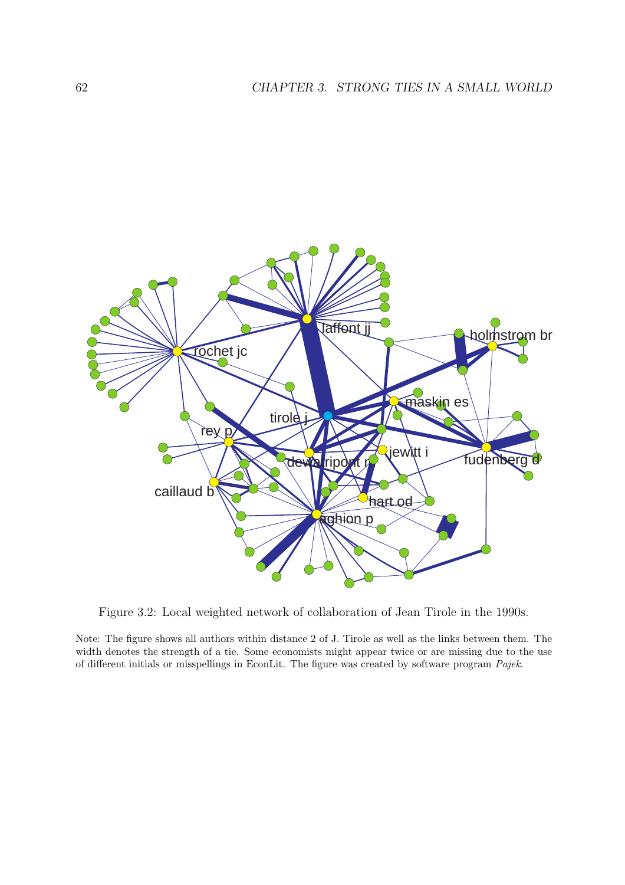Figure 3.2: Local weighted network of collaboration of Jean Tirole in the 1990s.

Note: The figure shows all authors within distance 2 of J. Tirole as well as the links between them. The width denotes the strength of a tie. Some economists might appear twice or are missing due to the use of different initials or misspellings in EconLit. The figure was created by software program *Pajek*.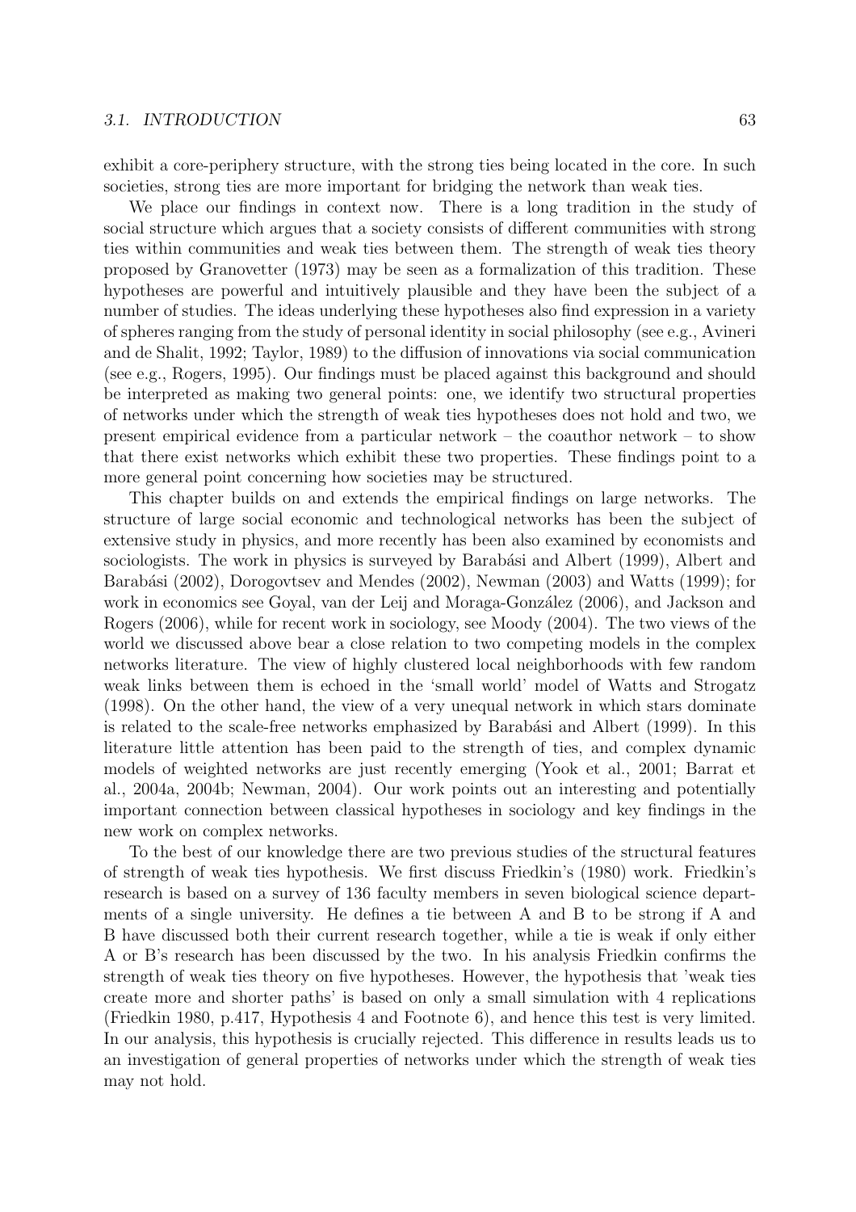exhibit a core-periphery structure, with the strong ties being located in the core. In such societies, strong ties are more important for bridging the network than weak ties.

We place our findings in context now. There is a long tradition in the study of social structure which argues that a society consists of different communities with strong ties within communities and weak ties between them. The strength of weak ties theory proposed by Granovetter (1973) may be seen as a formalization of this tradition. These hypotheses are powerful and intuitively plausible and they have been the subject of a number of studies. The ideas underlying these hypotheses also find expression in a variety of spheres ranging from the study of personal identity in social philosophy (see e.g., Avineri and de Shalit, 1992; Taylor, 1989) to the diffusion of innovations via social communication (see e.g., Rogers, 1995). Our findings must be placed against this background and should be interpreted as making two general points: one, we identify two structural properties of networks under which the strength of weak ties hypotheses does not hold and two, we present empirical evidence from a particular network – the coauthor network – to show that there exist networks which exhibit these two properties. These findings point to a more general point concerning how societies may be structured.

This chapter builds on and extends the empirical findings on large networks. The structure of large social economic and technological networks has been the subject of extensive study in physics, and more recently has been also examined by economists and sociologists. The work in physics is surveyed by Barabási and Albert (1999), Albert and Barabási (2002), Dorogovtsev and Mendes (2002), Newman (2003) and Watts (1999); for work in economics see Goyal, van der Leij and Moraga-González (2006), and Jackson and Rogers (2006), while for recent work in sociology, see Moody (2004). The two views of the world we discussed above bear a close relation to two competing models in the complex networks literature. The view of highly clustered local neighborhoods with few random weak links between them is echoed in the 'small world' model of Watts and Strogatz (1998). On the other hand, the view of a very unequal network in which stars dominate is related to the scale-free networks emphasized by Barabási and Albert (1999). In this literature little attention has been paid to the strength of ties, and complex dynamic models of weighted networks are just recently emerging (Yook et al., 2001; Barrat et al., 2004a, 2004b; Newman, 2004). Our work points out an interesting and potentially important connection between classical hypotheses in sociology and key findings in the new work on complex networks.

To the best of our knowledge there are two previous studies of the structural features of strength of weak ties hypothesis. We first discuss Friedkin's (1980) work. Friedkin's research is based on a survey of 136 faculty members in seven biological science departments of a single university. He defines a tie between A and B to be strong if A and B have discussed both their current research together, while a tie is weak if only either A or B's research has been discussed by the two. In his analysis Friedkin confirms the strength of weak ties theory on five hypotheses. However, the hypothesis that 'weak ties create more and shorter paths' is based on only a small simulation with 4 replications (Friedkin 1980, p.417, Hypothesis 4 and Footnote 6), and hence this test is very limited. In our analysis, this hypothesis is crucially rejected. This difference in results leads us to an investigation of general properties of networks under which the strength of weak ties may not hold.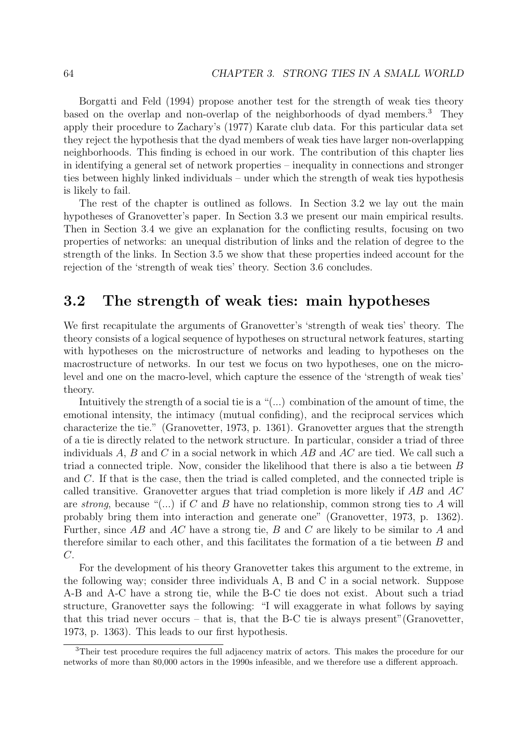Borgatti and Feld (1994) propose another test for the strength of weak ties theory based on the overlap and non-overlap of the neighborhoods of dyad members.[3] They apply their procedure to Zachary's (1977) Karate club data. For this particular data set they reject the hypothesis that the dyad members of weak ties have larger non-overlapping neighborhoods. This finding is echoed in our work. The contribution of this chapter lies in identifying a general set of network properties – inequality in connections and stronger ties between highly linked individuals – under which the strength of weak ties hypothesis is likely to fail.

The rest of the chapter is outlined as follows. In Section 3.2 we lay out the main hypotheses of Granovetter's paper. In Section 3.3 we present our main empirical results. Then in Section 3.4 we give an explanation for the conflicting results, focusing on two properties of networks: an unequal distribution of links and the relation of degree to the strength of the links. In Section 3.5 we show that these properties indeed account for the rejection of the 'strength of weak ties' theory. Section 3.6 concludes.

## 3.2 The strength of weak ties: main hypotheses

We first recapitulate the arguments of Granovetter's 'strength of weak ties' theory. The theory consists of a logical sequence of hypotheses on structural network features, starting with hypotheses on the microstructure of networks and leading to hypotheses on the macrostructure of networks. In our test we focus on two hypotheses, one on the micro-level and one on the macro-level, which capture the essence of the 'strength of weak ties' theory.

Intuitively the strength of a social tie is a "(...) combination of the amount of time, the emotional intensity, the intimacy (mutual confiding), and the reciprocal services which characterize the tie." (Granovetter, 1973, p. 1361). Granovetter argues that the strength of a tie is directly related to the network structure. In particular, consider a triad of three individuals $A$, $B$ and $C$ in a social network in which $AB$ and $AC$ are tied. We call such a triad a connected triple. Now, consider the likelihood that there is also a tie between $B$ and $C$. If that is the case, then the triad is called completed, and the connected triple is called transitive. Granovetter argues that triad completion is more likely if $AB$ and $AC$ are *strong*, because "(...) if $C$ and $B$ have no relationship, common strong ties to $A$ will probably bring them into interaction and generate one" (Granovetter, 1973, p. 1362). Further, since $AB$ and $AC$ have a strong tie, $B$ and $C$ are likely to be similar to $A$ and therefore similar to each other, and this facilitates the formation of a tie between $B$ and $C$.

For the development of his theory Granovetter takes this argument to the extreme, in the following way; consider three individuals A, B and C in a social network. Suppose A-B and A-C have a strong tie, while the B-C tie does not exist. About such a triad structure, Granovetter says the following: "I will exaggerate in what follows by saying that this triad never occurs – that is, that the B-C tie is always present"(Granovetter, 1973, p. 1363). This leads to our first hypothesis.

[3] Their test procedure requires the full adjacency matrix of actors. This makes the procedure for our networks of more than 80,000 actors in the 1990s infeasible, and we therefore use a different approach.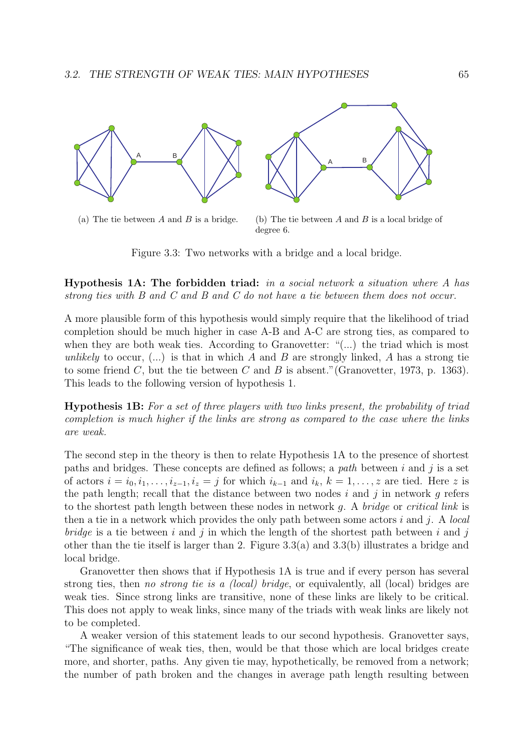(a) The tie between $A$ and $B$ is a bridge.

(b) The tie between $A$ and $B$ is a local bridge of degree 6.

Figure 3.3: Two networks with a bridge and a local bridge.

**Hypothesis 1A: The forbidden triad:** *in a social network a situation where A has strong ties with B and C and B and C do not have a tie between them does not occur.*

A more plausible form of this hypothesis would simply require that the likelihood of triad completion should be much higher in case A-B and A-C are strong ties, as compared to when they are both weak ties. According to Granovetter: "(...) the triad which is most *unlikely* to occur, (...) is that in which $A$ and $B$ are strongly linked, $A$ has a strong tie to some friend $C$, but the tie between $C$ and $B$ is absent."(Granovetter, 1973, p. 1363). This leads to the following version of hypothesis 1.

**Hypothesis 1B:** *For a set of three players with two links present, the probability of triad completion is much higher if the links are strong as compared to the case where the links are weak.*

The second step in the theory is then to relate Hypothesis 1A to the presence of shortest paths and bridges. These concepts are defined as follows; a *path* between $i$ and $j$ is a set of actors $i = i_0, i_1, \ldots, i_{z-1}, i_z = j$ for which $i_{k-1}$ and $i_k$, $k = 1, \ldots, z$ are tied. Here $z$ is the path length; recall that the distance between two nodes $i$ and $j$ in network $g$ refers to the shortest path length between these nodes in network $g$. A *bridge* or *critical link* is then a tie in a network which provides the only path between some actors $i$ and $j$. A *local bridge* is a tie between $i$ and $j$ in which the length of the shortest path between $i$ and $j$ other than the tie itself is larger than 2. Figure 3.3(a) and 3.3(b) illustrates a bridge and local bridge.

Granovetter then shows that if Hypothesis 1A is true and if every person has several strong ties, then *no strong tie is a (local) bridge*, or equivalently, all (local) bridges are weak ties. Since strong links are transitive, none of these links are likely to be critical. This does not apply to weak links, since many of the triads with weak links are likely not to be completed.

A weaker version of this statement leads to our second hypothesis. Granovetter says, "The significance of weak ties, then, would be that those which are local bridges create more, and shorter, paths. Any given tie may, hypothetically, be removed from a network; the number of path broken and the changes in average path length resulting between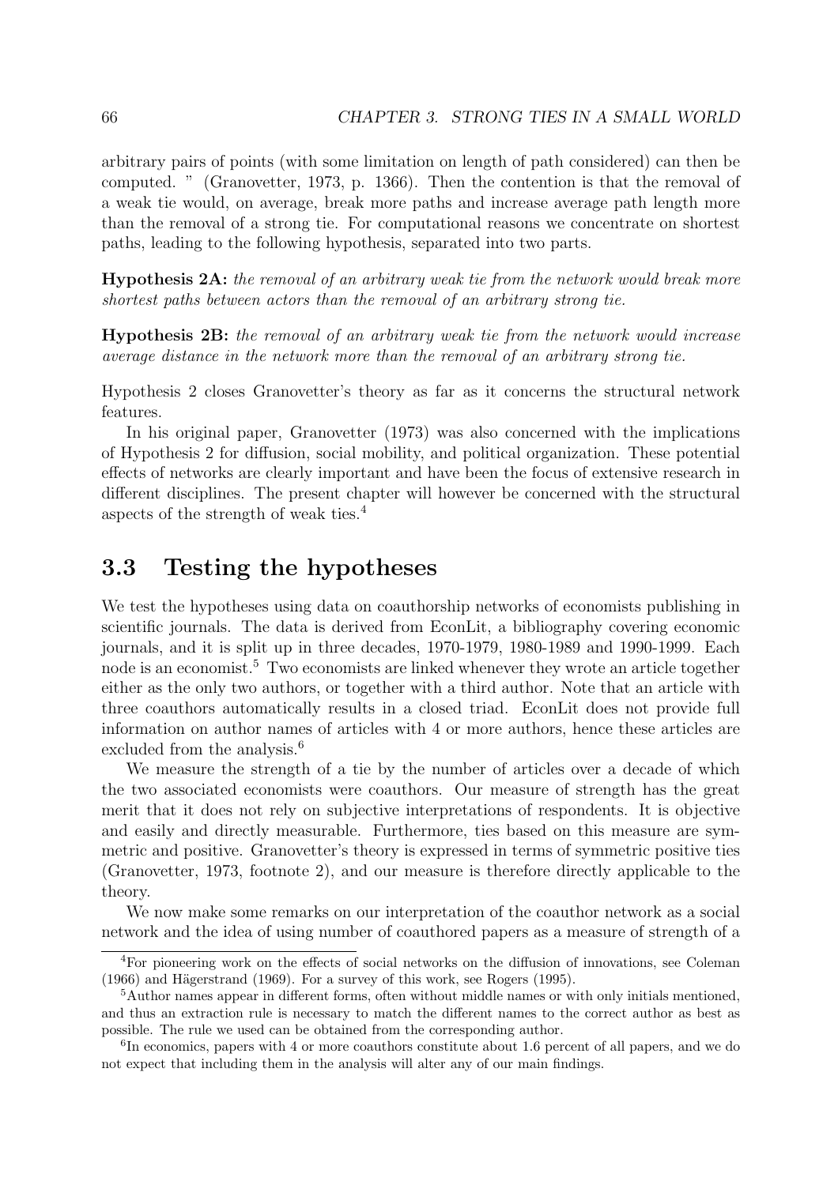arbitrary pairs of points (with some limitation on length of path considered) can then be computed. " (Granovetter, 1973, p. 1366). Then the contention is that the removal of a weak tie would, on average, break more paths and increase average path length more than the removal of a strong tie. For computational reasons we concentrate on shortest paths, leading to the following hypothesis, separated into two parts.

**Hypothesis 2A:** *the removal of an arbitrary weak tie from the network would break more shortest paths between actors than the removal of an arbitrary strong tie.*

**Hypothesis 2B:** *the removal of an arbitrary weak tie from the network would increase average distance in the network more than the removal of an arbitrary strong tie.*

Hypothesis 2 closes Granovetter's theory as far as it concerns the structural network features.

In his original paper, Granovetter (1973) was also concerned with the implications of Hypothesis 2 for diffusion, social mobility, and political organization. These potential effects of networks are clearly important and have been the focus of extensive research in different disciplines. The present chapter will however be concerned with the structural aspects of the strength of weak ties.[4]

## 3.3 Testing the hypotheses

We test the hypotheses using data on coauthorship networks of economists publishing in scientific journals. The data is derived from EconLit, a bibliography covering economic journals, and it is split up in three decades, 1970-1979, 1980-1989 and 1990-1999. Each node is an economist.[5] Two economists are linked whenever they wrote an article together either as the only two authors, or together with a third author. Note that an article with three coauthors automatically results in a closed triad. EconLit does not provide full information on author names of articles with 4 or more authors, hence these articles are excluded from the analysis.[6]

We measure the strength of a tie by the number of articles over a decade of which the two associated economists were coauthors. Our measure of strength has the great merit that it does not rely on subjective interpretations of respondents. It is objective and easily and directly measurable. Furthermore, ties based on this measure are symmetric and positive. Granovetter's theory is expressed in terms of symmetric positive ties (Granovetter, 1973, footnote 2), and our measure is therefore directly applicable to the theory.

We now make some remarks on our interpretation of the coauthor network as a social network and the idea of using number of coauthored papers as a measure of strength of a

---

[4] For pioneering work on the effects of social networks on the diffusion of innovations, see Coleman (1966) and Hägerstrand (1969). For a survey of this work, see Rogers (1995).

[5] Author names appear in different forms, often without middle names or with only initials mentioned, and thus an extraction rule is necessary to match the different names to the correct author as best as possible. The rule we used can be obtained from the corresponding author.

[6] In economics, papers with 4 or more coauthors constitute about 1.6 percent of all papers, and we do not expect that including them in the analysis will alter any of our main findings.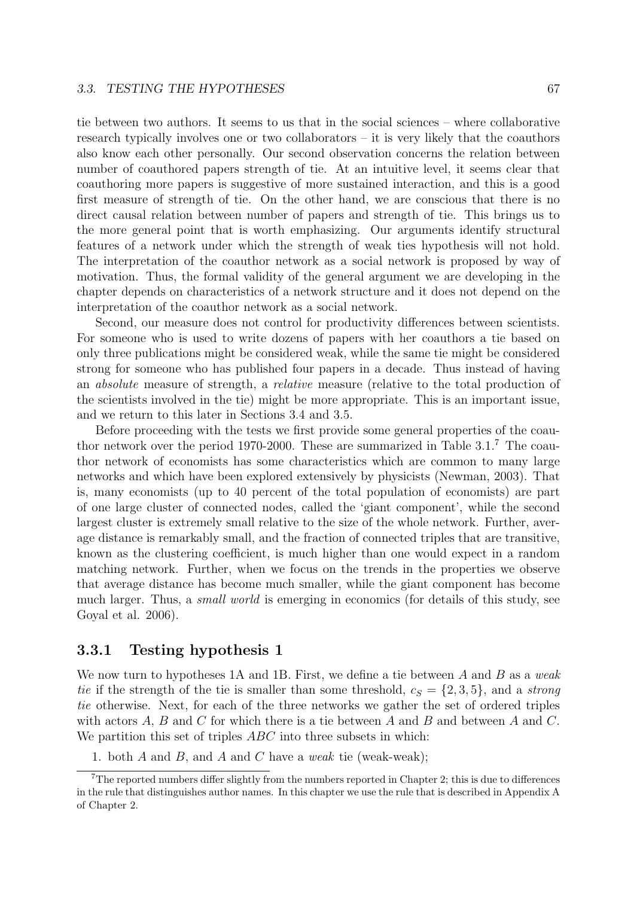tie between two authors. It seems to us that in the social sciences – where collaborative research typically involves one or two collaborators – it is very likely that the coauthors also know each other personally. Our second observation concerns the relation between number of coauthored papers strength of tie. At an intuitive level, it seems clear that coauthoring more papers is suggestive of more sustained interaction, and this is a good first measure of strength of tie. On the other hand, we are conscious that there is no direct causal relation between number of papers and strength of tie. This brings us to the more general point that is worth emphasizing. Our arguments identify structural features of a network under which the strength of weak ties hypothesis will not hold. The interpretation of the coauthor network as a social network is proposed by way of motivation. Thus, the formal validity of the general argument we are developing in the chapter depends on characteristics of a network structure and it does not depend on the interpretation of the coauthor network as a social network.

Second, our measure does not control for productivity differences between scientists. For someone who is used to write dozens of papers with her coauthors a tie based on only three publications might be considered weak, while the same tie might be considered strong for someone who has published four papers in a decade. Thus instead of having an *absolute* measure of strength, a *relative* measure (relative to the total production of the scientists involved in the tie) might be more appropriate. This is an important issue, and we return to this later in Sections 3.4 and 3.5.

Before proceeding with the tests we first provide some general properties of the coauthor network over the period 1970-2000. These are summarized in Table 3.1.[7] The coauthor network of economists has some characteristics which are common to many large networks and which have been explored extensively by physicists (Newman, 2003). That is, many economists (up to 40 percent of the total population of economists) are part of one large cluster of connected nodes, called the 'giant component', while the second largest cluster is extremely small relative to the size of the whole network. Further, average distance is remarkably small, and the fraction of connected triples that are transitive, known as the clustering coefficient, is much higher than one would expect in a random matching network. Further, when we focus on the trends in the properties we observe that average distance has become much smaller, while the giant component has become much larger. Thus, a *small world* is emerging in economics (for details of this study, see Goyal et al. 2006).

### 3.3.1 Testing hypothesis 1

We now turn to hypotheses 1A and 1B. First, we define a tie between $A$ and $B$ as a *weak tie* if the strength of the tie is smaller than some threshold, $c_S = \{2, 3, 5\}$, and a *strong tie* otherwise. Next, for each of the three networks we gather the set of ordered triples with actors $A$, $B$ and $C$ for which there is a tie between $A$ and $B$ and between $A$ and $C$. We partition this set of triples $ABC$ into three subsets in which:

1. both $A$ and $B$, and $A$ and $C$ have a *weak* tie (weak-weak);

[7] The reported numbers differ slightly from the numbers reported in Chapter 2; this is due to differences in the rule that distinguishes author names. In this chapter we use the rule that is described in Appendix A of Chapter 2.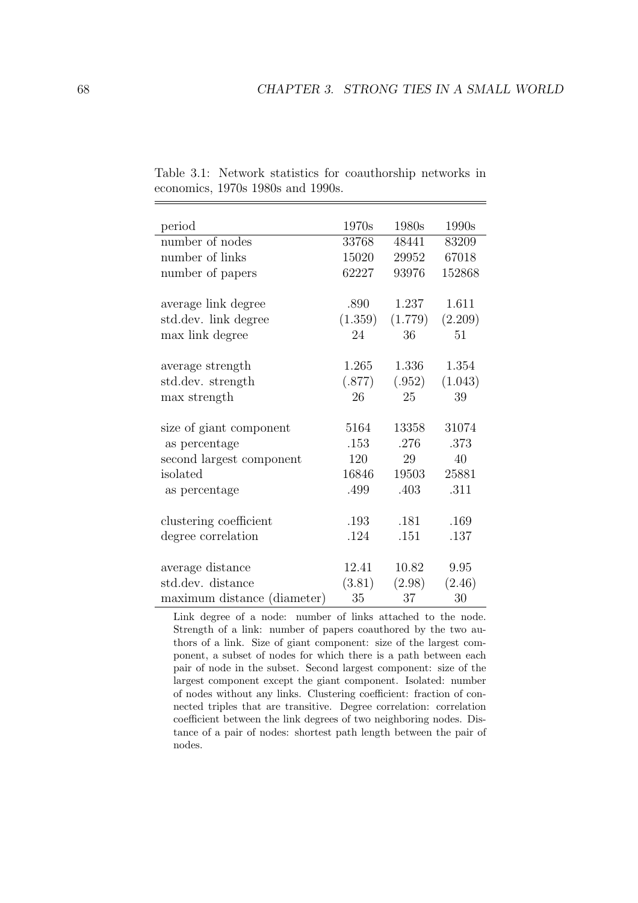Table 3.1: Network statistics for coauthorship networks in economics, 1970s 1980s and 1990s.

| period | 1970s | 1980s | 1990s |
|---|---|---|---|
| number of nodes | 33768 | 48441 | 83209 |
| number of links | 15020 | 29952 | 67018 |
| number of papers | 62227 | 93976 | 152868 |
| | | | |
| average link degree | .890 | 1.237 | 1.611 |
| std.dev. link degree | (1.359) | (1.779) | (2.209) |
| max link degree | 24 | 36 | 51 |
| | | | |
| average strength | 1.265 | 1.336 | 1.354 |
| std.dev. strength | (.877) | (.952) | (1.043) |
| max strength | 26 | 25 | 39 |
| | | | |
| size of giant component | 5164 | 13358 | 31074 |
| as percentage | .153 | .276 | .373 |
| second largest component | 120 | 29 | 40 |
| isolated | 16846 | 19503 | 25881 |
| as percentage | .499 | .403 | .311 |
| | | | |
| clustering coefficient | .193 | .181 | .169 |
| degree correlation | .124 | .151 | .137 |
| | | | |
| average distance | 12.41 | 10.82 | 9.95 |
| std.dev. distance | (3.81) | (2.98) | (2.46) |
| maximum distance (diameter) | 35 | 37 | 30 |

Link degree of a node: number of links attached to the node. Strength of a link: number of papers coauthored by the two authors of a link. Size of giant component: size of the largest component, a subset of nodes for which there is a path between each pair of node in the subset. Second largest component: size of the largest component except the giant component. Isolated: number of nodes without any links. Clustering coefficient: fraction of connected triples that are transitive. Degree correlation: correlation coefficient between the link degrees of two neighboring nodes. Distance of a pair of nodes: shortest path length between the pair of nodes.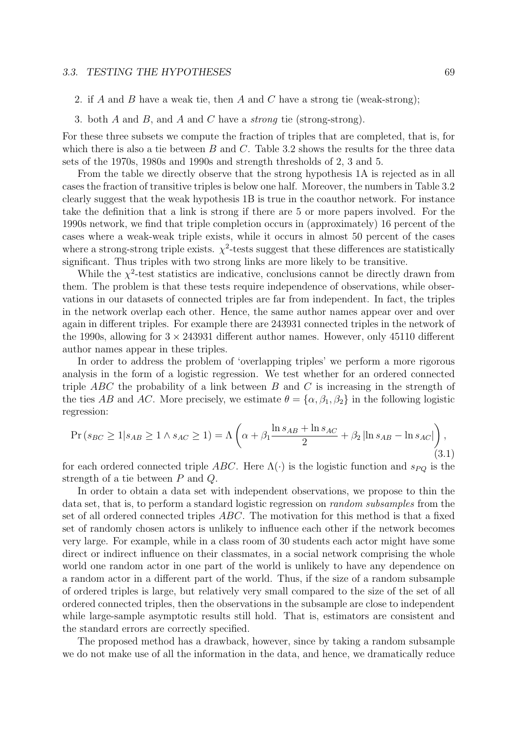2. if $A$ and $B$ have a weak tie, then $A$ and $C$ have a strong tie (weak-strong);
3. both $A$ and $B$, and $A$ and $C$ have a *strong* tie (strong-strong).

For these three subsets we compute the fraction of triples that are completed, that is, for which there is also a tie between $B$ and $C$. Table 3.2 shows the results for the three data sets of the 1970s, 1980s and 1990s and strength thresholds of 2, 3 and 5.

From the table we directly observe that the strong hypothesis 1A is rejected as in all cases the fraction of transitive triples is below one half. Moreover, the numbers in Table 3.2 clearly suggest that the weak hypothesis 1B is true in the coauthor network. For instance take the definition that a link is strong if there are 5 or more papers involved. For the 1990s network, we find that triple completion occurs in (approximately) 16 percent of the cases where a weak-weak triple exists, while it occurs in almost 50 percent of the cases where a strong-strong triple exists. $\chi^2$-tests suggest that these differences are statistically significant. Thus triples with two strong links are more likely to be transitive.

While the $\chi^2$-test statistics are indicative, conclusions cannot be directly drawn from them. The problem is that these tests require independence of observations, while observations in our datasets of connected triples are far from independent. In fact, the triples in the network overlap each other. Hence, the same author names appear over and over again in different triples. For example there are 243931 connected triples in the network of the 1990s, allowing for $3 \times 243931$ different author names. However, only 45110 different author names appear in these triples.

In order to address the problem of 'overlapping triples' we perform a more rigorous analysis in the form of a logistic regression. We test whether for an ordered connected triple $ABC$ the probability of a link between $B$ and $C$ is increasing in the strength of the ties $AB$ and $AC$. More precisely, we estimate $\theta = \{\alpha, \beta_1, \beta_2\}$ in the following logistic regression:

$$\Pr\left(s_{BC} \geq 1 | s_{AB} \geq 1 \wedge s_{AC} \geq 1\right) = \Lambda\left(\alpha + \beta_1 \frac{\ln s_{AB} + \ln s_{AC}}{2} + \beta_2 \left|\ln s_{AB} - \ln s_{AC}\right|\right), \tag{3.1}$$

for each ordered connected triple $ABC$. Here $\Lambda(\cdot)$ is the logistic function and $s_{PQ}$ is the strength of a tie between $P$ and $Q$.

In order to obtain a data set with independent observations, we propose to thin the data set, that is, to perform a standard logistic regression on *random subsamples* from the set of all ordered connected triples $ABC$. The motivation for this method is that a fixed set of randomly chosen actors is unlikely to influence each other if the network becomes very large. For example, while in a class room of 30 students each actor might have some direct or indirect influence on their classmates, in a social network comprising the whole world one random actor in one part of the world is unlikely to have any dependence on a random actor in a different part of the world. Thus, if the size of a random subsample of ordered triples is large, but relatively very small compared to the size of the set of all ordered connected triples, then the observations in the subsample are close to independent while large-sample asymptotic results still hold. That is, estimators are consistent and the standard errors are correctly specified.

The proposed method has a drawback, however, since by taking a random subsample we do not make use of all the information in the data, and hence, we dramatically reduce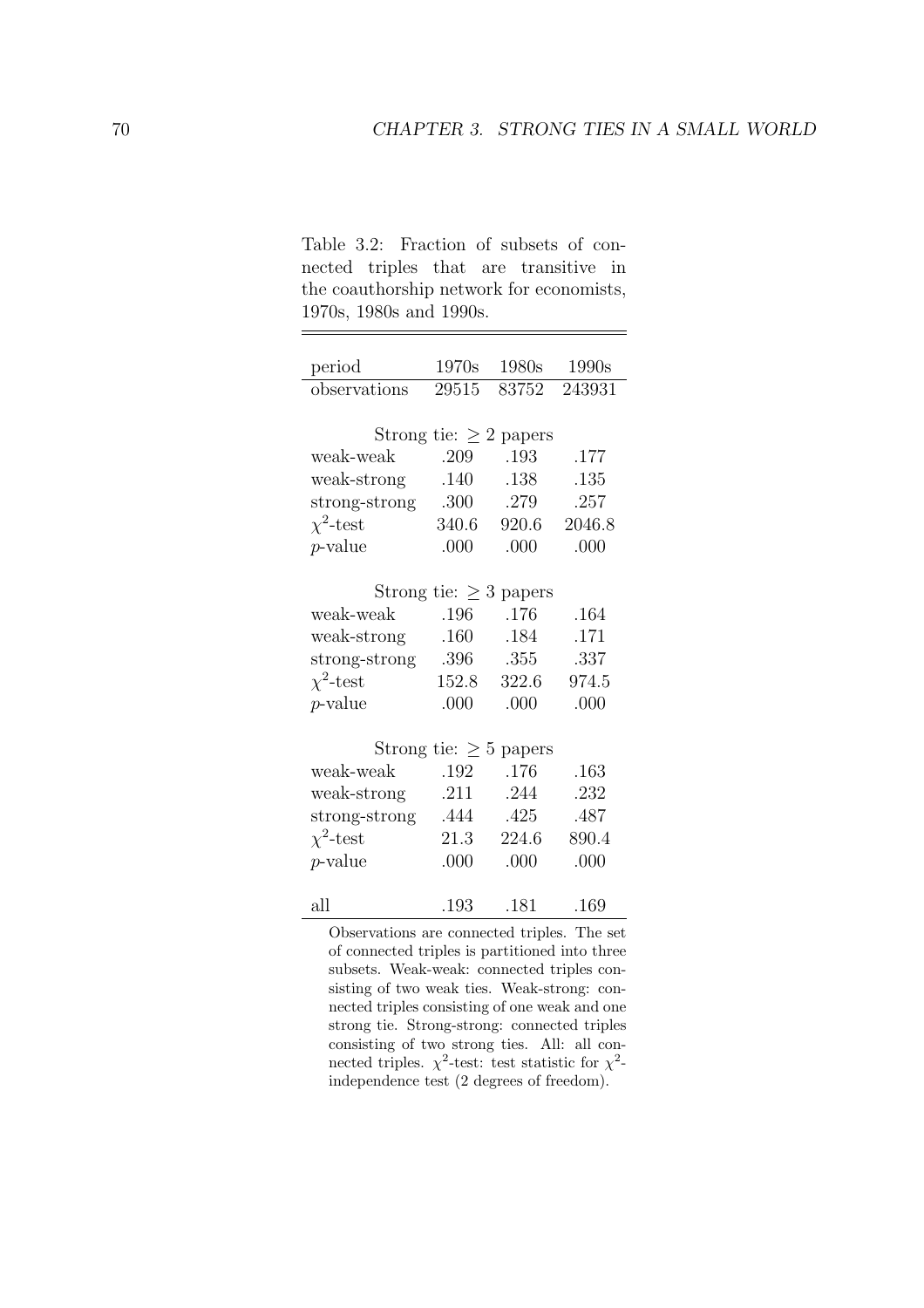Table 3.2: Fraction of subsets of connected triples that are transitive in the coauthorship network for economists, 1970s, 1980s and 1990s.

| period | 1970s | 1980s | 1990s |
|---|---|---|---|
| observations | 29515 | 83752 | 243931 |
| Strong tie: $\geq 2$ papers | | | |
| weak-weak | .209 | .193 | .177 |
| weak-strong | .140 | .138 | .135 |
| strong-strong | .300 | .279 | .257 |
| $\chi^2$-test | 340.6 | 920.6 | 2046.8 |
| $p$-value | .000 | .000 | .000 |
| Strong tie: $\geq 3$ papers | | | |
| weak-weak | .196 | .176 | .164 |
| weak-strong | .160 | .184 | .171 |
| strong-strong | .396 | .355 | .337 |
| $\chi^2$-test | 152.8 | 322.6 | 974.5 |
| $p$-value | .000 | .000 | .000 |
| Strong tie: $\geq 5$ papers | | | |
| weak-weak | .192 | .176 | .163 |
| weak-strong | .211 | .244 | .232 |
| strong-strong | .444 | .425 | .487 |
| $\chi^2$-test | 21.3 | 224.6 | 890.4 |
| $p$-value | .000 | .000 | .000 |
| all | .193 | .181 | .169 |

Observations are connected triples. The set of connected triples is partitioned into three subsets. Weak-weak: connected triples consisting of two weak ties. Weak-strong: connected triples consisting of one weak and one strong tie. Strong-strong: connected triples consisting of two strong ties. All: all connected triples. $\chi^2$-test: test statistic for $\chi^2$-independence test (2 degrees of freedom).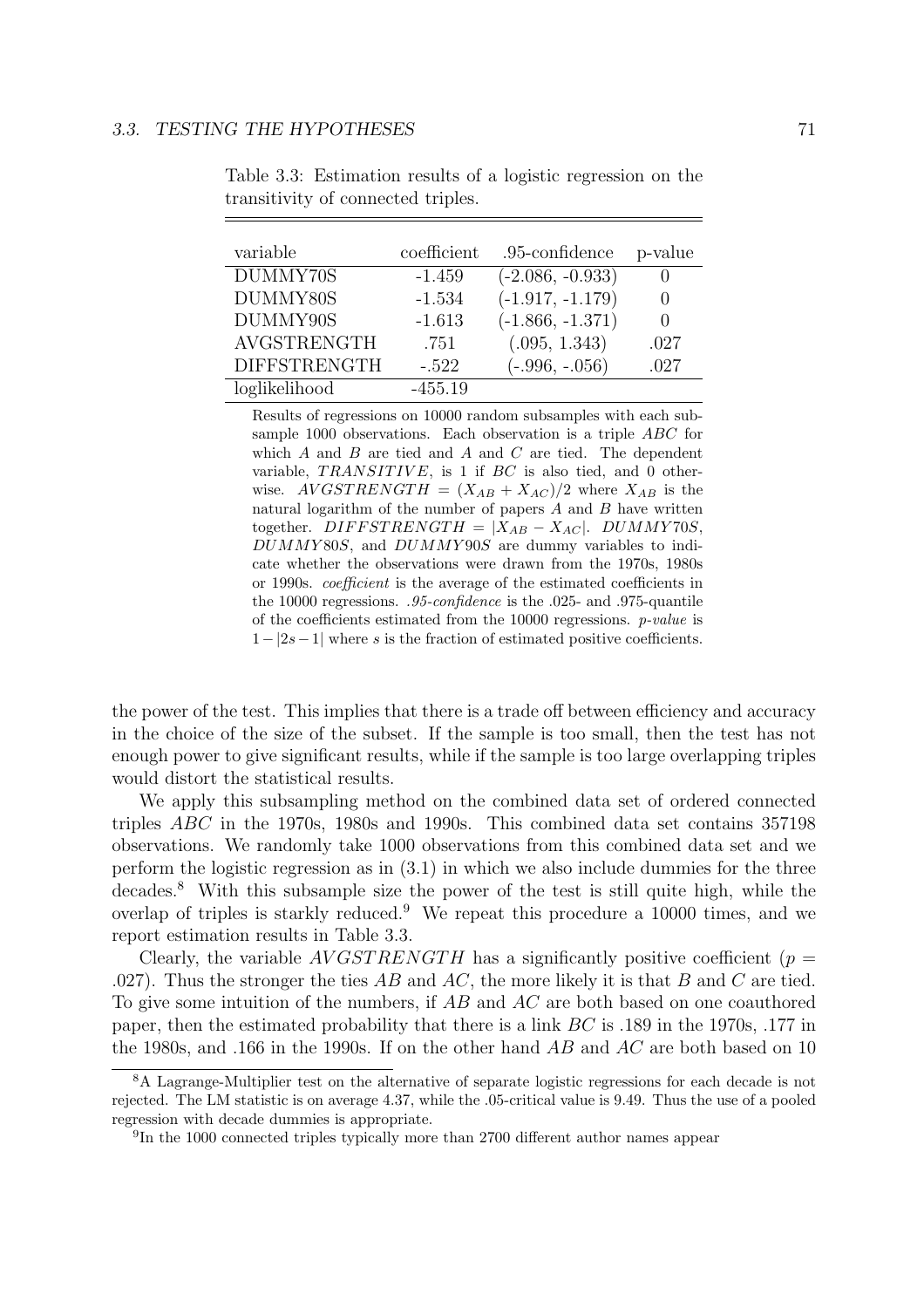Table 3.3: Estimation results of a logistic regression on the transitivity of connected triples.

| variable | coefficient | .95-confidence | p-value |
|---|---|---|---|
| DUMMY70S | -1.459 | (-2.086, -0.933) | 0 |
| DUMMY80S | -1.534 | (-1.917, -1.179) | 0 |
| DUMMY90S | -1.613 | (-1.866, -1.371) | 0 |
| AVGSTRENGTH | .751 | (.095, 1.343) | .027 |
| DIFFSTRENGTH | -.522 | (-.996, -.056) | .027 |
| loglikelihood | -455.19 | | |

Results of regressions on 10000 random subsamples with each subsample 1000 observations. Each observation is a triple $ABC$ for which $A$ and $B$ are tied and $A$ and $C$ are tied. The dependent variable, $TRANSITIVE$, is 1 if $BC$ is also tied, and 0 otherwise. $AVGSTRENGTH = (X_{AB} + X_{AC})/2$ where $X_{AB}$ is the natural logarithm of the number of papers $A$ and $B$ have written together. $DIFFSTRENGTH = |X_{AB} - X_{AC}|$. $DUMMY70S$, $DUMMY80S$, and $DUMMY90S$ are dummy variables to indicate whether the observations were drawn from the 1970s, 1980s or 1990s. *coefficient* is the average of the estimated coefficients in the 10000 regressions. *.95-confidence* is the .025- and .975-quantile of the coefficients estimated from the 10000 regressions. *p-value* is $1 - |2s - 1|$ where $s$ is the fraction of estimated positive coefficients.

the power of the test. This implies that there is a trade off between efficiency and accuracy in the choice of the size of the subset. If the sample is too small, then the test has not enough power to give significant results, while if the sample is too large overlapping triples would distort the statistical results.

We apply this subsampling method on the combined data set of ordered connected triples $ABC$ in the 1970s, 1980s and 1990s. This combined data set contains 357198 observations. We randomly take 1000 observations from this combined data set and we perform the logistic regression as in (3.1) in which we also include dummies for the three decades.[8] With this subsample size the power of the test is still quite high, while the overlap of triples is starkly reduced.[9] We repeat this procedure a 10000 times, and we report estimation results in Table 3.3.

Clearly, the variable $AVGSTRENGTH$ has a significantly positive coefficient ($p = .027$). Thus the stronger the ties $AB$ and $AC$, the more likely it is that $B$ and $C$ are tied. To give some intuition of the numbers, if $AB$ and $AC$ are both based on one coauthored paper, then the estimated probability that there is a link $BC$ is .189 in the 1970s, .177 in the 1980s, and .166 in the 1990s. If on the other hand $AB$ and $AC$ are both based on 10

[8] A Lagrange-Multiplier test on the alternative of separate logistic regressions for each decade is not rejected. The LM statistic is on average 4.37, while the .05-critical value is 9.49. Thus the use of a pooled regression with decade dummies is appropriate.

[9] In the 1000 connected triples typically more than 2700 different author names appear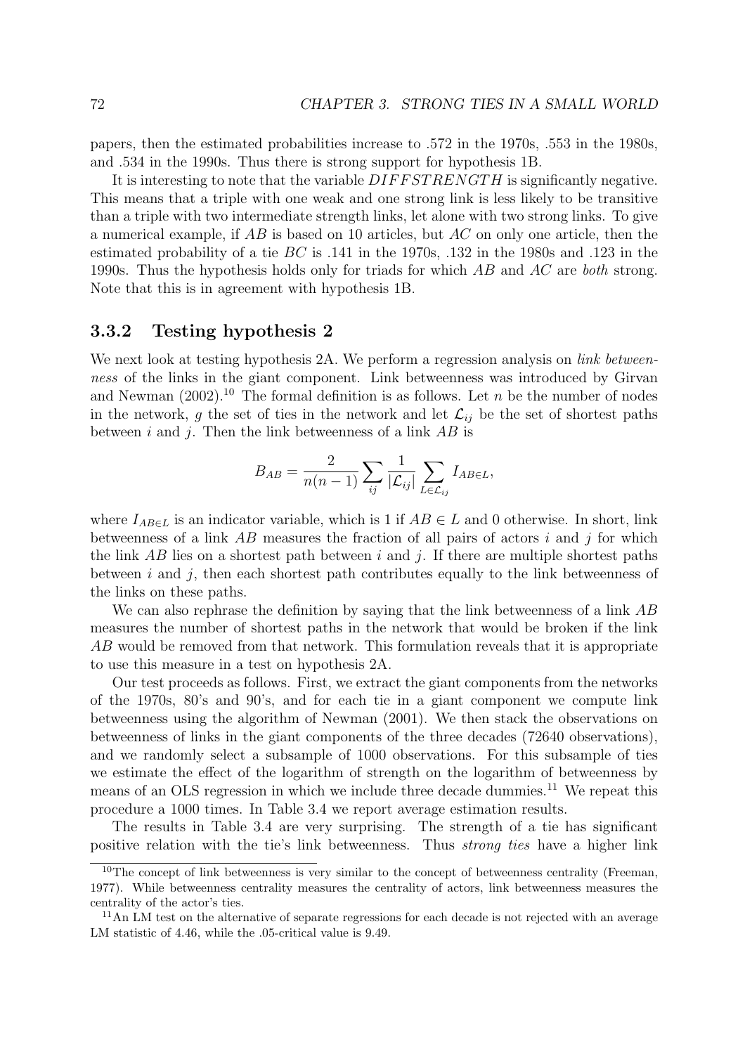papers, then the estimated probabilities increase to .572 in the 1970s, .553 in the 1980s, and .534 in the 1990s. Thus there is strong support for hypothesis 1B.

It is interesting to note that the variable $DIFFSTRENGTH$ is significantly negative. This means that a triple with one weak and one strong link is less likely to be transitive than a triple with two intermediate strength links, let alone with two strong links. To give a numerical example, if $AB$ is based on 10 articles, but $AC$ on only one article, then the estimated probability of a tie $BC$ is .141 in the 1970s, .132 in the 1980s and .123 in the 1990s. Thus the hypothesis holds only for triads for which $AB$ and $AC$ are *both* strong. Note that this is in agreement with hypothesis 1B.

### 3.3.2 Testing hypothesis 2

We next look at testing hypothesis 2A. We perform a regression analysis on *link betweenness* of the links in the giant component. Link betweenness was introduced by Girvan and Newman (2002).[10] The formal definition is as follows. Let $n$ be the number of nodes in the network, $g$ the set of ties in the network and let $\mathcal{L}_{ij}$ be the set of shortest paths between $i$ and $j$. Then the link betweenness of a link $AB$ is

$$B_{AB} = \frac{2}{n(n-1)} \sum_{ij} \frac{1}{|\mathcal{L}_{ij}|} \sum_{L \in \mathcal{L}_{ij}} I_{AB \in L},$$

where $I_{AB \in L}$ is an indicator variable, which is 1 if $AB \in L$ and 0 otherwise. In short, link betweenness of a link $AB$ measures the fraction of all pairs of actors $i$ and $j$ for which the link $AB$ lies on a shortest path between $i$ and $j$. If there are multiple shortest paths between $i$ and $j$, then each shortest path contributes equally to the link betweenness of the links on these paths.

We can also rephrase the definition by saying that the link betweenness of a link $AB$ measures the number of shortest paths in the network that would be broken if the link $AB$ would be removed from that network. This formulation reveals that it is appropriate to use this measure in a test on hypothesis 2A.

Our test proceeds as follows. First, we extract the giant components from the networks of the 1970s, 80's and 90's, and for each tie in a giant component we compute link betweenness using the algorithm of Newman (2001). We then stack the observations on betweenness of links in the giant components of the three decades (72640 observations), and we randomly select a subsample of 1000 observations. For this subsample of ties we estimate the effect of the logarithm of strength on the logarithm of betweenness by means of an OLS regression in which we include three decade dummies.[11] We repeat this procedure a 1000 times. In Table 3.4 we report average estimation results.

The results in Table 3.4 are very surprising. The strength of a tie has significant positive relation with the tie's link betweenness. Thus *strong ties* have a higher link

[10] The concept of link betweenness is very similar to the concept of betweenness centrality (Freeman, 1977). While betweenness centrality measures the centrality of actors, link betweenness measures the centrality of the actor's ties.

[11] An LM test on the alternative of separate regressions for each decade is not rejected with an average LM statistic of 4.46, while the .05-critical value is 9.49.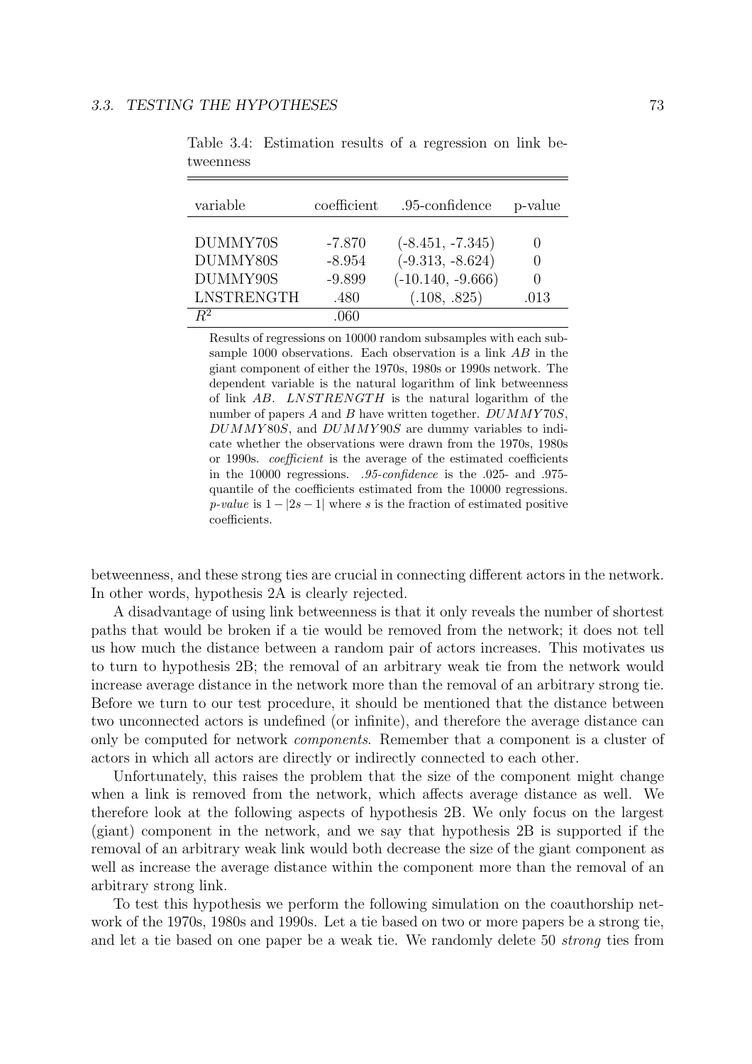Table 3.4: Estimation results of a regression on link betweenness

| variable | coefficient | .95-confidence | p-value |
|---|---|---|---|
| DUMMY70S | -7.870 | (-8.451, -7.345) | 0 |
| DUMMY80S | -8.954 | (-9.313, -8.624) | 0 |
| DUMMY90S | -9.899 | (-10.140, -9.666) | 0 |
| LNSTRENGTH | .480 | (.108, .825) | .013 |
| $R^2$ | .060 | | |

Results of regressions on 10000 random subsamples with each subsample 1000 observations. Each observation is a link $AB$ in the giant component of either the 1970s, 1980s or 1990s network. The dependent variable is the natural logarithm of link betweenness of link $AB$. $LNSTRENGTH$ is the natural logarithm of the number of papers $A$ and $B$ have written together. $DUMMY70S$, $DUMMY80S$, and $DUMMY90S$ are dummy variables to indicate whether the observations were drawn from the 1970s, 1980s or 1990s. *coefficient* is the average of the estimated coefficients in the 10000 regressions. *.95-confidence* is the .025- and .975-quantile of the coefficients estimated from the 10000 regressions. *p-value* is $1 - |2s - 1|$ where $s$ is the fraction of estimated positive coefficients.

betweenness, and these strong ties are crucial in connecting different actors in the network. In other words, hypothesis 2A is clearly rejected.

A disadvantage of using link betweenness is that it only reveals the number of shortest paths that would be broken if a tie would be removed from the network; it does not tell us how much the distance between a random pair of actors increases. This motivates us to turn to hypothesis 2B; the removal of an arbitrary weak tie from the network would increase average distance in the network more than the removal of an arbitrary strong tie. Before we turn to our test procedure, it should be mentioned that the distance between two unconnected actors is undefined (or infinite), and therefore the average distance can only be computed for network *components*. Remember that a component is a cluster of actors in which all actors are directly or indirectly connected to each other.

Unfortunately, this raises the problem that the size of the component might change when a link is removed from the network, which affects average distance as well. We therefore look at the following aspects of hypothesis 2B. We only focus on the largest (giant) component in the network, and we say that hypothesis 2B is supported if the removal of an arbitrary weak link would both decrease the size of the giant component as well as increase the average distance within the component more than the removal of an arbitrary strong link.

To test this hypothesis we perform the following simulation on the coauthorship network of the 1970s, 1980s and 1990s. Let a tie based on two or more papers be a strong tie, and let a tie based on one paper be a weak tie. We randomly delete 50 *strong* ties from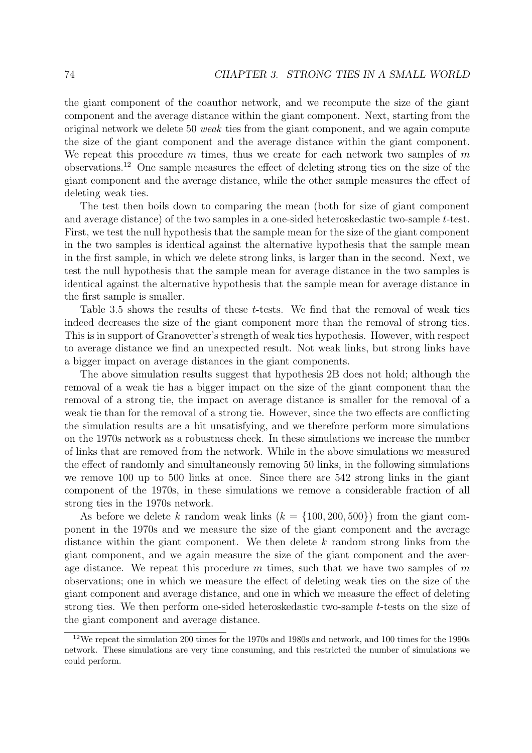the giant component of the coauthor network, and we recompute the size of the giant component and the average distance within the giant component. Next, starting from the original network we delete 50 *weak* ties from the giant component, and we again compute the size of the giant component and the average distance within the giant component. We repeat this procedure $m$ times, thus we create for each network two samples of $m$ observations.[12] One sample measures the effect of deleting strong ties on the size of the giant component and the average distance, while the other sample measures the effect of deleting weak ties.

The test then boils down to comparing the mean (both for size of giant component and average distance) of the two samples in a one-sided heteroskedastic two-sample $t$-test. First, we test the null hypothesis that the sample mean for the size of the giant component in the two samples is identical against the alternative hypothesis that the sample mean in the first sample, in which we delete strong links, is larger than in the second. Next, we test the null hypothesis that the sample mean for average distance in the two samples is identical against the alternative hypothesis that the sample mean for average distance in the first sample is smaller.

Table 3.5 shows the results of these $t$-tests. We find that the removal of weak ties indeed decreases the size of the giant component more than the removal of strong ties. This is in support of Granovetter's strength of weak ties hypothesis. However, with respect to average distance we find an unexpected result. Not weak links, but strong links have a bigger impact on average distances in the giant components.

The above simulation results suggest that hypothesis 2B does not hold; although the removal of a weak tie has a bigger impact on the size of the giant component than the removal of a strong tie, the impact on average distance is smaller for the removal of a weak tie than for the removal of a strong tie. However, since the two effects are conflicting the simulation results are a bit unsatisfying, and we therefore perform more simulations on the 1970s network as a robustness check. In these simulations we increase the number of links that are removed from the network. While in the above simulations we measured the effect of randomly and simultaneously removing 50 links, in the following simulations we remove 100 up to 500 links at once. Since there are 542 strong links in the giant component of the 1970s, in these simulations we remove a considerable fraction of all strong ties in the 1970s network.

As before we delete $k$ random weak links ($k = \{100, 200, 500\}$) from the giant component in the 1970s and we measure the size of the giant component and the average distance within the giant component. We then delete $k$ random strong links from the giant component, and we again measure the size of the giant component and the average distance. We repeat this procedure $m$ times, such that we have two samples of $m$ observations; one in which we measure the effect of deleting weak ties on the size of the giant component and average distance, and one in which we measure the effect of deleting strong ties. We then perform one-sided heteroskedastic two-sample $t$-tests on the size of the giant component and average distance.

[12] We repeat the simulation 200 times for the 1970s and 1980s and network, and 100 times for the 1990s network. These simulations are very time consuming, and this restricted the number of simulations we could perform.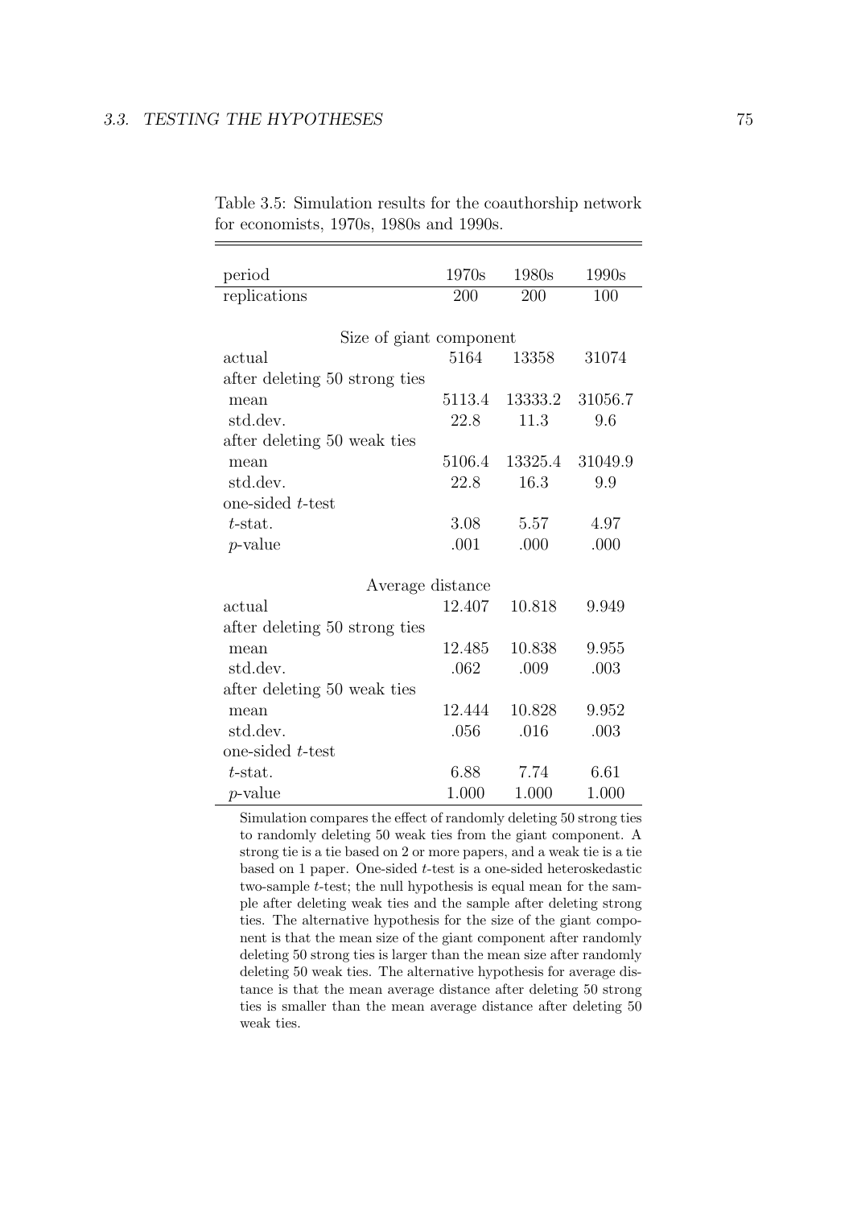Table 3.5: Simulation results for the coauthorship network for economists, 1970s, 1980s and 1990s.

| period | 1970s | 1980s | 1990s |
|---|---|---|---|
| replications | 200 | 200 | 100 |
| **Size of giant component** | | | |
| actual | 5164 | 13358 | 31074 |
| after deleting 50 strong ties | | | |
| mean | 5113.4 | 13333.2 | 31056.7 |
| std.dev. | 22.8 | 11.3 | 9.6 |
| after deleting 50 weak ties | | | |
| mean | 5106.4 | 13325.4 | 31049.9 |
| std.dev. | 22.8 | 16.3 | 9.9 |
| one-sided $t$-test | | | |
| $t$-stat. | 3.08 | 5.57 | 4.97 |
| $p$-value | .001 | .000 | .000 |
| **Average distance** | | | |
| actual | 12.407 | 10.818 | 9.949 |
| after deleting 50 strong ties | | | |
| mean | 12.485 | 10.838 | 9.955 |
| std.dev. | .062 | .009 | .003 |
| after deleting 50 weak ties | | | |
| mean | 12.444 | 10.828 | 9.952 |
| std.dev. | .056 | .016 | .003 |
| one-sided $t$-test | | | |
| $t$-stat. | 6.88 | 7.74 | 6.61 |
| $p$-value | 1.000 | 1.000 | 1.000 |

Simulation compares the effect of randomly deleting 50 strong ties to randomly deleting 50 weak ties from the giant component. A strong tie is a tie based on 2 or more papers, and a weak tie is a tie based on 1 paper. One-sided $t$-test is a one-sided heteroskedastic two-sample $t$-test; the null hypothesis is equal mean for the sample after deleting weak ties and the sample after deleting strong ties. The alternative hypothesis for the size of the giant component is that the mean size of the giant component after randomly deleting 50 strong ties is larger than the mean size after randomly deleting 50 weak ties. The alternative hypothesis for average distance is that the mean average distance after deleting 50 strong ties is smaller than the mean average distance after deleting 50 weak ties.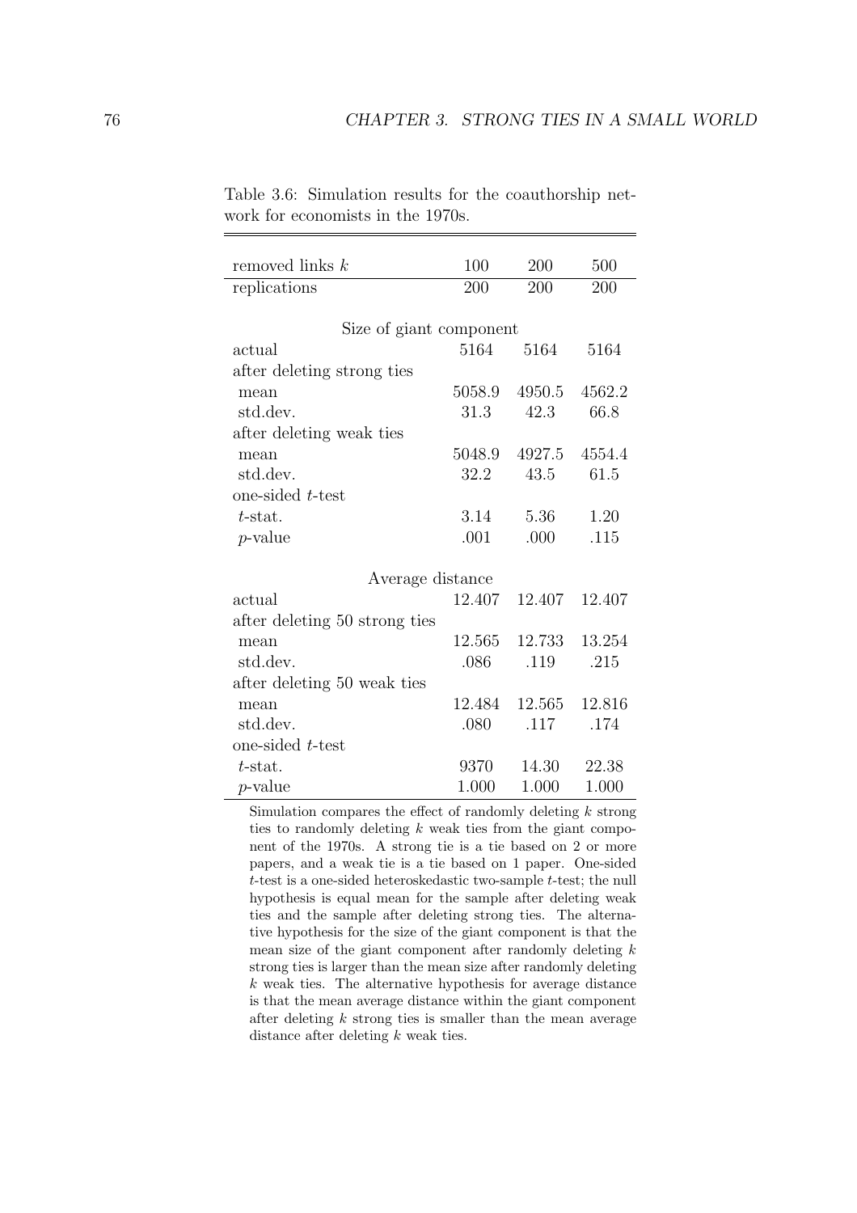Table 3.6: Simulation results for the coauthorship network for economists in the 1970s.

| removed links $k$ | 100 | 200 | 500 |
|---|---|---|---|
| replications | 200 | 200 | 200 |
| Size of giant component | | | |
| actual | 5164 | 5164 | 5164 |
| after deleting strong ties | | | |
| mean | 5058.9 | 4950.5 | 4562.2 |
| std.dev. | 31.3 | 42.3 | 66.8 |
| after deleting weak ties | | | |
| mean | 5048.9 | 4927.5 | 4554.4 |
| std.dev. | 32.2 | 43.5 | 61.5 |
| one-sided $t$-test | | | |
| $t$-stat. | 3.14 | 5.36 | 1.20 |
| $p$-value | .001 | .000 | .115 |
| Average distance | | | |
| actual | 12.407 | 12.407 | 12.407 |
| after deleting 50 strong ties | | | |
| mean | 12.565 | 12.733 | 13.254 |
| std.dev. | .086 | .119 | .215 |
| after deleting 50 weak ties | | | |
| mean | 12.484 | 12.565 | 12.816 |
| std.dev. | .080 | .117 | .174 |
| one-sided $t$-test | | | |
| $t$-stat. | 9370 | 14.30 | 22.38 |
| $p$-value | 1.000 | 1.000 | 1.000 |

Simulation compares the effect of randomly deleting $k$ strong ties to randomly deleting $k$ weak ties from the giant component of the 1970s. A strong tie is a tie based on 2 or more papers, and a weak tie is a tie based on 1 paper. One-sided $t$-test is a one-sided heteroskedastic two-sample $t$-test; the null hypothesis is equal mean for the sample after deleting weak ties and the sample after deleting strong ties. The alternative hypothesis for the size of the giant component is that the mean size of the giant component after randomly deleting $k$ strong ties is larger than the mean size after randomly deleting $k$ weak ties. The alternative hypothesis for average distance is that the mean average distance within the giant component after deleting $k$ strong ties is smaller than the mean average distance after deleting $k$ weak ties.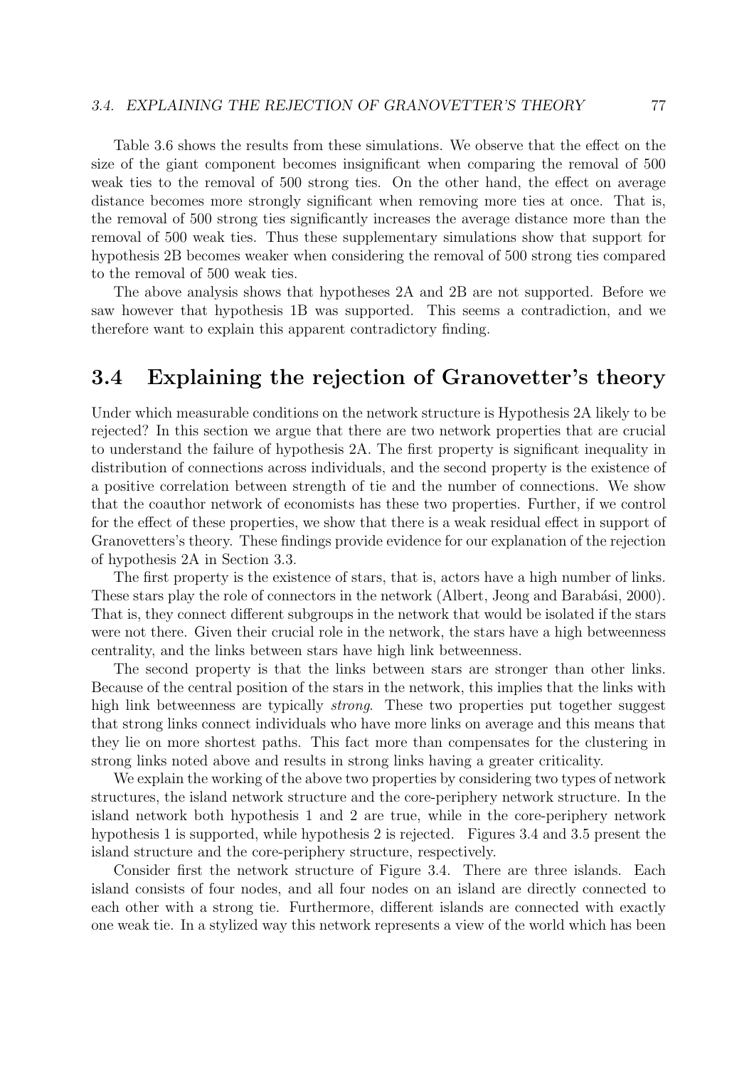Table 3.6 shows the results from these simulations. We observe that the effect on the size of the giant component becomes insignificant when comparing the removal of 500 weak ties to the removal of 500 strong ties. On the other hand, the effect on average distance becomes more strongly significant when removing more ties at once. That is, the removal of 500 strong ties significantly increases the average distance more than the removal of 500 weak ties. Thus these supplementary simulations show that support for hypothesis 2B becomes weaker when considering the removal of 500 strong ties compared to the removal of 500 weak ties.

The above analysis shows that hypotheses 2A and 2B are not supported. Before we saw however that hypothesis 1B was supported. This seems a contradiction, and we therefore want to explain this apparent contradictory finding.

## 3.4 Explaining the rejection of Granovetter's theory

Under which measurable conditions on the network structure is Hypothesis 2A likely to be rejected? In this section we argue that there are two network properties that are crucial to understand the failure of hypothesis 2A. The first property is significant inequality in distribution of connections across individuals, and the second property is the existence of a positive correlation between strength of tie and the number of connections. We show that the coauthor network of economists has these two properties. Further, if we control for the effect of these properties, we show that there is a weak residual effect in support of Granovetters's theory. These findings provide evidence for our explanation of the rejection of hypothesis 2A in Section 3.3.

The first property is the existence of stars, that is, actors have a high number of links. These stars play the role of connectors in the network (Albert, Jeong and Barabási, 2000). That is, they connect different subgroups in the network that would be isolated if the stars were not there. Given their crucial role in the network, the stars have a high betweenness centrality, and the links between stars have high link betweenness.

The second property is that the links between stars are stronger than other links. Because of the central position of the stars in the network, this implies that the links with high link betweenness are typically *strong*. These two properties put together suggest that strong links connect individuals who have more links on average and this means that they lie on more shortest paths. This fact more than compensates for the clustering in strong links noted above and results in strong links having a greater criticality.

We explain the working of the above two properties by considering two types of network structures, the island network structure and the core-periphery network structure. In the island network both hypothesis 1 and 2 are true, while in the core-periphery network hypothesis 1 is supported, while hypothesis 2 is rejected. Figures 3.4 and 3.5 present the island structure and the core-periphery structure, respectively.

Consider first the network structure of Figure 3.4. There are three islands. Each island consists of four nodes, and all four nodes on an island are directly connected to each other with a strong tie. Furthermore, different islands are connected with exactly one weak tie. In a stylized way this network represents a view of the world which has been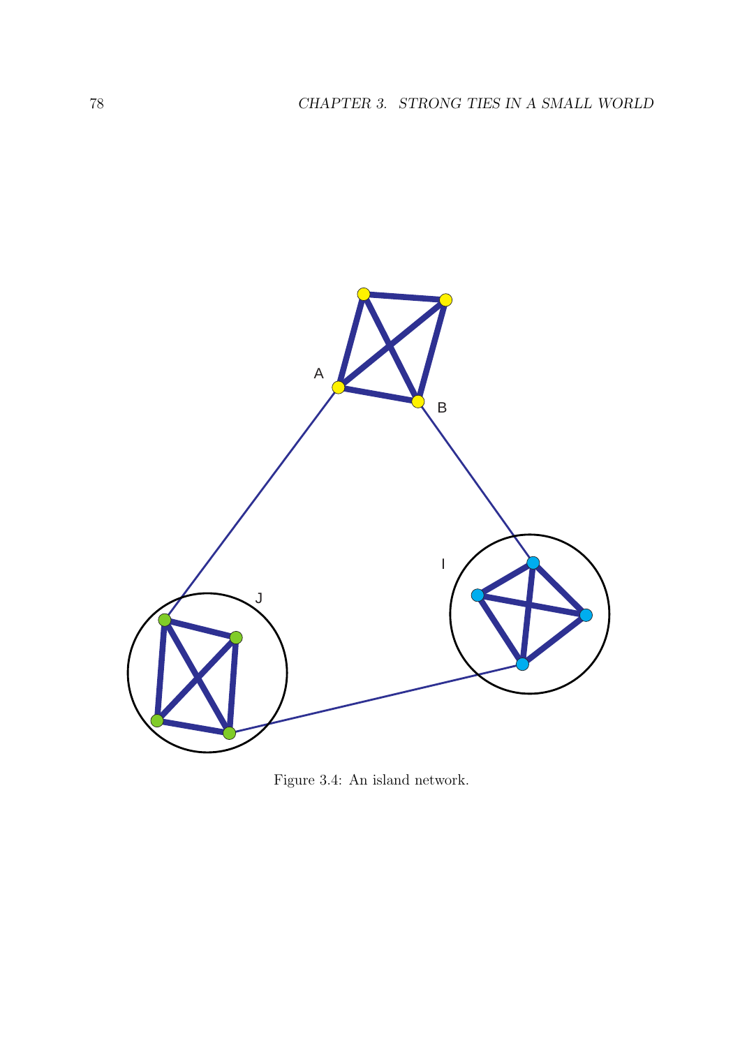Figure 3.4: An island network.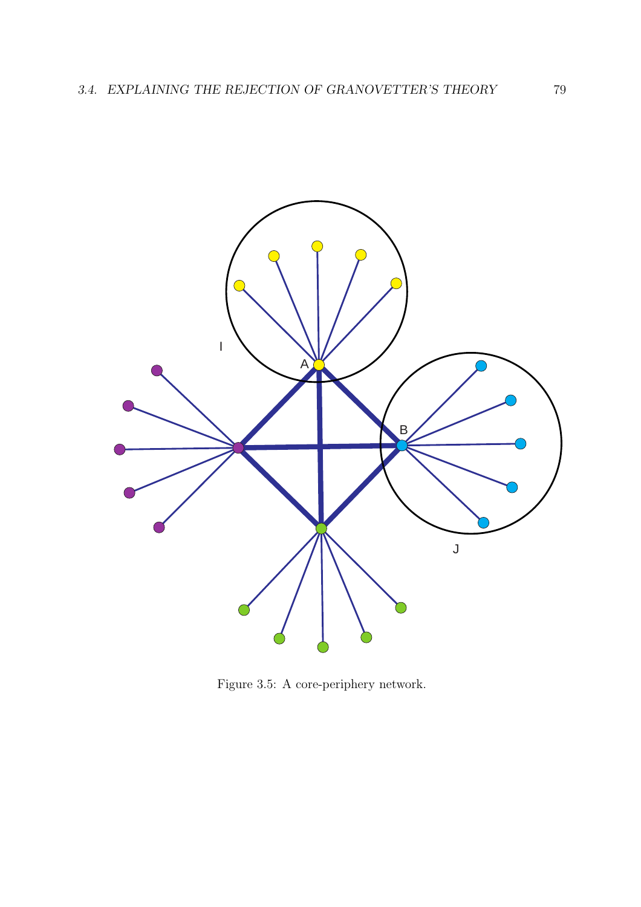Figure 3.5: A core-periphery network.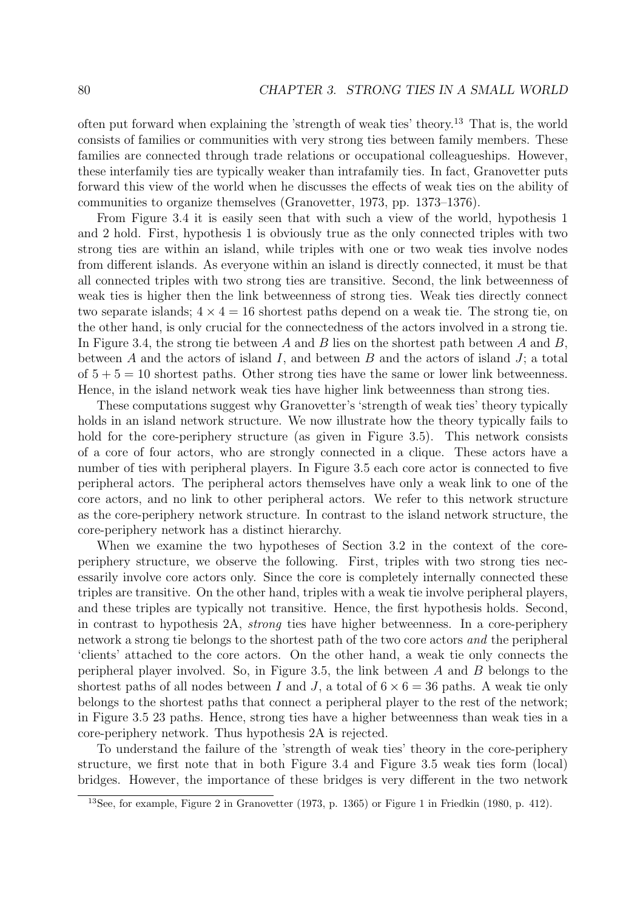often put forward when explaining the 'strength of weak ties' theory.[13] That is, the world consists of families or communities with very strong ties between family members. These families are connected through trade relations or occupational colleagueships. However, these interfamily ties are typically weaker than intrafamily ties. In fact, Granovetter puts forward this view of the world when he discusses the effects of weak ties on the ability of communities to organize themselves (Granovetter, 1973, pp. 1373–1376).

From Figure 3.4 it is easily seen that with such a view of the world, hypothesis 1 and 2 hold. First, hypothesis 1 is obviously true as the only connected triples with two strong ties are within an island, while triples with one or two weak ties involve nodes from different islands. As everyone within an island is directly connected, it must be that all connected triples with two strong ties are transitive. Second, the link betweenness of weak ties is higher then the link betweenness of strong ties. Weak ties directly connect two separate islands; $4 \times 4 = 16$ shortest paths depend on a weak tie. The strong tie, on the other hand, is only crucial for the connectedness of the actors involved in a strong tie. In Figure 3.4, the strong tie between $A$ and $B$ lies on the shortest path between $A$ and $B$, between $A$ and the actors of island $I$, and between $B$ and the actors of island $J$; a total of $5 + 5 = 10$ shortest paths. Other strong ties have the same or lower link betweenness. Hence, in the island network weak ties have higher link betweenness than strong ties.

These computations suggest why Granovetter's 'strength of weak ties' theory typically holds in an island network structure. We now illustrate how the theory typically fails to hold for the core-periphery structure (as given in Figure 3.5). This network consists of a core of four actors, who are strongly connected in a clique. These actors have a number of ties with peripheral players. In Figure 3.5 each core actor is connected to five peripheral actors. The peripheral actors themselves have only a weak link to one of the core actors, and no link to other peripheral actors. We refer to this network structure as the core-periphery network structure. In contrast to the island network structure, the core-periphery network has a distinct hierarchy.

When we examine the two hypotheses of Section 3.2 in the context of the core-periphery structure, we observe the following. First, triples with two strong ties necessarily involve core actors only. Since the core is completely internally connected these triples are transitive. On the other hand, triples with a weak tie involve peripheral players, and these triples are typically not transitive. Hence, the first hypothesis holds. Second, in contrast to hypothesis 2A, *strong* ties have higher betweenness. In a core-periphery network a strong tie belongs to the shortest path of the two core actors *and* the peripheral 'clients' attached to the core actors. On the other hand, a weak tie only connects the peripheral player involved. So, in Figure 3.5, the link between $A$ and $B$ belongs to the shortest paths of all nodes between $I$ and $J$, a total of $6 \times 6 = 36$ paths. A weak tie only belongs to the shortest paths that connect a peripheral player to the rest of the network; in Figure 3.5 23 paths. Hence, strong ties have a higher betweenness than weak ties in a core-periphery network. Thus hypothesis 2A is rejected.

To understand the failure of the 'strength of weak ties' theory in the core-periphery structure, we first note that in both Figure 3.4 and Figure 3.5 weak ties form (local) bridges. However, the importance of these bridges is very different in the two network

[13] See, for example, Figure 2 in Granovetter (1973, p. 1365) or Figure 1 in Friedkin (1980, p. 412).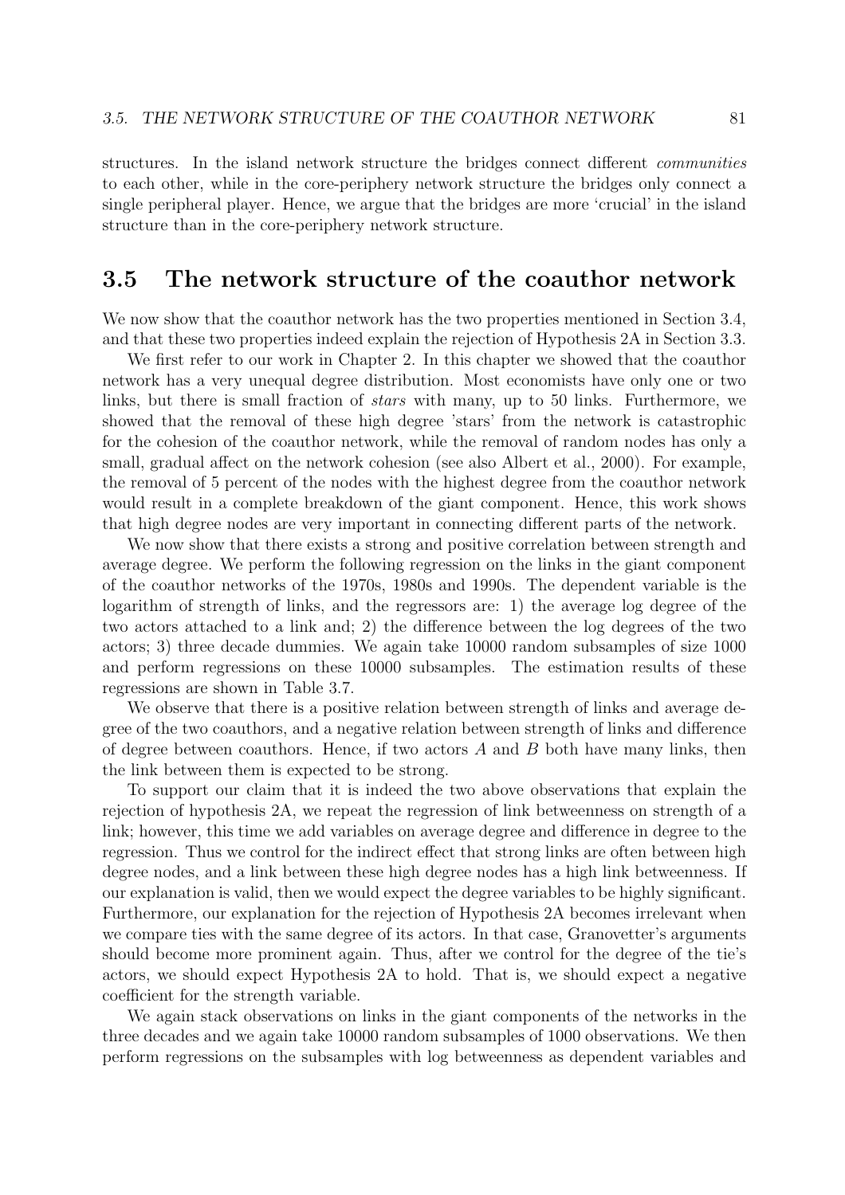structures. In the island network structure the bridges connect different *communities* to each other, while in the core-periphery network structure the bridges only connect a single peripheral player. Hence, we argue that the bridges are more 'crucial' in the island structure than in the core-periphery network structure.

## 3.5 The network structure of the coauthor network

We now show that the coauthor network has the two properties mentioned in Section 3.4, and that these two properties indeed explain the rejection of Hypothesis 2A in Section 3.3.

We first refer to our work in Chapter 2. In this chapter we showed that the coauthor network has a very unequal degree distribution. Most economists have only one or two links, but there is small fraction of *stars* with many, up to 50 links. Furthermore, we showed that the removal of these high degree 'stars' from the network is catastrophic for the cohesion of the coauthor network, while the removal of random nodes has only a small, gradual affect on the network cohesion (see also Albert et al., 2000). For example, the removal of 5 percent of the nodes with the highest degree from the coauthor network would result in a complete breakdown of the giant component. Hence, this work shows that high degree nodes are very important in connecting different parts of the network.

We now show that there exists a strong and positive correlation between strength and average degree. We perform the following regression on the links in the giant component of the coauthor networks of the 1970s, 1980s and 1990s. The dependent variable is the logarithm of strength of links, and the regressors are: 1) the average log degree of the two actors attached to a link and; 2) the difference between the log degrees of the two actors; 3) three decade dummies. We again take 10000 random subsamples of size 1000 and perform regressions on these 10000 subsamples. The estimation results of these regressions are shown in Table 3.7.

We observe that there is a positive relation between strength of links and average degree of the two coauthors, and a negative relation between strength of links and difference of degree between coauthors. Hence, if two actors $A$ and $B$ both have many links, then the link between them is expected to be strong.

To support our claim that it is indeed the two above observations that explain the rejection of hypothesis 2A, we repeat the regression of link betweenness on strength of a link; however, this time we add variables on average degree and difference in degree to the regression. Thus we control for the indirect effect that strong links are often between high degree nodes, and a link between these high degree nodes has a high link betweenness. If our explanation is valid, then we would expect the degree variables to be highly significant. Furthermore, our explanation for the rejection of Hypothesis 2A becomes irrelevant when we compare ties with the same degree of its actors. In that case, Granovetter's arguments should become more prominent again. Thus, after we control for the degree of the tie's actors, we should expect Hypothesis 2A to hold. That is, we should expect a negative coefficient for the strength variable.

We again stack observations on links in the giant components of the networks in the three decades and we again take 10000 random subsamples of 1000 observations. We then perform regressions on the subsamples with log betweenness as dependent variables and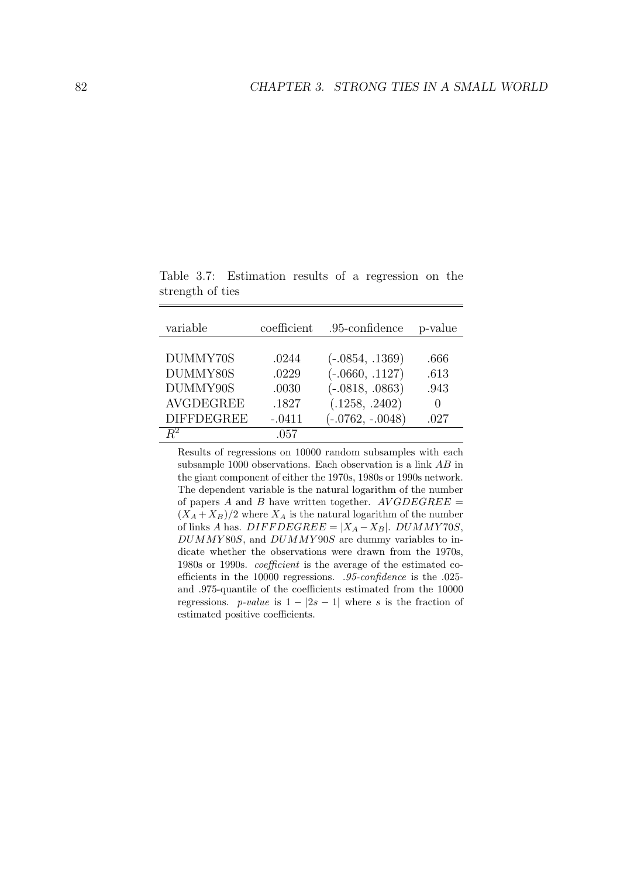Table 3.7: Estimation results of a regression on the strength of ties

| variable | coefficient | .95-confidence | p-value |
|---|---|---|---|
| DUMMY70S | .0244 | (-.0854, .1369) | .666 |
| DUMMY80S | .0229 | (-.0660, .1127) | .613 |
| DUMMY90S | .0030 | (-.0818, .0863) | .943 |
| AVGDEGREE | .1827 | (.1258, .2402) | 0 |
| DIFFDEGREE | -.0411 | (-.0762, -.0048) | .027 |
| $R^2$ | .057 | | |

Results of regressions on 10000 random subsamples with each subsample 1000 observations. Each observation is a link $AB$ in the giant component of either the 1970s, 1980s or 1990s network. The dependent variable is the natural logarithm of the number of papers $A$ and $B$ have written together. $AVGDEGREE = (X_A + X_B)/2$ where $X_A$ is the natural logarithm of the number of links $A$ has. $DIFFDEGREE = |X_A - X_B|$. $DUMMY70S$, $DUMMY80S$, and $DUMMY90S$ are dummy variables to indicate whether the observations were drawn from the 1970s, 1980s or 1990s. *coefficient* is the average of the estimated coefficients in the 10000 regressions. *.95-confidence* is the .025- and .975-quantile of the coefficients estimated from the 10000 regressions. *p-value* is $1 - |2s - 1|$ where $s$ is the fraction of estimated positive coefficients.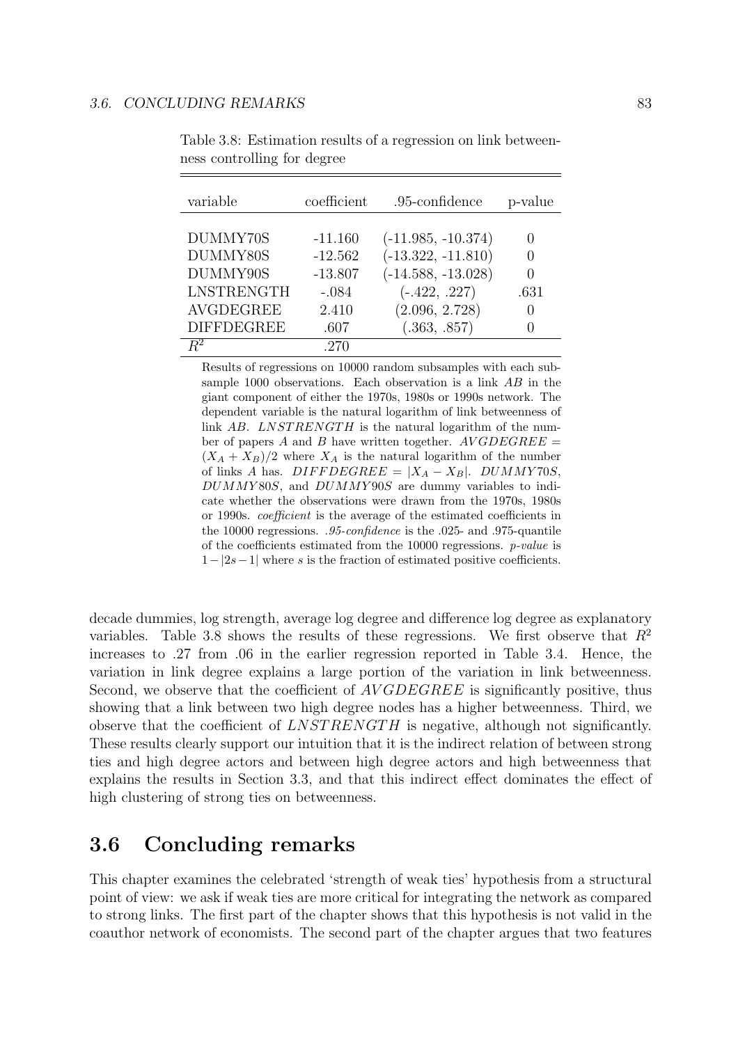Table 3.8: Estimation results of a regression on link betweenness controlling for degree

| variable | coefficient | .95-confidence | p-value |
|---|---|---|---|
| DUMMY70S | -11.160 | (-11.985, -10.374) | 0 |
| DUMMY80S | -12.562 | (-13.322, -11.810) | 0 |
| DUMMY90S | -13.807 | (-14.588, -13.028) | 0 |
| LNSTRENGTH | -.084 | (-.422, .227) | .631 |
| AVGDEGREE | 2.410 | (2.096, 2.728) | 0 |
| DIFFDEGREE | .607 | (.363, .857) | 0 |
| $R^2$ | .270 | | |

Results of regressions on 10000 random subsamples with each subsample 1000 observations. Each observation is a link $AB$ in the giant component of either the 1970s, 1980s or 1990s network. The dependent variable is the natural logarithm of link betweenness of link $AB$. $LNSTRENGTH$ is the natural logarithm of the number of papers $A$ and $B$ have written together. $AVGDEGREE = (X_A + X_B)/2$ where $X_A$ is the natural logarithm of the number of links $A$ has. $DIFFDEGREE = |X_A - X_B|$. $DUMMY70S$, $DUMMY80S$, and $DUMMY90S$ are dummy variables to indicate whether the observations were drawn from the 1970s, 1980s or 1990s. *coefficient* is the average of the estimated coefficients in the 10000 regressions. *.95-confidence* is the .025- and .975-quantile of the coefficients estimated from the 10000 regressions. *p-value* is $1-|2s-1|$ where $s$ is the fraction of estimated positive coefficients.

decade dummies, log strength, average log degree and difference log degree as explanatory variables. Table 3.8 shows the results of these regressions. We first observe that $R^2$ increases to .27 from .06 in the earlier regression reported in Table 3.4. Hence, the variation in link degree explains a large portion of the variation in link betweenness. Second, we observe that the coefficient of $AVGDEGREE$ is significantly positive, thus showing that a link between two high degree nodes has a higher betweenness. Third, we observe that the coefficient of $LNSTRENGTH$ is negative, although not significantly. These results clearly support our intuition that it is the indirect relation of between strong ties and high degree actors and between high degree actors and high betweenness that explains the results in Section 3.3, and that this indirect effect dominates the effect of high clustering of strong ties on betweenness.

## 3.6 Concluding remarks

This chapter examines the celebrated 'strength of weak ties' hypothesis from a structural point of view: we ask if weak ties are more critical for integrating the network as compared to strong links. The first part of the chapter shows that this hypothesis is not valid in the coauthor network of economists. The second part of the chapter argues that two features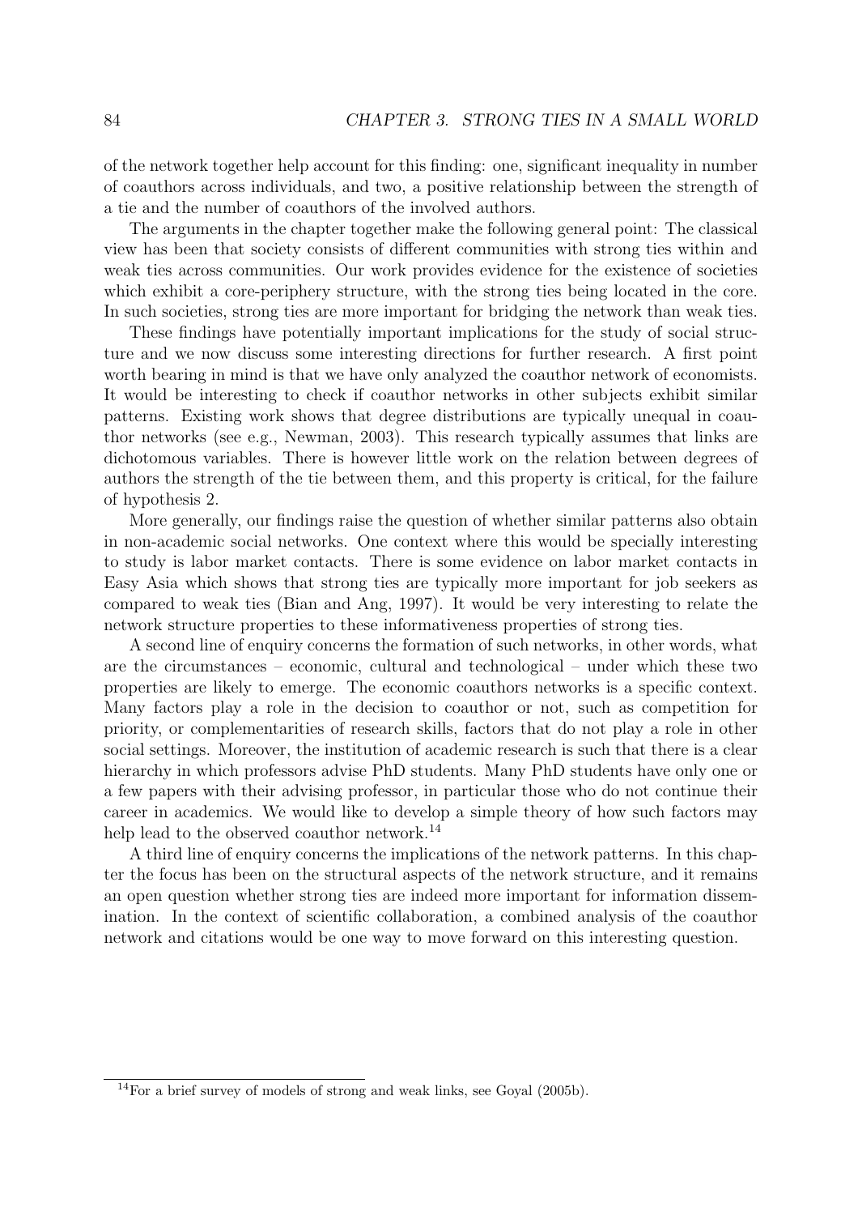of the network together help account for this finding: one, significant inequality in number of coauthors across individuals, and two, a positive relationship between the strength of a tie and the number of coauthors of the involved authors.

The arguments in the chapter together make the following general point: The classical view has been that society consists of different communities with strong ties within and weak ties across communities. Our work provides evidence for the existence of societies which exhibit a core-periphery structure, with the strong ties being located in the core. In such societies, strong ties are more important for bridging the network than weak ties.

These findings have potentially important implications for the study of social structure and we now discuss some interesting directions for further research. A first point worth bearing in mind is that we have only analyzed the coauthor network of economists. It would be interesting to check if coauthor networks in other subjects exhibit similar patterns. Existing work shows that degree distributions are typically unequal in coauthor networks (see e.g., Newman, 2003). This research typically assumes that links are dichotomous variables. There is however little work on the relation between degrees of authors the strength of the tie between them, and this property is critical, for the failure of hypothesis 2.

More generally, our findings raise the question of whether similar patterns also obtain in non-academic social networks. One context where this would be specially interesting to study is labor market contacts. There is some evidence on labor market contacts in Easy Asia which shows that strong ties are typically more important for job seekers as compared to weak ties (Bian and Ang, 1997). It would be very interesting to relate the network structure properties to these informativeness properties of strong ties.

A second line of enquiry concerns the formation of such networks, in other words, what are the circumstances – economic, cultural and technological – under which these two properties are likely to emerge. The economic coauthors networks is a specific context. Many factors play a role in the decision to coauthor or not, such as competition for priority, or complementarities of research skills, factors that do not play a role in other social settings. Moreover, the institution of academic research is such that there is a clear hierarchy in which professors advise PhD students. Many PhD students have only one or a few papers with their advising professor, in particular those who do not continue their career in academics. We would like to develop a simple theory of how such factors may help lead to the observed coauthor network.[14]

A third line of enquiry concerns the implications of the network patterns. In this chapter the focus has been on the structural aspects of the network structure, and it remains an open question whether strong ties are indeed more important for information dissemination. In the context of scientific collaboration, a combined analysis of the coauthor network and citations would be one way to move forward on this interesting question.

[14]For a brief survey of models of strong and weak links, see Goyal (2005b).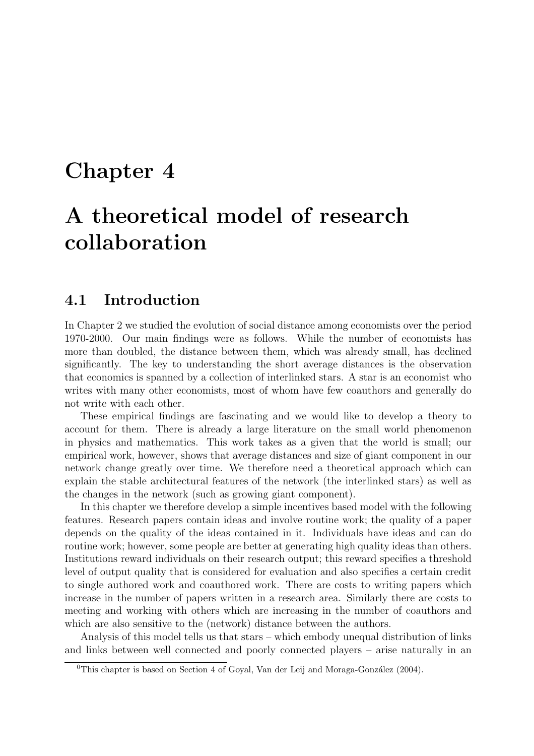# Chapter 4

# A theoretical model of research collaboration

## 4.1 Introduction

In Chapter 2 we studied the evolution of social distance among economists over the period 1970-2000. Our main findings were as follows. While the number of economists has more than doubled, the distance between them, which was already small, has declined significantly. The key to understanding the short average distances is the observation that economics is spanned by a collection of interlinked stars. A star is an economist who writes with many other economists, most of whom have few coauthors and generally do not write with each other.

These empirical findings are fascinating and we would like to develop a theory to account for them. There is already a large literature on the small world phenomenon in physics and mathematics. This work takes as a given that the world is small; our empirical work, however, shows that average distances and size of giant component in our network change greatly over time. We therefore need a theoretical approach which can explain the stable architectural features of the network (the interlinked stars) as well as the changes in the network (such as growing giant component).

In this chapter we therefore develop a simple incentives based model with the following features. Research papers contain ideas and involve routine work; the quality of a paper depends on the quality of the ideas contained in it. Individuals have ideas and can do routine work; however, some people are better at generating high quality ideas than others. Institutions reward individuals on their research output; this reward specifies a threshold level of output quality that is considered for evaluation and also specifies a certain credit to single authored work and coauthored work. There are costs to writing papers which increase in the number of papers written in a research area. Similarly there are costs to meeting and working with others which are increasing in the number of coauthors and which are also sensitive to the (network) distance between the authors.

Analysis of this model tells us that stars – which embody unequal distribution of links and links between well connected and poorly connected players – arise naturally in an

[0]This chapter is based on Section 4 of Goyal, Van der Leij and Moraga-González (2004).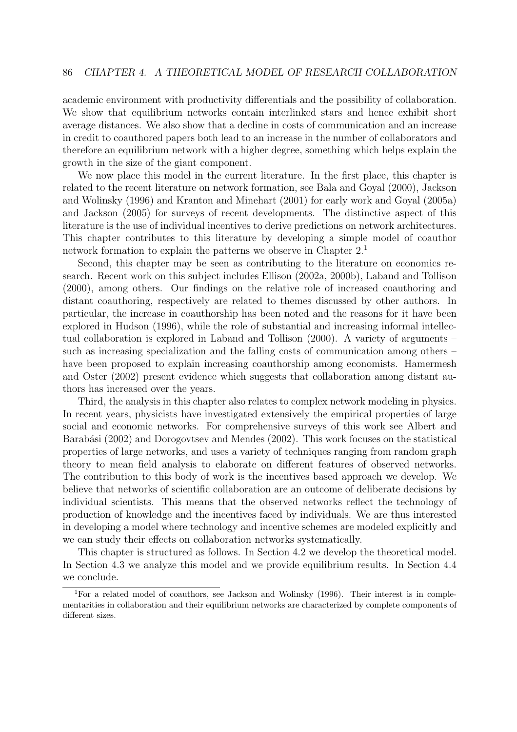academic environment with productivity differentials and the possibility of collaboration. We show that equilibrium networks contain interlinked stars and hence exhibit short average distances. We also show that a decline in costs of communication and an increase in credit to coauthored papers both lead to an increase in the number of collaborators and therefore an equilibrium network with a higher degree, something which helps explain the growth in the size of the giant component.

We now place this model in the current literature. In the first place, this chapter is related to the recent literature on network formation, see Bala and Goyal (2000), Jackson and Wolinsky (1996) and Kranton and Minehart (2001) for early work and Goyal (2005a) and Jackson (2005) for surveys of recent developments. The distinctive aspect of this literature is the use of individual incentives to derive predictions on network architectures. This chapter contributes to this literature by developing a simple model of coauthor network formation to explain the patterns we observe in Chapter 2.[1]

Second, this chapter may be seen as contributing to the literature on economics research. Recent work on this subject includes Ellison (2002a, 2000b), Laband and Tollison (2000), among others. Our findings on the relative role of increased coauthoring and distant coauthoring, respectively are related to themes discussed by other authors. In particular, the increase in coauthorship has been noted and the reasons for it have been explored in Hudson (1996), while the role of substantial and increasing informal intellectual collaboration is explored in Laband and Tollison (2000). A variety of arguments – such as increasing specialization and the falling costs of communication among others – have been proposed to explain increasing coauthorship among economists. Hamermesh and Oster (2002) present evidence which suggests that collaboration among distant authors has increased over the years.

Third, the analysis in this chapter also relates to complex network modeling in physics. In recent years, physicists have investigated extensively the empirical properties of large social and economic networks. For comprehensive surveys of this work see Albert and Barabási (2002) and Dorogovtsev and Mendes (2002). This work focuses on the statistical properties of large networks, and uses a variety of techniques ranging from random graph theory to mean field analysis to elaborate on different features of observed networks. The contribution to this body of work is the incentives based approach we develop. We believe that networks of scientific collaboration are an outcome of deliberate decisions by individual scientists. This means that the observed networks reflect the technology of production of knowledge and the incentives faced by individuals. We are thus interested in developing a model where technology and incentive schemes are modeled explicitly and we can study their effects on collaboration networks systematically.

This chapter is structured as follows. In Section 4.2 we develop the theoretical model. In Section 4.3 we analyze this model and we provide equilibrium results. In Section 4.4 we conclude.

[1] For a related model of coauthors, see Jackson and Wolinsky (1996). Their interest is in complementarities in collaboration and their equilibrium networks are characterized by complete components of different sizes.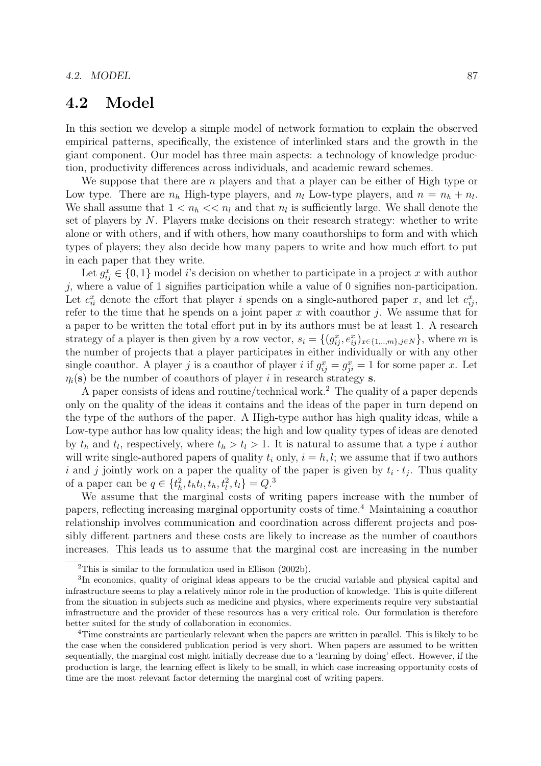## 4.2 Model

In this section we develop a simple model of network formation to explain the observed empirical patterns, specifically, the existence of interlinked stars and the growth in the giant component. Our model has three main aspects: a technology of knowledge production, productivity differences across individuals, and academic reward schemes.

We suppose that there are $n$ players and that a player can be either of High type or Low type. There are $n_h$ High-type players, and $n_l$ Low-type players, and $n = n_h + n_l$. We shall assume that $1 < n_h << n_l$ and that $n_l$ is sufficiently large. We shall denote the set of players by $N$. Players make decisions on their research strategy: whether to write alone or with others, and if with others, how many coauthorships to form and with which types of players; they also decide how many papers to write and how much effort to put in each paper that they write.

Let $g_{ij}^x \in \{0, 1\}$ model $i$'s decision on whether to participate in a project $x$ with author $j$, where a value of 1 signifies participation while a value of 0 signifies non-participation. Let $e_{ii}^x$ denote the effort that player $i$ spends on a single-authored paper $x$, and let $e_{ij}^x$, refer to the time that he spends on a joint paper $x$ with coauthor $j$. We assume that for a paper to be written the total effort put in by its authors must be at least 1. A research strategy of a player is then given by a row vector, $s_i = \{(g_{ij}^x, e_{ij}^x)_{x \in \{1,..,m\}, j \in N}\}$, where $m$ is the number of projects that a player participates in either individually or with any other single coauthor. A player $j$ is a coauthor of player $i$ if $g_{ij}^x = g_{ji}^x = 1$ for some paper $x$. Let $\eta_i(\mathbf{s})$ be the number of coauthors of player $i$ in research strategy $\mathbf{s}$.

A paper consists of ideas and routine/technical work.[2] The quality of a paper depends only on the quality of the ideas it contains and the ideas of the paper in turn depend on the type of the authors of the paper. A High-type author has high quality ideas, while a Low-type author has low quality ideas; the high and low quality types of ideas are denoted by $t_h$ and $t_l$, respectively, where $t_h > t_l > 1$. It is natural to assume that a type $i$ author will write single-authored papers of quality $t_i$ only, $i = h, l$; we assume that if two authors $i$ and $j$ jointly work on a paper the quality of the paper is given by $t_i \cdot t_j$. Thus quality of a paper can be $q \in \{t_h^2, t_h t_l, t_h, t_l^2, t_l\} = Q$.[3]

We assume that the marginal costs of writing papers increase with the number of papers, reflecting increasing marginal opportunity costs of time.[4] Maintaining a coauthor relationship involves communication and coordination across different projects and possibly different partners and these costs are likely to increase as the number of coauthors increases. This leads us to assume that the marginal cost are increasing in the number

---

[2] This is similar to the formulation used in Ellison (2002b).

[3] In economics, quality of original ideas appears to be the crucial variable and physical capital and infrastructure seems to play a relatively minor role in the production of knowledge. This is quite different from the situation in subjects such as medicine and physics, where experiments require very substantial infrastructure and the provider of these resources has a very critical role. Our formulation is therefore better suited for the study of collaboration in economics.

[4] Time constraints are particularly relevant when the papers are written in parallel. This is likely to be the case when the considered publication period is very short. When papers are assumed to be written sequentially, the marginal cost might initially decrease due to a 'learning by doing' effect. However, if the production is large, the learning effect is likely to be small, in which case increasing opportunity costs of time are the most relevant factor determing the marginal cost of writing papers.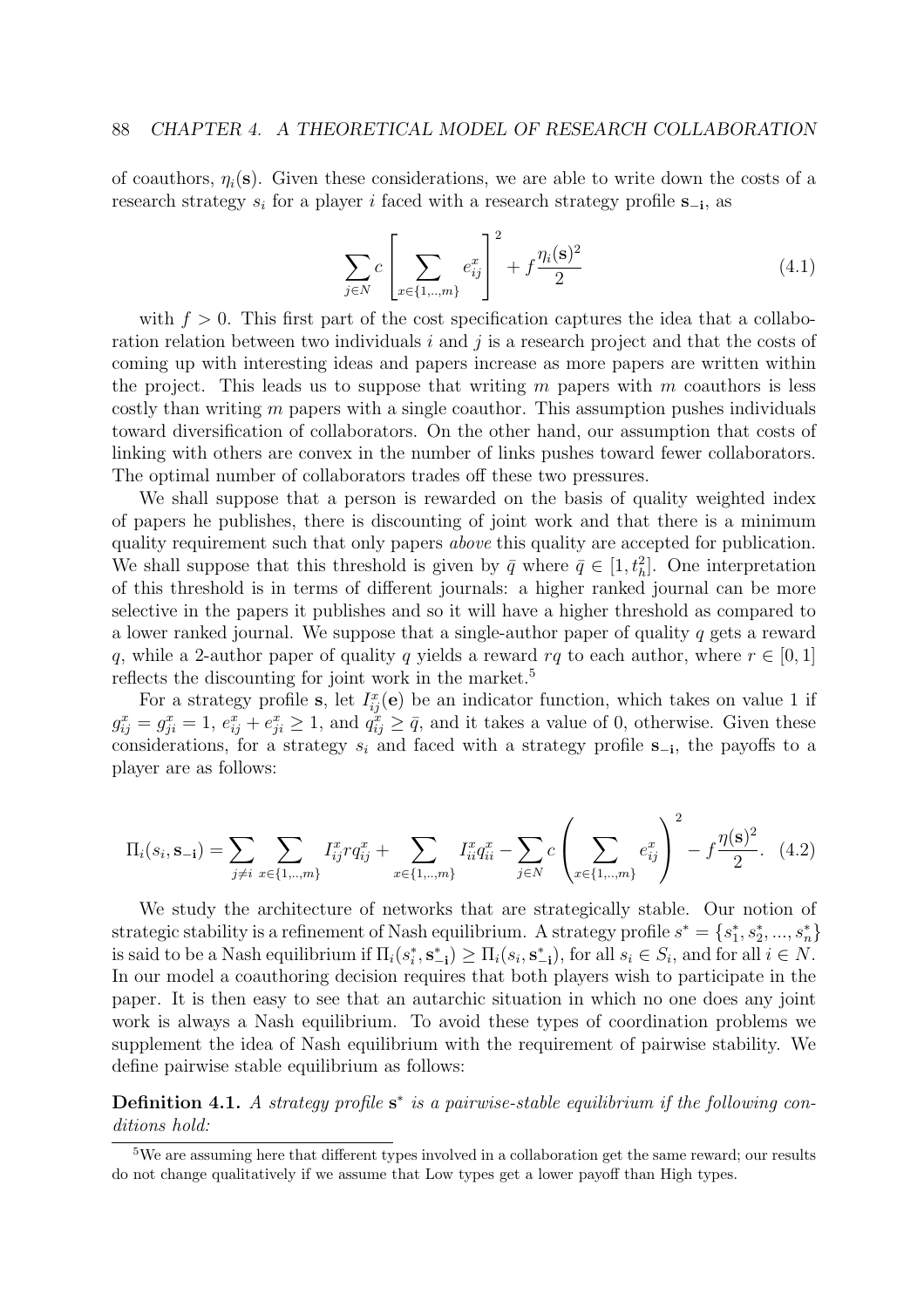of coauthors, $\eta_i(\mathbf{s})$. Given these considerations, we are able to write down the costs of a research strategy $s_i$ for a player $i$ faced with a research strategy profile $\mathbf{s_{-i}}$, as

$$\sum_{j \in N} c \left[ \sum_{x \in \{1,..,m\}} e_{ij}^x \right]^2 + f \frac{\eta_i(\mathbf{s})^2}{2} \tag{4.1}$$

with $f > 0$. This first part of the cost specification captures the idea that a collaboration relation between two individuals $i$ and $j$ is a research project and that the costs of coming up with interesting ideas and papers increase as more papers are written within the project. This leads us to suppose that writing $m$ papers with $m$ coauthors is less costly than writing $m$ papers with a single coauthor. This assumption pushes individuals toward diversification of collaborators. On the other hand, our assumption that costs of linking with others are convex in the number of links pushes toward fewer collaborators. The optimal number of collaborators trades off these two pressures.

We shall suppose that a person is rewarded on the basis of quality weighted index of papers he publishes, there is discounting of joint work and that there is a minimum quality requirement such that only papers *above* this quality are accepted for publication. We shall suppose that this threshold is given by $\bar{q}$ where $\bar{q} \in [1, t_h^2]$. One interpretation of this threshold is in terms of different journals: a higher ranked journal can be more selective in the papers it publishes and so it will have a higher threshold as compared to a lower ranked journal. We suppose that a single-author paper of quality $q$ gets a reward $q$, while a 2-author paper of quality $q$ yields a reward $rq$ to each author, where $r \in [0, 1]$ reflects the discounting for joint work in the market.[5]

For a strategy profile $\mathbf{s}$, let $I_{ij}^x(\mathbf{e})$ be an indicator function, which takes on value 1 if $g_{ij}^x = g_{ji}^x = 1$, $e_{ij}^x + e_{ji}^x \geq 1$, and $q_{ij}^x \geq \bar{q}$, and it takes a value of 0, otherwise. Given these considerations, for a strategy $s_i$ and faced with a strategy profile $\mathbf{s_{-i}}$, the payoffs to a player are as follows:

$$\Pi_i(s_i, \mathbf{s_{-i}}) = \sum_{j \neq i} \sum_{x \in \{1,..,m\}} I_{ij}^x r q_{ij}^x + \sum_{x \in \{1,..,m\}} I_{ii}^x q_{ii}^x - \sum_{j \in N} c \left( \sum_{x \in \{1,..,m\}} e_{ij}^x \right)^2 - f \frac{\eta(\mathbf{s})^2}{2}. \tag{4.2}$$

We study the architecture of networks that are strategically stable. Our notion of strategic stability is a refinement of Nash equilibrium. A strategy profile $s^* = \{s_1^*, s_2^*, ..., s_n^*\}$ is said to be a Nash equilibrium if $\Pi_i(s_i^*, \mathbf{s_{-i}^*}) \geq \Pi_i(s_i, \mathbf{s_{-i}^*})$, for all $s_i \in S_i$, and for all $i \in N$. In our model a coauthoring decision requires that both players wish to participate in the paper. It is then easy to see that an autarchic situation in which no one does any joint work is always a Nash equilibrium. To avoid these types of coordination problems we supplement the idea of Nash equilibrium with the requirement of pairwise stability. We define pairwise stable equilibrium as follows:

**Definition 4.1.** *A strategy profile* $\mathbf{s}^*$ *is a pairwise-stable equilibrium if the following conditions hold:*

[5] We are assuming here that different types involved in a collaboration get the same reward; our results do not change qualitatively if we assume that Low types get a lower payoff than High types.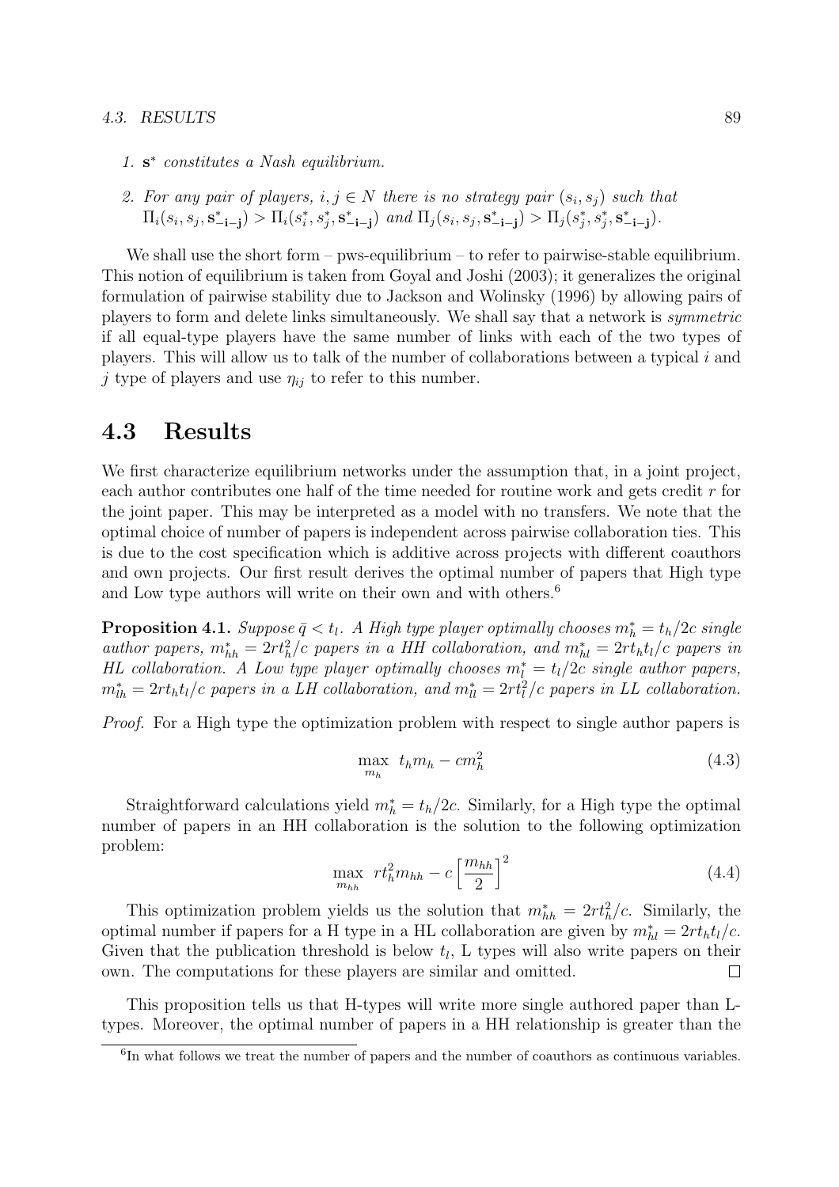1. $\mathbf{s}^*$ *constitutes a Nash equilibrium.*

2. *For any pair of players, $i, j \in N$ there is no strategy pair $(s_i, s_j)$ such that $\Pi_i(s_i, s_j, \mathbf{s}^*_{-\mathbf{i}-\mathbf{j}}) > \Pi_i(s^*_i, s^*_j, \mathbf{s}^*_{-\mathbf{i}-\mathbf{j}})$ and $\Pi_j(s_i, s_j, \mathbf{s}^*_{-\mathbf{i}-\mathbf{j}}) > \Pi_j(s^*_j, s^*_j, \mathbf{s}^*_{-\mathbf{i}-\mathbf{j}})$.*

We shall use the short form – pws-equilibrium – to refer to pairwise-stable equilibrium. This notion of equilibrium is taken from Goyal and Joshi (2003); it generalizes the original formulation of pairwise stability due to Jackson and Wolinsky (1996) by allowing pairs of players to form and delete links simultaneously. We shall say that a network is *symmetric* if all equal-type players have the same number of links with each of the two types of players. This will allow us to talk of the number of collaborations between a typical $i$ and $j$ type of players and use $\eta_{ij}$ to refer to this number.

## 4.3 Results

We first characterize equilibrium networks under the assumption that, in a joint project, each author contributes one half of the time needed for routine work and gets credit $r$ for the joint paper. This may be interpreted as a model with no transfers. We note that the optimal choice of number of papers is independent across pairwise collaboration ties. This is due to the cost specification which is additive across projects with different coauthors and own projects. Our first result derives the optimal number of papers that High type and Low type authors will write on their own and with others.[6]

**Proposition 4.1.** *Suppose $\bar{q} < t_l$. A High type player optimally chooses $m^*_h = t_h/2c$ single author papers, $m^*_{hh} = 2rt_h^2/c$ papers in a HH collaboration, and $m^*_{hl} = 2rt_h t_l/c$ papers in HL collaboration. A Low type player optimally chooses $m^*_l = t_l/2c$ single author papers, $m^*_{lh} = 2rt_h t_l/c$ papers in a LH collaboration, and $m^*_{ll} = 2rt_l^2/c$ papers in LL collaboration.*

*Proof.* For a High type the optimization problem with respect to single author papers is

$$\max_{m_h} \; t_h m_h - c m_h^2 \tag{4.3}$$

Straightforward calculations yield $m^*_h = t_h/2c$. Similarly, for a High type the optimal number of papers in an HH collaboration is the solution to the following optimization problem:

$$\max_{m_{hh}} \; rt_h^2 m_{hh} - c\left[\frac{m_{hh}}{2}\right]^2 \tag{4.4}$$

This optimization problem yields us the solution that $m^*_{hh} = 2rt_h^2/c$. Similarly, the optimal number if papers for a H type in a HL collaboration are given by $m^*_{hl} = 2rt_h t_l/c$. Given that the publication threshold is below $t_l$, L types will also write papers on their own. The computations for these players are similar and omitted. □

This proposition tells us that H-types will write more single authored paper than L-types. Moreover, the optimal number of papers in a HH relationship is greater than the

[6] In what follows we treat the number of papers and the number of coauthors as continuous variables.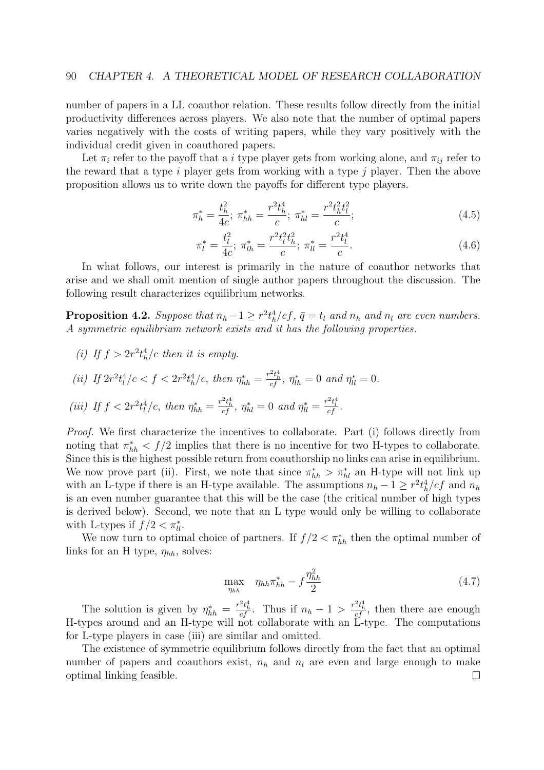number of papers in a LL coauthor relation. These results follow directly from the initial productivity differences across players. We also note that the number of optimal papers varies negatively with the costs of writing papers, while they vary positively with the individual credit given in coauthored papers.

Let $\pi_i$ refer to the payoff that a $i$ type player gets from working alone, and $\pi_{ij}$ refer to the reward that a type $i$ player gets from working with a type $j$ player. Then the above proposition allows us to write down the payoffs for different type players.

$$\pi_h^* = \frac{t_h^2}{4c};\ \pi_{hh}^* = \frac{r^2 t_h^4}{c};\ \pi_{hl}^* = \frac{r^2 t_h^2 t_l^2}{c}; \tag{4.5}$$

$$\pi_l^* = \frac{t_l^2}{4c};\ \pi_{lh}^* = \frac{r^2 t_l^2 t_h^2}{c};\ \pi_{ll}^* = \frac{r^2 t_l^4}{c}. \tag{4.6}$$

In what follows, our interest is primarily in the nature of coauthor networks that arise and we shall omit mention of single author papers throughout the discussion. The following result characterizes equilibrium networks.

**Proposition 4.2.** *Suppose that $n_h - 1 \geq r^2 t_h^4 / cf$, $\bar{q} = t_l$ and $n_h$ and $n_l$ are even numbers. A symmetric equilibrium network exists and it has the following properties.*

*(i) If $f > 2r^2 t_h^4 / c$ then it is empty.*

*(ii) If $2r^2 t_l^4 / c < f < 2r^2 t_h^4 / c$, then $\eta_{hh}^* = \frac{r^2 t_h^4}{cf}$, $\eta_{lh}^* = 0$ and $\eta_{ll}^* = 0$.*

*(iii) If $f < 2r^2 t_l^4 / c$, then $\eta_{hh}^* = \frac{r^2 t_h^4}{cf}$, $\eta_{hl}^* = 0$ and $\eta_{ll}^* = \frac{r^2 t_l^4}{cf}$.*

*Proof.* We first characterize the incentives to collaborate. Part (i) follows directly from noting that $\pi_{hh}^* < f/2$ implies that there is no incentive for two H-types to collaborate. Since this is the highest possible return from coauthorship no links can arise in equilibrium. We now prove part (ii). First, we note that since $\pi_{hh}^* > \pi_{hl}^*$ an H-type will not link up with an L-type if there is an H-type available. The assumptions $n_h - 1 \geq r^2 t_h^4 / cf$ and $n_h$ is an even number guarantee that this will be the case (the critical number of high types is derived below). Second, we note that an L type would only be willing to collaborate with L-types if $f/2 < \pi_{ll}^*$.

We now turn to optimal choice of partners. If $f/2 < \pi_{hh}^*$ then the optimal number of links for an H type, $\eta_{hh}$, solves:

$$\max_{\eta_{hh}} \quad \eta_{hh} \pi_{hh}^* - f \frac{\eta_{hh}^2}{2} \tag{4.7}$$

The solution is given by $\eta_{hh}^* = \frac{r^2 t_h^4}{cf}$. Thus if $n_h - 1 > \frac{r^2 t_h^4}{cf}$, then there are enough H-types around and an H-type will not collaborate with an L-type. The computations for L-type players in case (iii) are similar and omitted.

The existence of symmetric equilibrium follows directly from the fact that an optimal number of papers and coauthors exist, $n_h$ and $n_l$ are even and large enough to make optimal linking feasible. □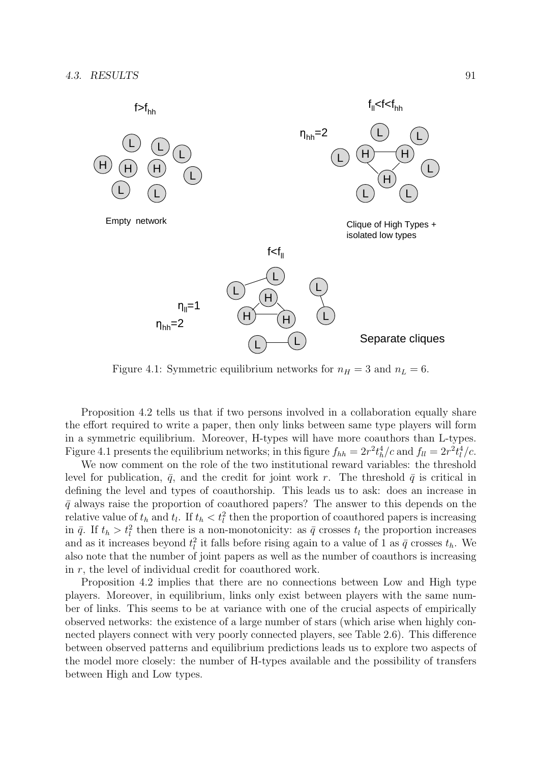Figure 4.1: Symmetric equilibrium networks for $n_H = 3$ and $n_L = 6$.

Proposition 4.2 tells us that if two persons involved in a collaboration equally share the effort required to write a paper, then only links between same type players will form in a symmetric equilibrium. Moreover, H-types will have more coauthors than L-types. Figure 4.1 presents the equilibrium networks; in this figure $f_{hh} = 2r^2t_h^4/c$ and $f_{ll} = 2r^2t_l^4/c$.

We now comment on the role of the two institutional reward variables: the threshold level for publication, $\bar{q}$, and the credit for joint work $r$. The threshold $\bar{q}$ is critical in defining the level and types of coauthorship. This leads us to ask: does an increase in $\bar{q}$ always raise the proportion of coauthored papers? The answer to this depends on the relative value of $t_h$ and $t_l$. If $t_h < t_l^2$ then the proportion of coauthored papers is increasing in $\bar{q}$. If $t_h > t_l^2$ then there is a non-monotonicity: as $\bar{q}$ crosses $t_l$ the proportion increases and as it increases beyond $t_l^2$ it falls before rising again to a value of 1 as $\bar{q}$ crosses $t_h$. We also note that the number of joint papers as well as the number of coauthors is increasing in $r$, the level of individual credit for coauthored work.

Proposition 4.2 implies that there are no connections between Low and High type players. Moreover, in equilibrium, links only exist between players with the same number of links. This seems to be at variance with one of the crucial aspects of empirically observed networks: the existence of a large number of stars (which arise when highly connected players connect with very poorly connected players, see Table 2.6). This difference between observed patterns and equilibrium predictions leads us to explore two aspects of the model more closely: the number of H-types available and the possibility of transfers between High and Low types.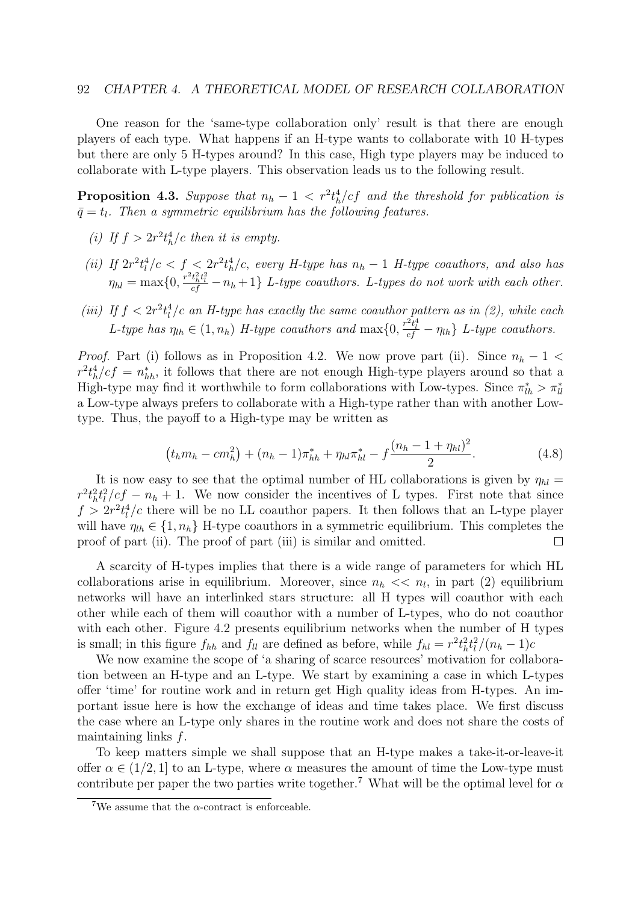One reason for the 'same-type collaboration only' result is that there are enough players of each type. What happens if an H-type wants to collaborate with 10 H-types but there are only 5 H-types around? In this case, High type players may be induced to collaborate with L-type players. This observation leads us to the following result.

**Proposition 4.3.** *Suppose that $n_h - 1 < r^2 t_h^4/cf$ and the threshold for publication is $\bar{q} = t_l$. Then a symmetric equilibrium has the following features.*

*(i) If $f > 2r^2 t_h^4/c$ then it is empty.*

*(ii) If $2r^2 t_l^4/c < f < 2r^2 t_h^4/c$, every H-type has $n_h - 1$ H-type coauthors, and also has $\eta_{hl} = \max\{0, \frac{r^2 t_h^2 t_l^2}{cf} - n_h + 1\}$ L-type coauthors. L-types do not work with each other.*

*(iii) If $f < 2r^2 t_l^4/c$ an H-type has exactly the same coauthor pattern as in (2), while each L-type has $\eta_{lh} \in (1, n_h)$ H-type coauthors and $\max\{0, \frac{r^2 t_l^4}{cf} - \eta_{lh}\}$ L-type coauthors.*

*Proof.* Part (i) follows as in Proposition 4.2. We now prove part (ii). Since $n_h - 1 < r^2 t_h^4/cf = n_{hh}^*$, it follows that there are not enough High-type players around so that a High-type may find it worthwhile to form collaborations with Low-types. Since $\pi_{lh}^* > \pi_{ll}^*$ a Low-type always prefers to collaborate with a High-type rather than with another Low-type. Thus, the payoff to a High-type may be written as

$$\left(t_h m_h - c m_h^2\right) + (n_h - 1)\pi_{hh}^* + \eta_{hl}\pi_{hl}^* - f\frac{(n_h - 1 + \eta_{hl})^2}{2}. \tag{4.8}$$

It is now easy to see that the optimal number of HL collaborations is given by $\eta_{hl} = r^2 t_h^2 t_l^2/cf - n_h + 1$. We now consider the incentives of L types. First note that since $f > 2r^2 t_l^4/c$ there will be no LL coauthor papers. It then follows that an L-type player will have $\eta_{lh} \in \{1, n_h\}$ H-type coauthors in a symmetric equilibrium. This completes the proof of part (ii). The proof of part (iii) is similar and omitted. $\square$

A scarcity of H-types implies that there is a wide range of parameters for which HL collaborations arise in equilibrium. Moreover, since $n_h << n_l$, in part (2) equilibrium networks will have an interlinked stars structure: all H types will coauthor with each other while each of them will coauthor with a number of L-types, who do not coauthor with each other. Figure 4.2 presents equilibrium networks when the number of H types is small; in this figure $f_{hh}$ and $f_{ll}$ are defined as before, while $f_{hl} = r^2 t_h^2 t_l^2/(n_h - 1)c$

We now examine the scope of 'a sharing of scarce resources' motivation for collaboration between an H-type and an L-type. We start by examining a case in which L-types offer 'time' for routine work and in return get High quality ideas from H-types. An important issue here is how the exchange of ideas and time takes place. We first discuss the case where an L-type only shares in the routine work and does not share the costs of maintaining links $f$.

To keep matters simple we shall suppose that an H-type makes a take-it-or-leave-it offer $\alpha \in (1/2, 1]$ to an L-type, where $\alpha$ measures the amount of time the Low-type must contribute per paper the two parties write together.[7] What will be the optimal level for $\alpha$

[7] We assume that the $\alpha$-contract is enforceable.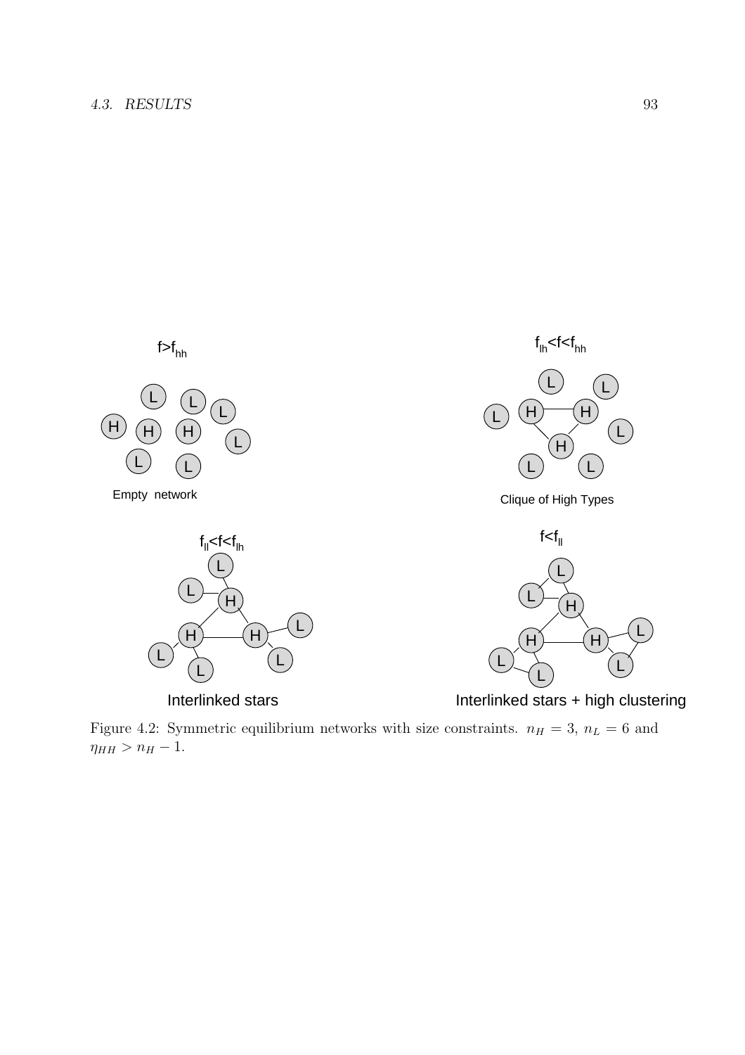Figure 4.2: Symmetric equilibrium networks with size constraints. $n_H = 3$, $n_L = 6$ and $\eta_{HH} > n_H - 1$.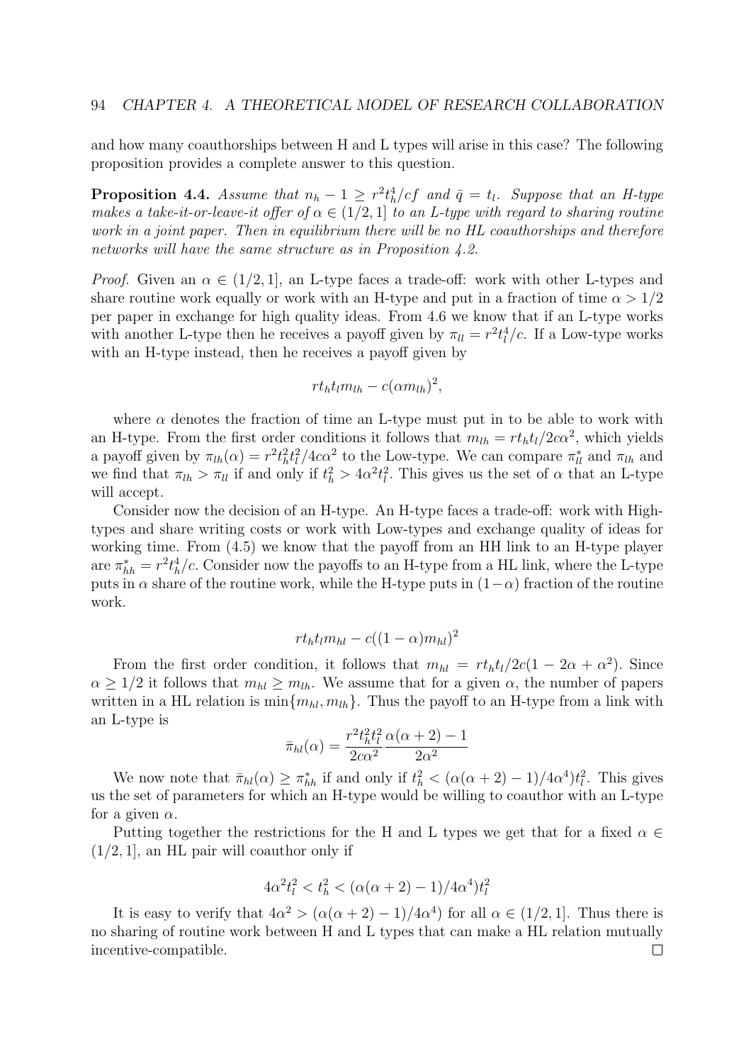and how many coauthorships between H and L types will arise in this case? The following proposition provides a complete answer to this question.

**Proposition 4.4.** *Assume that $n_h - 1 \geq r^2 t_h^4/cf$ and $\bar{q} = t_l$. Suppose that an H-type makes a take-it-or-leave-it offer of $\alpha \in (1/2, 1]$ to an L-type with regard to sharing routine work in a joint paper. Then in equilibrium there will be no HL coauthorships and therefore networks will have the same structure as in Proposition 4.2.*

*Proof.* Given an $\alpha \in (1/2, 1]$, an L-type faces a trade-off: work with other L-types and share routine work equally or work with an H-type and put in a fraction of time $\alpha > 1/2$ per paper in exchange for high quality ideas. From 4.6 we know that if an L-type works with another L-type then he receives a payoff given by $\pi_{ll} = r^2 t_l^4/c$. If a Low-type works with an H-type instead, then he receives a payoff given by

$$r t_h t_l m_{lh} - c(\alpha m_{lh})^2,$$

where $\alpha$ denotes the fraction of time an L-type must put in to be able to work with an H-type. From the first order conditions it follows that $m_{lh} = r t_h t_l / 2c\alpha^2$, which yields a payoff given by $\pi_{lh}(\alpha) = r^2 t_h^2 t_l^2 / 4c\alpha^2$ to the Low-type. We can compare $\pi_{ll}^*$ and $\pi_{lh}$ and we find that $\pi_{lh} > \pi_{ll}$ if and only if $t_h^2 > 4\alpha^2 t_l^2$. This gives us the set of $\alpha$ that an L-type will accept.

Consider now the decision of an H-type. An H-type faces a trade-off: work with High-types and share writing costs or work with Low-types and exchange quality of ideas for working time. From (4.5) we know that the payoff from an HH link to an H-type player are $\pi_{hh}^* = r^2 t_h^4/c$. Consider now the payoffs to an H-type from a HL link, where the L-type puts in $\alpha$ share of the routine work, while the H-type puts in $(1-\alpha)$ fraction of the routine work.

$$r t_h t_l m_{hl} - c((1-\alpha)m_{hl})^2$$

From the first order condition, it follows that $m_{hl} = r t_h t_l / 2c(1 - 2\alpha + \alpha^2)$. Since $\alpha \geq 1/2$ it follows that $m_{hl} \geq m_{lh}$. We assume that for a given $\alpha$, the number of papers written in a HL relation is $\min\{m_{hl}, m_{lh}\}$. Thus the payoff to an H-type from a link with an L-type is

$$\bar{\pi}_{hl}(\alpha) = \frac{r^2 t_h^2 t_l^2}{2c\alpha^2} \frac{\alpha(\alpha+2) - 1}{2\alpha^2}$$

We now note that $\bar{\pi}_{hl}(\alpha) \geq \pi_{hh}^*$ if and only if $t_h^2 < (\alpha(\alpha+2) - 1)/4\alpha^4) t_l^2$. This gives us the set of parameters for which an H-type would be willing to coauthor with an L-type for a given $\alpha$.

Putting together the restrictions for the H and L types we get that for a fixed $\alpha \in (1/2, 1]$, an HL pair will coauthor only if

$$4\alpha^2 t_l^2 < t_h^2 < (\alpha(\alpha+2) - 1)/4\alpha^4) t_l^2$$

It is easy to verify that $4\alpha^2 > (\alpha(\alpha+2) - 1)/4\alpha^4)$ for all $\alpha \in (1/2, 1]$. Thus there is no sharing of routine work between H and L types that can make a HL relation mutually incentive-compatible. □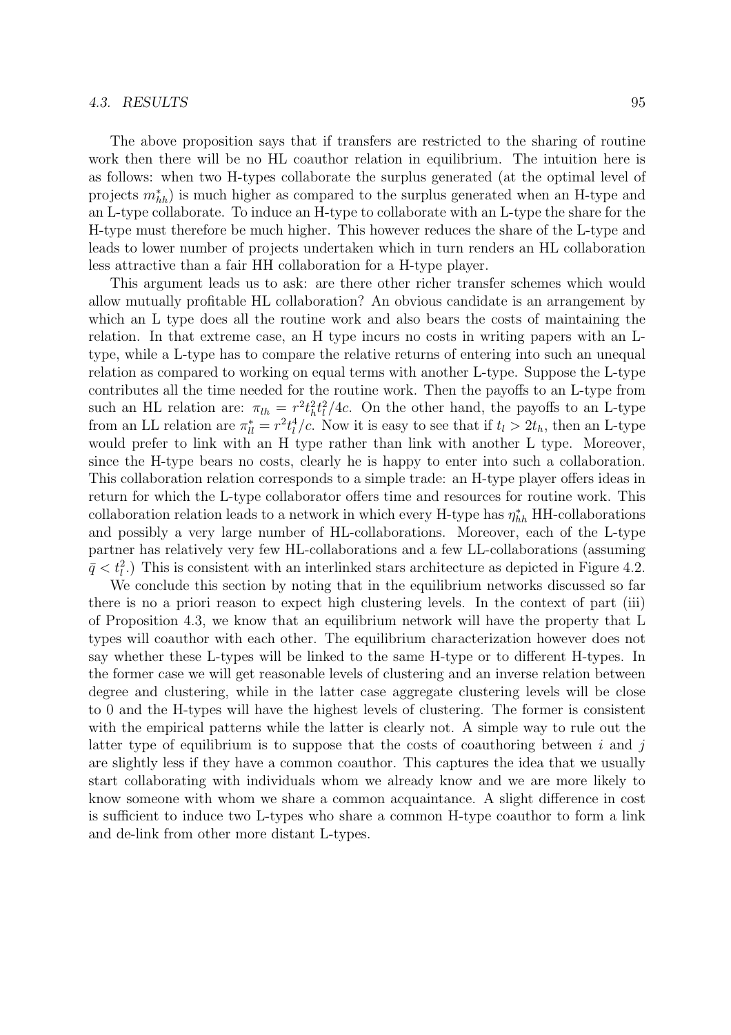The above proposition says that if transfers are restricted to the sharing of routine work then there will be no HL coauthor relation in equilibrium. The intuition here is as follows: when two H-types collaborate the surplus generated (at the optimal level of projects $m^*_{hh}$) is much higher as compared to the surplus generated when an H-type and an L-type collaborate. To induce an H-type to collaborate with an L-type the share for the H-type must therefore be much higher. This however reduces the share of the L-type and leads to lower number of projects undertaken which in turn renders an HL collaboration less attractive than a fair HH collaboration for a H-type player.

This argument leads us to ask: are there other richer transfer schemes which would allow mutually profitable HL collaboration? An obvious candidate is an arrangement by which an L type does all the routine work and also bears the costs of maintaining the relation. In that extreme case, an H type incurs no costs in writing papers with an L-type, while a L-type has to compare the relative returns of entering into such an unequal relation as compared to working on equal terms with another L-type. Suppose the L-type contributes all the time needed for the routine work. Then the payoffs to an L-type from such an HL relation are: $\pi_{lh} = r^2 t_h^2 t_l^2 / 4c$. On the other hand, the payoffs to an L-type from an LL relation are $\pi^*_{ll} = r^2 t_l^4 / c$. Now it is easy to see that if $t_l > 2t_h$, then an L-type would prefer to link with an H type rather than link with another L type. Moreover, since the H-type bears no costs, clearly he is happy to enter into such a collaboration. This collaboration relation corresponds to a simple trade: an H-type player offers ideas in return for which the L-type collaborator offers time and resources for routine work. This collaboration relation leads to a network in which every H-type has $\eta^*_{hh}$ HH-collaborations and possibly a very large number of HL-collaborations. Moreover, each of the L-type partner has relatively very few HL-collaborations and a few LL-collaborations (assuming $\bar{q} < t_l^2$.) This is consistent with an interlinked stars architecture as depicted in Figure 4.2.

We conclude this section by noting that in the equilibrium networks discussed so far there is no a priori reason to expect high clustering levels. In the context of part (iii) of Proposition 4.3, we know that an equilibrium network will have the property that L types will coauthor with each other. The equilibrium characterization however does not say whether these L-types will be linked to the same H-type or to different H-types. In the former case we will get reasonable levels of clustering and an inverse relation between degree and clustering, while in the latter case aggregate clustering levels will be close to 0 and the H-types will have the highest levels of clustering. The former is consistent with the empirical patterns while the latter is clearly not. A simple way to rule out the latter type of equilibrium is to suppose that the costs of coauthoring between $i$ and $j$ are slightly less if they have a common coauthor. This captures the idea that we usually start collaborating with individuals whom we already know and we are more likely to know someone with whom we share a common acquaintance. A slight difference in cost is sufficient to induce two L-types who share a common H-type coauthor to form a link and de-link from other more distant L-types.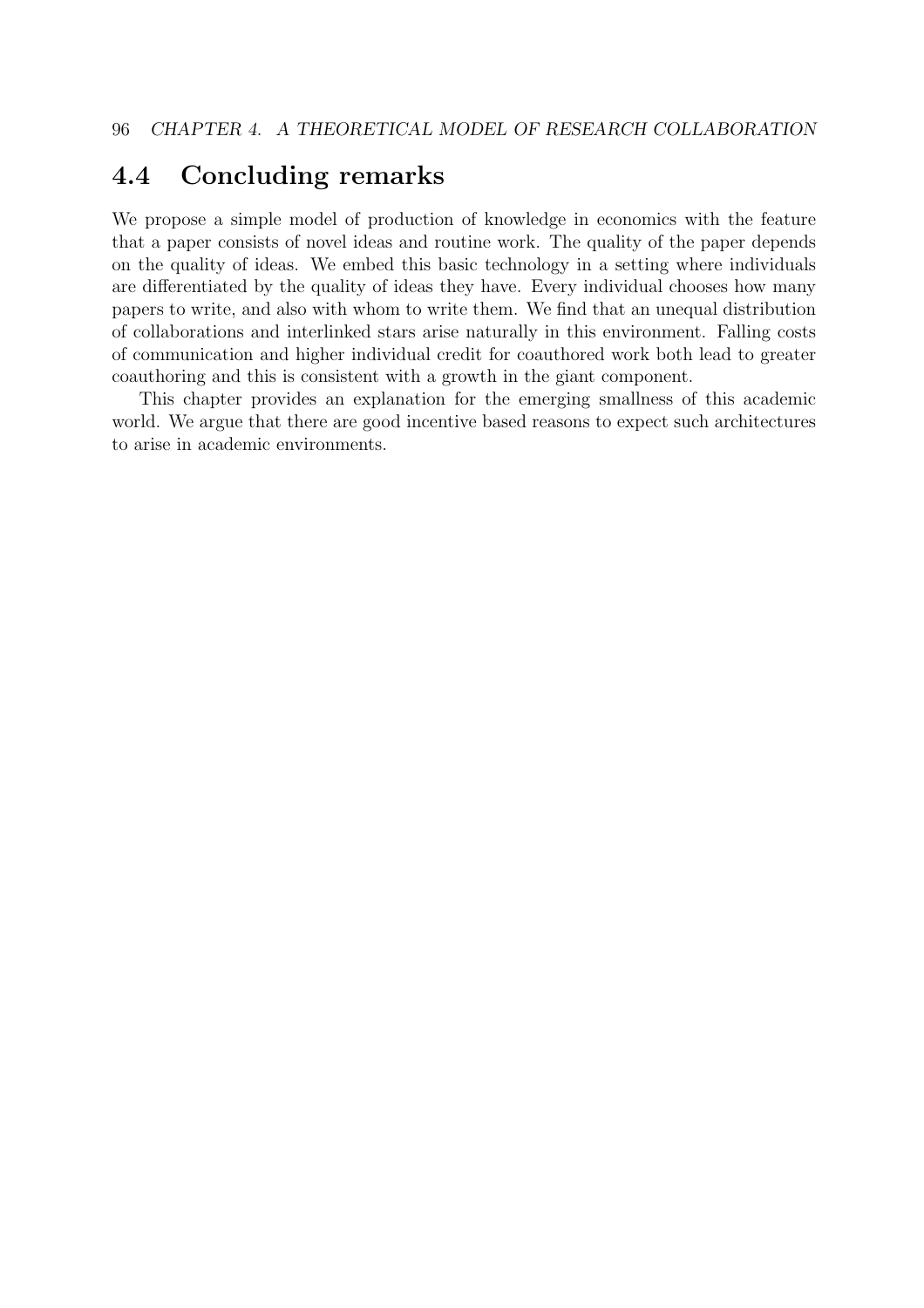## 4.4 Concluding remarks

We propose a simple model of production of knowledge in economics with the feature that a paper consists of novel ideas and routine work. The quality of the paper depends on the quality of ideas. We embed this basic technology in a setting where individuals are differentiated by the quality of ideas they have. Every individual chooses how many papers to write, and also with whom to write them. We find that an unequal distribution of collaborations and interlinked stars arise naturally in this environment. Falling costs of communication and higher individual credit for coauthored work both lead to greater coauthoring and this is consistent with a growth in the giant component.

This chapter provides an explanation for the emerging smallness of this academic world. We argue that there are good incentive based reasons to expect such architectures to arise in academic environments.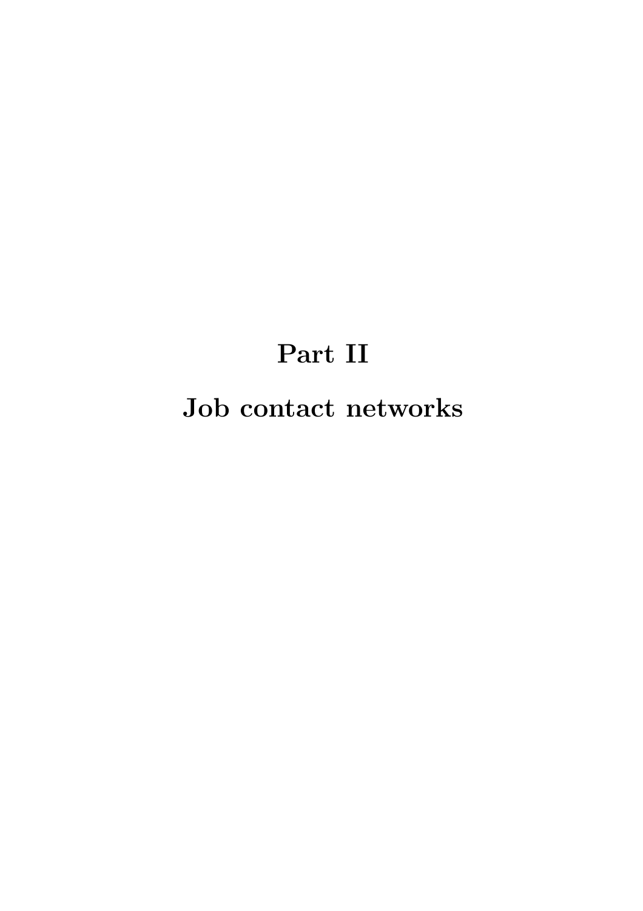# Part II

# Job contact networks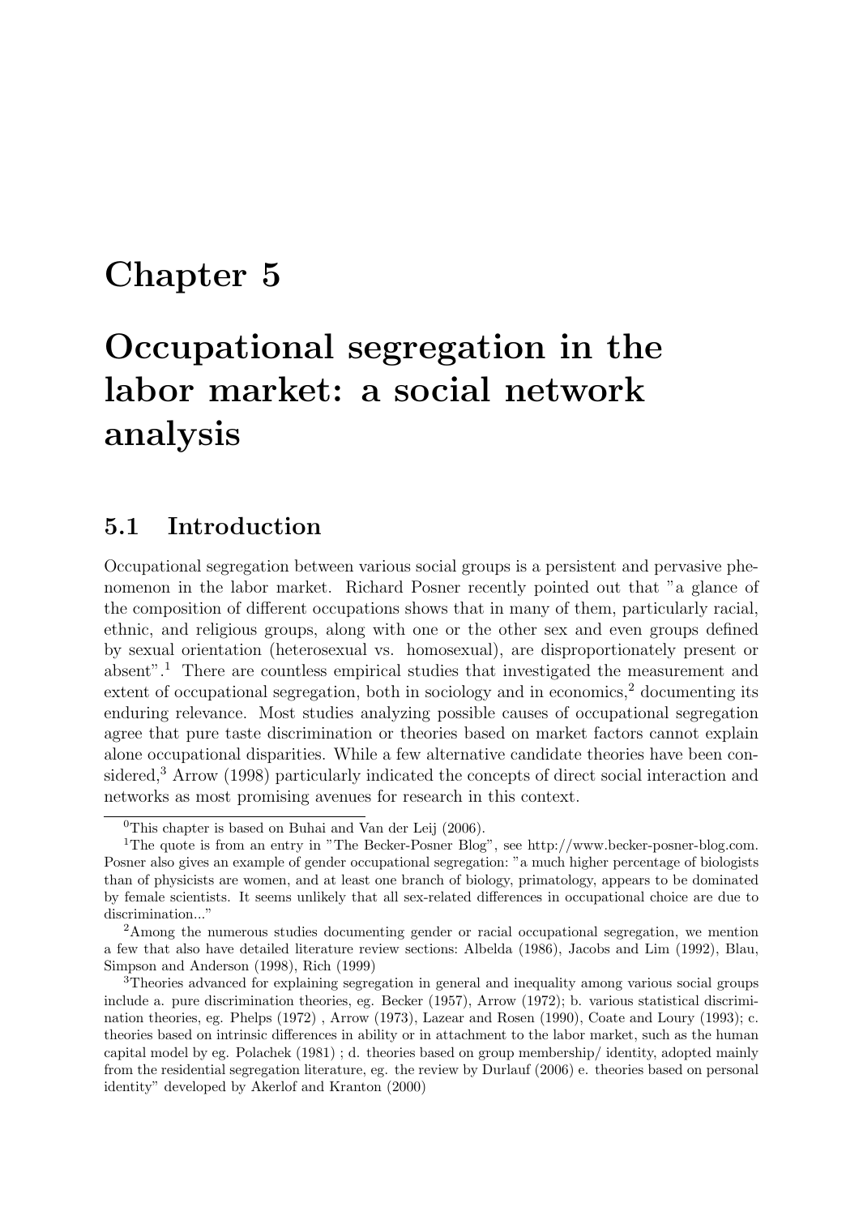# Chapter 5

# Occupational segregation in the labor market: a social network analysis

## 5.1 Introduction

Occupational segregation between various social groups is a persistent and pervasive phenomenon in the labor market. Richard Posner recently pointed out that "a glance of the composition of different occupations shows that in many of them, particularly racial, ethnic, and religious groups, along with one or the other sex and even groups defined by sexual orientation (heterosexual vs. homosexual), are disproportionately present or absent".[1] There are countless empirical studies that investigated the measurement and extent of occupational segregation, both in sociology and in economics,[2] documenting its enduring relevance. Most studies analyzing possible causes of occupational segregation agree that pure taste discrimination or theories based on market factors cannot explain alone occupational disparities. While a few alternative candidate theories have been considered,[3] Arrow (1998) particularly indicated the concepts of direct social interaction and networks as most promising avenues for research in this context.

---

[0] This chapter is based on Buhai and Van der Leij (2006).

[1] The quote is from an entry in "The Becker-Posner Blog", see http://www.becker-posner-blog.com. Posner also gives an example of gender occupational segregation: "a much higher percentage of biologists than of physicists are women, and at least one branch of biology, primatology, appears to be dominated by female scientists. It seems unlikely that all sex-related differences in occupational choice are due to discrimination..."

[2] Among the numerous studies documenting gender or racial occupational segregation, we mention a few that also have detailed literature review sections: Albelda (1986), Jacobs and Lim (1992), Blau, Simpson and Anderson (1998), Rich (1999)

[3] Theories advanced for explaining segregation in general and inequality among various social groups include a. pure discrimination theories, eg. Becker (1957), Arrow (1972); b. various statistical discrimination theories, eg. Phelps (1972) , Arrow (1973), Lazear and Rosen (1990), Coate and Loury (1993); c. theories based on intrinsic differences in ability or in attachment to the labor market, such as the human capital model by eg. Polachek (1981) ; d. theories based on group membership/ identity, adopted mainly from the residential segregation literature, eg. the review by Durlauf (2006) e. theories based on personal identity" developed by Akerlof and Kranton (2000)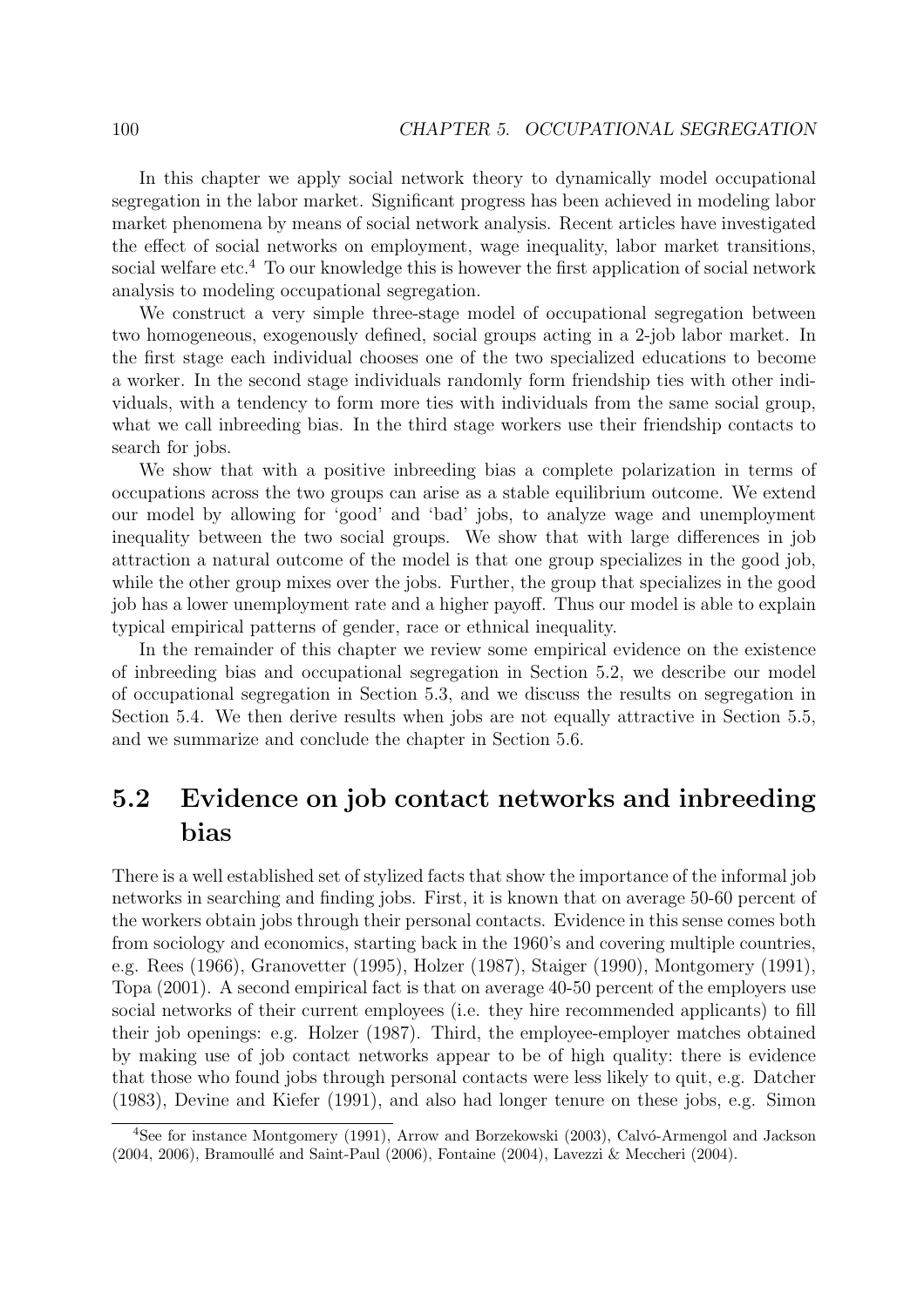In this chapter we apply social network theory to dynamically model occupational segregation in the labor market. Significant progress has been achieved in modeling labor market phenomena by means of social network analysis. Recent articles have investigated the effect of social networks on employment, wage inequality, labor market transitions, social welfare etc.[4] To our knowledge this is however the first application of social network analysis to modeling occupational segregation.

We construct a very simple three-stage model of occupational segregation between two homogeneous, exogenously defined, social groups acting in a 2-job labor market. In the first stage each individual chooses one of the two specialized educations to become a worker. In the second stage individuals randomly form friendship ties with other individuals, with a tendency to form more ties with individuals from the same social group, what we call inbreeding bias. In the third stage workers use their friendship contacts to search for jobs.

We show that with a positive inbreeding bias a complete polarization in terms of occupations across the two groups can arise as a stable equilibrium outcome. We extend our model by allowing for 'good' and 'bad' jobs, to analyze wage and unemployment inequality between the two social groups. We show that with large differences in job attraction a natural outcome of the model is that one group specializes in the good job, while the other group mixes over the jobs. Further, the group that specializes in the good job has a lower unemployment rate and a higher payoff. Thus our model is able to explain typical empirical patterns of gender, race or ethnical inequality.

In the remainder of this chapter we review some empirical evidence on the existence of inbreeding bias and occupational segregation in Section 5.2, we describe our model of occupational segregation in Section 5.3, and we discuss the results on segregation in Section 5.4. We then derive results when jobs are not equally attractive in Section 5.5, and we summarize and conclude the chapter in Section 5.6.

## 5.2 Evidence on job contact networks and inbreeding bias

There is a well established set of stylized facts that show the importance of the informal job networks in searching and finding jobs. First, it is known that on average 50-60 percent of the workers obtain jobs through their personal contacts. Evidence in this sense comes both from sociology and economics, starting back in the 1960's and covering multiple countries, e.g. Rees (1966), Granovetter (1995), Holzer (1987), Staiger (1990), Montgomery (1991), Topa (2001). A second empirical fact is that on average 40-50 percent of the employers use social networks of their current employees (i.e. they hire recommended applicants) to fill their job openings: e.g. Holzer (1987). Third, the employee-employer matches obtained by making use of job contact networks appear to be of high quality: there is evidence that those who found jobs through personal contacts were less likely to quit, e.g. Datcher (1983), Devine and Kiefer (1991), and also had longer tenure on these jobs, e.g. Simon

[4] See for instance Montgomery (1991), Arrow and Borzekowski (2003), Calvó-Armengol and Jackson (2004, 2006), Bramoullé and Saint-Paul (2006), Fontaine (2004), Lavezzi & Meccheri (2004).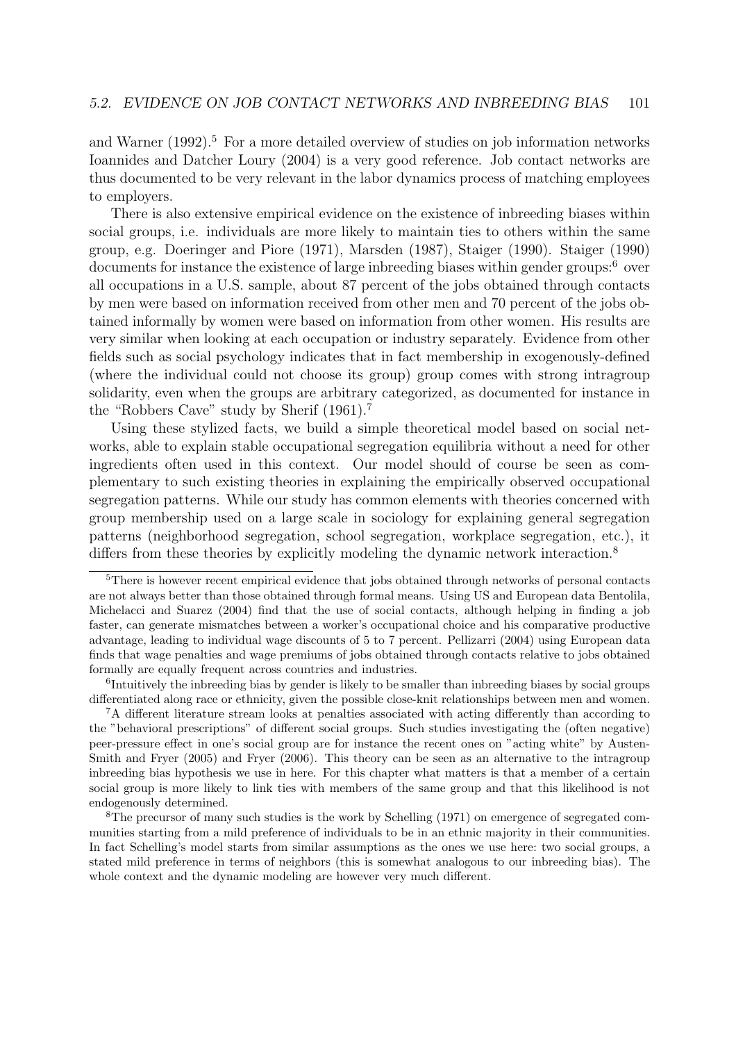and Warner (1992).[5] For a more detailed overview of studies on job information networks Ioannides and Datcher Loury (2004) is a very good reference. Job contact networks are thus documented to be very relevant in the labor dynamics process of matching employees to employers.

There is also extensive empirical evidence on the existence of inbreeding biases within social groups, i.e. individuals are more likely to maintain ties to others within the same group, e.g. Doeringer and Piore (1971), Marsden (1987), Staiger (1990). Staiger (1990) documents for instance the existence of large inbreeding biases within gender groups:[6] over all occupations in a U.S. sample, about 87 percent of the jobs obtained through contacts by men were based on information received from other men and 70 percent of the jobs obtained informally by women were based on information from other women. His results are very similar when looking at each occupation or industry separately. Evidence from other fields such as social psychology indicates that in fact membership in exogenously-defined (where the individual could not choose its group) group comes with strong intragroup solidarity, even when the groups are arbitrary categorized, as documented for instance in the "Robbers Cave" study by Sherif (1961).[7]

Using these stylized facts, we build a simple theoretical model based on social networks, able to explain stable occupational segregation equilibria without a need for other ingredients often used in this context. Our model should of course be seen as complementary to such existing theories in explaining the empirically observed occupational segregation patterns. While our study has common elements with theories concerned with group membership used on a large scale in sociology for explaining general segregation patterns (neighborhood segregation, school segregation, workplace segregation, etc.), it differs from these theories by explicitly modeling the dynamic network interaction.[8]

---

[5] There is however recent empirical evidence that jobs obtained through networks of personal contacts are not always better than those obtained through formal means. Using US and European data Bentolila, Michelacci and Suarez (2004) find that the use of social contacts, although helping in finding a job faster, can generate mismatches between a worker's occupational choice and his comparative productive advantage, leading to individual wage discounts of 5 to 7 percent. Pellizarri (2004) using European data finds that wage penalties and wage premiums of jobs obtained through contacts relative to jobs obtained formally are equally frequent across countries and industries.

[6] Intuitively the inbreeding bias by gender is likely to be smaller than inbreeding biases by social groups differentiated along race or ethnicity, given the possible close-knit relationships between men and women.

[7] A different literature stream looks at penalties associated with acting differently than according to the "behavioral prescriptions" of different social groups. Such studies investigating the (often negative) peer-pressure effect in one's social group are for instance the recent ones on "acting white" by Austen-Smith and Fryer (2005) and Fryer (2006). This theory can be seen as an alternative to the intragroup inbreeding bias hypothesis we use in here. For this chapter what matters is that a member of a certain social group is more likely to link ties with members of the same group and that this likelihood is not endogenously determined.

[8] The precursor of many such studies is the work by Schelling (1971) on emergence of segregated communities starting from a mild preference of individuals to be in an ethnic majority in their communities. In fact Schelling's model starts from similar assumptions as the ones we use here: two social groups, a stated mild preference in terms of neighbors (this is somewhat analogous to our inbreeding bias). The whole context and the dynamic modeling are however very much different.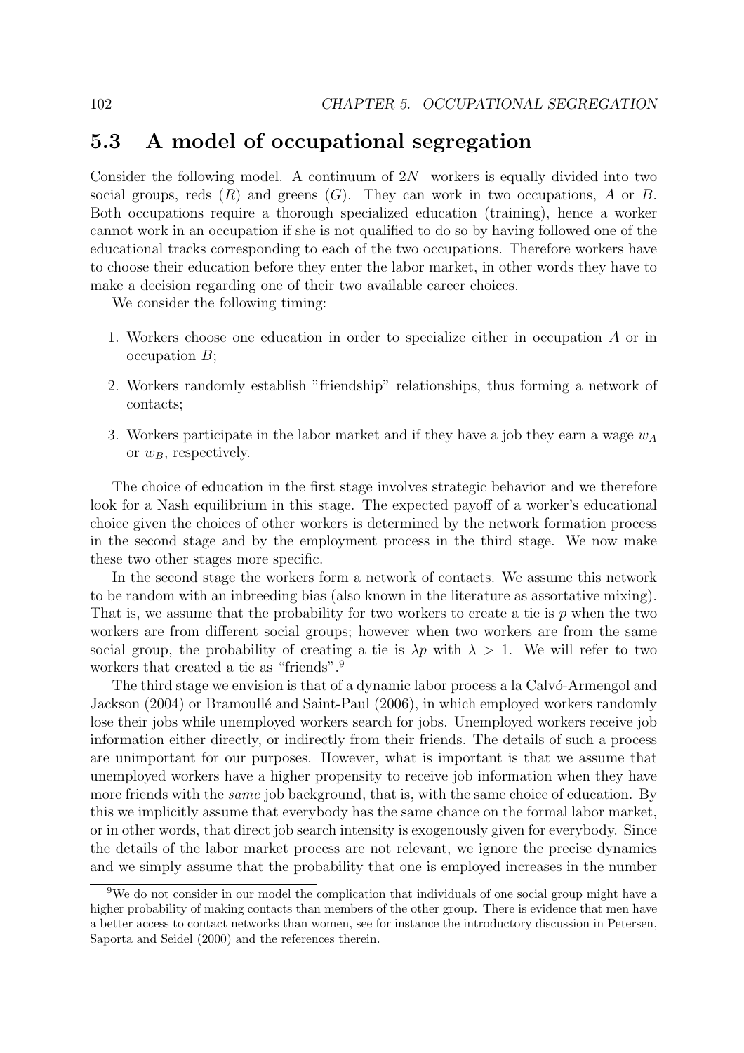## 5.3 A model of occupational segregation

Consider the following model. A continuum of $2N$ workers is equally divided into two social groups, reds ($R$) and greens ($G$). They can work in two occupations, $A$ or $B$. Both occupations require a thorough specialized education (training), hence a worker cannot work in an occupation if she is not qualified to do so by having followed one of the educational tracks corresponding to each of the two occupations. Therefore workers have to choose their education before they enter the labor market, in other words they have to make a decision regarding one of their two available career choices.

We consider the following timing:

1. Workers choose one education in order to specialize either in occupation $A$ or in occupation $B$;
2. Workers randomly establish "friendship" relationships, thus forming a network of contacts;
3. Workers participate in the labor market and if they have a job they earn a wage $w_A$ or $w_B$, respectively.

The choice of education in the first stage involves strategic behavior and we therefore look for a Nash equilibrium in this stage. The expected payoff of a worker's educational choice given the choices of other workers is determined by the network formation process in the second stage and by the employment process in the third stage. We now make these two other stages more specific.

In the second stage the workers form a network of contacts. We assume this network to be random with an inbreeding bias (also known in the literature as assortative mixing). That is, we assume that the probability for two workers to create a tie is $p$ when the two workers are from different social groups; however when two workers are from the same social group, the probability of creating a tie is $\lambda p$ with $\lambda > 1$. We will refer to two workers that created a tie as "friends".[9]

The third stage we envision is that of a dynamic labor process a la Calvó-Armengol and Jackson (2004) or Bramoullé and Saint-Paul (2006), in which employed workers randomly lose their jobs while unemployed workers search for jobs. Unemployed workers receive job information either directly, or indirectly from their friends. The details of such a process are unimportant for our purposes. However, what is important is that we assume that unemployed workers have a higher propensity to receive job information when they have more friends with the *same* job background, that is, with the same choice of education. By this we implicitly assume that everybody has the same chance on the formal labor market, or in other words, that direct job search intensity is exogenously given for everybody. Since the details of the labor market process are not relevant, we ignore the precise dynamics and we simply assume that the probability that one is employed increases in the number

[9] We do not consider in our model the complication that individuals of one social group might have a higher probability of making contacts than members of the other group. There is evidence that men have a better access to contact networks than women, see for instance the introductory discussion in Petersen, Saporta and Seidel (2000) and the references therein.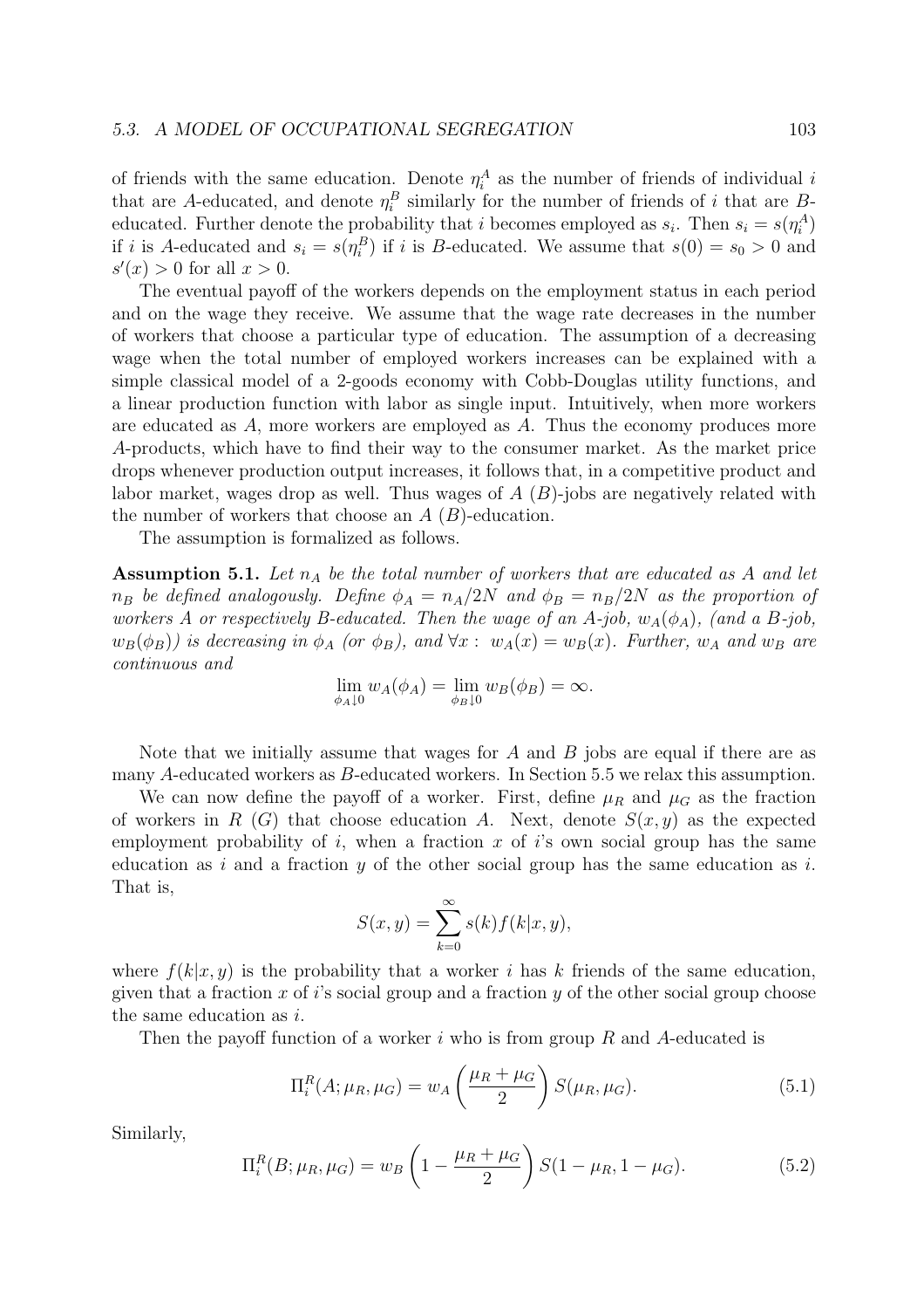of friends with the same education. Denote $\eta_i^A$ as the number of friends of individual $i$ that are $A$-educated, and denote $\eta_i^B$ similarly for the number of friends of $i$ that are $B$-educated. Further denote the probability that $i$ becomes employed as $s_i$. Then $s_i = s(\eta_i^A)$ if $i$ is $A$-educated and $s_i = s(\eta_i^B)$ if $i$ is $B$-educated. We assume that $s(0) = s_0 > 0$ and $s'(x) > 0$ for all $x > 0$.

The eventual payoff of the workers depends on the employment status in each period and on the wage they receive. We assume that the wage rate decreases in the number of workers that choose a particular type of education. The assumption of a decreasing wage when the total number of employed workers increases can be explained with a simple classical model of a 2-goods economy with Cobb-Douglas utility functions, and a linear production function with labor as single input. Intuitively, when more workers are educated as $A$, more workers are employed as $A$. Thus the economy produces more $A$-products, which have to find their way to the consumer market. As the market price drops whenever production output increases, it follows that, in a competitive product and labor market, wages drop as well. Thus wages of $A$ ($B$)-jobs are negatively related with the number of workers that choose an $A$ ($B$)-education.

The assumption is formalized as follows.

**Assumption 5.1.** *Let $n_A$ be the total number of workers that are educated as A and let $n_B$ be defined analogously. Define $\phi_A = n_A/2N$ and $\phi_B = n_B/2N$ as the proportion of workers A or respectively B-educated. Then the wage of an A-job, $w_A(\phi_A)$, (and a B-job, $w_B(\phi_B)$) is decreasing in $\phi_A$ (or $\phi_B$), and $\forall x : \; w_A(x) = w_B(x)$. Further, $w_A$ and $w_B$ are continuous and*

$$\lim_{\phi_A \downarrow 0} w_A(\phi_A) = \lim_{\phi_B \downarrow 0} w_B(\phi_B) = \infty.$$

Note that we initially assume that wages for $A$ and $B$ jobs are equal if there are as many $A$-educated workers as $B$-educated workers. In Section 5.5 we relax this assumption.

We can now define the payoff of a worker. First, define $\mu_R$ and $\mu_G$ as the fraction of workers in $R$ ($G$) that choose education $A$. Next, denote $S(x, y)$ as the expected employment probability of $i$, when a fraction $x$ of $i$'s own social group has the same education as $i$ and a fraction $y$ of the other social group has the same education as $i$. That is,

$$S(x, y) = \sum_{k=0}^{\infty} s(k) f(k|x, y),$$

where $f(k|x, y)$ is the probability that a worker $i$ has $k$ friends of the same education, given that a fraction $x$ of $i$'s social group and a fraction $y$ of the other social group choose the same education as $i$.

Then the payoff function of a worker $i$ who is from group $R$ and $A$-educated is

$$\Pi_i^R(A; \mu_R, \mu_G) = w_A\left(\frac{\mu_R + \mu_G}{2}\right) S(\mu_R, \mu_G). \tag{5.1}$$

Similarly,

$$\Pi_i^R(B; \mu_R, \mu_G) = w_B\left(1 - \frac{\mu_R + \mu_G}{2}\right) S(1 - \mu_R, 1 - \mu_G). \tag{5.2}$$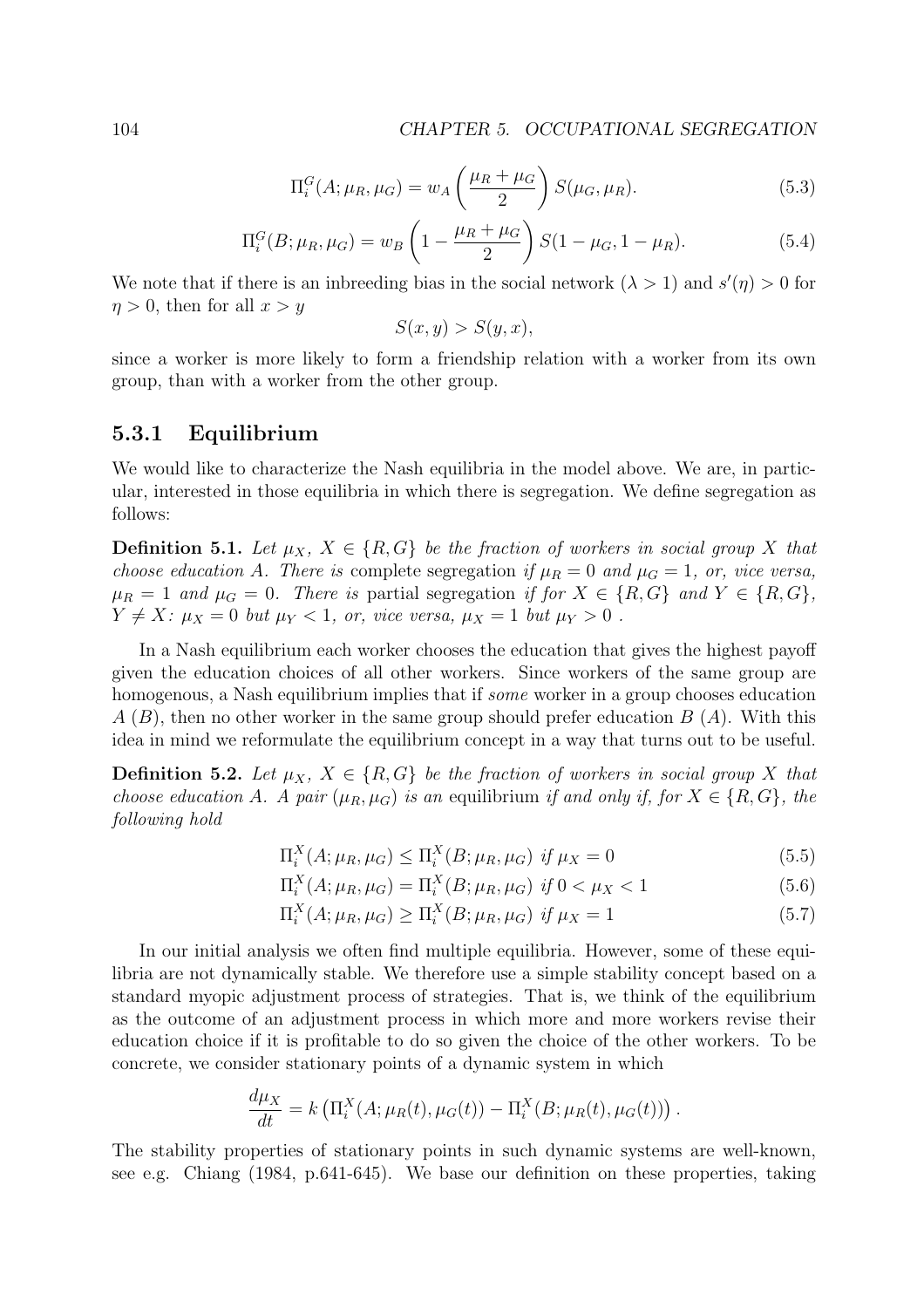$$\Pi_i^G(A; \mu_R, \mu_G) = w_A \left( \frac{\mu_R + \mu_G}{2} \right) S(\mu_G, \mu_R). \tag{5.3}$$

$$\Pi_i^G(B; \mu_R, \mu_G) = w_B \left( 1 - \frac{\mu_R + \mu_G}{2} \right) S(1 - \mu_G, 1 - \mu_R). \tag{5.4}$$

We note that if there is an inbreeding bias in the social network ($\lambda > 1$) and $s'(\eta) > 0$ for $\eta > 0$, then for all $x > y$

$$S(x, y) > S(y, x),$$

since a worker is more likely to form a friendship relation with a worker from its own group, than with a worker from the other group.

### 5.3.1 Equilibrium

We would like to characterize the Nash equilibria in the model above. We are, in particular, interested in those equilibria in which there is segregation. We define segregation as follows:

**Definition 5.1.** *Let $\mu_X$, $X \in \{R, G\}$ be the fraction of workers in social group $X$ that choose education $A$. There is* complete segregation *if $\mu_R = 0$ and $\mu_G = 1$, or, vice versa, $\mu_R = 1$ and $\mu_G = 0$. There is* partial segregation *if for $X \in \{R, G\}$ and $Y \in \{R, G\}$, $Y \neq X$: $\mu_X = 0$ but $\mu_Y < 1$, or, vice versa, $\mu_X = 1$ but $\mu_Y > 0$ .*

In a Nash equilibrium each worker chooses the education that gives the highest payoff given the education choices of all other workers. Since workers of the same group are homogenous, a Nash equilibrium implies that if *some* worker in a group chooses education $A$ ($B$), then no other worker in the same group should prefer education $B$ ($A$). With this idea in mind we reformulate the equilibrium concept in a way that turns out to be useful.

**Definition 5.2.** *Let $\mu_X$, $X \in \{R, G\}$ be the fraction of workers in social group $X$ that choose education $A$. A pair $(\mu_R, \mu_G)$ is an* equilibrium *if and only if, for $X \in \{R, G\}$, the following hold*

$$\Pi_i^X(A; \mu_R, \mu_G) \leq \Pi_i^X(B; \mu_R, \mu_G) \text{ if } \mu_X = 0 \tag{5.5}$$

$$\Pi_i^X(A; \mu_R, \mu_G) = \Pi_i^X(B; \mu_R, \mu_G) \text{ if } 0 < \mu_X < 1 \tag{5.6}$$

$$\Pi_i^X(A; \mu_R, \mu_G) \geq \Pi_i^X(B; \mu_R, \mu_G) \text{ if } \mu_X = 1 \tag{5.7}$$

In our initial analysis we often find multiple equilibria. However, some of these equilibria are not dynamically stable. We therefore use a simple stability concept based on a standard myopic adjustment process of strategies. That is, we think of the equilibrium as the outcome of an adjustment process in which more and more workers revise their education choice if it is profitable to do so given the choice of the other workers. To be concrete, we consider stationary points of a dynamic system in which

$$\frac{d\mu_X}{dt} = k \left( \Pi_i^X(A; \mu_R(t), \mu_G(t)) - \Pi_i^X(B; \mu_R(t), \mu_G(t)) \right).$$

The stability properties of stationary points in such dynamic systems are well-known, see e.g. Chiang (1984, p.641-645). We base our definition on these properties, taking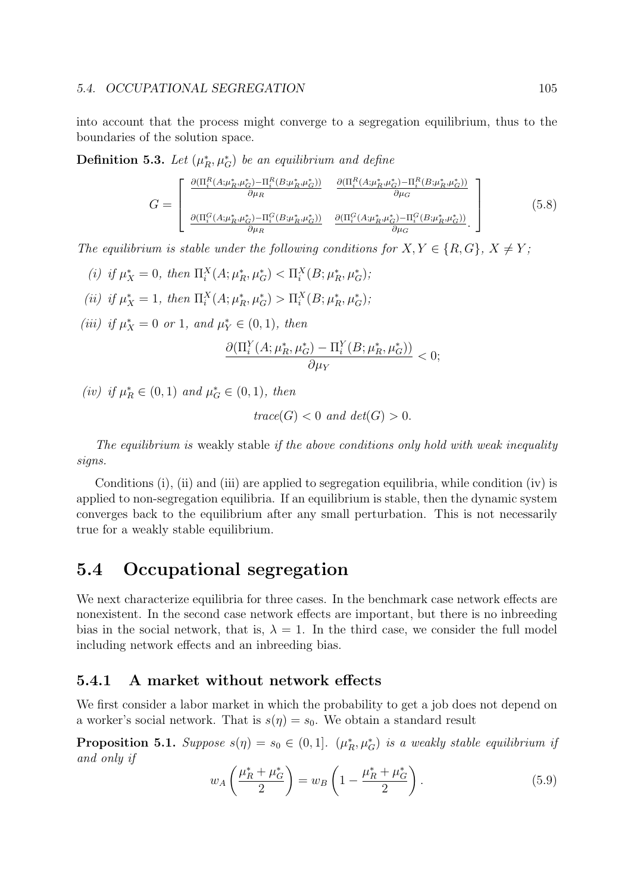into account that the process might converge to a segregation equilibrium, thus to the boundaries of the solution space.

**Definition 5.3.** *Let $(\mu_R^*, \mu_G^*)$ be an equilibrium and define*

$$G = \begin{bmatrix} \frac{\partial(\Pi_i^R(A;\mu_R^*,\mu_G^*) - \Pi_i^R(B;\mu_R^*,\mu_G^*))}{\partial \mu_R} & \frac{\partial(\Pi_i^R(A;\mu_R^*,\mu_G^*) - \Pi_i^R(B;\mu_R^*,\mu_G^*))}{\partial \mu_G} \\ \frac{\partial(\Pi_i^G(A;\mu_R^*,\mu_G^*) - \Pi_i^G(B;\mu_R^*,\mu_G^*))}{\partial \mu_R} & \frac{\partial(\Pi_i^G(A;\mu_R^*,\mu_G^*) - \Pi_i^G(B;\mu_R^*,\mu_G^*))}{\partial \mu_G}. \end{bmatrix} \tag{5.8}$$

*The equilibrium is stable under the following conditions for $X, Y \in \{R, G\}$, $X \neq Y$;*

*(i) if $\mu_X^* = 0$, then $\Pi_i^X(A; \mu_R^*, \mu_G^*) < \Pi_i^X(B; \mu_R^*, \mu_G^*)$;*

*(ii) if $\mu_X^* = 1$, then $\Pi_i^X(A; \mu_R^*, \mu_G^*) > \Pi_i^X(B; \mu_R^*, \mu_G^*)$;*

*(iii) if $\mu_X^* = 0$ or $1$, and $\mu_Y^* \in (0, 1)$, then*

$$\frac{\partial(\Pi_i^Y(A; \mu_R^*, \mu_G^*) - \Pi_i^Y(B; \mu_R^*, \mu_G^*))}{\partial \mu_Y} < 0;$$

*(iv) if $\mu_R^* \in (0, 1)$ and $\mu_G^* \in (0, 1)$, then*

$$trace(G) < 0 \text{ and } det(G) > 0.$$

*The equilibrium is* weakly stable *if the above conditions only hold with weak inequality signs.*

Conditions (i), (ii) and (iii) are applied to segregation equilibria, while condition (iv) is applied to non-segregation equilibria. If an equilibrium is stable, then the dynamic system converges back to the equilibrium after any small perturbation. This is not necessarily true for a weakly stable equilibrium.

## 5.4 Occupational segregation

We next characterize equilibria for three cases. In the benchmark case network effects are nonexistent. In the second case network effects are important, but there is no inbreeding bias in the social network, that is, $\lambda = 1$. In the third case, we consider the full model including network effects and an inbreeding bias.

### 5.4.1 A market without network effects

We first consider a labor market in which the probability to get a job does not depend on a worker's social network. That is $s(\eta) = s_0$. We obtain a standard result

**Proposition 5.1.** *Suppose $s(\eta) = s_0 \in (0, 1]$. $(\mu_R^*, \mu_G^*)$ is a weakly stable equilibrium if and only if*

$$w_A \left( \frac{\mu_R^* + \mu_G^*}{2} \right) = w_B \left( 1 - \frac{\mu_R^* + \mu_G^*}{2} \right). \tag{5.9}$$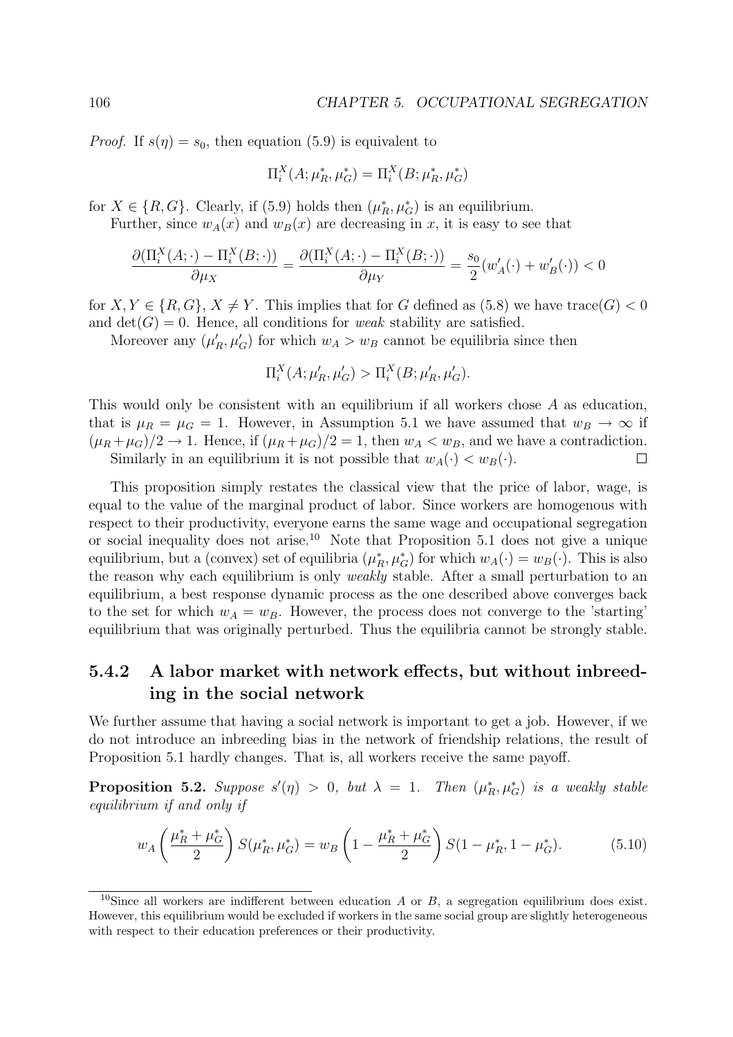*Proof.* If $s(\eta) = s_0$, then equation (5.9) is equivalent to

$$\Pi_i^X(A; \mu_R^*, \mu_G^*) = \Pi_i^X(B; \mu_R^*, \mu_G^*)$$

for $X \in \{R, G\}$. Clearly, if (5.9) holds then $(\mu_R^*, \mu_G^*)$ is an equilibrium.

Further, since $w_A(x)$ and $w_B(x)$ are decreasing in $x$, it is easy to see that

$$\frac{\partial(\Pi_i^X(A;\cdot) - \Pi_i^X(B;\cdot))}{\partial \mu_X} = \frac{\partial(\Pi_i^X(A;\cdot) - \Pi_i^X(B;\cdot))}{\partial \mu_Y} = \frac{s_0}{2}(w_A'(\cdot) + w_B'(\cdot)) < 0$$

for $X, Y \in \{R, G\}$, $X \neq Y$. This implies that for $G$ defined as (5.8) we have $\text{trace}(G) < 0$ and $\det(G) = 0$. Hence, all conditions for *weak* stability are satisfied.

Moreover any $(\mu_R', \mu_G')$ for which $w_A > w_B$ cannot be equilibria since then

$$\Pi_i^X(A; \mu_R', \mu_G') > \Pi_i^X(B; \mu_R', \mu_G').$$

This would only be consistent with an equilibrium if all workers chose $A$ as education, that is $\mu_R = \mu_G = 1$. However, in Assumption 5.1 we have assumed that $w_B \to \infty$ if $(\mu_R + \mu_G)/2 \to 1$. Hence, if $(\mu_R + \mu_G)/2 = 1$, then $w_A < w_B$, and we have a contradiction.

Similarly in an equilibrium it is not possible that $w_A(\cdot) < w_B(\cdot)$. □

This proposition simply restates the classical view that the price of labor, wage, is equal to the value of the marginal product of labor. Since workers are homogenous with respect to their productivity, everyone earns the same wage and occupational segregation or social inequality does not arise.[10] Note that Proposition 5.1 does not give a unique equilibrium, but a (convex) set of equilibria $(\mu_R^*, \mu_G^*)$ for which $w_A(\cdot) = w_B(\cdot)$. This is also the reason why each equilibrium is only *weakly* stable. After a small perturbation to an equilibrium, a best response dynamic process as the one described above converges back to the set for which $w_A = w_B$. However, the process does not converge to the 'starting' equilibrium that was originally perturbed. Thus the equilibria cannot be strongly stable.

### 5.4.2 A labor market with network effects, but without inbreeding in the social network

We further assume that having a social network is important to get a job. However, if we do not introduce an inbreeding bias in the network of friendship relations, the result of Proposition 5.1 hardly changes. That is, all workers receive the same payoff.

**Proposition 5.2.** *Suppose $s'(\eta) > 0$, but $\lambda = 1$. Then $(\mu_R^*, \mu_G^*)$ is a weakly stable equilibrium if and only if*

$$w_A\left(\frac{\mu_R^* + \mu_G^*}{2}\right) S(\mu_R^*, \mu_G^*) = w_B\left(1 - \frac{\mu_R^* + \mu_G^*}{2}\right) S(1 - \mu_R^*, 1 - \mu_G^*). \tag{5.10}$$

[10] Since all workers are indifferent between education $A$ or $B$, a segregation equilibrium does exist. However, this equilibrium would be excluded if workers in the same social group are slightly heterogeneous with respect to their education preferences or their productivity.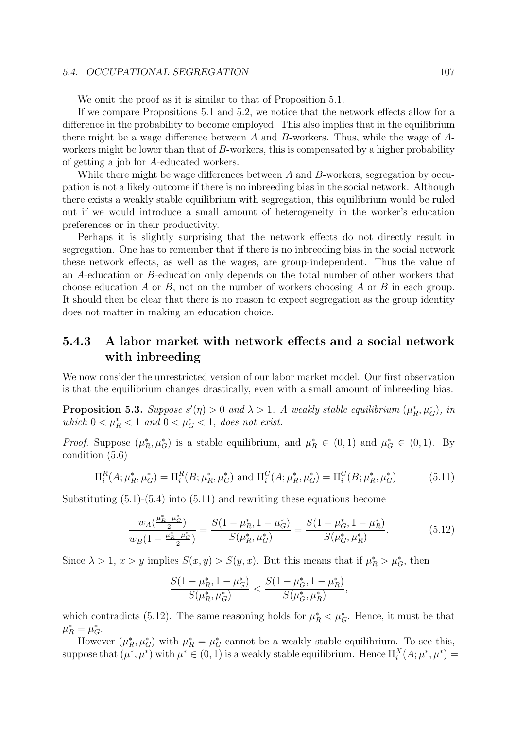We omit the proof as it is similar to that of Proposition 5.1.

If we compare Propositions 5.1 and 5.2, we notice that the network effects allow for a difference in the probability to become employed. This also implies that in the equilibrium there might be a wage difference between $A$ and $B$-workers. Thus, while the wage of $A$-workers might be lower than that of $B$-workers, this is compensated by a higher probability of getting a job for $A$-educated workers.

While there might be wage differences between $A$ and $B$-workers, segregation by occupation is not a likely outcome if there is no inbreeding bias in the social network. Although there exists a weakly stable equilibrium with segregation, this equilibrium would be ruled out if we would introduce a small amount of heterogeneity in the worker's education preferences or in their productivity.

Perhaps it is slightly surprising that the network effects do not directly result in segregation. One has to remember that if there is no inbreeding bias in the social network these network effects, as well as the wages, are group-independent. Thus the value of an $A$-education or $B$-education only depends on the total number of other workers that choose education $A$ or $B$, not on the number of workers choosing $A$ or $B$ in each group. It should then be clear that there is no reason to expect segregation as the group identity does not matter in making an education choice.

### 5.4.3 A labor market with network effects and a social network with inbreeding

We now consider the unrestricted version of our labor market model. Our first observation is that the equilibrium changes drastically, even with a small amount of inbreeding bias.

**Proposition 5.3.** *Suppose $s'(\eta) > 0$ and $\lambda > 1$. A weakly stable equilibrium $(\mu_R^*, \mu_G^*)$, in which $0 < \mu_R^* < 1$ and $0 < \mu_G^* < 1$, does not exist.*

*Proof.* Suppose $(\mu_R^*, \mu_G^*)$ is a stable equilibrium, and $\mu_R^* \in (0, 1)$ and $\mu_G^* \in (0, 1)$. By condition (5.6)

$$\Pi_i^R(A; \mu_R^*, \mu_G^*) = \Pi_i^R(B; \mu_R^*, \mu_G^*) \text{ and } \Pi_i^G(A; \mu_R^*, \mu_G^*) = \Pi_i^G(B; \mu_R^*, \mu_G^*) \tag{5.11}$$

Substituting (5.1)-(5.4) into (5.11) and rewriting these equations become

$$\frac{w_A(\frac{\mu_R^* + \mu_G^*}{2})}{w_B(1 - \frac{\mu_R^* + \mu_G^*}{2})} = \frac{S(1 - \mu_R^*, 1 - \mu_G^*)}{S(\mu_R^*, \mu_G^*)} = \frac{S(1 - \mu_G^*, 1 - \mu_R^*)}{S(\mu_G^*, \mu_R^*)}. \tag{5.12}$$

Since $\lambda > 1$, $x > y$ implies $S(x, y) > S(y, x)$. But this means that if $\mu_R^* > \mu_G^*$, then

$$\frac{S(1 - \mu_R^*, 1 - \mu_G^*)}{S(\mu_R^*, \mu_G^*)} < \frac{S(1 - \mu_G^*, 1 - \mu_R^*)}{S(\mu_G^*, \mu_R^*)},$$

which contradicts (5.12). The same reasoning holds for $\mu_R^* < \mu_G^*$. Hence, it must be that $\mu_R^* = \mu_G^*$.

However $(\mu_R^*, \mu_G^*)$ with $\mu_R^* = \mu_G^*$ cannot be a weakly stable equilibrium. To see this, suppose that $(\mu^*, \mu^*)$ with $\mu^* \in (0, 1)$ is a weakly stable equilibrium. Hence $\Pi_i^X(A; \mu^*, \mu^*) =$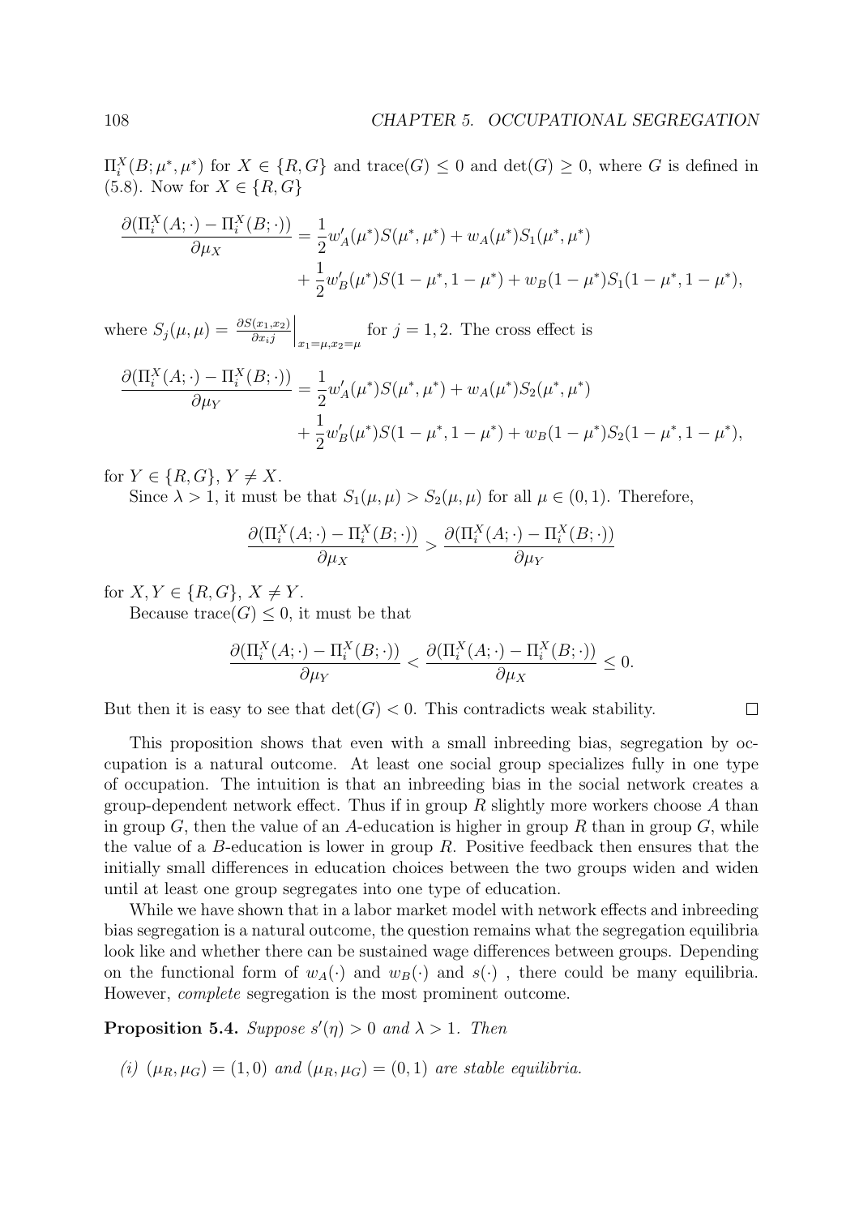$\Pi_i^X(B;\mu^*,\mu^*)$ for $X \in \{R,G\}$ and trace$(G) \leq 0$ and $\det(G) \geq 0$, where $G$ is defined in (5.8). Now for $X \in \{R,G\}$

$$\begin{aligned}\frac{\partial(\Pi_i^X(A;\cdot)-\Pi_i^X(B;\cdot))}{\partial\mu_X} &= \frac{1}{2}w_A'(\mu^*)S(\mu^*,\mu^*) + w_A(\mu^*)S_1(\mu^*,\mu^*) \\ &+ \frac{1}{2}w_B'(\mu^*)S(1-\mu^*,1-\mu^*) + w_B(1-\mu^*)S_1(1-\mu^*,1-\mu^*),\end{aligned}$$

where $S_j(\mu,\mu) = \left.\frac{\partial S(x_1,x_2)}{\partial x_i j}\right|_{x_1=\mu,x_2=\mu}$ for $j=1,2$. The cross effect is

$$\begin{aligned}\frac{\partial(\Pi_i^X(A;\cdot)-\Pi_i^X(B;\cdot))}{\partial\mu_Y} &= \frac{1}{2}w_A'(\mu^*)S(\mu^*,\mu^*) + w_A(\mu^*)S_2(\mu^*,\mu^*) \\ &+ \frac{1}{2}w_B'(\mu^*)S(1-\mu^*,1-\mu^*) + w_B(1-\mu^*)S_2(1-\mu^*,1-\mu^*),\end{aligned}$$

for $Y \in \{R,G\}$, $Y \neq X$.

Since $\lambda > 1$, it must be that $S_1(\mu,\mu) > S_2(\mu,\mu)$ for all $\mu \in (0,1)$. Therefore,

$$\frac{\partial(\Pi_i^X(A;\cdot)-\Pi_i^X(B;\cdot))}{\partial\mu_X} > \frac{\partial(\Pi_i^X(A;\cdot)-\Pi_i^X(B;\cdot))}{\partial\mu_Y}$$

for $X,Y \in \{R,G\}$, $X \neq Y$.

Because trace$(G) \leq 0$, it must be that

$$\frac{\partial(\Pi_i^X(A;\cdot)-\Pi_i^X(B;\cdot))}{\partial\mu_Y} < \frac{\partial(\Pi_i^X(A;\cdot)-\Pi_i^X(B;\cdot))}{\partial\mu_X} \leq 0.$$

But then it is easy to see that $\det(G) < 0$. This contradicts weak stability. □

This proposition shows that even with a small inbreeding bias, segregation by occupation is a natural outcome. At least one social group specializes fully in one type of occupation. The intuition is that an inbreeding bias in the social network creates a group-dependent network effect. Thus if in group $R$ slightly more workers choose $A$ than in group $G$, then the value of an $A$-education is higher in group $R$ than in group $G$, while the value of a $B$-education is lower in group $R$. Positive feedback then ensures that the initially small differences in education choices between the two groups widen and widen until at least one group segregates into one type of education.

While we have shown that in a labor market model with network effects and inbreeding bias segregation is a natural outcome, the question remains what the segregation equilibria look like and whether there can be sustained wage differences between groups. Depending on the functional form of $w_A(\cdot)$ and $w_B(\cdot)$ and $s(\cdot)$ , there could be many equilibria. However, *complete* segregation is the most prominent outcome.

**Proposition 5.4.** *Suppose $s'(\eta) > 0$ and $\lambda > 1$. Then*

*(i) $(\mu_R,\mu_G) = (1,0)$ and $(\mu_R,\mu_G) = (0,1)$ are stable equilibria.*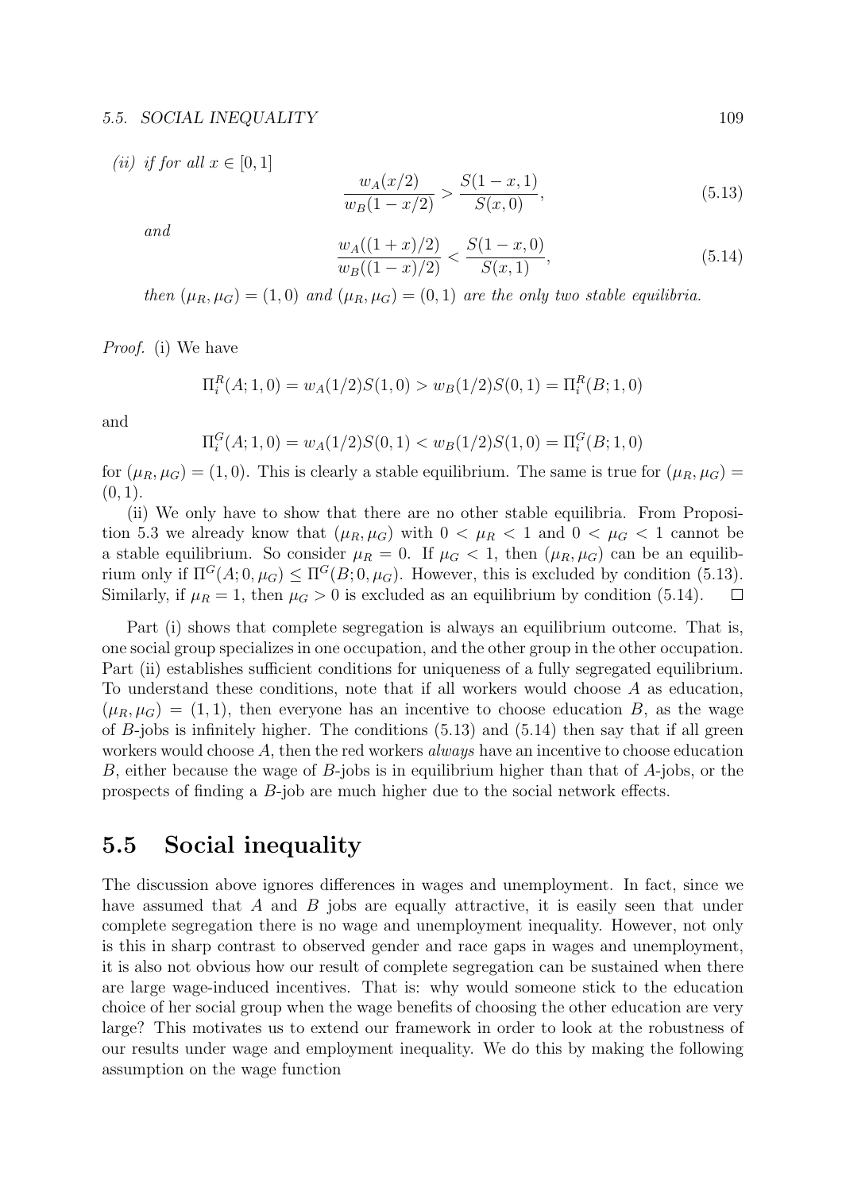*(ii) if for all $x \in [0,1]$*

$$\frac{w_A(x/2)}{w_B(1-x/2)} > \frac{S(1-x,1)}{S(x,0)}, \tag{5.13}$$

*and*

$$\frac{w_A((1+x)/2)}{w_B((1-x)/2)} < \frac{S(1-x,0)}{S(x,1)}, \tag{5.14}$$

*then $(\mu_R, \mu_G) = (1,0)$ and $(\mu_R, \mu_G) = (0,1)$ are the only two stable equilibria.*

*Proof.* (i) We have

$$\Pi_i^R(A;1,0) = w_A(1/2)S(1,0) > w_B(1/2)S(0,1) = \Pi_i^R(B;1,0)$$

and

$$\Pi_i^G(A;1,0) = w_A(1/2)S(0,1) < w_B(1/2)S(1,0) = \Pi_i^G(B;1,0)$$

for $(\mu_R, \mu_G) = (1,0)$. This is clearly a stable equilibrium. The same is true for $(\mu_R, \mu_G) = (0,1)$.

(ii) We only have to show that there are no other stable equilibria. From Proposition 5.3 we already know that $(\mu_R, \mu_G)$ with $0 < \mu_R < 1$ and $0 < \mu_G < 1$ cannot be a stable equilibrium. So consider $\mu_R = 0$. If $\mu_G < 1$, then $(\mu_R, \mu_G)$ can be an equilibrium only if $\Pi^G(A;0,\mu_G) \leq \Pi^G(B;0,\mu_G)$. However, this is excluded by condition (5.13). Similarly, if $\mu_R = 1$, then $\mu_G > 0$ is excluded as an equilibrium by condition (5.14). □

Part (i) shows that complete segregation is always an equilibrium outcome. That is, one social group specializes in one occupation, and the other group in the other occupation. Part (ii) establishes sufficient conditions for uniqueness of a fully segregated equilibrium. To understand these conditions, note that if all workers would choose $A$ as education, $(\mu_R, \mu_G) = (1,1)$, then everyone has an incentive to choose education $B$, as the wage of $B$-jobs is infinitely higher. The conditions (5.13) and (5.14) then say that if all green workers would choose $A$, then the red workers *always* have an incentive to choose education $B$, either because the wage of $B$-jobs is in equilibrium higher than that of $A$-jobs, or the prospects of finding a $B$-job are much higher due to the social network effects.

## 5.5 Social inequality

The discussion above ignores differences in wages and unemployment. In fact, since we have assumed that $A$ and $B$ jobs are equally attractive, it is easily seen that under complete segregation there is no wage and unemployment inequality. However, not only is this in sharp contrast to observed gender and race gaps in wages and unemployment, it is also not obvious how our result of complete segregation can be sustained when there are large wage-induced incentives. That is: why would someone stick to the education choice of her social group when the wage benefits of choosing the other education are very large? This motivates us to extend our framework in order to look at the robustness of our results under wage and employment inequality. We do this by making the following assumption on the wage function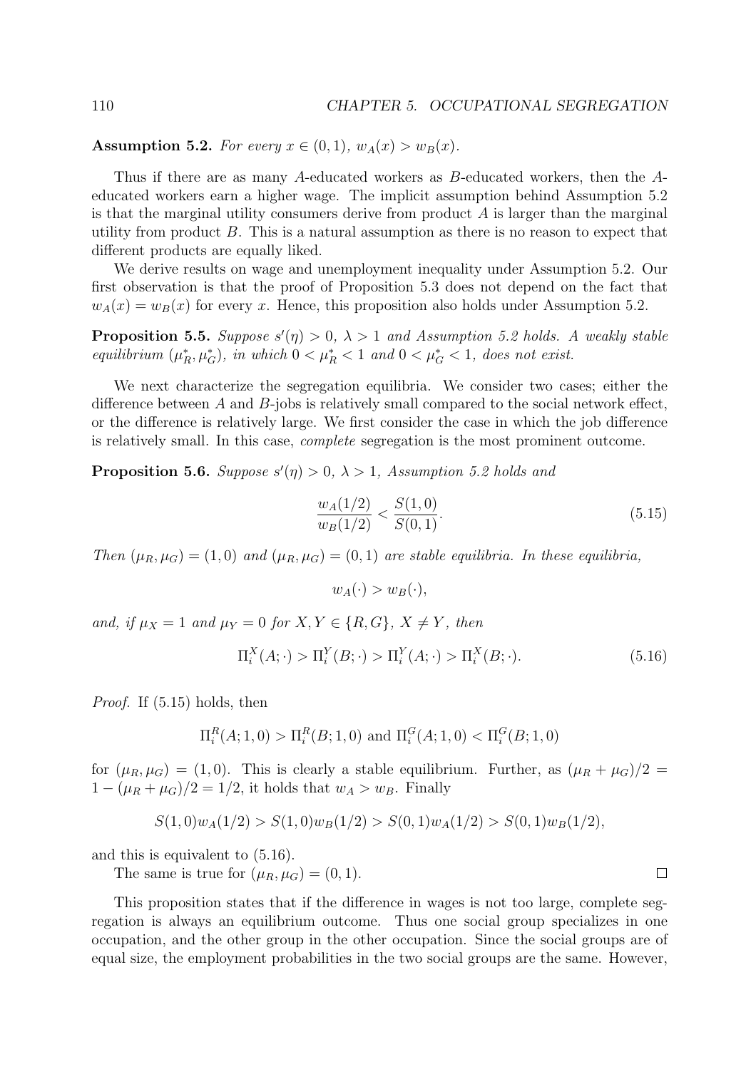**Assumption 5.2.** *For every $x \in (0,1)$, $w_A(x) > w_B(x)$.*

Thus if there are as many $A$-educated workers as $B$-educated workers, then the $A$-educated workers earn a higher wage. The implicit assumption behind Assumption 5.2 is that the marginal utility consumers derive from product $A$ is larger than the marginal utility from product $B$. This is a natural assumption as there is no reason to expect that different products are equally liked.

We derive results on wage and unemployment inequality under Assumption 5.2. Our first observation is that the proof of Proposition 5.3 does not depend on the fact that $w_A(x) = w_B(x)$ for every $x$. Hence, this proposition also holds under Assumption 5.2.

**Proposition 5.5.** *Suppose $s'(\eta) > 0$, $\lambda > 1$ and Assumption 5.2 holds. A weakly stable equilibrium $(\mu_R^*, \mu_G^*)$, in which $0 < \mu_R^* < 1$ and $0 < \mu_G^* < 1$, does not exist.*

We next characterize the segregation equilibria. We consider two cases; either the difference between $A$ and $B$-jobs is relatively small compared to the social network effect, or the difference is relatively large. We first consider the case in which the job difference is relatively small. In this case, *complete* segregation is the most prominent outcome.

**Proposition 5.6.** *Suppose $s'(\eta) > 0$, $\lambda > 1$, Assumption 5.2 holds and*

$$\frac{w_A(1/2)}{w_B(1/2)} < \frac{S(1,0)}{S(0,1)}. \tag{5.15}$$

*Then $(\mu_R, \mu_G) = (1,0)$ and $(\mu_R, \mu_G) = (0,1)$ are stable equilibria. In these equilibria,*

$$w_A(\cdot) > w_B(\cdot),$$

*and, if $\mu_X = 1$ and $\mu_Y = 0$ for $X, Y \in \{R, G\}$, $X \neq Y$, then*

$$\Pi_i^X(A;\cdot) > \Pi_i^Y(B;\cdot) > \Pi_i^Y(A;\cdot) > \Pi_i^X(B;\cdot). \tag{5.16}$$

*Proof.* If (5.15) holds, then

$$\Pi_i^R(A;1,0) > \Pi_i^R(B;1,0) \text{ and } \Pi_i^G(A;1,0) < \Pi_i^G(B;1,0)$$

for $(\mu_R, \mu_G) = (1,0)$. This is clearly a stable equilibrium. Further, as $(\mu_R + \mu_G)/2 = 1 - (\mu_R + \mu_G)/2 = 1/2$, it holds that $w_A > w_B$. Finally

$$S(1,0)w_A(1/2) > S(1,0)w_B(1/2) > S(0,1)w_A(1/2) > S(0,1)w_B(1/2),$$

and this is equivalent to (5.16).

The same is true for $(\mu_R, \mu_G) = (0,1)$. $\square$

This proposition states that if the difference in wages is not too large, complete segregation is always an equilibrium outcome. Thus one social group specializes in one occupation, and the other group in the other occupation. Since the social groups are of equal size, the employment probabilities in the two social groups are the same. However,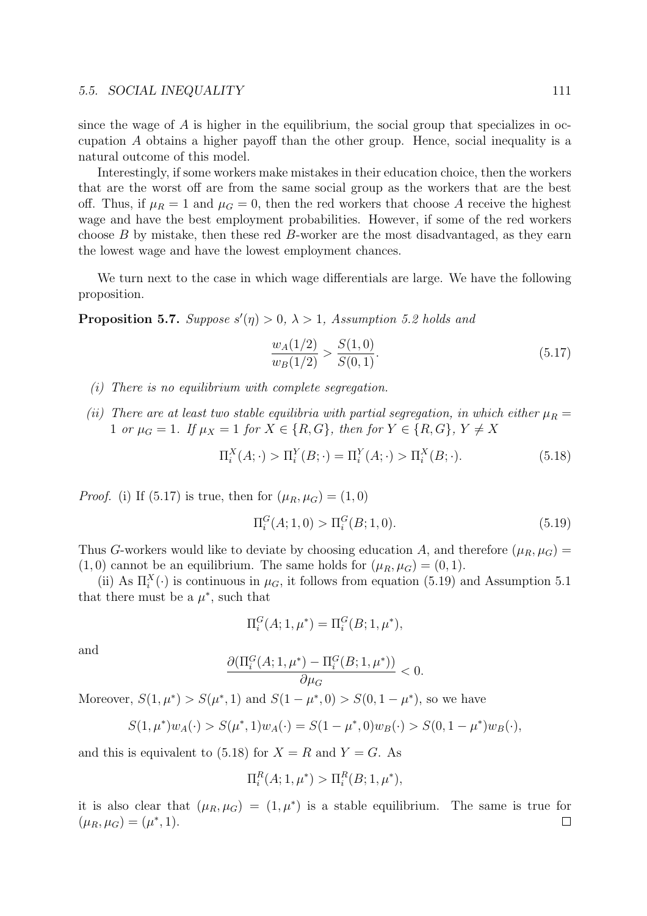since the wage of $A$ is higher in the equilibrium, the social group that specializes in occupation $A$ obtains a higher payoff than the other group. Hence, social inequality is a natural outcome of this model.

Interestingly, if some workers make mistakes in their education choice, then the workers that are the worst off are from the same social group as the workers that are the best off. Thus, if $\mu_R = 1$ and $\mu_G = 0$, then the red workers that choose $A$ receive the highest wage and have the best employment probabilities. However, if some of the red workers choose $B$ by mistake, then these red $B$-worker are the most disadvantaged, as they earn the lowest wage and have the lowest employment chances.

We turn next to the case in which wage differentials are large. We have the following proposition.

**Proposition 5.7.** *Suppose $s'(\eta) > 0$, $\lambda > 1$, Assumption 5.2 holds and*

$$\frac{w_A(1/2)}{w_B(1/2)} > \frac{S(1,0)}{S(0,1)}. \tag{5.17}$$

*(i) There is no equilibrium with complete segregation.*

*(ii) There are at least two stable equilibria with partial segregation, in which either $\mu_R = 1$ or $\mu_G = 1$. If $\mu_X = 1$ for $X \in \{R, G\}$, then for $Y \in \{R, G\}$, $Y \neq X$*

$$\Pi_i^X(A;\cdot) > \Pi_i^Y(B;\cdot) = \Pi_i^Y(A;\cdot) > \Pi_i^X(B;\cdot). \tag{5.18}$$

*Proof.* (i) If (5.17) is true, then for $(\mu_R, \mu_G) = (1, 0)$

$$\Pi_i^G(A; 1, 0) > \Pi_i^G(B; 1, 0). \tag{5.19}$$

Thus $G$-workers would like to deviate by choosing education $A$, and therefore $(\mu_R, \mu_G) = (1, 0)$ cannot be an equilibrium. The same holds for $(\mu_R, \mu_G) = (0, 1)$.

(ii) As $\Pi_i^X(\cdot)$ is continuous in $\mu_G$, it follows from equation (5.19) and Assumption 5.1 that there must be a $\mu^*$, such that

$$\Pi_i^G(A; 1, \mu^*) = \Pi_i^G(B; 1, \mu^*),$$

and

$$\frac{\partial(\Pi_i^G(A; 1, \mu^*) - \Pi_i^G(B; 1, \mu^*))}{\partial \mu_G} < 0.$$

Moreover, $S(1, \mu^*) > S(\mu^*, 1)$ and $S(1 - \mu^*, 0) > S(0, 1 - \mu^*)$, so we have

$$S(1, \mu^*)w_A(\cdot) > S(\mu^*, 1)w_A(\cdot) = S(1 - \mu^*, 0)w_B(\cdot) > S(0, 1 - \mu^*)w_B(\cdot),$$

and this is equivalent to (5.18) for $X = R$ and $Y = G$. As

$$\Pi_i^R(A; 1, \mu^*) > \Pi_i^R(B; 1, \mu^*),$$

it is also clear that $(\mu_R, \mu_G) = (1, \mu^*)$ is a stable equilibrium. The same is true for $(\mu_R, \mu_G) = (\mu^*, 1)$. □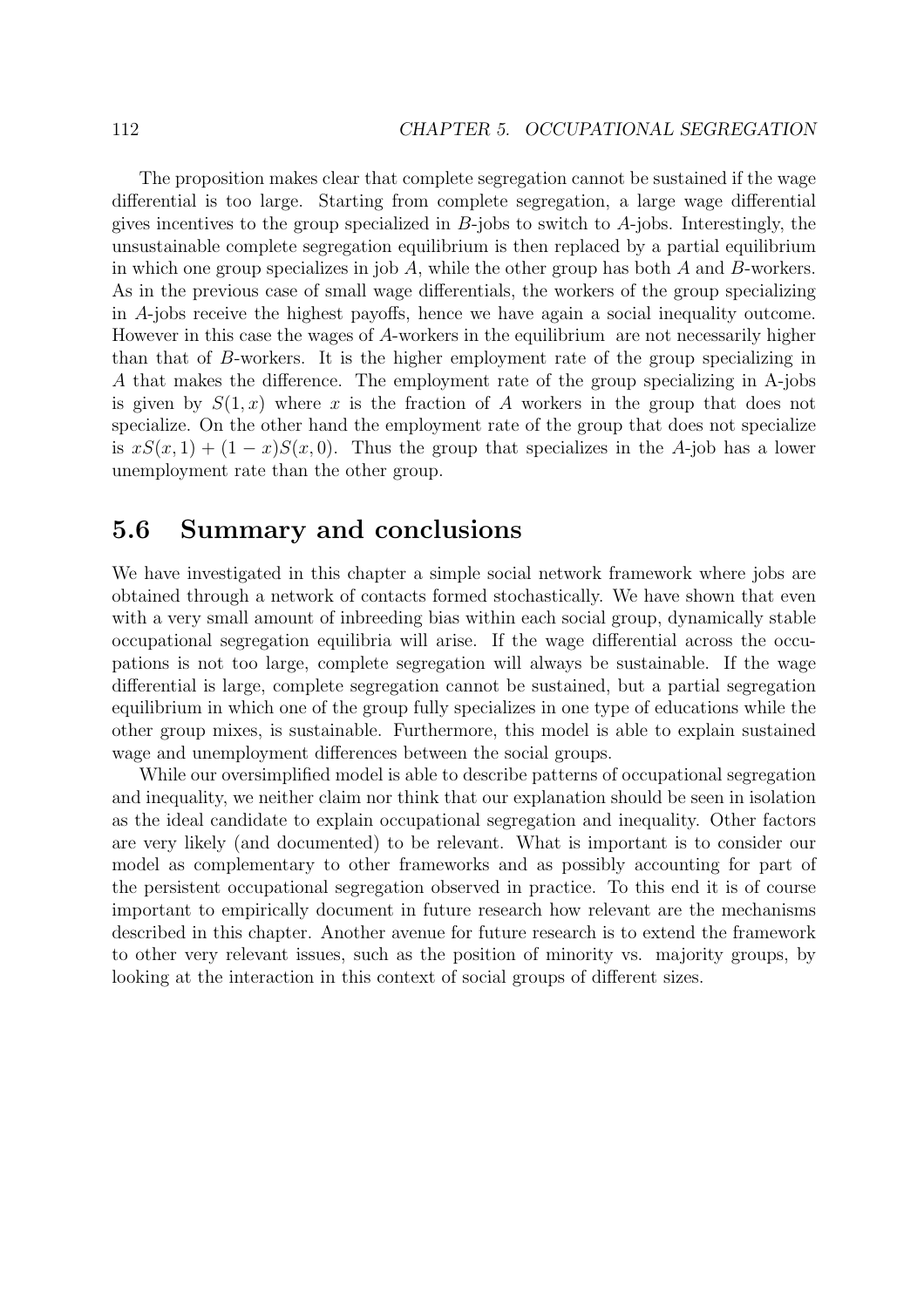The proposition makes clear that complete segregation cannot be sustained if the wage differential is too large. Starting from complete segregation, a large wage differential gives incentives to the group specialized in $B$-jobs to switch to $A$-jobs. Interestingly, the unsustainable complete segregation equilibrium is then replaced by a partial equilibrium in which one group specializes in job $A$, while the other group has both $A$ and $B$-workers. As in the previous case of small wage differentials, the workers of the group specializing in $A$-jobs receive the highest payoffs, hence we have again a social inequality outcome. However in this case the wages of $A$-workers in the equilibrium are not necessarily higher than that of $B$-workers. It is the higher employment rate of the group specializing in $A$ that makes the difference. The employment rate of the group specializing in A-jobs is given by $S(1, x)$ where $x$ is the fraction of $A$ workers in the group that does not specialize. On the other hand the employment rate of the group that does not specialize is $xS(x, 1) + (1 - x)S(x, 0)$. Thus the group that specializes in the $A$-job has a lower unemployment rate than the other group.

## 5.6 Summary and conclusions

We have investigated in this chapter a simple social network framework where jobs are obtained through a network of contacts formed stochastically. We have shown that even with a very small amount of inbreeding bias within each social group, dynamically stable occupational segregation equilibria will arise. If the wage differential across the occupations is not too large, complete segregation will always be sustainable. If the wage differential is large, complete segregation cannot be sustained, but a partial segregation equilibrium in which one of the group fully specializes in one type of educations while the other group mixes, is sustainable. Furthermore, this model is able to explain sustained wage and unemployment differences between the social groups.

While our oversimplified model is able to describe patterns of occupational segregation and inequality, we neither claim nor think that our explanation should be seen in isolation as the ideal candidate to explain occupational segregation and inequality. Other factors are very likely (and documented) to be relevant. What is important is to consider our model as complementary to other frameworks and as possibly accounting for part of the persistent occupational segregation observed in practice. To this end it is of course important to empirically document in future research how relevant are the mechanisms described in this chapter. Another avenue for future research is to extend the framework to other very relevant issues, such as the position of minority vs. majority groups, by looking at the interaction in this context of social groups of different sizes.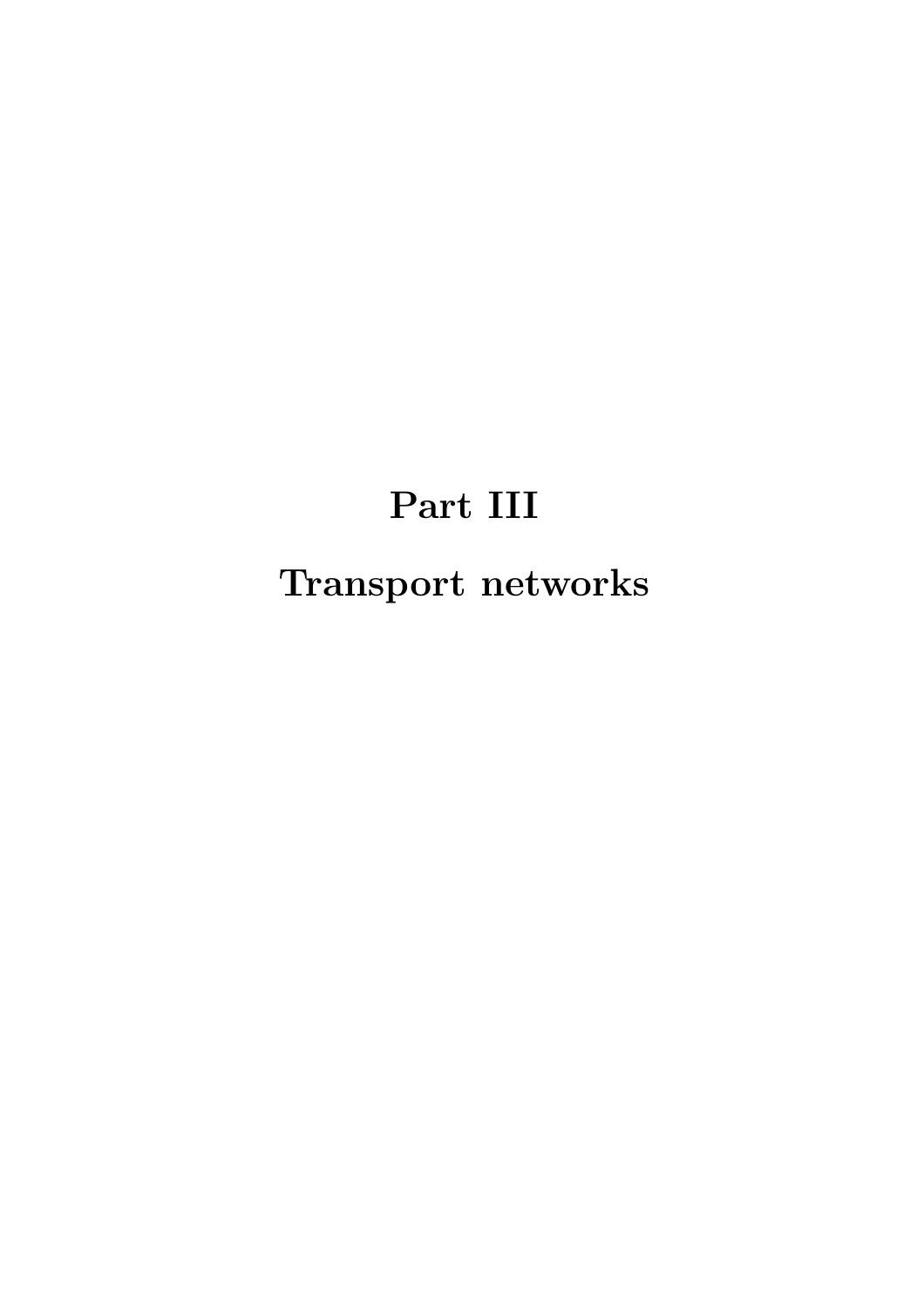# Part III

# Transport networks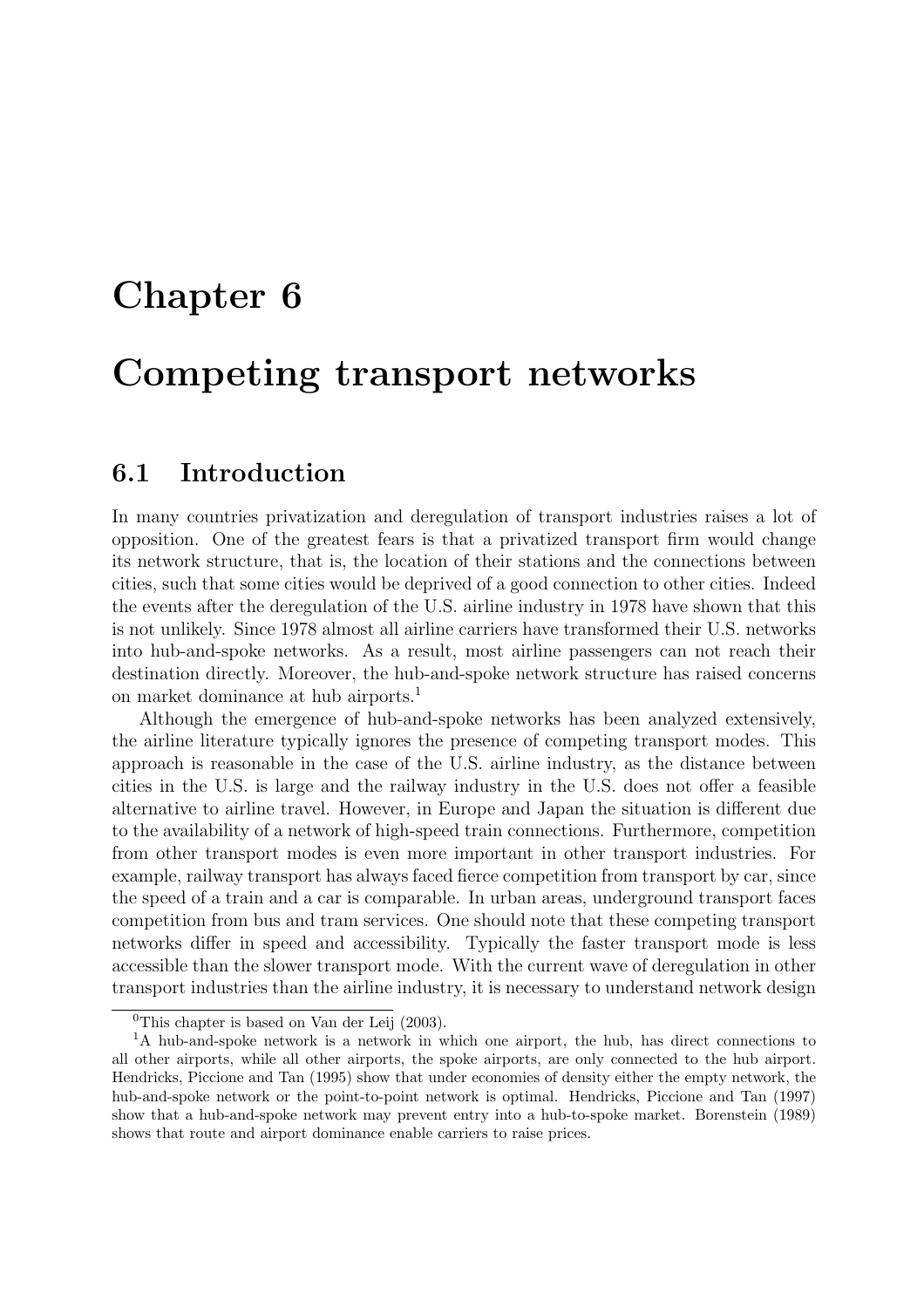# Chapter 6

# Competing transport networks

## 6.1 Introduction

In many countries privatization and deregulation of transport industries raises a lot of opposition. One of the greatest fears is that a privatized transport firm would change its network structure, that is, the location of their stations and the connections between cities, such that some cities would be deprived of a good connection to other cities. Indeed the events after the deregulation of the U.S. airline industry in 1978 have shown that this is not unlikely. Since 1978 almost all airline carriers have transformed their U.S. networks into hub-and-spoke networks. As a result, most airline passengers can not reach their destination directly. Moreover, the hub-and-spoke network structure has raised concerns on market dominance at hub airports.[1]

Although the emergence of hub-and-spoke networks has been analyzed extensively, the airline literature typically ignores the presence of competing transport modes. This approach is reasonable in the case of the U.S. airline industry, as the distance between cities in the U.S. is large and the railway industry in the U.S. does not offer a feasible alternative to airline travel. However, in Europe and Japan the situation is different due to the availability of a network of high-speed train connections. Furthermore, competition from other transport modes is even more important in other transport industries. For example, railway transport has always faced fierce competition from transport by car, since the speed of a train and a car is comparable. In urban areas, underground transport faces competition from bus and tram services. One should note that these competing transport networks differ in speed and accessibility. Typically the faster transport mode is less accessible than the slower transport mode. With the current wave of deregulation in other transport industries than the airline industry, it is necessary to understand network design

---

[0] This chapter is based on Van der Leij (2003).

[1] A hub-and-spoke network is a network in which one airport, the hub, has direct connections to all other airports, while all other airports, the spoke airports, are only connected to the hub airport. Hendricks, Piccione and Tan (1995) show that under economies of density either the empty network, the hub-and-spoke network or the point-to-point network is optimal. Hendricks, Piccione and Tan (1997) show that a hub-and-spoke network may prevent entry into a hub-to-spoke market. Borenstein (1989) shows that route and airport dominance enable carriers to raise prices.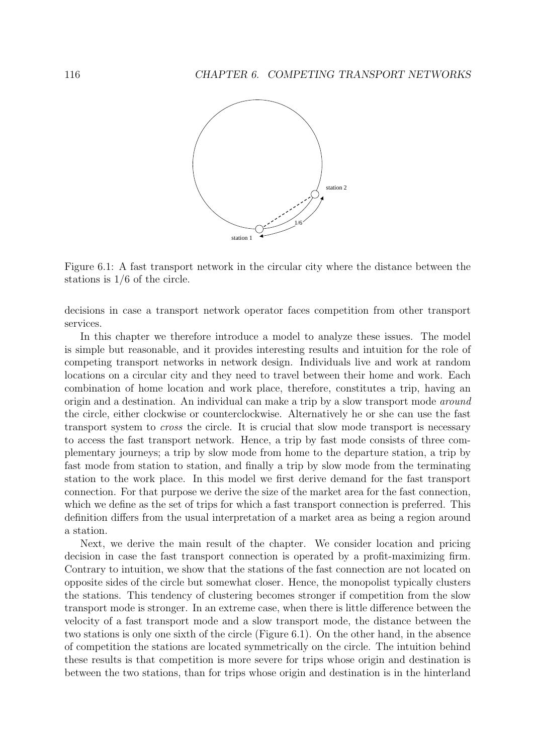Figure 6.1: A fast transport network in the circular city where the distance between the stations is 1/6 of the circle.

decisions in case a transport network operator faces competition from other transport services.

In this chapter we therefore introduce a model to analyze these issues. The model is simple but reasonable, and it provides interesting results and intuition for the role of competing transport networks in network design. Individuals live and work at random locations on a circular city and they need to travel between their home and work. Each combination of home location and work place, therefore, constitutes a trip, having an origin and a destination. An individual can make a trip by a slow transport mode *around* the circle, either clockwise or counterclockwise. Alternatively he or she can use the fast transport system to *cross* the circle. It is crucial that slow mode transport is necessary to access the fast transport network. Hence, a trip by fast mode consists of three complementary journeys; a trip by slow mode from home to the departure station, a trip by fast mode from station to station, and finally a trip by slow mode from the terminating station to the work place. In this model we first derive demand for the fast transport connection. For that purpose we derive the size of the market area for the fast connection, which we define as the set of trips for which a fast transport connection is preferred. This definition differs from the usual interpretation of a market area as being a region around a station.

Next, we derive the main result of the chapter. We consider location and pricing decision in case the fast transport connection is operated by a profit-maximizing firm. Contrary to intuition, we show that the stations of the fast connection are not located on opposite sides of the circle but somewhat closer. Hence, the monopolist typically clusters the stations. This tendency of clustering becomes stronger if competition from the slow transport mode is stronger. In an extreme case, when there is little difference between the velocity of a fast transport mode and a slow transport mode, the distance between the two stations is only one sixth of the circle (Figure 6.1). On the other hand, in the absence of competition the stations are located symmetrically on the circle. The intuition behind these results is that competition is more severe for trips whose origin and destination is between the two stations, than for trips whose origin and destination is in the hinterland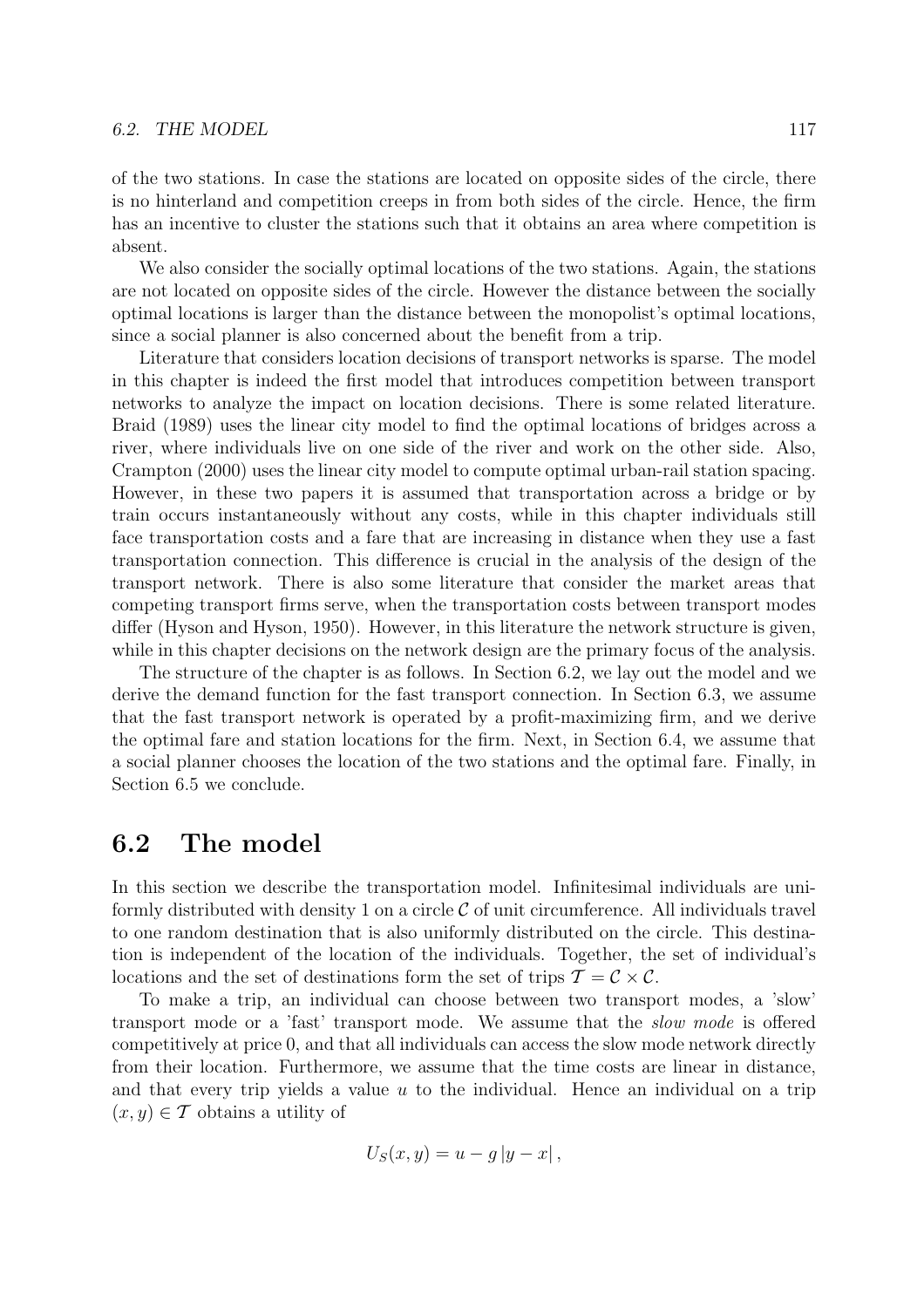of the two stations. In case the stations are located on opposite sides of the circle, there is no hinterland and competition creeps in from both sides of the circle. Hence, the firm has an incentive to cluster the stations such that it obtains an area where competition is absent.

We also consider the socially optimal locations of the two stations. Again, the stations are not located on opposite sides of the circle. However the distance between the socially optimal locations is larger than the distance between the monopolist's optimal locations, since a social planner is also concerned about the benefit from a trip.

Literature that considers location decisions of transport networks is sparse. The model in this chapter is indeed the first model that introduces competition between transport networks to analyze the impact on location decisions. There is some related literature. Braid (1989) uses the linear city model to find the optimal locations of bridges across a river, where individuals live on one side of the river and work on the other side. Also, Crampton (2000) uses the linear city model to compute optimal urban-rail station spacing. However, in these two papers it is assumed that transportation across a bridge or by train occurs instantaneously without any costs, while in this chapter individuals still face transportation costs and a fare that are increasing in distance when they use a fast transportation connection. This difference is crucial in the analysis of the design of the transport network. There is also some literature that consider the market areas that competing transport firms serve, when the transportation costs between transport modes differ (Hyson and Hyson, 1950). However, in this literature the network structure is given, while in this chapter decisions on the network design are the primary focus of the analysis.

The structure of the chapter is as follows. In Section 6.2, we lay out the model and we derive the demand function for the fast transport connection. In Section 6.3, we assume that the fast transport network is operated by a profit-maximizing firm, and we derive the optimal fare and station locations for the firm. Next, in Section 6.4, we assume that a social planner chooses the location of the two stations and the optimal fare. Finally, in Section 6.5 we conclude.

## 6.2 The model

In this section we describe the transportation model. Infinitesimal individuals are uniformly distributed with density 1 on a circle $\mathcal{C}$ of unit circumference. All individuals travel to one random destination that is also uniformly distributed on the circle. This destination is independent of the location of the individuals. Together, the set of individual's locations and the set of destinations form the set of trips $\mathcal{T} = \mathcal{C} \times \mathcal{C}$.

To make a trip, an individual can choose between two transport modes, a 'slow' transport mode or a 'fast' transport mode. We assume that the *slow mode* is offered competitively at price 0, and that all individuals can access the slow mode network directly from their location. Furthermore, we assume that the time costs are linear in distance, and that every trip yields a value $u$ to the individual. Hence an individual on a trip $(x, y) \in \mathcal{T}$ obtains a utility of

$$U_S(x, y) = u - g\,|y - x|\,,$$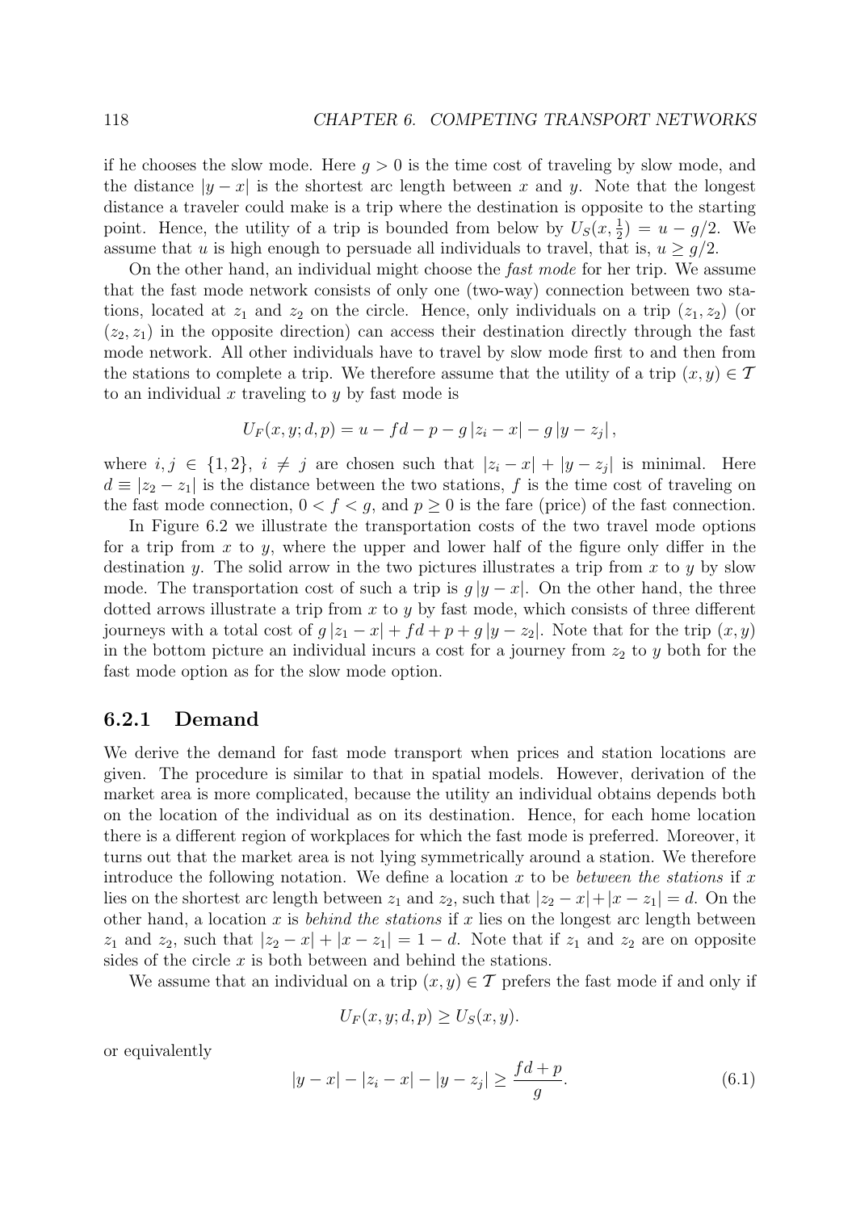if he chooses the slow mode. Here $g > 0$ is the time cost of traveling by slow mode, and the distance $|y - x|$ is the shortest arc length between $x$ and $y$. Note that the longest distance a traveler could make is a trip where the destination is opposite to the starting point. Hence, the utility of a trip is bounded from below by $U_S(x, \frac{1}{2}) = u - g/2$. We assume that $u$ is high enough to persuade all individuals to travel, that is, $u \geq g/2$.

On the other hand, an individual might choose the *fast mode* for her trip. We assume that the fast mode network consists of only one (two-way) connection between two stations, located at $z_1$ and $z_2$ on the circle. Hence, only individuals on a trip $(z_1, z_2)$ (or $(z_2, z_1)$ in the opposite direction) can access their destination directly through the fast mode network. All other individuals have to travel by slow mode first to and then from the stations to complete a trip. We therefore assume that the utility of a trip $(x, y) \in \mathcal{T}$ to an individual $x$ traveling to $y$ by fast mode is

$$U_F(x, y; d, p) = u - fd - p - g\,|z_i - x| - g\,|y - z_j|\,,$$

where $i, j \in \{1, 2\}$, $i \neq j$ are chosen such that $|z_i - x| + |y - z_j|$ is minimal. Here $d \equiv |z_2 - z_1|$ is the distance between the two stations, $f$ is the time cost of traveling on the fast mode connection, $0 < f < g$, and $p \geq 0$ is the fare (price) of the fast connection.

In Figure 6.2 we illustrate the transportation costs of the two travel mode options for a trip from $x$ to $y$, where the upper and lower half of the figure only differ in the destination $y$. The solid arrow in the two pictures illustrates a trip from $x$ to $y$ by slow mode. The transportation cost of such a trip is $g\,|y - x|$. On the other hand, the three dotted arrows illustrate a trip from $x$ to $y$ by fast mode, which consists of three different journeys with a total cost of $g\,|z_1 - x| + fd + p + g\,|y - z_2|$. Note that for the trip $(x, y)$ in the bottom picture an individual incurs a cost for a journey from $z_2$ to $y$ both for the fast mode option as for the slow mode option.

### 6.2.1 Demand

We derive the demand for fast mode transport when prices and station locations are given. The procedure is similar to that in spatial models. However, derivation of the market area is more complicated, because the utility an individual obtains depends both on the location of the individual as on its destination. Hence, for each home location there is a different region of workplaces for which the fast mode is preferred. Moreover, it turns out that the market area is not lying symmetrically around a station. We therefore introduce the following notation. We define a location $x$ to be *between the stations* if $x$ lies on the shortest arc length between $z_1$ and $z_2$, such that $|z_2 - x| + |x - z_1| = d$. On the other hand, a location $x$ is *behind the stations* if $x$ lies on the longest arc length between $z_1$ and $z_2$, such that $|z_2 - x| + |x - z_1| = 1 - d$. Note that if $z_1$ and $z_2$ are on opposite sides of the circle $x$ is both between and behind the stations.

We assume that an individual on a trip $(x, y) \in \mathcal{T}$ prefers the fast mode if and only if

$$U_F(x, y; d, p) \geq U_S(x, y).$$

or equivalently

$$|y - x| - |z_i - x| - |y - z_j| \geq \frac{fd + p}{g}. \tag{6.1}$$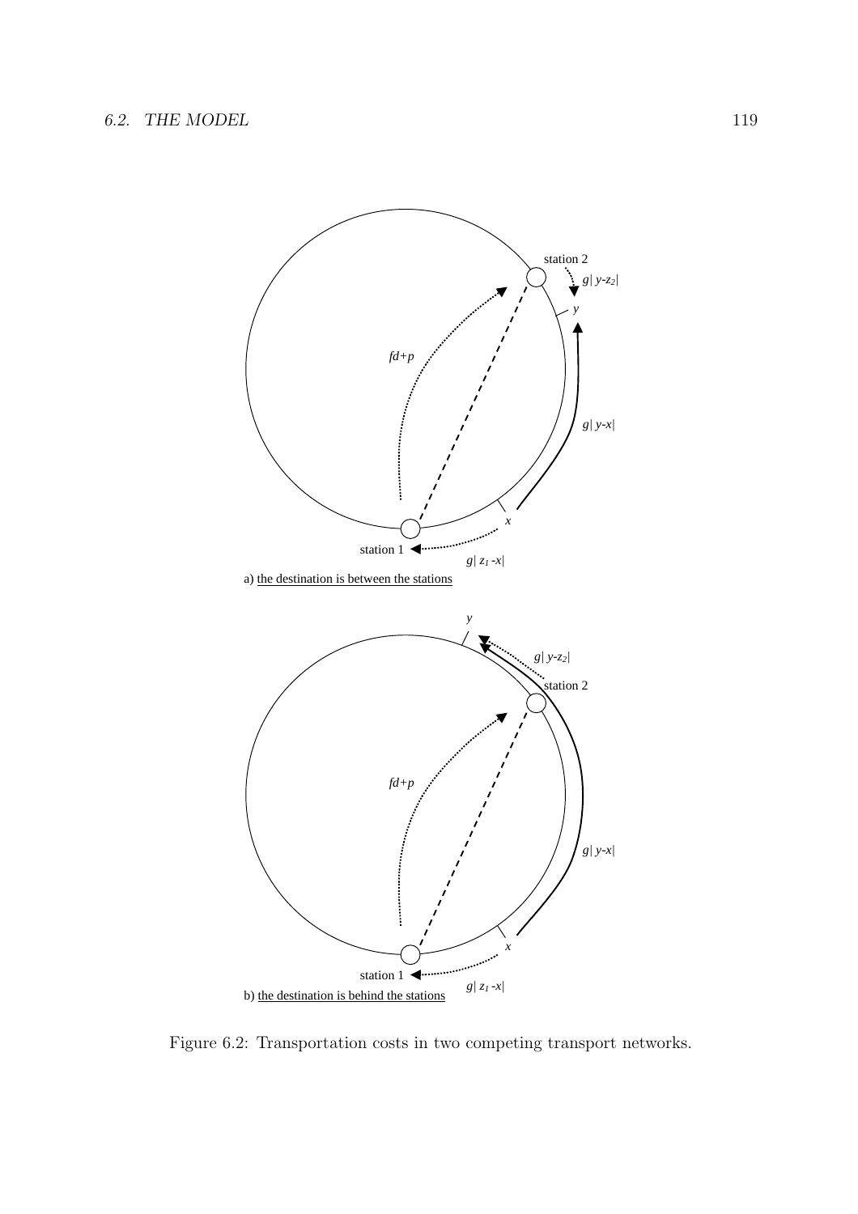a) the destination is between the stations

b) the destination is behind the stations

Figure 6.2: Transportation costs in two competing transport networks.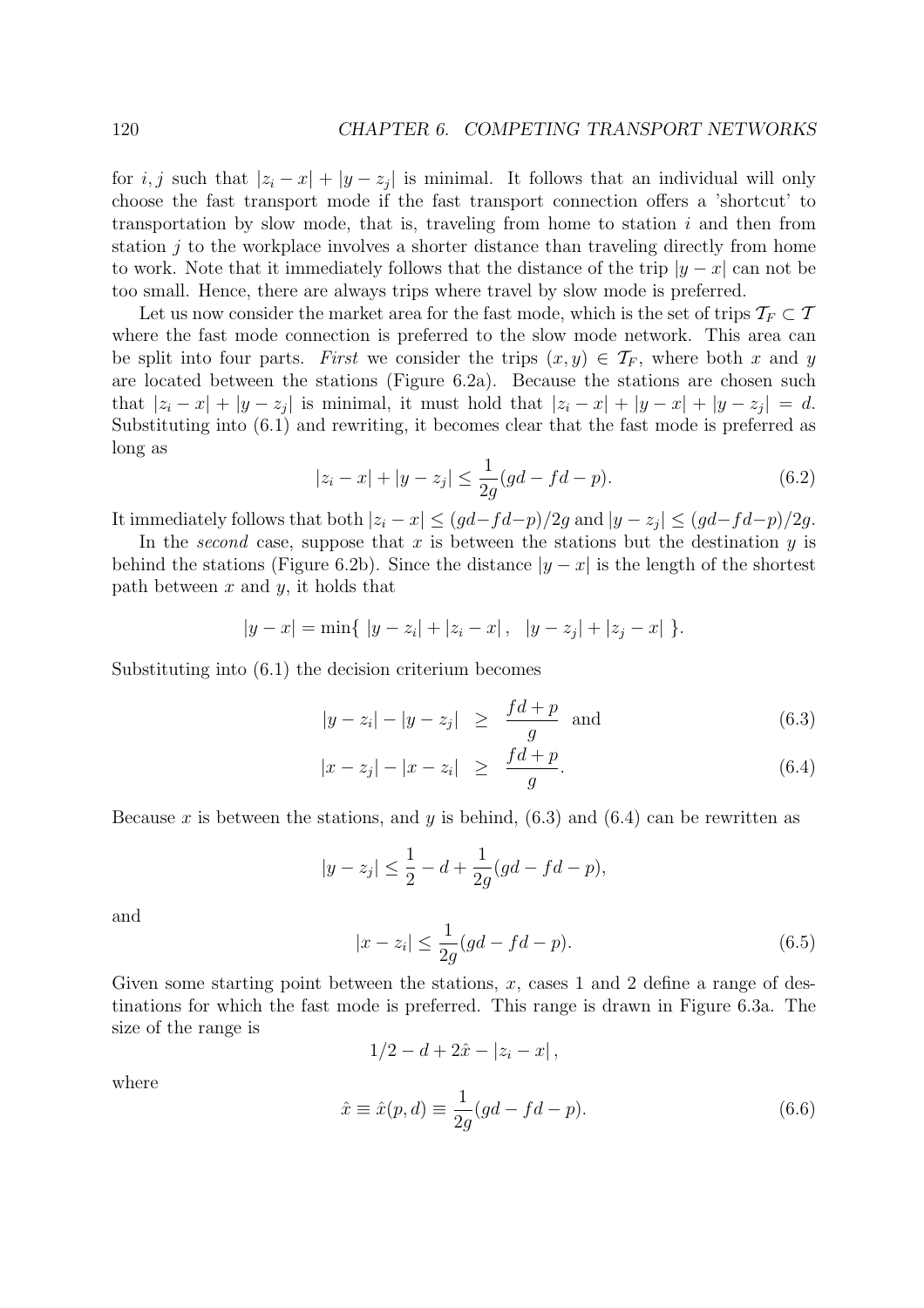for $i, j$ such that $|z_i - x| + |y - z_j|$ is minimal. It follows that an individual will only choose the fast transport mode if the fast transport connection offers a 'shortcut' to transportation by slow mode, that is, traveling from home to station $i$ and then from station $j$ to the workplace involves a shorter distance than traveling directly from home to work. Note that it immediately follows that the distance of the trip $|y - x|$ can not be too small. Hence, there are always trips where travel by slow mode is preferred.

Let us now consider the market area for the fast mode, which is the set of trips $\mathcal{T}_F \subset \mathcal{T}$ where the fast mode connection is preferred to the slow mode network. This area can be split into four parts. *First* we consider the trips $(x, y) \in \mathcal{T}_F$, where both $x$ and $y$ are located between the stations (Figure 6.2a). Because the stations are chosen such that $|z_i - x| + |y - z_j|$ is minimal, it must hold that $|z_i - x| + |y - x| + |y - z_j| = d$. Substituting into (6.1) and rewriting, it becomes clear that the fast mode is preferred as long as

$$|z_i - x| + |y - z_j| \leq \frac{1}{2g}(gd - fd - p). \tag{6.2}$$

It immediately follows that both $|z_i - x| \leq (gd - fd - p)/2g$ and $|y - z_j| \leq (gd - fd - p)/2g$.

In the *second* case, suppose that $x$ is between the stations but the destination $y$ is behind the stations (Figure 6.2b). Since the distance $|y - x|$ is the length of the shortest path between $x$ and $y$, it holds that

$$|y - x| = \min\{\ |y - z_i| + |z_i - x|\ ,\ \ |y - z_j| + |z_j - x|\ \}.$$

Substituting into (6.1) the decision criterium becomes

$$|y - z_i| - |y - z_j| \ \ \geq \ \ \frac{fd + p}{g} \ \ \text{and} \tag{6.3}$$

$$|x - z_j| - |x - z_i| \ \ \geq \ \ \frac{fd + p}{g}. \tag{6.4}$$

Because $x$ is between the stations, and $y$ is behind, (6.3) and (6.4) can be rewritten as

$$|y - z_j| \leq \frac{1}{2} - d + \frac{1}{2g}(gd - fd - p),$$

and

$$|x - z_i| \leq \frac{1}{2g}(gd - fd - p). \tag{6.5}$$

Given some starting point between the stations, $x$, cases 1 and 2 define a range of destinations for which the fast mode is preferred. This range is drawn in Figure 6.3a. The size of the range is

$$1/2 - d + 2\hat{x} - |z_i - x|\,,$$

where

$$\hat{x} \equiv \hat{x}(p, d) \equiv \frac{1}{2g}(gd - fd - p). \tag{6.6}$$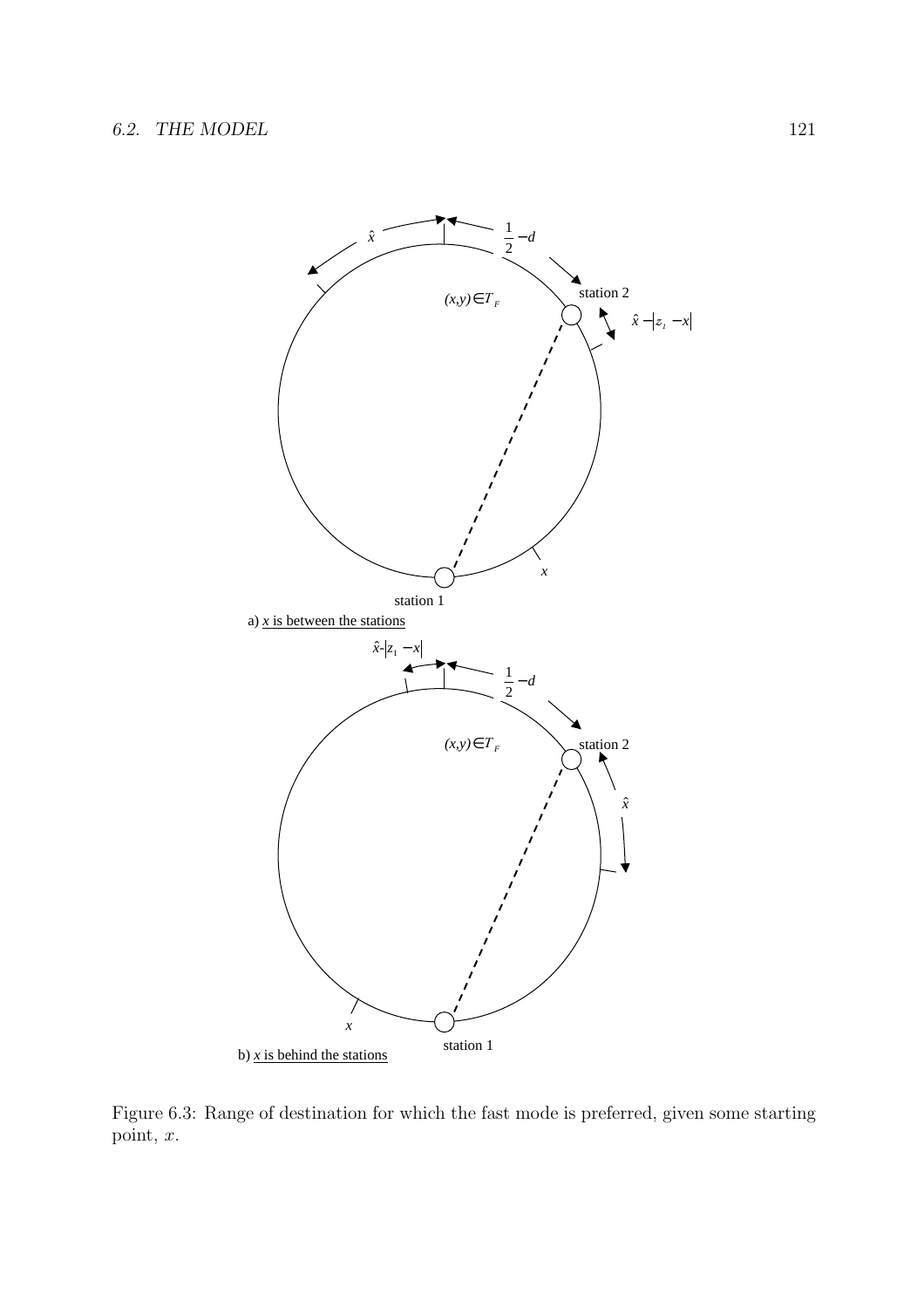Figure 6.3: Range of destination for which the fast mode is preferred, given some starting point, $x$.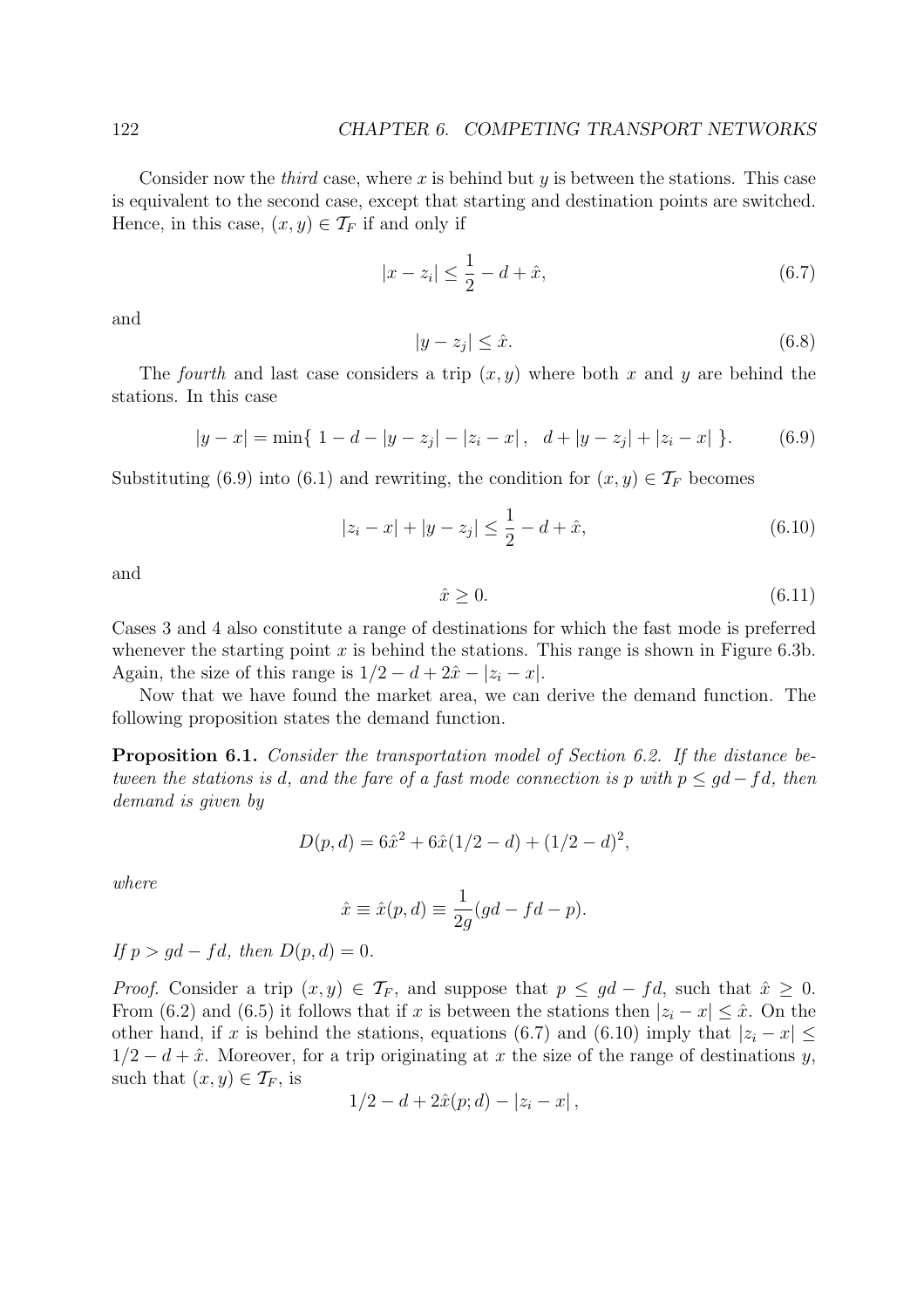Consider now the *third* case, where $x$ is behind but $y$ is between the stations. This case is equivalent to the second case, except that starting and destination points are switched. Hence, in this case, $(x, y) \in \mathcal{T}_F$ if and only if

$$|x - z_i| \leq \frac{1}{2} - d + \hat{x}, \tag{6.7}$$

and

$$|y - z_j| \leq \hat{x}. \tag{6.8}$$

The *fourth* and last case considers a trip $(x, y)$ where both $x$ and $y$ are behind the stations. In this case

$$|y - x| = \min\{\ 1 - d - |y - z_j| - |z_i - x|\ ,\quad d + |y - z_j| + |z_i - x|\ \}. \tag{6.9}$$

Substituting (6.9) into (6.1) and rewriting, the condition for $(x, y) \in \mathcal{T}_F$ becomes

$$|z_i - x| + |y - z_j| \leq \frac{1}{2} - d + \hat{x}, \tag{6.10}$$

and

$$\hat{x} \geq 0. \tag{6.11}$$

Cases 3 and 4 also constitute a range of destinations for which the fast mode is preferred whenever the starting point $x$ is behind the stations. This range is shown in Figure 6.3b. Again, the size of this range is $1/2 - d + 2\hat{x} - |z_i - x|$.

Now that we have found the market area, we can derive the demand function. The following proposition states the demand function.

**Proposition 6.1.** *Consider the transportation model of Section 6.2. If the distance between the stations is $d$, and the fare of a fast mode connection is $p$ with $p \leq gd - fd$, then demand is given by*

$$D(p, d) = 6\hat{x}^2 + 6\hat{x}(1/2 - d) + (1/2 - d)^2,$$

*where*

$$\hat{x} \equiv \hat{x}(p, d) \equiv \frac{1}{2g}(gd - fd - p).$$

*If $p > gd - fd$, then $D(p, d) = 0$.*

*Proof.* Consider a trip $(x, y) \in \mathcal{T}_F$, and suppose that $p \leq gd - fd$, such that $\hat{x} \geq 0$. From (6.2) and (6.5) it follows that if $x$ is between the stations then $|z_i - x| \leq \hat{x}$. On the other hand, if $x$ is behind the stations, equations (6.7) and (6.10) imply that $|z_i - x| \leq 1/2 - d + \hat{x}$. Moreover, for a trip originating at $x$ the size of the range of destinations $y$, such that $(x, y) \in \mathcal{T}_F$, is

$$1/2 - d + 2\hat{x}(p; d) - |z_i - x|\,,$$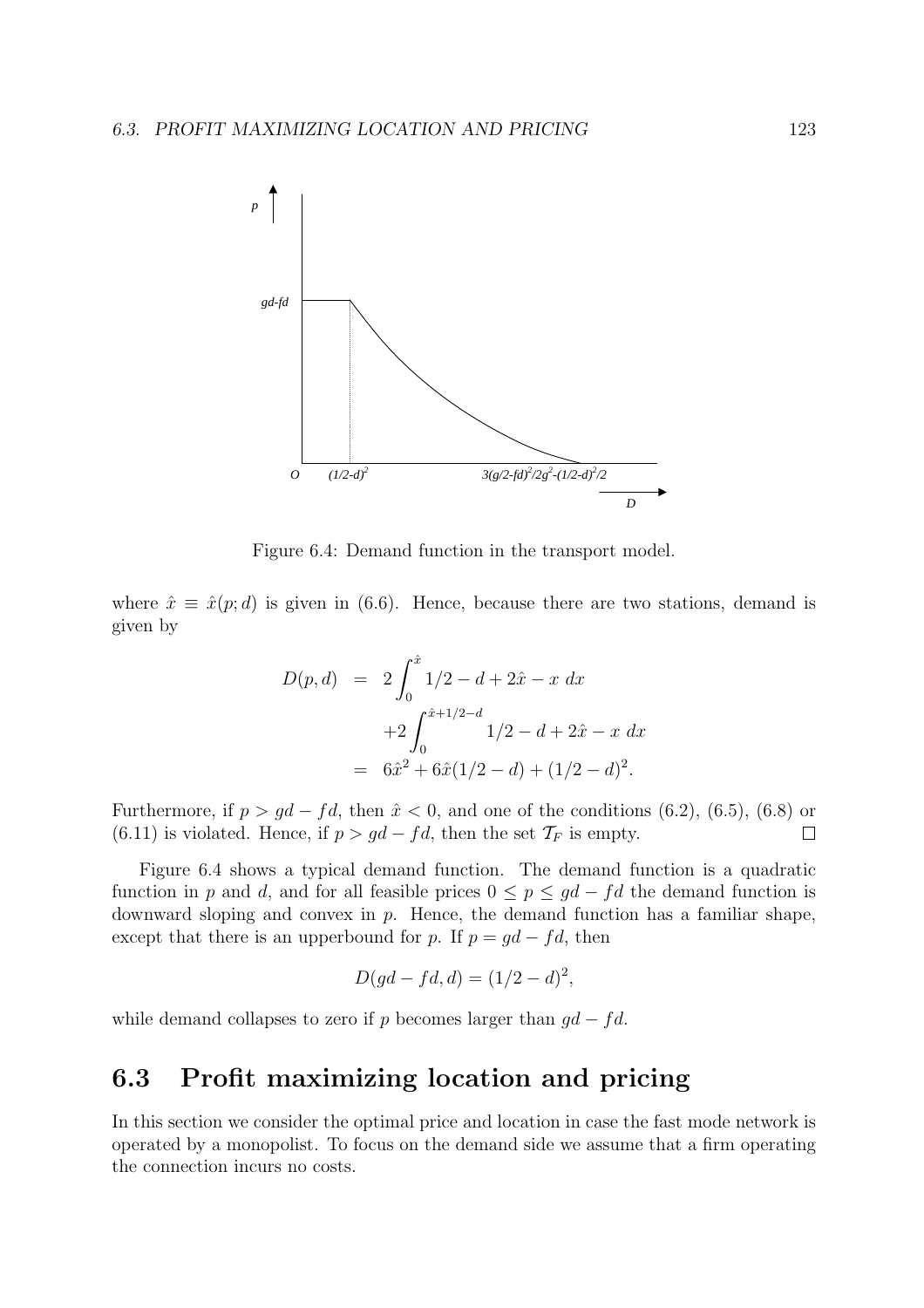Figure 6.4: Demand function in the transport model.

where $\hat{x} \equiv \hat{x}(p; d)$ is given in (6.6). Hence, because there are two stations, demand is given by

$$
\begin{aligned}
D(p,d) &= 2\int_0^{\hat{x}} 1/2 - d + 2\hat{x} - x \; dx \\
&\quad + 2\int_0^{\hat{x}+1/2-d} 1/2 - d + 2\hat{x} - x \; dx \\
&= 6\hat{x}^2 + 6\hat{x}(1/2-d) + (1/2-d)^2.
\end{aligned}
$$

Furthermore, if $p > gd - fd$, then $\hat{x} < 0$, and one of the conditions (6.2), (6.5), (6.8) or (6.11) is violated. Hence, if $p > gd - fd$, then the set $\mathcal{T}_F$ is empty. □

Figure 6.4 shows a typical demand function. The demand function is a quadratic function in $p$ and $d$, and for all feasible prices $0 \leq p \leq gd - fd$ the demand function is downward sloping and convex in $p$. Hence, the demand function has a familiar shape, except that there is an upperbound for $p$. If $p = gd - fd$, then

$$
D(gd - fd, d) = (1/2 - d)^2,
$$

while demand collapses to zero if $p$ becomes larger than $gd - fd$.

## 6.3 Profit maximizing location and pricing

In this section we consider the optimal price and location in case the fast mode network is operated by a monopolist. To focus on the demand side we assume that a firm operating the connection incurs no costs.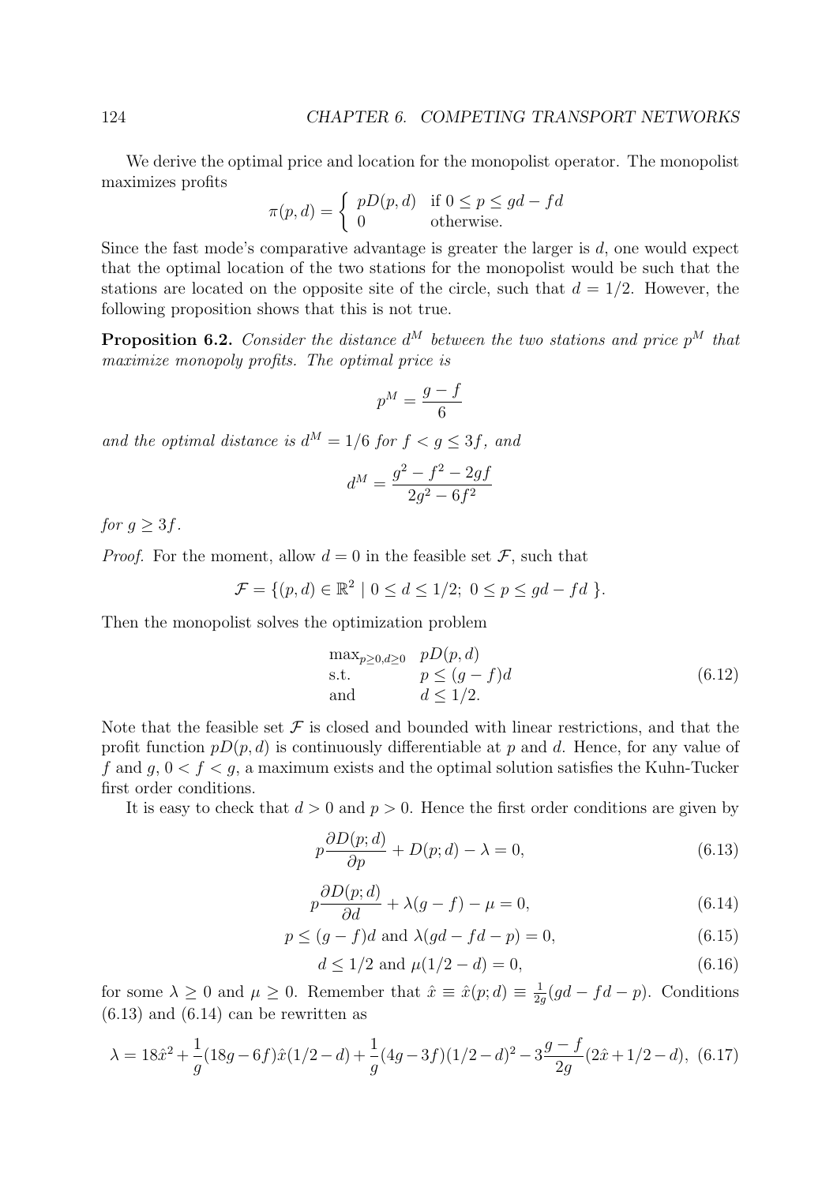We derive the optimal price and location for the monopolist operator. The monopolist maximizes profits

$$\pi(p,d) = \begin{cases} pD(p,d) & \text{if } 0 \le p \le gd - fd \\ 0 & \text{otherwise.} \end{cases}$$

Since the fast mode's comparative advantage is greater the larger is $d$, one would expect that the optimal location of the two stations for the monopolist would be such that the stations are located on the opposite site of the circle, such that $d = 1/2$. However, the following proposition shows that this is not true.

**Proposition 6.2.** *Consider the distance $d^M$ between the two stations and price $p^M$ that maximize monopoly profits. The optimal price is*

$$p^M = \frac{g - f}{6}$$

*and the optimal distance is $d^M = 1/6$ for $f < g \le 3f$, and*

$$d^M = \frac{g^2 - f^2 - 2gf}{2g^2 - 6f^2}$$

*for $g \ge 3f$.*

*Proof.* For the moment, allow $d = 0$ in the feasible set $\mathcal{F}$, such that

$$\mathcal{F} = \{(p,d) \in \mathbb{R}^2 \mid 0 \le d \le 1/2;\ 0 \le p \le gd - fd\ \}.$$

Then the monopolist solves the optimization problem

$$\begin{array}{ll} \max_{p \ge 0, d \ge 0} & pD(p,d) \\ \text{s.t.} & p \le (g-f)d \\ \text{and} & d \le 1/2. \end{array} \tag{6.12}$$

Note that the feasible set $\mathcal{F}$ is closed and bounded with linear restrictions, and that the profit function $pD(p,d)$ is continuously differentiable at $p$ and $d$. Hence, for any value of $f$ and $g$, $0 < f < g$, a maximum exists and the optimal solution satisfies the Kuhn-Tucker first order conditions.

It is easy to check that $d > 0$ and $p > 0$. Hence the first order conditions are given by

$$p\frac{\partial D(p;d)}{\partial p} + D(p;d) - \lambda = 0, \tag{6.13}$$

$$p\frac{\partial D(p;d)}{\partial d} + \lambda(g-f) - \mu = 0, \tag{6.14}$$

$$p \le (g-f)d \text{ and } \lambda(gd - fd - p) = 0, \tag{6.15}$$

$$d \le 1/2 \text{ and } \mu(1/2 - d) = 0, \tag{6.16}$$

for some $\lambda \ge 0$ and $\mu \ge 0$. Remember that $\hat{x} \equiv \hat{x}(p;d) \equiv \frac{1}{2g}(gd - fd - p)$. Conditions (6.13) and (6.14) can be rewritten as

$$\lambda = 18\hat{x}^2 + \frac{1}{g}(18g - 6f)\hat{x}(1/2 - d) + \frac{1}{g}(4g - 3f)(1/2 - d)^2 - 3\frac{g - f}{2g}(2\hat{x} + 1/2 - d), \tag{6.17}$$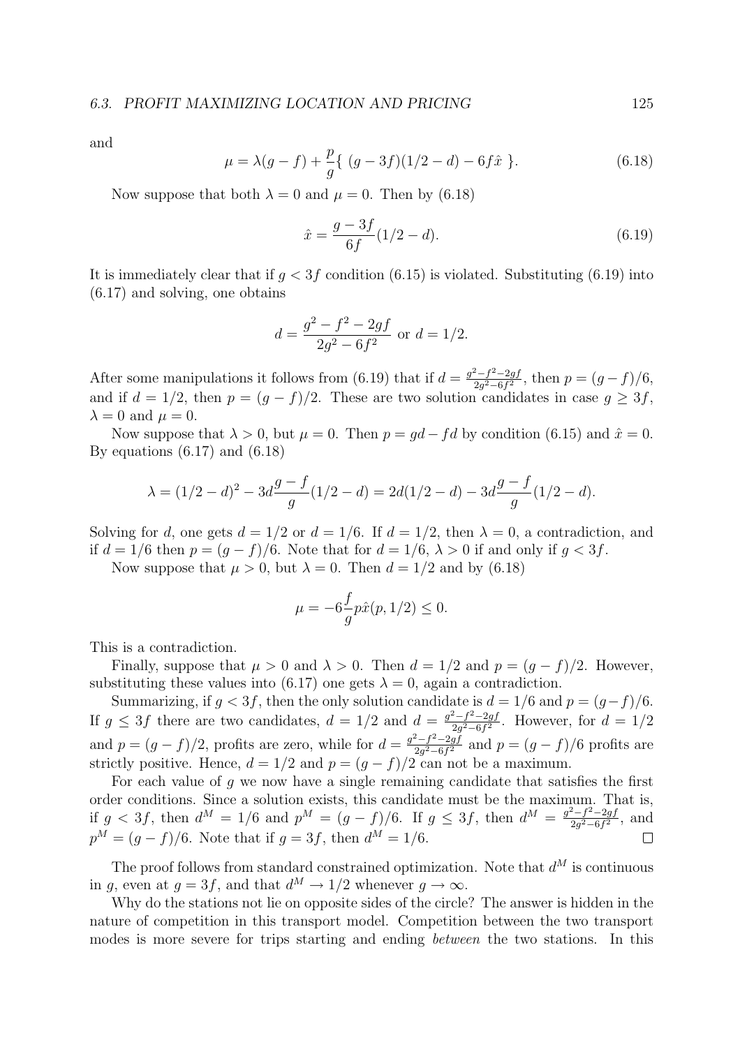and

$$\mu = \lambda(g - f) + \frac{p}{g}\{\ (g - 3f)(1/2 - d) - 6f\hat{x}\ \}. \tag{6.18}$$

Now suppose that both $\lambda = 0$ and $\mu = 0$. Then by (6.18)

$$\hat{x} = \frac{g - 3f}{6f}(1/2 - d). \tag{6.19}$$

It is immediately clear that if $g < 3f$ condition (6.15) is violated. Substituting (6.19) into (6.17) and solving, one obtains

$$d = \frac{g^2 - f^2 - 2gf}{2g^2 - 6f^2} \text{ or } d = 1/2.$$

After some manipulations it follows from (6.19) that if $d = \frac{g^2-f^2-2gf}{2g^2-6f^2}$, then $p = (g - f)/6$, and if $d = 1/2$, then $p = (g - f)/2$. These are two solution candidates in case $g \geq 3f$, $\lambda = 0$ and $\mu = 0$.

Now suppose that $\lambda > 0$, but $\mu = 0$. Then $p = gd - fd$ by condition (6.15) and $\hat{x} = 0$. By equations (6.17) and (6.18)

$$\lambda = (1/2 - d)^2 - 3d\frac{g - f}{g}(1/2 - d) = 2d(1/2 - d) - 3d\frac{g - f}{g}(1/2 - d).$$

Solving for $d$, one gets $d = 1/2$ or $d = 1/6$. If $d = 1/2$, then $\lambda = 0$, a contradiction, and if $d = 1/6$ then $p = (g - f)/6$. Note that for $d = 1/6$, $\lambda > 0$ if and only if $g < 3f$.

Now suppose that $\mu > 0$, but $\lambda = 0$. Then $d = 1/2$ and by (6.18)

$$\mu = -6\frac{f}{g}p\hat{x}(p, 1/2) \leq 0.$$

This is a contradiction.

Finally, suppose that $\mu > 0$ and $\lambda > 0$. Then $d = 1/2$ and $p = (g - f)/2$. However, substituting these values into (6.17) one gets $\lambda = 0$, again a contradiction.

Summarizing, if $g < 3f$, then the only solution candidate is $d = 1/6$ and $p = (g-f)/6$. If $g \leq 3f$ there are two candidates, $d = 1/2$ and $d = \frac{g^2-f^2-2gf}{2g^2-6f^2}$. However, for $d = 1/2$ and $p = (g - f)/2$, profits are zero, while for $d = \frac{g^2-f^2-2gf}{2g^2-6f^2}$ and $p = (g - f)/6$ profits are strictly positive. Hence, $d = 1/2$ and $p = (g - f)/2$ can not be a maximum.

For each value of $g$ we now have a single remaining candidate that satisfies the first order conditions. Since a solution exists, this candidate must be the maximum. That is, if $g < 3f$, then $d^M = 1/6$ and $p^M = (g - f)/6$. If $g \leq 3f$, then $d^M = \frac{g^2-f^2-2gf}{2g^2-6f^2}$, and $p^M = (g - f)/6$. Note that if $g = 3f$, then $d^M = 1/6$. □

The proof follows from standard constrained optimization. Note that $d^M$ is continuous in $g$, even at $g = 3f$, and that $d^M \to 1/2$ whenever $g \to \infty$.

Why do the stations not lie on opposite sides of the circle? The answer is hidden in the nature of competition in this transport model. Competition between the two transport modes is more severe for trips starting and ending *between* the two stations. In this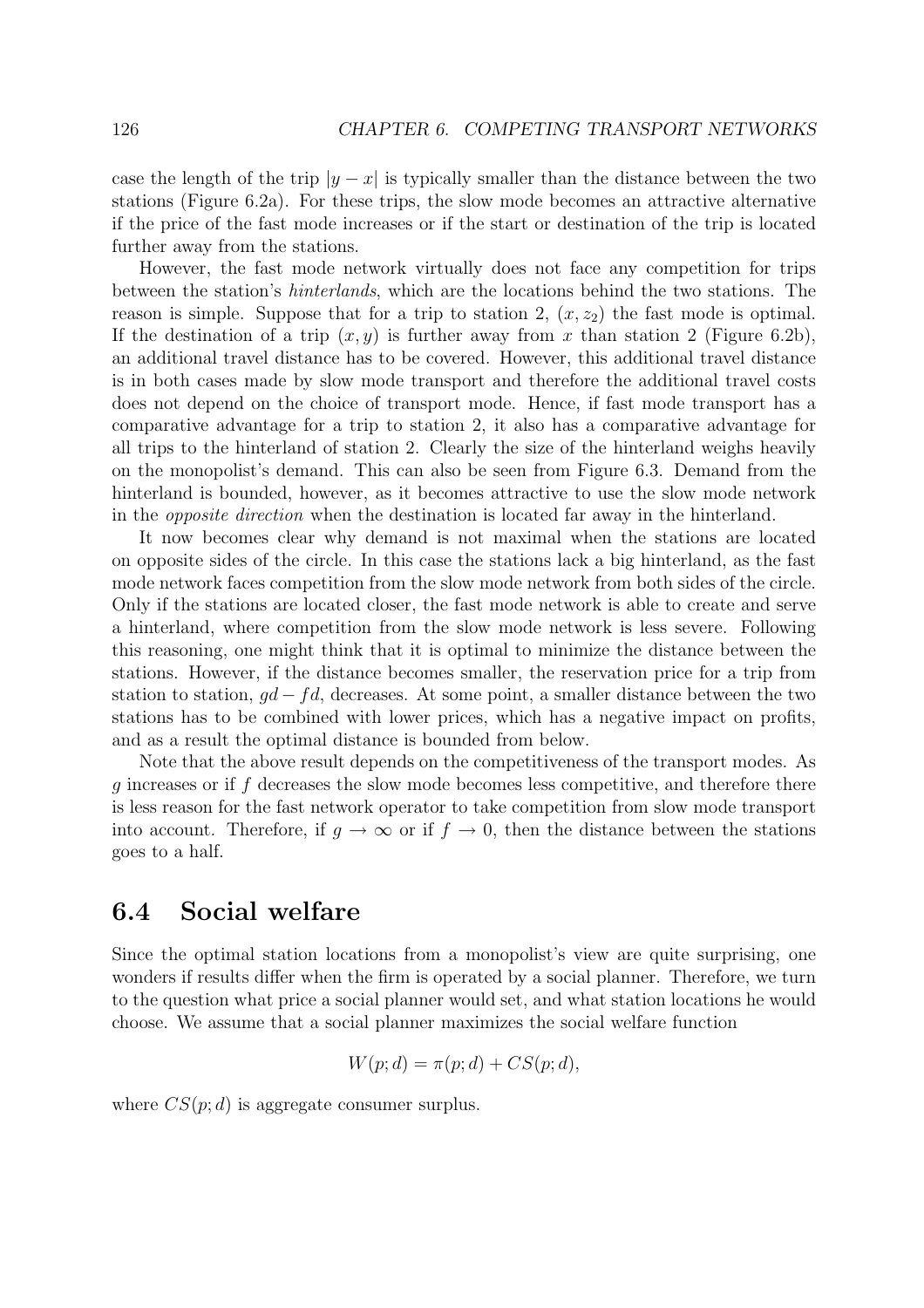case the length of the trip $|y - x|$ is typically smaller than the distance between the two stations (Figure 6.2a). For these trips, the slow mode becomes an attractive alternative if the price of the fast mode increases or if the start or destination of the trip is located further away from the stations.

However, the fast mode network virtually does not face any competition for trips between the station's *hinterlands*, which are the locations behind the two stations. The reason is simple. Suppose that for a trip to station 2, $(x, z_2)$ the fast mode is optimal. If the destination of a trip $(x, y)$ is further away from $x$ than station 2 (Figure 6.2b), an additional travel distance has to be covered. However, this additional travel distance is in both cases made by slow mode transport and therefore the additional travel costs does not depend on the choice of transport mode. Hence, if fast mode transport has a comparative advantage for a trip to station 2, it also has a comparative advantage for all trips to the hinterland of station 2. Clearly the size of the hinterland weighs heavily on the monopolist's demand. This can also be seen from Figure 6.3. Demand from the hinterland is bounded, however, as it becomes attractive to use the slow mode network in the *opposite direction* when the destination is located far away in the hinterland.

It now becomes clear why demand is not maximal when the stations are located on opposite sides of the circle. In this case the stations lack a big hinterland, as the fast mode network faces competition from the slow mode network from both sides of the circle. Only if the stations are located closer, the fast mode network is able to create and serve a hinterland, where competition from the slow mode network is less severe. Following this reasoning, one might think that it is optimal to minimize the distance between the stations. However, if the distance becomes smaller, the reservation price for a trip from station to station, $gd - fd$, decreases. At some point, a smaller distance between the two stations has to be combined with lower prices, which has a negative impact on profits, and as a result the optimal distance is bounded from below.

Note that the above result depends on the competitiveness of the transport modes. As $g$ increases or if $f$ decreases the slow mode becomes less competitive, and therefore there is less reason for the fast network operator to take competition from slow mode transport into account. Therefore, if $g \to \infty$ or if $f \to 0$, then the distance between the stations goes to a half.

## 6.4 Social welfare

Since the optimal station locations from a monopolist's view are quite surprising, one wonders if results differ when the firm is operated by a social planner. Therefore, we turn to the question what price a social planner would set, and what station locations he would choose. We assume that a social planner maximizes the social welfare function

$$W(p; d) = \pi(p; d) + CS(p; d),$$

where $CS(p; d)$ is aggregate consumer surplus.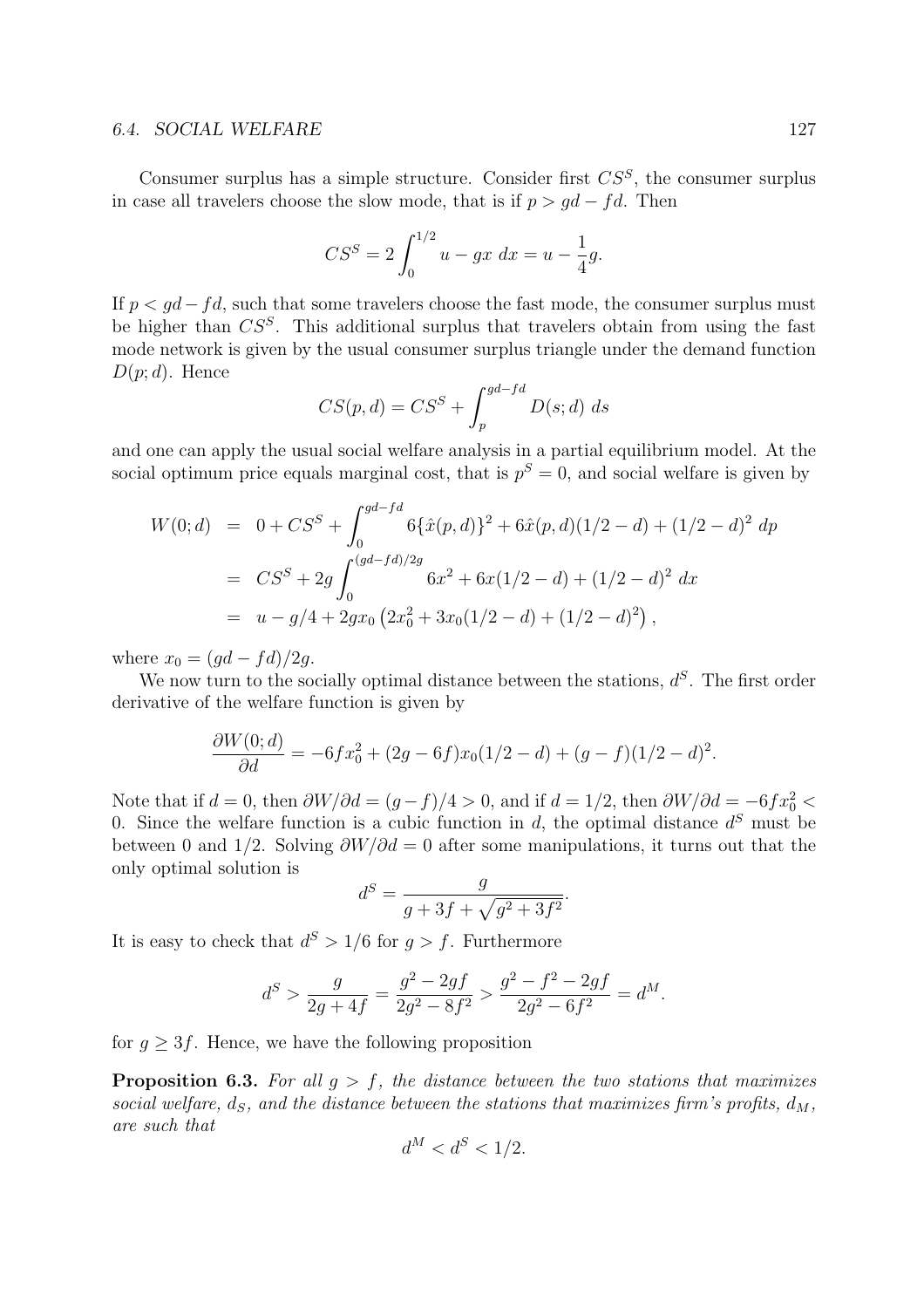Consumer surplus has a simple structure. Consider first $CS^S$, the consumer surplus in case all travelers choose the slow mode, that is if $p > gd - fd$. Then

$$CS^S = 2\int_0^{1/2} u - gx\ dx = u - \frac{1}{4}g.$$

If $p < gd - fd$, such that some travelers choose the fast mode, the consumer surplus must be higher than $CS^S$. This additional surplus that travelers obtain from using the fast mode network is given by the usual consumer surplus triangle under the demand function $D(p; d)$. Hence

$$CS(p, d) = CS^S + \int_p^{gd-fd} D(s; d)\ ds$$

and one can apply the usual social welfare analysis in a partial equilibrium model. At the social optimum price equals marginal cost, that is $p^S = 0$, and social welfare is given by

$$\begin{aligned}
W(0; d) &= 0 + CS^S + \int_0^{gd-fd} 6\{\hat{x}(p, d)\}^2 + 6\hat{x}(p, d)(1/2 - d) + (1/2 - d)^2\ dp \\
&= CS^S + 2g\int_0^{(gd-fd)/2g} 6x^2 + 6x(1/2 - d) + (1/2 - d)^2\ dx \\
&= u - g/4 + 2gx_0\left(2x_0^2 + 3x_0(1/2 - d) + (1/2 - d)^2\right),
\end{aligned}$$

where $x_0 = (gd - fd)/2g$.

We now turn to the socially optimal distance between the stations, $d^S$. The first order derivative of the welfare function is given by

$$\frac{\partial W(0; d)}{\partial d} = -6fx_0^2 + (2g - 6f)x_0(1/2 - d) + (g - f)(1/2 - d)^2.$$

Note that if $d = 0$, then $\partial W/\partial d = (g - f)/4 > 0$, and if $d = 1/2$, then $\partial W/\partial d = -6fx_0^2 < 0$. Since the welfare function is a cubic function in $d$, the optimal distance $d^S$ must be between 0 and 1/2. Solving $\partial W/\partial d = 0$ after some manipulations, it turns out that the only optimal solution is

$$d^S = \frac{g}{g + 3f + \sqrt{g^2 + 3f^2}}.$$

It is easy to check that $d^S > 1/6$ for $g > f$. Furthermore

$$d^S > \frac{g}{2g + 4f} = \frac{g^2 - 2gf}{2g^2 - 8f^2} > \frac{g^2 - f^2 - 2gf}{2g^2 - 6f^2} = d^M.$$

for $g \geq 3f$. Hence, we have the following proposition

**Proposition 6.3.** *For all $g > f$, the distance between the two stations that maximizes social welfare, $d_S$, and the distance between the stations that maximizes firm's profits, $d_M$, are such that*

$$d^M < d^S < 1/2.$$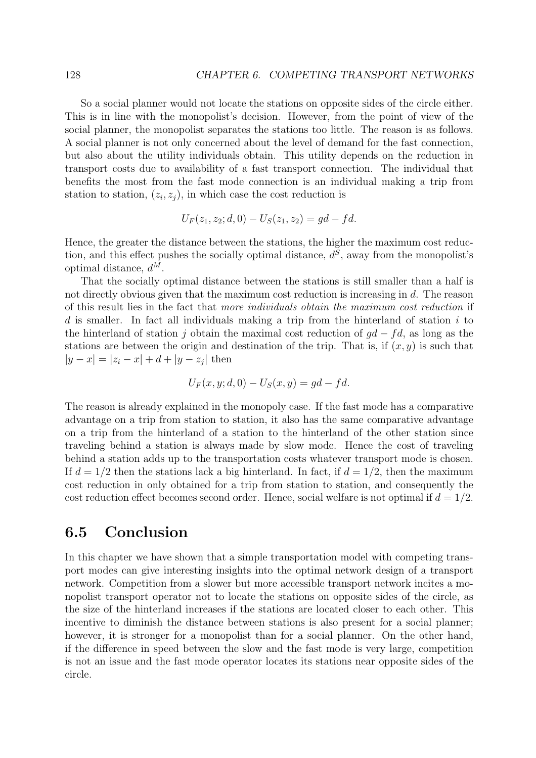So a social planner would not locate the stations on opposite sides of the circle either. This is in line with the monopolist's decision. However, from the point of view of the social planner, the monopolist separates the stations too little. The reason is as follows. A social planner is not only concerned about the level of demand for the fast connection, but also about the utility individuals obtain. This utility depends on the reduction in transport costs due to availability of a fast transport connection. The individual that benefits the most from the fast mode connection is an individual making a trip from station to station, $(z_i, z_j)$, in which case the cost reduction is

$$U_F(z_1, z_2; d, 0) - U_S(z_1, z_2) = gd - fd.$$

Hence, the greater the distance between the stations, the higher the maximum cost reduction, and this effect pushes the socially optimal distance, $d^S$, away from the monopolist's optimal distance, $d^M$.

That the socially optimal distance between the stations is still smaller than a half is not directly obvious given that the maximum cost reduction is increasing in $d$. The reason of this result lies in the fact that *more individuals obtain the maximum cost reduction* if $d$ is smaller. In fact all individuals making a trip from the hinterland of station $i$ to the hinterland of station $j$ obtain the maximal cost reduction of $gd - fd$, as long as the stations are between the origin and destination of the trip. That is, if $(x, y)$ is such that $|y - x| = |z_i - x| + d + |y - z_j|$ then

$$U_F(x, y; d, 0) - U_S(x, y) = gd - fd.$$

The reason is already explained in the monopoly case. If the fast mode has a comparative advantage on a trip from station to station, it also has the same comparative advantage on a trip from the hinterland of a station to the hinterland of the other station since traveling behind a station is always made by slow mode. Hence the cost of traveling behind a station adds up to the transportation costs whatever transport mode is chosen. If $d = 1/2$ then the stations lack a big hinterland. In fact, if $d = 1/2$, then the maximum cost reduction in only obtained for a trip from station to station, and consequently the cost reduction effect becomes second order. Hence, social welfare is not optimal if $d = 1/2$.

## 6.5 Conclusion

In this chapter we have shown that a simple transportation model with competing transport modes can give interesting insights into the optimal network design of a transport network. Competition from a slower but more accessible transport network incites a monopolist transport operator not to locate the stations on opposite sides of the circle, as the size of the hinterland increases if the stations are located closer to each other. This incentive to diminish the distance between stations is also present for a social planner; however, it is stronger for a monopolist than for a social planner. On the other hand, if the difference in speed between the slow and the fast mode is very large, competition is not an issue and the fast mode operator locates its stations near opposite sides of the circle.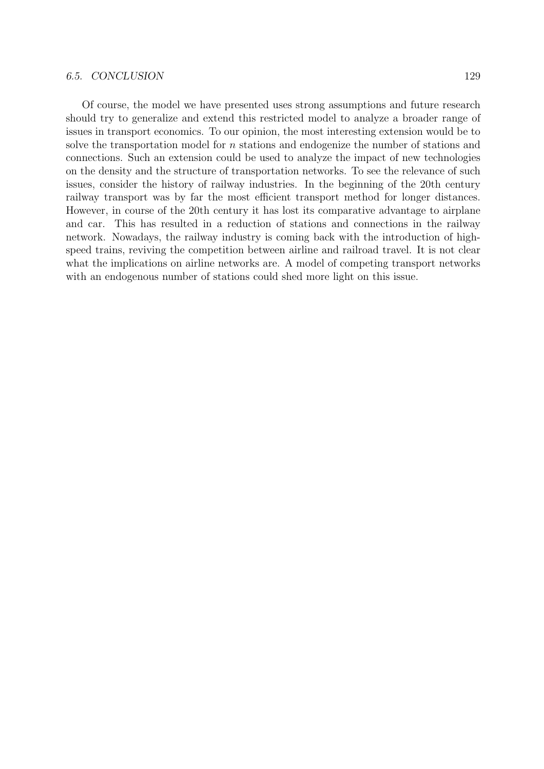Of course, the model we have presented uses strong assumptions and future research should try to generalize and extend this restricted model to analyze a broader range of issues in transport economics. To our opinion, the most interesting extension would be to solve the transportation model for $n$ stations and endogenize the number of stations and connections. Such an extension could be used to analyze the impact of new technologies on the density and the structure of transportation networks. To see the relevance of such issues, consider the history of railway industries. In the beginning of the 20th century railway transport was by far the most efficient transport method for longer distances. However, in course of the 20th century it has lost its comparative advantage to airplane and car. This has resulted in a reduction of stations and connections in the railway network. Nowadays, the railway industry is coming back with the introduction of high-speed trains, reviving the competition between airline and railroad travel. It is not clear what the implications on airline networks are. A model of competing transport networks with an endogenous number of stations could shed more light on this issue.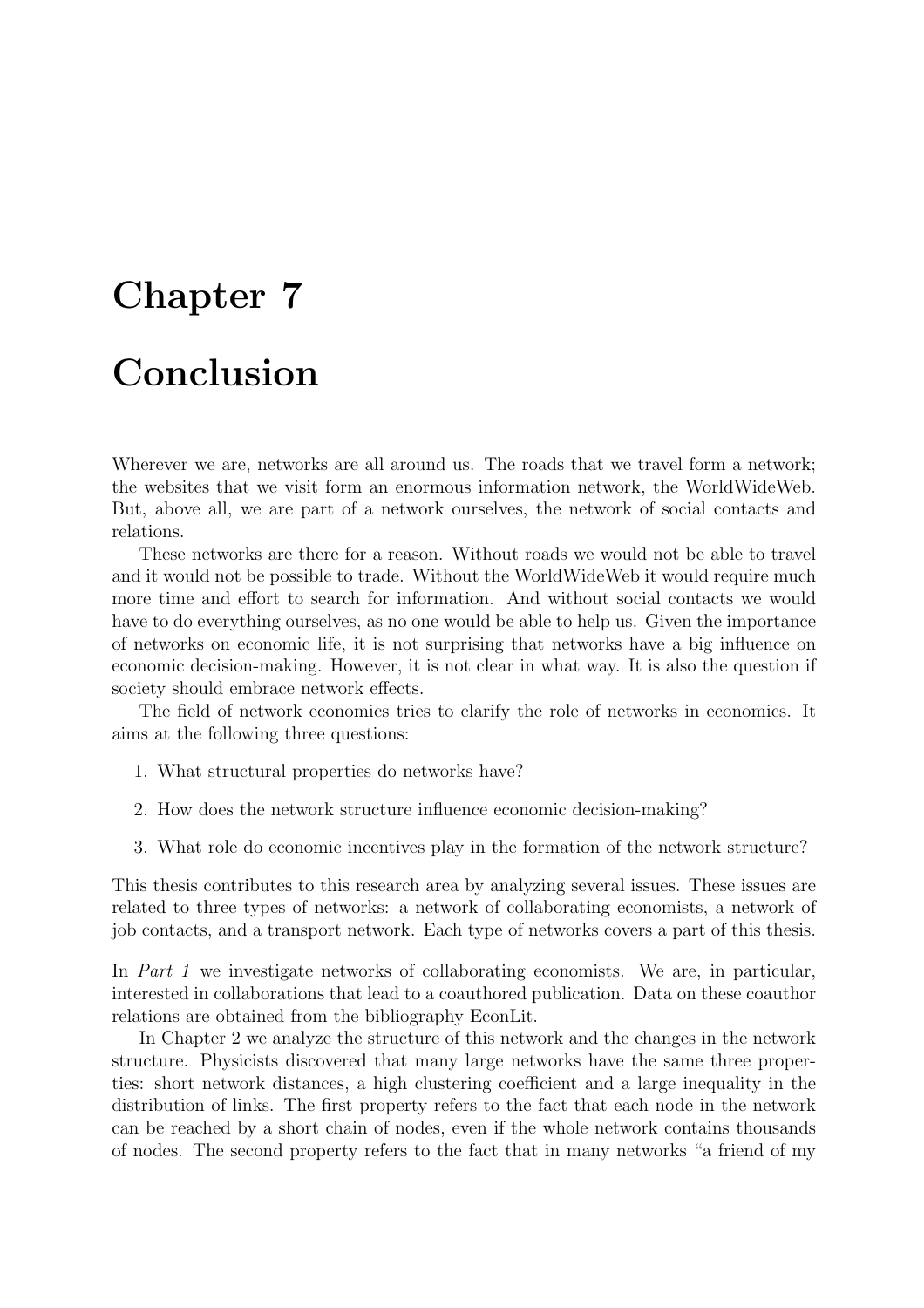# Chapter 7

# Conclusion

Wherever we are, networks are all around us. The roads that we travel form a network; the websites that we visit form an enormous information network, the WorldWideWeb. But, above all, we are part of a network ourselves, the network of social contacts and relations.

These networks are there for a reason. Without roads we would not be able to travel and it would not be possible to trade. Without the WorldWideWeb it would require much more time and effort to search for information. And without social contacts we would have to do everything ourselves, as no one would be able to help us. Given the importance of networks on economic life, it is not surprising that networks have a big influence on economic decision-making. However, it is not clear in what way. It is also the question if society should embrace network effects.

The field of network economics tries to clarify the role of networks in economics. It aims at the following three questions:

1. What structural properties do networks have?

2. How does the network structure influence economic decision-making?

3. What role do economic incentives play in the formation of the network structure?

This thesis contributes to this research area by analyzing several issues. These issues are related to three types of networks: a network of collaborating economists, a network of job contacts, and a transport network. Each type of networks covers a part of this thesis.

In *Part 1* we investigate networks of collaborating economists. We are, in particular, interested in collaborations that lead to a coauthored publication. Data on these coauthor relations are obtained from the bibliography EconLit.

In Chapter 2 we analyze the structure of this network and the changes in the network structure. Physicists discovered that many large networks have the same three properties: short network distances, a high clustering coefficient and a large inequality in the distribution of links. The first property refers to the fact that each node in the network can be reached by a short chain of nodes, even if the whole network contains thousands of nodes. The second property refers to the fact that in many networks "a friend of my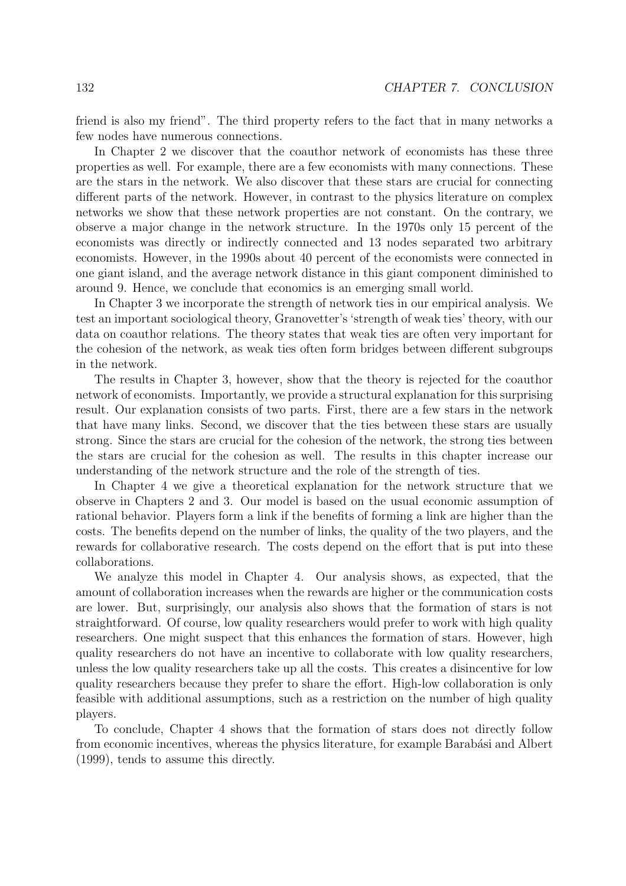friend is also my friend". The third property refers to the fact that in many networks a few nodes have numerous connections.

In Chapter 2 we discover that the coauthor network of economists has these three properties as well. For example, there are a few economists with many connections. These are the stars in the network. We also discover that these stars are crucial for connecting different parts of the network. However, in contrast to the physics literature on complex networks we show that these network properties are not constant. On the contrary, we observe a major change in the network structure. In the 1970s only 15 percent of the economists was directly or indirectly connected and 13 nodes separated two arbitrary economists. However, in the 1990s about 40 percent of the economists were connected in one giant island, and the average network distance in this giant component diminished to around 9. Hence, we conclude that economics is an emerging small world.

In Chapter 3 we incorporate the strength of network ties in our empirical analysis. We test an important sociological theory, Granovetter's 'strength of weak ties' theory, with our data on coauthor relations. The theory states that weak ties are often very important for the cohesion of the network, as weak ties often form bridges between different subgroups in the network.

The results in Chapter 3, however, show that the theory is rejected for the coauthor network of economists. Importantly, we provide a structural explanation for this surprising result. Our explanation consists of two parts. First, there are a few stars in the network that have many links. Second, we discover that the ties between these stars are usually strong. Since the stars are crucial for the cohesion of the network, the strong ties between the stars are crucial for the cohesion as well. The results in this chapter increase our understanding of the network structure and the role of the strength of ties.

In Chapter 4 we give a theoretical explanation for the network structure that we observe in Chapters 2 and 3. Our model is based on the usual economic assumption of rational behavior. Players form a link if the benefits of forming a link are higher than the costs. The benefits depend on the number of links, the quality of the two players, and the rewards for collaborative research. The costs depend on the effort that is put into these collaborations.

We analyze this model in Chapter 4. Our analysis shows, as expected, that the amount of collaboration increases when the rewards are higher or the communication costs are lower. But, surprisingly, our analysis also shows that the formation of stars is not straightforward. Of course, low quality researchers would prefer to work with high quality researchers. One might suspect that this enhances the formation of stars. However, high quality researchers do not have an incentive to collaborate with low quality researchers, unless the low quality researchers take up all the costs. This creates a disincentive for low quality researchers because they prefer to share the effort. High-low collaboration is only feasible with additional assumptions, such as a restriction on the number of high quality players.

To conclude, Chapter 4 shows that the formation of stars does not directly follow from economic incentives, whereas the physics literature, for example Barabási and Albert (1999), tends to assume this directly.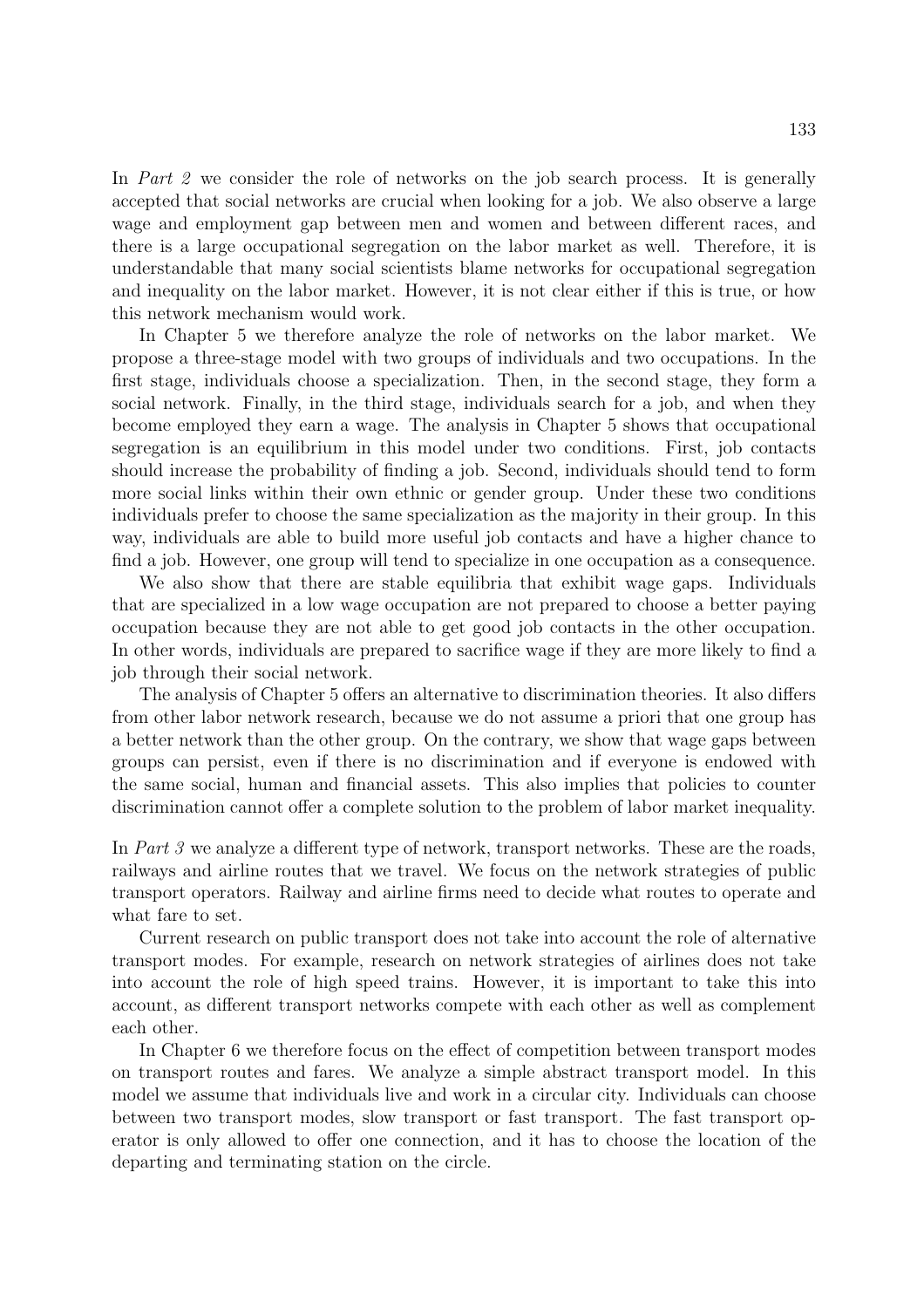In *Part 2* we consider the role of networks on the job search process. It is generally accepted that social networks are crucial when looking for a job. We also observe a large wage and employment gap between men and women and between different races, and there is a large occupational segregation on the labor market as well. Therefore, it is understandable that many social scientists blame networks for occupational segregation and inequality on the labor market. However, it is not clear either if this is true, or how this network mechanism would work.

In Chapter 5 we therefore analyze the role of networks on the labor market. We propose a three-stage model with two groups of individuals and two occupations. In the first stage, individuals choose a specialization. Then, in the second stage, they form a social network. Finally, in the third stage, individuals search for a job, and when they become employed they earn a wage. The analysis in Chapter 5 shows that occupational segregation is an equilibrium in this model under two conditions. First, job contacts should increase the probability of finding a job. Second, individuals should tend to form more social links within their own ethnic or gender group. Under these two conditions individuals prefer to choose the same specialization as the majority in their group. In this way, individuals are able to build more useful job contacts and have a higher chance to find a job. However, one group will tend to specialize in one occupation as a consequence.

We also show that there are stable equilibria that exhibit wage gaps. Individuals that are specialized in a low wage occupation are not prepared to choose a better paying occupation because they are not able to get good job contacts in the other occupation. In other words, individuals are prepared to sacrifice wage if they are more likely to find a job through their social network.

The analysis of Chapter 5 offers an alternative to discrimination theories. It also differs from other labor network research, because we do not assume a priori that one group has a better network than the other group. On the contrary, we show that wage gaps between groups can persist, even if there is no discrimination and if everyone is endowed with the same social, human and financial assets. This also implies that policies to counter discrimination cannot offer a complete solution to the problem of labor market inequality.

In *Part 3* we analyze a different type of network, transport networks. These are the roads, railways and airline routes that we travel. We focus on the network strategies of public transport operators. Railway and airline firms need to decide what routes to operate and what fare to set.

Current research on public transport does not take into account the role of alternative transport modes. For example, research on network strategies of airlines does not take into account the role of high speed trains. However, it is important to take this into account, as different transport networks compete with each other as well as complement each other.

In Chapter 6 we therefore focus on the effect of competition between transport modes on transport routes and fares. We analyze a simple abstract transport model. In this model we assume that individuals live and work in a circular city. Individuals can choose between two transport modes, slow transport or fast transport. The fast transport operator is only allowed to offer one connection, and it has to choose the location of the departing and terminating station on the circle.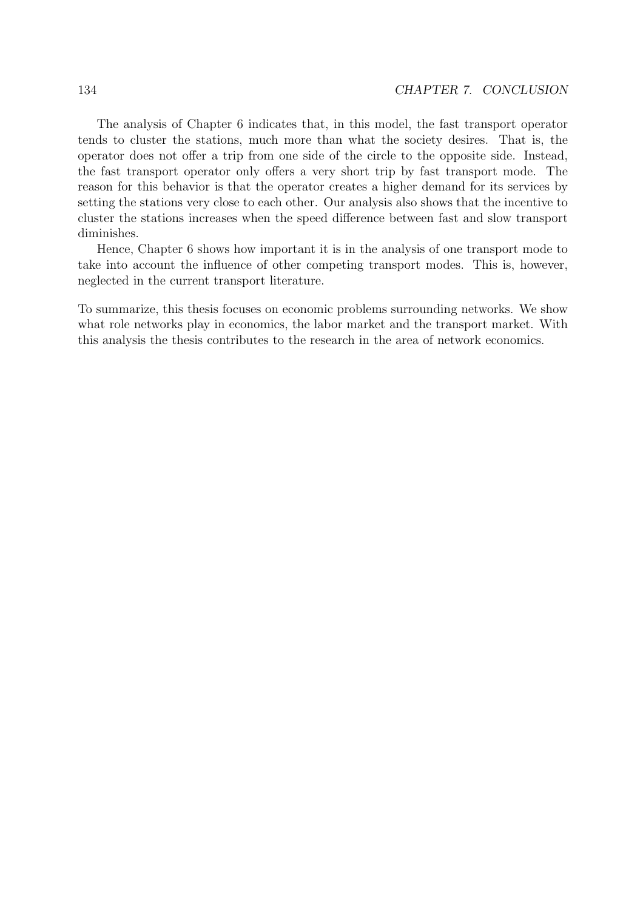The analysis of Chapter 6 indicates that, in this model, the fast transport operator tends to cluster the stations, much more than what the society desires. That is, the operator does not offer a trip from one side of the circle to the opposite side. Instead, the fast transport operator only offers a very short trip by fast transport mode. The reason for this behavior is that the operator creates a higher demand for its services by setting the stations very close to each other. Our analysis also shows that the incentive to cluster the stations increases when the speed difference between fast and slow transport diminishes.

Hence, Chapter 6 shows how important it is in the analysis of one transport mode to take into account the influence of other competing transport modes. This is, however, neglected in the current transport literature.

To summarize, this thesis focuses on economic problems surrounding networks. We show what role networks play in economics, the labor market and the transport market. With this analysis the thesis contributes to the research in the area of network economics.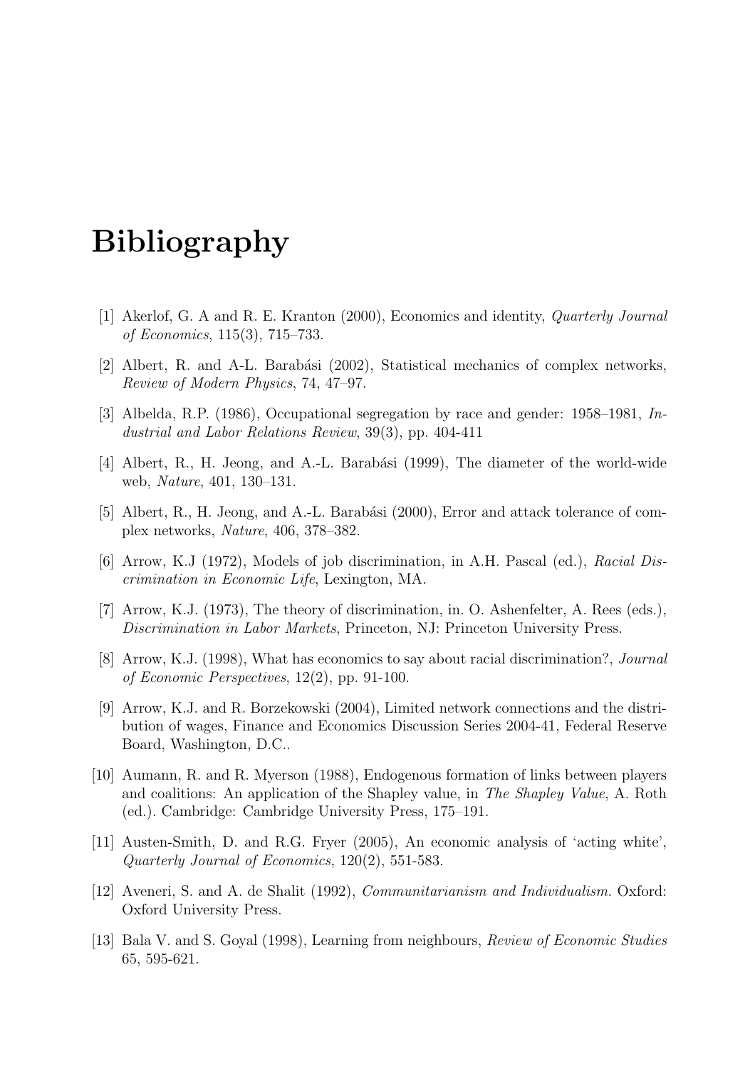# Bibliography

[1] Akerlof, G. A and R. E. Kranton (2000), Economics and identity, *Quarterly Journal of Economics*, 115(3), 715–733.

[2] Albert, R. and A-L. Barabási (2002), Statistical mechanics of complex networks, *Review of Modern Physics*, 74, 47–97.

[3] Albelda, R.P. (1986), Occupational segregation by race and gender: 1958–1981, *Industrial and Labor Relations Review*, 39(3), pp. 404-411

[4] Albert, R., H. Jeong, and A.-L. Barabási (1999), The diameter of the world-wide web, *Nature*, 401, 130–131.

[5] Albert, R., H. Jeong, and A.-L. Barabási (2000), Error and attack tolerance of complex networks, *Nature*, 406, 378–382.

[6] Arrow, K.J (1972), Models of job discrimination, in A.H. Pascal (ed.), *Racial Discrimination in Economic Life*, Lexington, MA.

[7] Arrow, K.J. (1973), The theory of discrimination, in. O. Ashenfelter, A. Rees (eds.), *Discrimination in Labor Markets*, Princeton, NJ: Princeton University Press.

[8] Arrow, K.J. (1998), What has economics to say about racial discrimination?, *Journal of Economic Perspectives*, 12(2), pp. 91-100.

[9] Arrow, K.J. and R. Borzekowski (2004), Limited network connections and the distribution of wages, Finance and Economics Discussion Series 2004-41, Federal Reserve Board, Washington, D.C..

[10] Aumann, R. and R. Myerson (1988), Endogenous formation of links between players and coalitions: An application of the Shapley value, in *The Shapley Value*, A. Roth (ed.). Cambridge: Cambridge University Press, 175–191.

[11] Austen-Smith, D. and R.G. Fryer (2005), An economic analysis of 'acting white', *Quarterly Journal of Economics*, 120(2), 551-583.

[12] Aveneri, S. and A. de Shalit (1992), *Communitarianism and Individualism.* Oxford: Oxford University Press.

[13] Bala V. and S. Goyal (1998), Learning from neighbours, *Review of Economic Studies* 65, 595-621.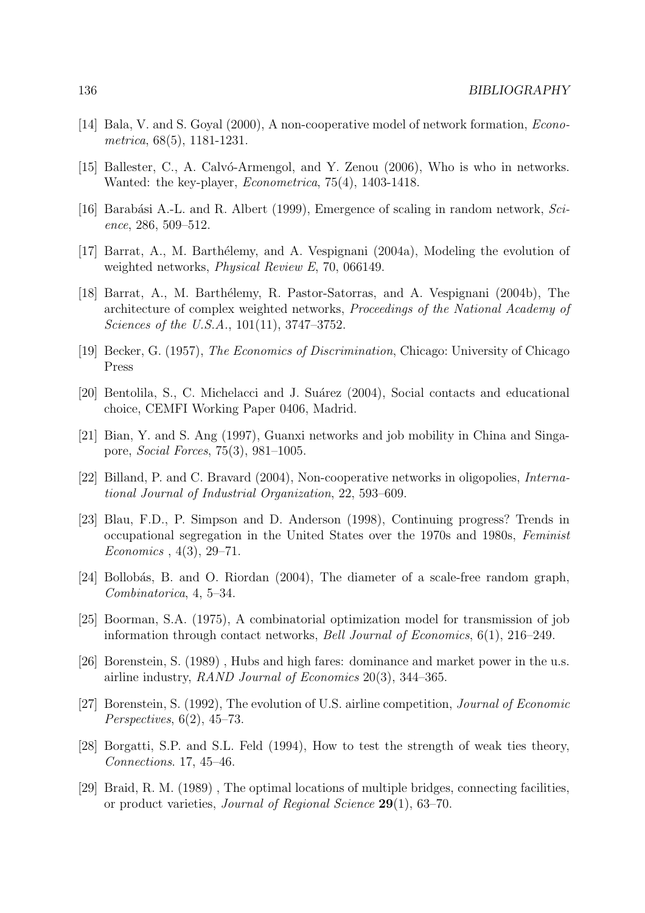[14] Bala, V. and S. Goyal (2000), A non-cooperative model of network formation, *Econometrica*, 68(5), 1181-1231.

[15] Ballester, C., A. Calvó-Armengol, and Y. Zenou (2006), Who is who in networks. Wanted: the key-player, *Econometrica*, 75(4), 1403-1418.

[16] Barabási A.-L. and R. Albert (1999), Emergence of scaling in random network, *Science*, 286, 509–512.

[17] Barrat, A., M. Barthélemy, and A. Vespignani (2004a), Modeling the evolution of weighted networks, *Physical Review E*, 70, 066149.

[18] Barrat, A., M. Barthélemy, R. Pastor-Satorras, and A. Vespignani (2004b), The architecture of complex weighted networks, *Proceedings of the National Academy of Sciences of the U.S.A.*, 101(11), 3747–3752.

[19] Becker, G. (1957), *The Economics of Discrimination*, Chicago: University of Chicago Press

[20] Bentolila, S., C. Michelacci and J. Suárez (2004), Social contacts and educational choice, CEMFI Working Paper 0406, Madrid.

[21] Bian, Y. and S. Ang (1997), Guanxi networks and job mobility in China and Singapore, *Social Forces*, 75(3), 981–1005.

[22] Billand, P. and C. Bravard (2004), Non-cooperative networks in oligopolies, *International Journal of Industrial Organization*, 22, 593–609.

[23] Blau, F.D., P. Simpson and D. Anderson (1998), Continuing progress? Trends in occupational segregation in the United States over the 1970s and 1980s, *Feminist Economics* , 4(3), 29–71.

[24] Bollobás, B. and O. Riordan (2004), The diameter of a scale-free random graph, *Combinatorica*, 4, 5–34.

[25] Boorman, S.A. (1975), A combinatorial optimization model for transmission of job information through contact networks, *Bell Journal of Economics*, 6(1), 216–249.

[26] Borenstein, S. (1989) , Hubs and high fares: dominance and market power in the u.s. airline industry, *RAND Journal of Economics* 20(3), 344–365.

[27] Borenstein, S. (1992), The evolution of U.S. airline competition, *Journal of Economic Perspectives*, 6(2), 45–73.

[28] Borgatti, S.P. and S.L. Feld (1994), How to test the strength of weak ties theory, *Connections*. 17, 45–46.

[29] Braid, R. M. (1989) , The optimal locations of multiple bridges, connecting facilities, or product varieties, *Journal of Regional Science* **29**(1), 63–70.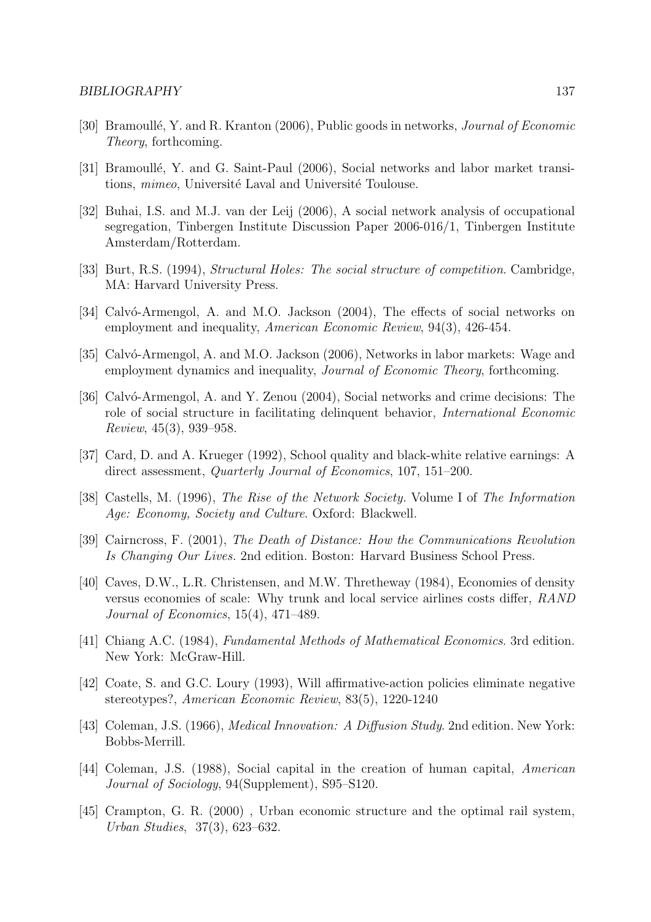[30] Bramoullé, Y. and R. Kranton (2006), Public goods in networks, *Journal of Economic Theory*, forthcoming.

[31] Bramoullé, Y. and G. Saint-Paul (2006), Social networks and labor market transitions, *mimeo*, Université Laval and Université Toulouse.

[32] Buhai, I.S. and M.J. van der Leij (2006), A social network analysis of occupational segregation, Tinbergen Institute Discussion Paper 2006-016/1, Tinbergen Institute Amsterdam/Rotterdam.

[33] Burt, R.S. (1994), *Structural Holes: The social structure of competition*. Cambridge, MA: Harvard University Press.

[34] Calvó-Armengol, A. and M.O. Jackson (2004), The effects of social networks on employment and inequality, *American Economic Review*, 94(3), 426-454.

[35] Calvó-Armengol, A. and M.O. Jackson (2006), Networks in labor markets: Wage and employment dynamics and inequality, *Journal of Economic Theory*, forthcoming.

[36] Calvó-Armengol, A. and Y. Zenou (2004), Social networks and crime decisions: The role of social structure in facilitating delinquent behavior, *International Economic Review*, 45(3), 939–958.

[37] Card, D. and A. Krueger (1992), School quality and black-white relative earnings: A direct assessment, *Quarterly Journal of Economics*, 107, 151–200.

[38] Castells, M. (1996), *The Rise of the Network Society*. Volume I of *The Information Age: Economy, Society and Culture*. Oxford: Blackwell.

[39] Cairncross, F. (2001), *The Death of Distance: How the Communications Revolution Is Changing Our Lives*. 2nd edition. Boston: Harvard Business School Press.

[40] Caves, D.W., L.R. Christensen, and M.W. Thretheway (1984), Economies of density versus economies of scale: Why trunk and local service airlines costs differ, *RAND Journal of Economics*, 15(4), 471–489.

[41] Chiang A.C. (1984), *Fundamental Methods of Mathematical Economics*. 3rd edition. New York: McGraw-Hill.

[42] Coate, S. and G.C. Loury (1993), Will affirmative-action policies eliminate negative stereotypes?, *American Economic Review*, 83(5), 1220-1240

[43] Coleman, J.S. (1966), *Medical Innovation: A Diffusion Study*. 2nd edition. New York: Bobbs-Merrill.

[44] Coleman, J.S. (1988), Social capital in the creation of human capital, *American Journal of Sociology*, 94(Supplement), S95–S120.

[45] Crampton, G. R. (2000) , Urban economic structure and the optimal rail system, *Urban Studies*, 37(3), 623–632.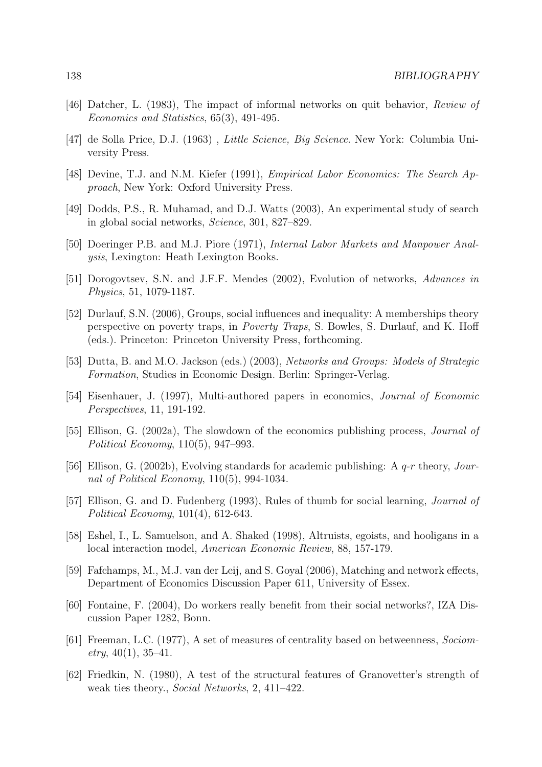[46] Datcher, L. (1983), The impact of informal networks on quit behavior, *Review of Economics and Statistics*, 65(3), 491-495.

[47] de Solla Price, D.J. (1963) , *Little Science, Big Science*. New York: Columbia University Press.

[48] Devine, T.J. and N.M. Kiefer (1991), *Empirical Labor Economics: The Search Approach*, New York: Oxford University Press.

[49] Dodds, P.S., R. Muhamad, and D.J. Watts (2003), An experimental study of search in global social networks, *Science*, 301, 827–829.

[50] Doeringer P.B. and M.J. Piore (1971), *Internal Labor Markets and Manpower Analysis*, Lexington: Heath Lexington Books.

[51] Dorogovtsev, S.N. and J.F.F. Mendes (2002), Evolution of networks, *Advances in Physics*, 51, 1079-1187.

[52] Durlauf, S.N. (2006), Groups, social influences and inequality: A memberships theory perspective on poverty traps, in *Poverty Traps*, S. Bowles, S. Durlauf, and K. Hoff (eds.). Princeton: Princeton University Press, forthcoming.

[53] Dutta, B. and M.O. Jackson (eds.) (2003), *Networks and Groups: Models of Strategic Formation*, Studies in Economic Design. Berlin: Springer-Verlag.

[54] Eisenhauer, J. (1997), Multi-authored papers in economics, *Journal of Economic Perspectives*, 11, 191-192.

[55] Ellison, G. (2002a), The slowdown of the economics publishing process, *Journal of Political Economy*, 110(5), 947–993.

[56] Ellison, G. (2002b), Evolving standards for academic publishing: A *q*-*r* theory, *Journal of Political Economy*, 110(5), 994-1034.

[57] Ellison, G. and D. Fudenberg (1993), Rules of thumb for social learning, *Journal of Political Economy*, 101(4), 612-643.

[58] Eshel, I., L. Samuelson, and A. Shaked (1998), Altruists, egoists, and hooligans in a local interaction model, *American Economic Review*, 88, 157-179.

[59] Fafchamps, M., M.J. van der Leij, and S. Goyal (2006), Matching and network effects, Department of Economics Discussion Paper 611, University of Essex.

[60] Fontaine, F. (2004), Do workers really benefit from their social networks?, IZA Discussion Paper 1282, Bonn.

[61] Freeman, L.C. (1977), A set of measures of centrality based on betweenness, *Sociometry*, 40(1), 35–41.

[62] Friedkin, N. (1980), A test of the structural features of Granovetter's strength of weak ties theory., *Social Networks*, 2, 411–422.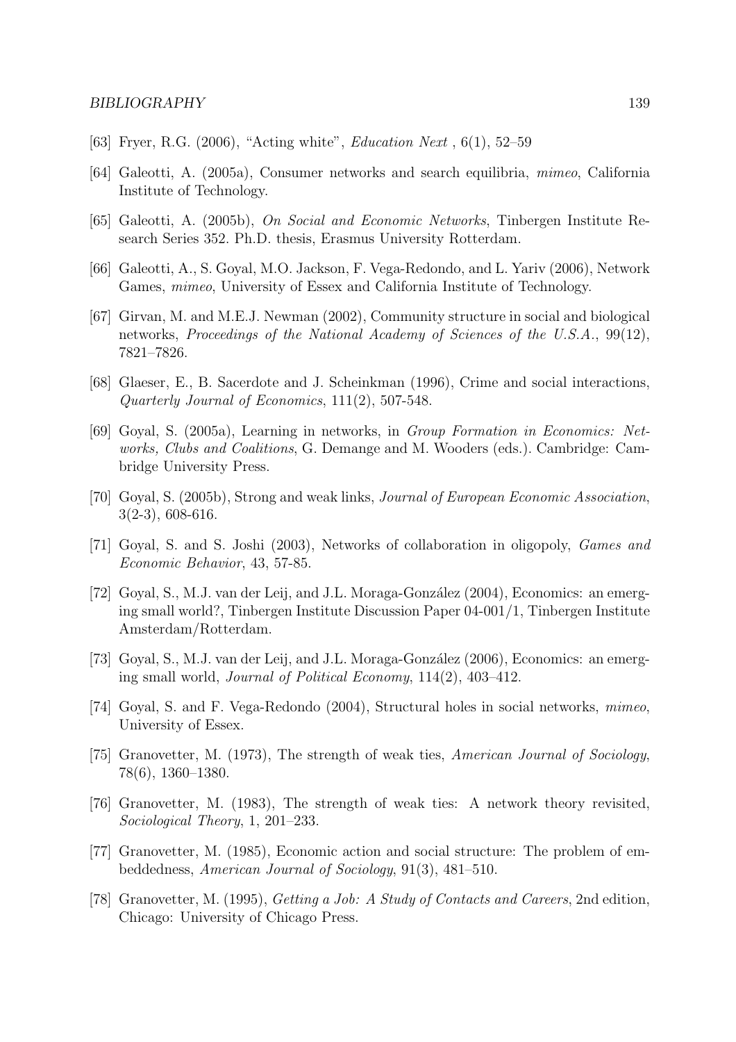[63] Fryer, R.G. (2006), "Acting white", *Education Next* , 6(1), 52–59

[64] Galeotti, A. (2005a), Consumer networks and search equilibria, *mimeo*, California Institute of Technology.

[65] Galeotti, A. (2005b), *On Social and Economic Networks*, Tinbergen Institute Research Series 352. Ph.D. thesis, Erasmus University Rotterdam.

[66] Galeotti, A., S. Goyal, M.O. Jackson, F. Vega-Redondo, and L. Yariv (2006), Network Games, *mimeo*, University of Essex and California Institute of Technology.

[67] Girvan, M. and M.E.J. Newman (2002), Community structure in social and biological networks, *Proceedings of the National Academy of Sciences of the U.S.A.*, 99(12), 7821–7826.

[68] Glaeser, E., B. Sacerdote and J. Scheinkman (1996), Crime and social interactions, *Quarterly Journal of Economics*, 111(2), 507-548.

[69] Goyal, S. (2005a), Learning in networks, in *Group Formation in Economics: Networks, Clubs and Coalitions*, G. Demange and M. Wooders (eds.). Cambridge: Cambridge University Press.

[70] Goyal, S. (2005b), Strong and weak links, *Journal of European Economic Association*, 3(2-3), 608-616.

[71] Goyal, S. and S. Joshi (2003), Networks of collaboration in oligopoly, *Games and Economic Behavior*, 43, 57-85.

[72] Goyal, S., M.J. van der Leij, and J.L. Moraga-González (2004), Economics: an emerging small world?, Tinbergen Institute Discussion Paper 04-001/1, Tinbergen Institute Amsterdam/Rotterdam.

[73] Goyal, S., M.J. van der Leij, and J.L. Moraga-González (2006), Economics: an emerging small world, *Journal of Political Economy*, 114(2), 403–412.

[74] Goyal, S. and F. Vega-Redondo (2004), Structural holes in social networks, *mimeo*, University of Essex.

[75] Granovetter, M. (1973), The strength of weak ties, *American Journal of Sociology*, 78(6), 1360–1380.

[76] Granovetter, M. (1983), The strength of weak ties: A network theory revisited, *Sociological Theory*, 1, 201–233.

[77] Granovetter, M. (1985), Economic action and social structure: The problem of embeddedness, *American Journal of Sociology*, 91(3), 481–510.

[78] Granovetter, M. (1995), *Getting a Job: A Study of Contacts and Careers*, 2nd edition, Chicago: University of Chicago Press.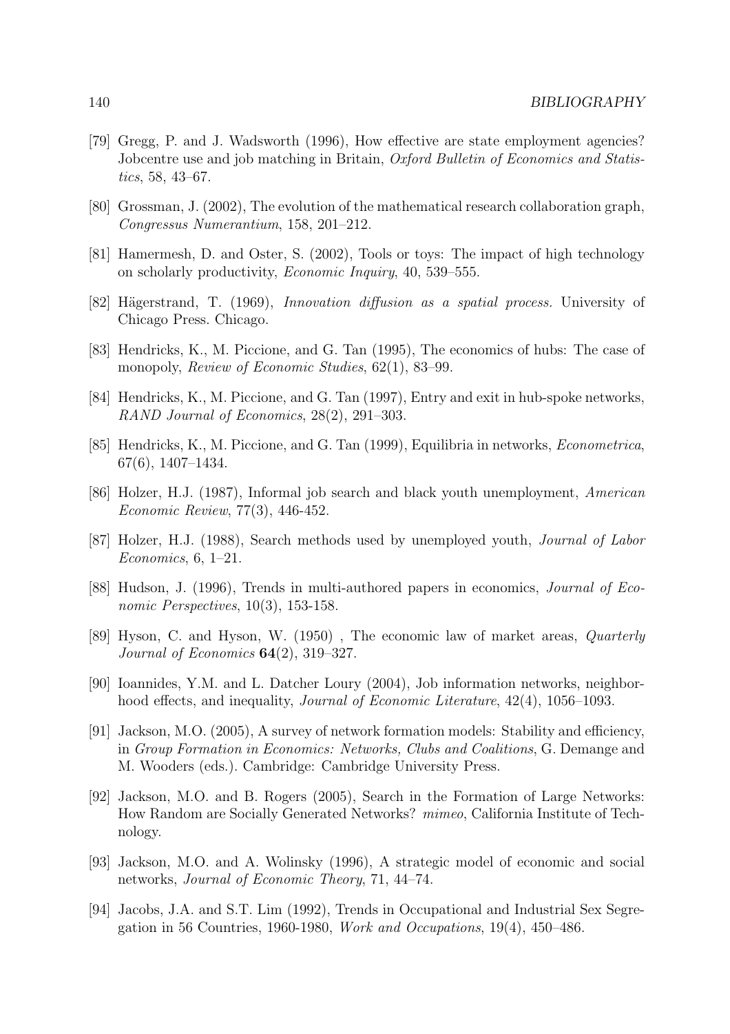[79] Gregg, P. and J. Wadsworth (1996), How effective are state employment agencies? Jobcentre use and job matching in Britain, *Oxford Bulletin of Economics and Statistics*, 58, 43–67.

[80] Grossman, J. (2002), The evolution of the mathematical research collaboration graph, *Congressus Numerantium*, 158, 201–212.

[81] Hamermesh, D. and Oster, S. (2002), Tools or toys: The impact of high technology on scholarly productivity, *Economic Inquiry*, 40, 539–555.

[82] Hägerstrand, T. (1969), *Innovation diffusion as a spatial process*. University of Chicago Press. Chicago.

[83] Hendricks, K., M. Piccione, and G. Tan (1995), The economics of hubs: The case of monopoly, *Review of Economic Studies*, 62(1), 83–99.

[84] Hendricks, K., M. Piccione, and G. Tan (1997), Entry and exit in hub-spoke networks, *RAND Journal of Economics*, 28(2), 291–303.

[85] Hendricks, K., M. Piccione, and G. Tan (1999), Equilibria in networks, *Econometrica*, 67(6), 1407–1434.

[86] Holzer, H.J. (1987), Informal job search and black youth unemployment, *American Economic Review*, 77(3), 446-452.

[87] Holzer, H.J. (1988), Search methods used by unemployed youth, *Journal of Labor Economics*, 6, 1–21.

[88] Hudson, J. (1996), Trends in multi-authored papers in economics, *Journal of Economic Perspectives*, 10(3), 153-158.

[89] Hyson, C. and Hyson, W. (1950) , The economic law of market areas, *Quarterly Journal of Economics* **64**(2), 319–327.

[90] Ioannides, Y.M. and L. Datcher Loury (2004), Job information networks, neighborhood effects, and inequality, *Journal of Economic Literature*, 42(4), 1056–1093.

[91] Jackson, M.O. (2005), A survey of network formation models: Stability and efficiency, in *Group Formation in Economics: Networks, Clubs and Coalitions*, G. Demange and M. Wooders (eds.). Cambridge: Cambridge University Press.

[92] Jackson, M.O. and B. Rogers (2005), Search in the Formation of Large Networks: How Random are Socially Generated Networks? *mimeo*, California Institute of Technology.

[93] Jackson, M.O. and A. Wolinsky (1996), A strategic model of economic and social networks, *Journal of Economic Theory*, 71, 44–74.

[94] Jacobs, J.A. and S.T. Lim (1992), Trends in Occupational and Industrial Sex Segregation in 56 Countries, 1960-1980, *Work and Occupations*, 19(4), 450–486.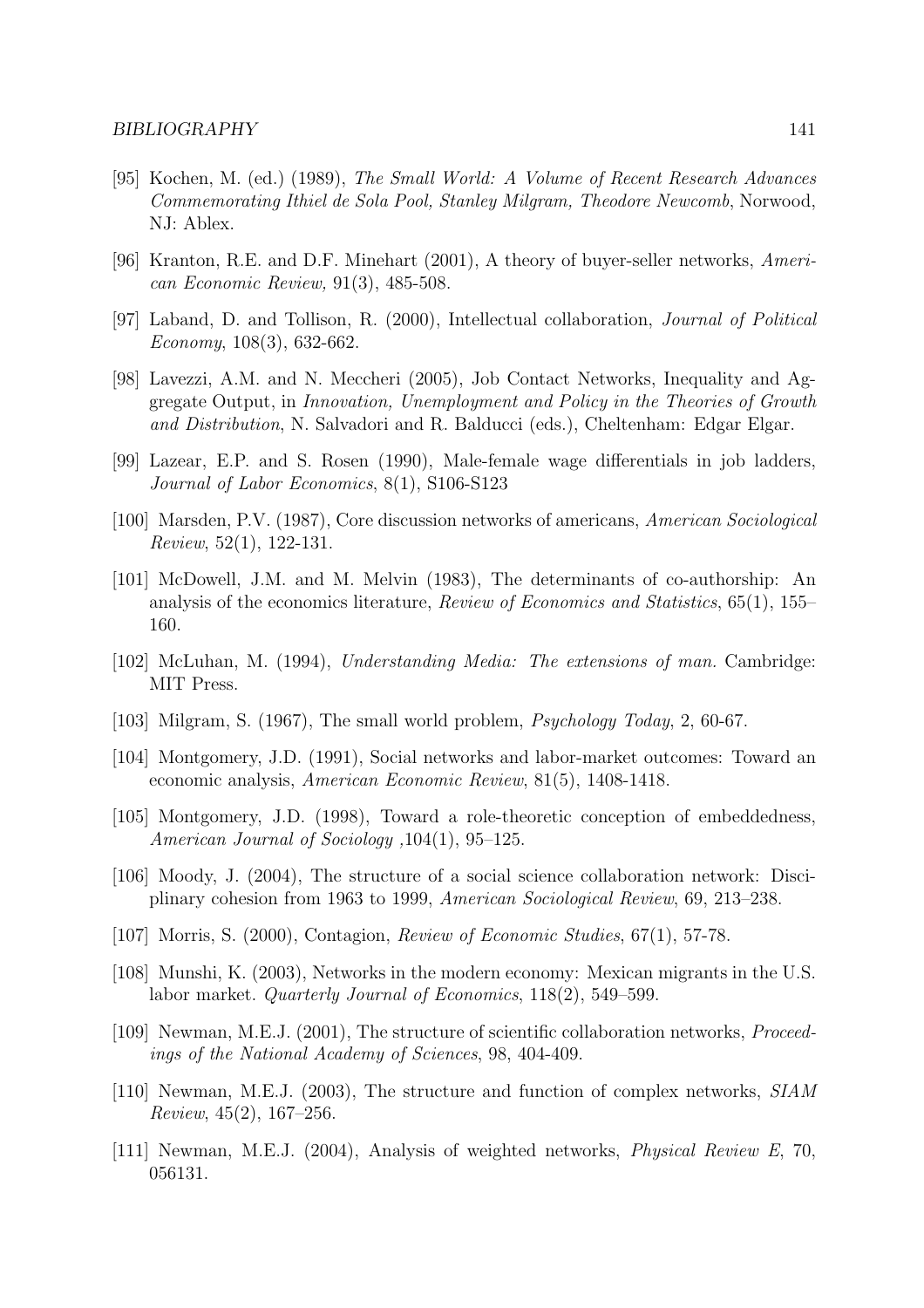[95] Kochen, M. (ed.) (1989), *The Small World: A Volume of Recent Research Advances Commemorating Ithiel de Sola Pool, Stanley Milgram, Theodore Newcomb*, Norwood, NJ: Ablex.

[96] Kranton, R.E. and D.F. Minehart (2001), A theory of buyer-seller networks, *American Economic Review,* 91(3), 485-508.

[97] Laband, D. and Tollison, R. (2000), Intellectual collaboration, *Journal of Political Economy*, 108(3), 632-662.

[98] Lavezzi, A.M. and N. Meccheri (2005), Job Contact Networks, Inequality and Aggregate Output, in *Innovation, Unemployment and Policy in the Theories of Growth and Distribution*, N. Salvadori and R. Balducci (eds.), Cheltenham: Edgar Elgar.

[99] Lazear, E.P. and S. Rosen (1990), Male-female wage differentials in job ladders, *Journal of Labor Economics*, 8(1), S106-S123

[100] Marsden, P.V. (1987), Core discussion networks of americans, *American Sociological Review*, 52(1), 122-131.

[101] McDowell, J.M. and M. Melvin (1983), The determinants of co-authorship: An analysis of the economics literature, *Review of Economics and Statistics*, 65(1), 155–160.

[102] McLuhan, M. (1994), *Understanding Media: The extensions of man.* Cambridge: MIT Press.

[103] Milgram, S. (1967), The small world problem, *Psychology Today,* 2, 60-67.

[104] Montgomery, J.D. (1991), Social networks and labor-market outcomes: Toward an economic analysis, *American Economic Review*, 81(5), 1408-1418.

[105] Montgomery, J.D. (1998), Toward a role-theoretic conception of embeddedness, *American Journal of Sociology* ,104(1), 95–125.

[106] Moody, J. (2004), The structure of a social science collaboration network: Disciplinary cohesion from 1963 to 1999, *American Sociological Review*, 69, 213–238.

[107] Morris, S. (2000), Contagion, *Review of Economic Studies*, 67(1), 57-78.

[108] Munshi, K. (2003), Networks in the modern economy: Mexican migrants in the U.S. labor market. *Quarterly Journal of Economics*, 118(2), 549–599.

[109] Newman, M.E.J. (2001), The structure of scientific collaboration networks, *Proceedings of the National Academy of Sciences*, 98, 404-409.

[110] Newman, M.E.J. (2003), The structure and function of complex networks, *SIAM Review*, 45(2), 167–256.

[111] Newman, M.E.J. (2004), Analysis of weighted networks, *Physical Review E*, 70, 056131.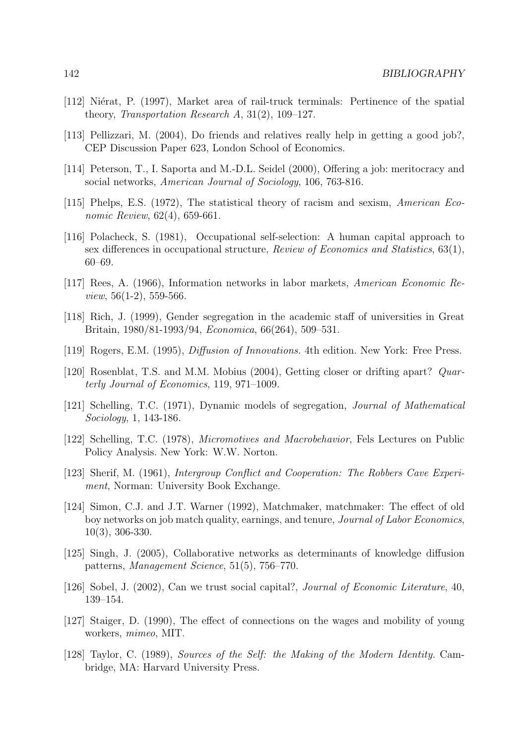[112] Niérat, P. (1997), Market area of rail-truck terminals: Pertinence of the spatial theory, *Transportation Research A*, 31(2), 109–127.

[113] Pellizzari, M. (2004), Do friends and relatives really help in getting a good job?, CEP Discussion Paper 623, London School of Economics.

[114] Peterson, T., I. Saporta and M.-D.L. Seidel (2000), Offering a job: meritocracy and social networks, *American Journal of Sociology*, 106, 763-816.

[115] Phelps, E.S. (1972), The statistical theory of racism and sexism, *American Economic Review*, 62(4), 659-661.

[116] Polacheck, S. (1981), Occupational self-selection: A human capital approach to sex differences in occupational structure, *Review of Economics and Statistics*, 63(1), 60–69.

[117] Rees, A. (1966), Information networks in labor markets, *American Economic Review*, 56(1-2), 559-566.

[118] Rich, J. (1999), Gender segregation in the academic staff of universities in Great Britain, 1980/81-1993/94, *Economica*, 66(264), 509–531.

[119] Rogers, E.M. (1995), *Diffusion of Innovations.* 4th edition. New York: Free Press.

[120] Rosenblat, T.S. and M.M. Mobius (2004), Getting closer or drifting apart? *Quarterly Journal of Economics*, 119, 971–1009.

[121] Schelling, T.C. (1971), Dynamic models of segregation, *Journal of Mathematical Sociology*, 1, 143-186.

[122] Schelling, T.C. (1978), *Micromotives and Macrobehavior*, Fels Lectures on Public Policy Analysis. New York: W.W. Norton.

[123] Sherif, M. (1961), *Intergroup Conflict and Cooperation: The Robbers Cave Experiment*, Norman: University Book Exchange.

[124] Simon, C.J. and J.T. Warner (1992), Matchmaker, matchmaker: The effect of old boy networks on job match quality, earnings, and tenure, *Journal of Labor Economics*, 10(3), 306-330.

[125] Singh, J. (2005), Collaborative networks as determinants of knowledge diffusion patterns, *Management Science*, 51(5), 756–770.

[126] Sobel, J. (2002), Can we trust social capital?, *Journal of Economic Literature*, 40, 139–154.

[127] Staiger, D. (1990), The effect of connections on the wages and mobility of young workers, *mimeo*, MIT.

[128] Taylor, C. (1989), *Sources of the Self: the Making of the Modern Identity.* Cambridge, MA: Harvard University Press.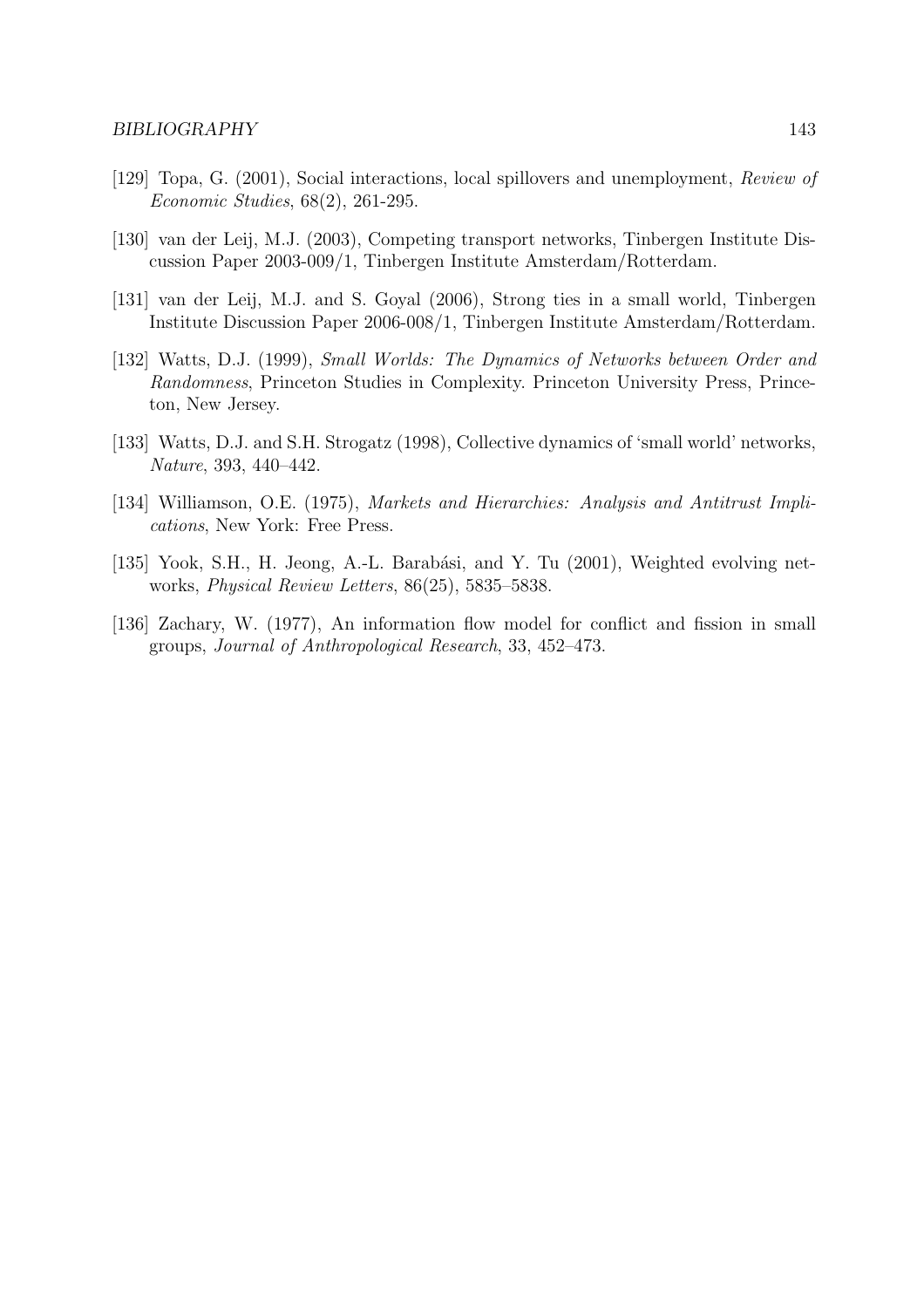[129] Topa, G. (2001), Social interactions, local spillovers and unemployment, *Review of Economic Studies*, 68(2), 261-295.

[130] van der Leij, M.J. (2003), Competing transport networks, Tinbergen Institute Discussion Paper 2003-009/1, Tinbergen Institute Amsterdam/Rotterdam.

[131] van der Leij, M.J. and S. Goyal (2006), Strong ties in a small world, Tinbergen Institute Discussion Paper 2006-008/1, Tinbergen Institute Amsterdam/Rotterdam.

[132] Watts, D.J. (1999), *Small Worlds: The Dynamics of Networks between Order and Randomness*, Princeton Studies in Complexity. Princeton University Press, Princeton, New Jersey.

[133] Watts, D.J. and S.H. Strogatz (1998), Collective dynamics of 'small world' networks, *Nature*, 393, 440–442.

[134] Williamson, O.E. (1975), *Markets and Hierarchies: Analysis and Antitrust Implications*, New York: Free Press.

[135] Yook, S.H., H. Jeong, A.-L. Barabási, and Y. Tu (2001), Weighted evolving networks, *Physical Review Letters*, 86(25), 5835–5838.

[136] Zachary, W. (1977), An information flow model for conflict and fission in small groups, *Journal of Anthropological Research*, 33, 452–473.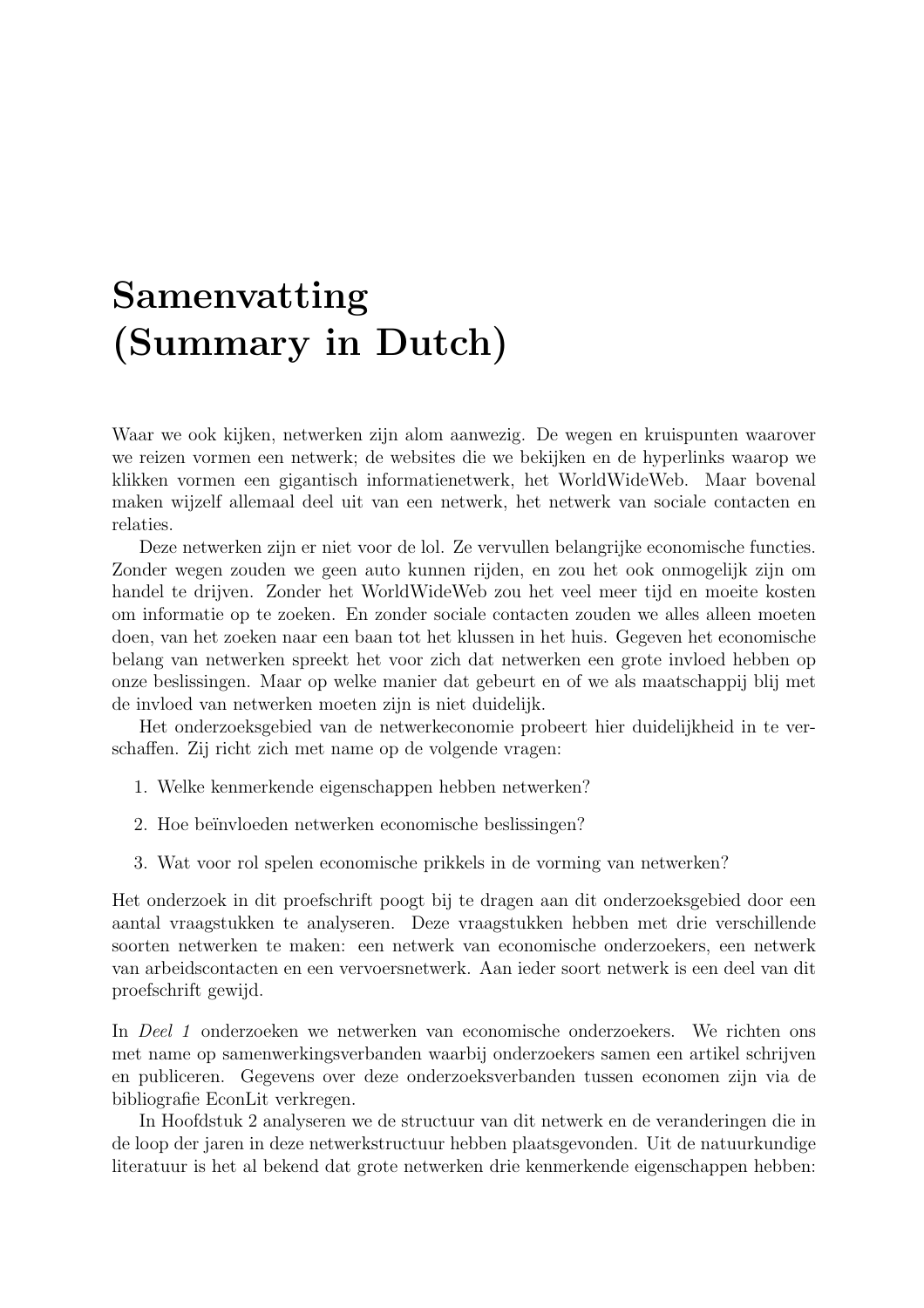# Samenvatting (Summary in Dutch)

Waar we ook kijken, netwerken zijn alom aanwezig. De wegen en kruispunten waarover we reizen vormen een netwerk; de websites die we bekijken en de hyperlinks waarop we klikken vormen een gigantisch informatienetwerk, het WorldWideWeb. Maar bovenal maken wijzelf allemaal deel uit van een netwerk, het netwerk van sociale contacten en relaties.

Deze netwerken zijn er niet voor de lol. Ze vervullen belangrijke economische functies. Zonder wegen zouden we geen auto kunnen rijden, en zou het ook onmogelijk zijn om handel te drijven. Zonder het WorldWideWeb zou het veel meer tijd en moeite kosten om informatie op te zoeken. En zonder sociale contacten zouden we alles alleen moeten doen, van het zoeken naar een baan tot het klussen in het huis. Gegeven het economische belang van netwerken spreekt het voor zich dat netwerken een grote invloed hebben op onze beslissingen. Maar op welke manier dat gebeurt en of we als maatschappij blij met de invloed van netwerken moeten zijn is niet duidelijk.

Het onderzoeksgebied van de netwerkeconomie probeert hier duidelijkheid in te verschaffen. Zij richt zich met name op de volgende vragen:

1. Welke kenmerkende eigenschappen hebben netwerken?
2. Hoe beïnvloeden netwerken economische beslissingen?
3. Wat voor rol spelen economische prikkels in de vorming van netwerken?

Het onderzoek in dit proefschrift poogt bij te dragen aan dit onderzoeksgebied door een aantal vraagstukken te analyseren. Deze vraagstukken hebben met drie verschillende soorten netwerken te maken: een netwerk van economische onderzoekers, een netwerk van arbeidscontacten en een vervoersnetwerk. Aan ieder soort netwerk is een deel van dit proefschrift gewijd.

In *Deel 1* onderzoeken we netwerken van economische onderzoekers. We richten ons met name op samenwerkingsverbanden waarbij onderzoekers samen een artikel schrijven en publiceren. Gegevens over deze onderzoeksverbanden tussen economen zijn via de bibliografie EconLit verkregen.

In Hoofdstuk 2 analyseren we de structuur van dit netwerk en de veranderingen die in de loop der jaren in deze netwerkstructuur hebben plaatsgevonden. Uit de natuurkundige literatuur is het al bekend dat grote netwerken drie kenmerkende eigenschappen hebben: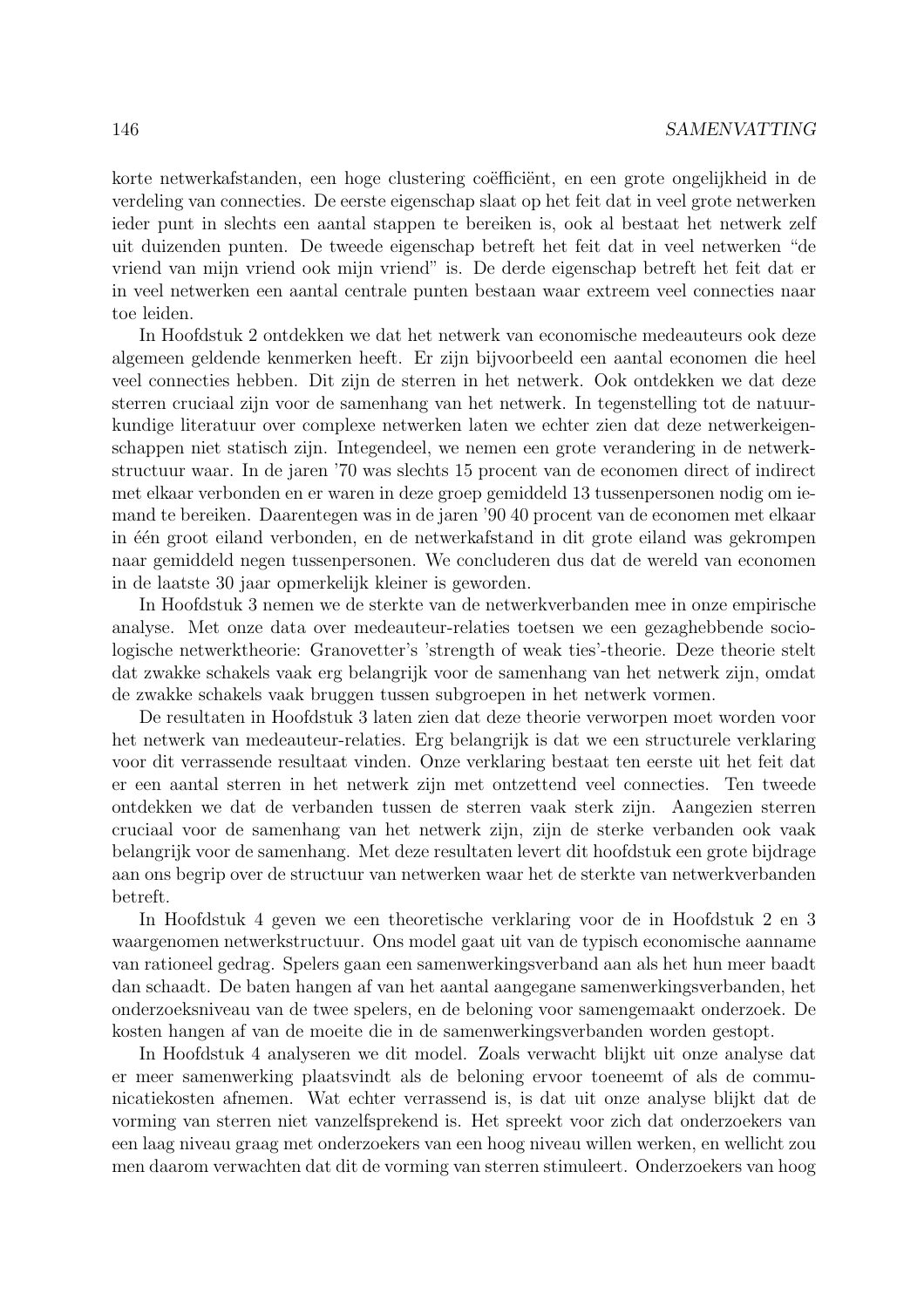korte netwerkafstanden, een hoge clustering coëfficiënt, en een grote ongelijkheid in de verdeling van connecties. De eerste eigenschap slaat op het feit dat in veel grote netwerken ieder punt in slechts een aantal stappen te bereiken is, ook al bestaat het netwerk zelf uit duizenden punten. De tweede eigenschap betreft het feit dat in veel netwerken "de vriend van mijn vriend ook mijn vriend" is. De derde eigenschap betreft het feit dat er in veel netwerken een aantal centrale punten bestaan waar extreem veel connecties naar toe leiden.

In Hoofdstuk 2 ontdekken we dat het netwerk van economische medeauteurs ook deze algemeen geldende kenmerken heeft. Er zijn bijvoorbeeld een aantal economen die heel veel connecties hebben. Dit zijn de sterren in het netwerk. Ook ontdekken we dat deze sterren cruciaal zijn voor de samenhang van het netwerk. In tegenstelling tot de natuurkundige literatuur over complexe netwerken laten we echter zien dat deze netwerkeigenschappen niet statisch zijn. Integendeel, we nemen een grote verandering in de netwerkstructuur waar. In de jaren '70 was slechts 15 procent van de economen direct of indirect met elkaar verbonden en er waren in deze groep gemiddeld 13 tussenpersonen nodig om iemand te bereiken. Daarentegen was in de jaren '90 40 procent van de economen met elkaar in één groot eiland verbonden, en de netwerkafstand in dit grote eiland was gekrompen naar gemiddeld negen tussenpersonen. We concluderen dus dat de wereld van economen in de laatste 30 jaar opmerkelijk kleiner is geworden.

In Hoofdstuk 3 nemen we de sterkte van de netwerkverbanden mee in onze empirische analyse. Met onze data over medeauteur-relaties toetsen we een gezaghebbende sociologische netwerktheorie: Granovetter's 'strength of weak ties'-theorie. Deze theorie stelt dat zwakke schakels vaak erg belangrijk voor de samenhang van het netwerk zijn, omdat de zwakke schakels vaak bruggen tussen subgroepen in het netwerk vormen.

De resultaten in Hoofdstuk 3 laten zien dat deze theorie verworpen moet worden voor het netwerk van medeauteur-relaties. Erg belangrijk is dat we een structurele verklaring voor dit verrassende resultaat vinden. Onze verklaring bestaat ten eerste uit het feit dat er een aantal sterren in het netwerk zijn met ontzettend veel connecties. Ten tweede ontdekken we dat de verbanden tussen de sterren vaak sterk zijn. Aangezien sterren cruciaal voor de samenhang van het netwerk zijn, zijn de sterke verbanden ook vaak belangrijk voor de samenhang. Met deze resultaten levert dit hoofdstuk een grote bijdrage aan ons begrip over de structuur van netwerken waar het de sterkte van netwerkverbanden betreft.

In Hoofdstuk 4 geven we een theoretische verklaring voor de in Hoofdstuk 2 en 3 waargenomen netwerkstructuur. Ons model gaat uit van de typisch economische aanname van rationeel gedrag. Spelers gaan een samenwerkingsverband aan als het hun meer baadt dan schaadt. De baten hangen af van het aantal aangegane samenwerkingsverbanden, het onderzoeksniveau van de twee spelers, en de beloning voor samengemaakt onderzoek. De kosten hangen af van de moeite die in de samenwerkingsverbanden worden gestopt.

In Hoofdstuk 4 analyseren we dit model. Zoals verwacht blijkt uit onze analyse dat er meer samenwerking plaatsvindt als de beloning ervoor toeneemt of als de communicatiekosten afnemen. Wat echter verrassend is, is dat uit onze analyse blijkt dat de vorming van sterren niet vanzelfsprekend is. Het spreekt voor zich dat onderzoekers van een laag niveau graag met onderzoekers van een hoog niveau willen werken, en wellicht zou men daarom verwachten dat dit de vorming van sterren stimuleert. Onderzoekers van hoog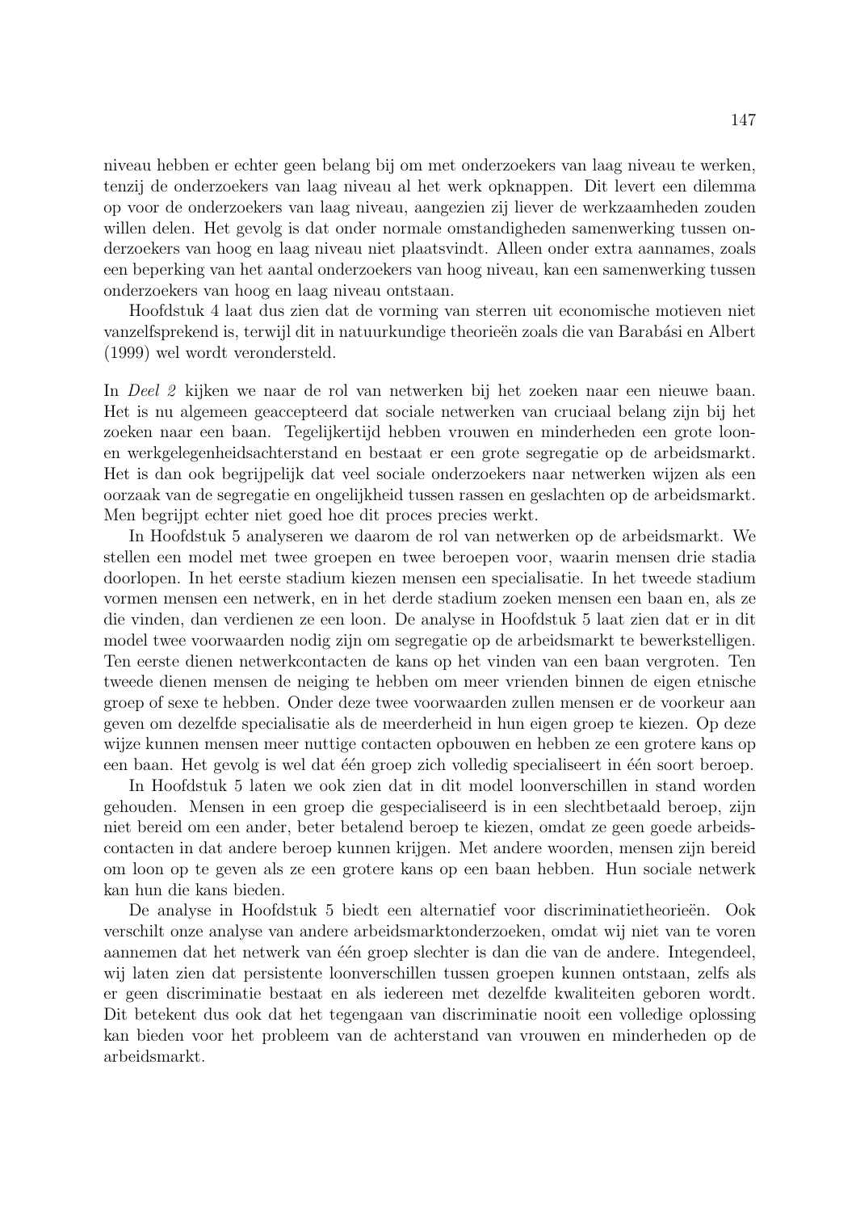niveau hebben er echter geen belang bij om met onderzoekers van laag niveau te werken, tenzij de onderzoekers van laag niveau al het werk opknappen. Dit levert een dilemma op voor de onderzoekers van laag niveau, aangezien zij liever de werkzaamheden zouden willen delen. Het gevolg is dat onder normale omstandigheden samenwerking tussen onderzoekers van hoog en laag niveau niet plaatsvindt. Alleen onder extra aannames, zoals een beperking van het aantal onderzoekers van hoog niveau, kan een samenwerking tussen onderzoekers van hoog en laag niveau ontstaan.

Hoofdstuk 4 laat dus zien dat de vorming van sterren uit economische motieven niet vanzelfsprekend is, terwijl dit in natuurkundige theorieën zoals die van Barabási en Albert (1999) wel wordt verondersteld.

In *Deel 2* kijken we naar de rol van netwerken bij het zoeken naar een nieuwe baan. Het is nu algemeen geaccepteerd dat sociale netwerken van cruciaal belang zijn bij het zoeken naar een baan. Tegelijkertijd hebben vrouwen en minderheden een grote loon- en werkgelegenheidsachterstand en bestaat er een grote segregatie op de arbeidsmarkt. Het is dan ook begrijpelijk dat veel sociale onderzoekers naar netwerken wijzen als een oorzaak van de segregatie en ongelijkheid tussen rassen en geslachten op de arbeidsmarkt. Men begrijpt echter niet goed hoe dit proces precies werkt.

In Hoofdstuk 5 analyseren we daarom de rol van netwerken op de arbeidsmarkt. We stellen een model met twee groepen en twee beroepen voor, waarin mensen drie stadia doorlopen. In het eerste stadium kiezen mensen een specialisatie. In het tweede stadium vormen mensen een netwerk, en in het derde stadium zoeken mensen een baan en, als ze die vinden, dan verdienen ze een loon. De analyse in Hoofdstuk 5 laat zien dat er in dit model twee voorwaarden nodig zijn om segregatie op de arbeidsmarkt te bewerkstelligen. Ten eerste dienen netwerkcontacten de kans op het vinden van een baan vergroten. Ten tweede dienen mensen de neiging te hebben om meer vrienden binnen de eigen etnische groep of sexe te hebben. Onder deze twee voorwaarden zullen mensen er de voorkeur aan geven om dezelfde specialisatie als de meerderheid in hun eigen groep te kiezen. Op deze wijze kunnen mensen meer nuttige contacten opbouwen en hebben ze een grotere kans op een baan. Het gevolg is wel dat één groep zich volledig specialiseert in één soort beroep.

In Hoofdstuk 5 laten we ook zien dat in dit model loonverschillen in stand worden gehouden. Mensen in een groep die gespecialiseerd is in een slechtbetaald beroep, zijn niet bereid om een ander, beter betalend beroep te kiezen, omdat ze geen goede arbeidscontacten in dat andere beroep kunnen krijgen. Met andere woorden, mensen zijn bereid om loon op te geven als ze een grotere kans op een baan hebben. Hun sociale netwerk kan hun die kans bieden.

De analyse in Hoofdstuk 5 biedt een alternatief voor discriminatietheorieën. Ook verschilt onze analyse van andere arbeidsmarktonderzoeken, omdat wij niet van te voren aannemen dat het netwerk van één groep slechter is dan die van de andere. Integendeel, wij laten zien dat persistente loonverschillen tussen groepen kunnen ontstaan, zelfs als er geen discriminatie bestaat en als iedereen met dezelfde kwaliteiten geboren wordt. Dit betekent dus ook dat het tegengaan van discriminatie nooit een volledige oplossing kan bieden voor het probleem van de achterstand van vrouwen en minderheden op de arbeidsmarkt.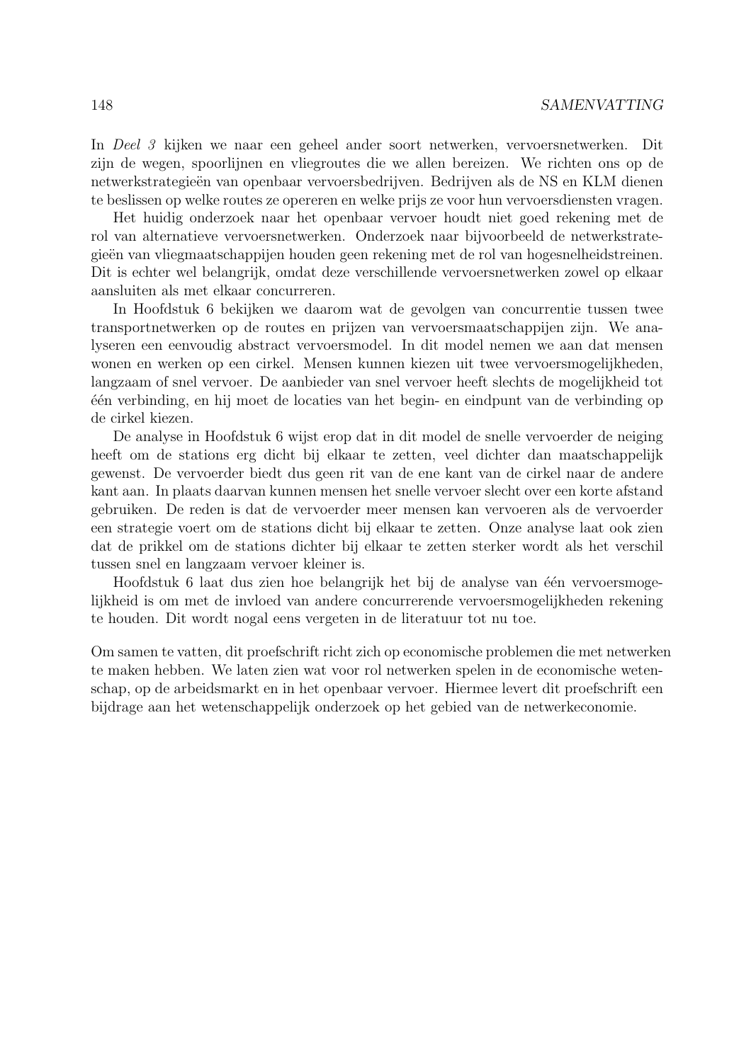In *Deel 3* kijken we naar een geheel ander soort netwerken, vervoersnetwerken. Dit zijn de wegen, spoorlijnen en vliegroutes die we allen bereizen. We richten ons op de netwerkstrategieën van openbaar vervoersbedrijven. Bedrijven als de NS en KLM dienen te beslissen op welke routes ze opereren en welke prijs ze voor hun vervoersdiensten vragen.

Het huidig onderzoek naar het openbaar vervoer houdt niet goed rekening met de rol van alternatieve vervoersnetwerken. Onderzoek naar bijvoorbeeld de netwerkstrategieën van vliegmaatschappijen houden geen rekening met de rol van hogesnelheidstreinen. Dit is echter wel belangrijk, omdat deze verschillende vervoersnetwerken zowel op elkaar aansluiten als met elkaar concurreren.

In Hoofdstuk 6 bekijken we daarom wat de gevolgen van concurrentie tussen twee transportnetwerken op de routes en prijzen van vervoersmaatschappijen zijn. We analyseren een eenvoudig abstract vervoersmodel. In dit model nemen we aan dat mensen wonen en werken op een cirkel. Mensen kunnen kiezen uit twee vervoersmogelijkheden, langzaam of snel vervoer. De aanbieder van snel vervoer heeft slechts de mogelijkheid tot één verbinding, en hij moet de locaties van het begin- en eindpunt van de verbinding op de cirkel kiezen.

De analyse in Hoofdstuk 6 wijst erop dat in dit model de snelle vervoerder de neiging heeft om de stations erg dicht bij elkaar te zetten, veel dichter dan maatschappelijk gewenst. De vervoerder biedt dus geen rit van de ene kant van de cirkel naar de andere kant aan. In plaats daarvan kunnen mensen het snelle vervoer slecht over een korte afstand gebruiken. De reden is dat de vervoerder meer mensen kan vervoeren als de vervoerder een strategie voert om de stations dicht bij elkaar te zetten. Onze analyse laat ook zien dat de prikkel om de stations dichter bij elkaar te zetten sterker wordt als het verschil tussen snel en langzaam vervoer kleiner is.

Hoofdstuk 6 laat dus zien hoe belangrijk het bij de analyse van één vervoersmogelijkheid is om met de invloed van andere concurrerende vervoersmogelijkheden rekening te houden. Dit wordt nogal eens vergeten in de literatuur tot nu toe.

Om samen te vatten, dit proefschrift richt zich op economische problemen die met netwerken te maken hebben. We laten zien wat voor rol netwerken spelen in de economische wetenschap, op de arbeidsmarkt en in het openbaar vervoer. Hiermee levert dit proefschrift een bijdrage aan het wetenschappelijk onderzoek op het gebied van de netwerkeconomie.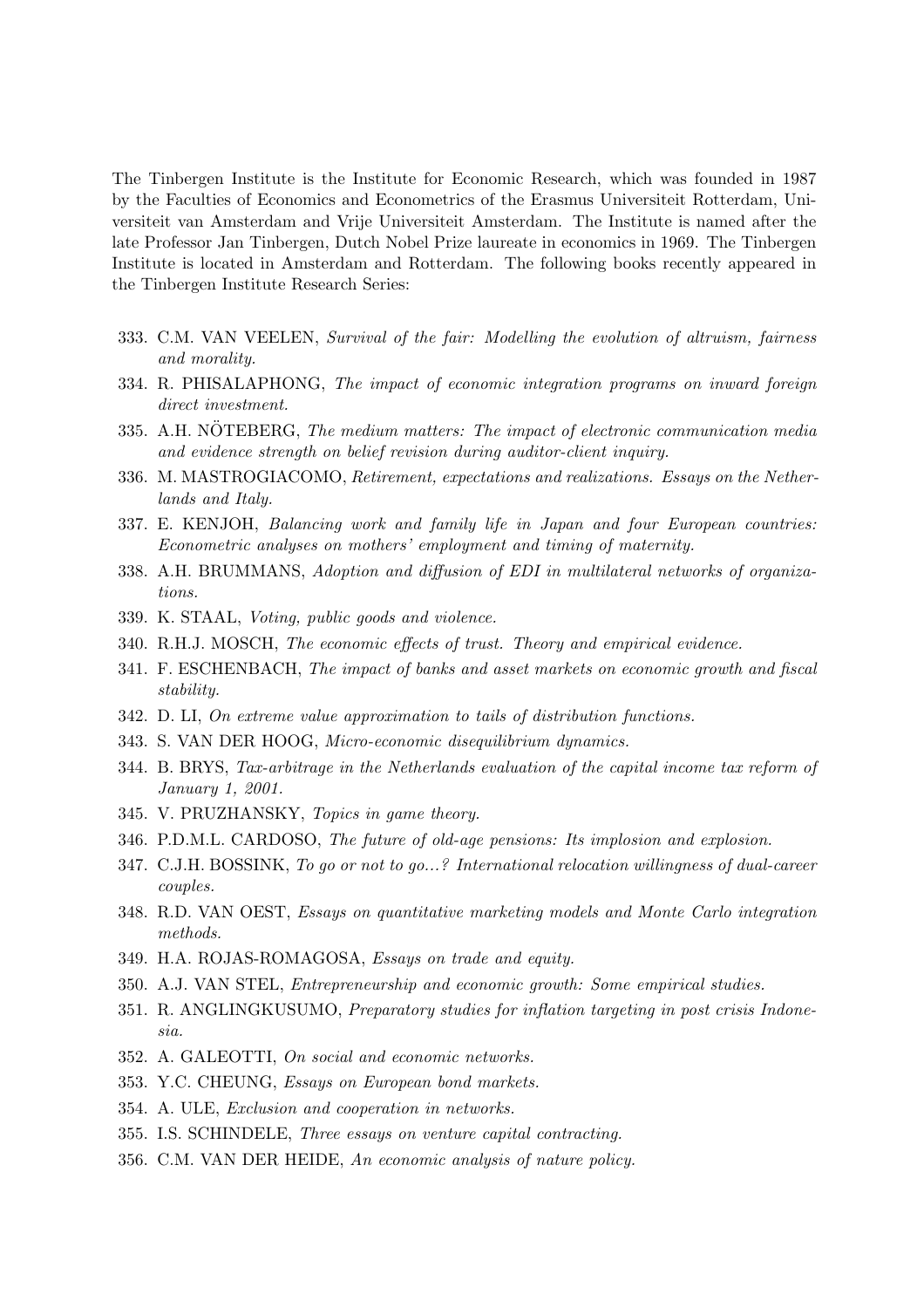The Tinbergen Institute is the Institute for Economic Research, which was founded in 1987 by the Faculties of Economics and Econometrics of the Erasmus Universiteit Rotterdam, Universiteit van Amsterdam and Vrije Universiteit Amsterdam. The Institute is named after the late Professor Jan Tinbergen, Dutch Nobel Prize laureate in economics in 1969. The Tinbergen Institute is located in Amsterdam and Rotterdam. The following books recently appeared in the Tinbergen Institute Research Series:

333. C.M. VAN VEELEN, *Survival of the fair: Modelling the evolution of altruism, fairness and morality.*
334. R. PHISALAPHONG, *The impact of economic integration programs on inward foreign direct investment.*
335. A.H. NÖTEBERG, *The medium matters: The impact of electronic communication media and evidence strength on belief revision during auditor-client inquiry.*
336. M. MASTROGIACOMO, *Retirement, expectations and realizations. Essays on the Netherlands and Italy.*
337. E. KENJOH, *Balancing work and family life in Japan and four European countries: Econometric analyses on mothers' employment and timing of maternity.*
338. A.H. BRUMMANS, *Adoption and diffusion of EDI in multilateral networks of organizations.*
339. K. STAAL, *Voting, public goods and violence.*
340. R.H.J. MOSCH, *The economic effects of trust. Theory and empirical evidence.*
341. F. ESCHENBACH, *The impact of banks and asset markets on economic growth and fiscal stability.*
342. D. LI, *On extreme value approximation to tails of distribution functions.*
343. S. VAN DER HOOG, *Micro-economic disequilibrium dynamics.*
344. B. BRYS, *Tax-arbitrage in the Netherlands evaluation of the capital income tax reform of January 1, 2001.*
345. V. PRUZHANSKY, *Topics in game theory.*
346. P.D.M.L. CARDOSO, *The future of old-age pensions: Its implosion and explosion.*
347. C.J.H. BOSSINK, *To go or not to go...? International relocation willingness of dual-career couples.*
348. R.D. VAN OEST, *Essays on quantitative marketing models and Monte Carlo integration methods.*
349. H.A. ROJAS-ROMAGOSA, *Essays on trade and equity.*
350. A.J. VAN STEL, *Entrepreneurship and economic growth: Some empirical studies.*
351. R. ANGLINGKUSUMO, *Preparatory studies for inflation targeting in post crisis Indonesia.*
352. A. GALEOTTI, *On social and economic networks.*
353. Y.C. CHEUNG, *Essays on European bond markets.*
354. A. ULE, *Exclusion and cooperation in networks.*
355. I.S. SCHINDELE, *Three essays on venture capital contracting.*
356. C.M. VAN DER HEIDE, *An economic analysis of nature policy.*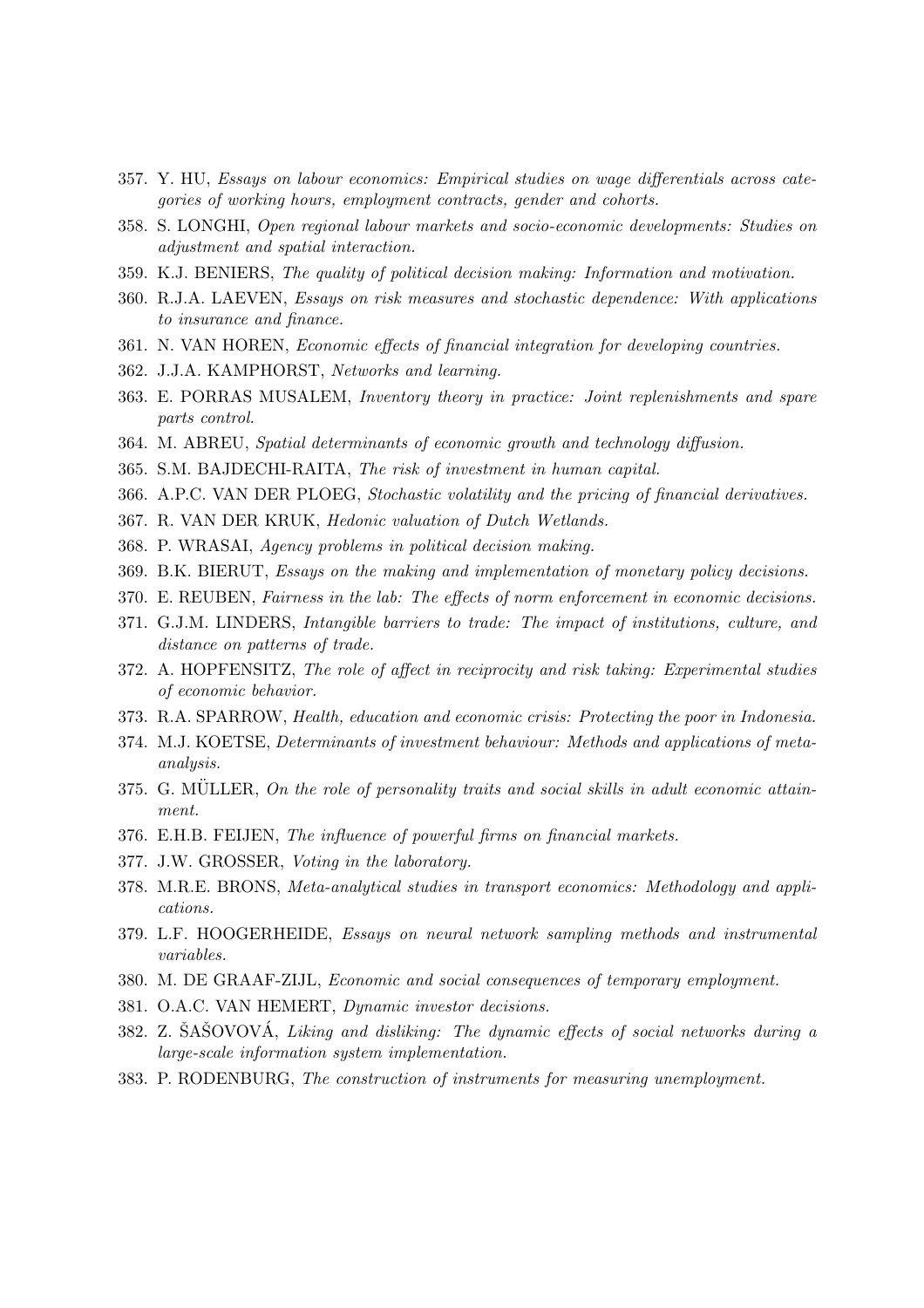357. Y. HU, *Essays on labour economics: Empirical studies on wage differentials across categories of working hours, employment contracts, gender and cohorts.*
358. S. LONGHI, *Open regional labour markets and socio-economic developments: Studies on adjustment and spatial interaction.*
359. K.J. BENIERS, *The quality of political decision making: Information and motivation.*
360. R.J.A. LAEVEN, *Essays on risk measures and stochastic dependence: With applications to insurance and finance.*
361. N. VAN HOREN, *Economic effects of financial integration for developing countries.*
362. J.J.A. KAMPHORST, *Networks and learning.*
363. E. PORRAS MUSALEM, *Inventory theory in practice: Joint replenishments and spare parts control.*
364. M. ABREU, *Spatial determinants of economic growth and technology diffusion.*
365. S.M. BAJDECHI-RAITA, *The risk of investment in human capital.*
366. A.P.C. VAN DER PLOEG, *Stochastic volatility and the pricing of financial derivatives.*
367. R. VAN DER KRUK, *Hedonic valuation of Dutch Wetlands.*
368. P. WRASAI, *Agency problems in political decision making.*
369. B.K. BIERUT, *Essays on the making and implementation of monetary policy decisions.*
370. E. REUBEN, *Fairness in the lab: The effects of norm enforcement in economic decisions.*
371. G.J.M. LINDERS, *Intangible barriers to trade: The impact of institutions, culture, and distance on patterns of trade.*
372. A. HOPFENSITZ, *The role of affect in reciprocity and risk taking: Experimental studies of economic behavior.*
373. R.A. SPARROW, *Health, education and economic crisis: Protecting the poor in Indonesia.*
374. M.J. KOETSE, *Determinants of investment behaviour: Methods and applications of meta-analysis.*
375. G. MÜLLER, *On the role of personality traits and social skills in adult economic attainment.*
376. E.H.B. FEIJEN, *The influence of powerful firms on financial markets.*
377. J.W. GROSSER, *Voting in the laboratory.*
378. M.R.E. BRONS, *Meta-analytical studies in transport economics: Methodology and applications.*
379. L.F. HOOGERHEIDE, *Essays on neural network sampling methods and instrumental variables.*
380. M. DE GRAAF-ZIJL, *Economic and social consequences of temporary employment.*
381. O.A.C. VAN HEMERT, *Dynamic investor decisions.*
382. Z. ŠAŠOVOVÁ, *Liking and disliking: The dynamic effects of social networks during a large-scale information system implementation.*
383. P. RODENBURG, *The construction of instruments for measuring unemployment.*